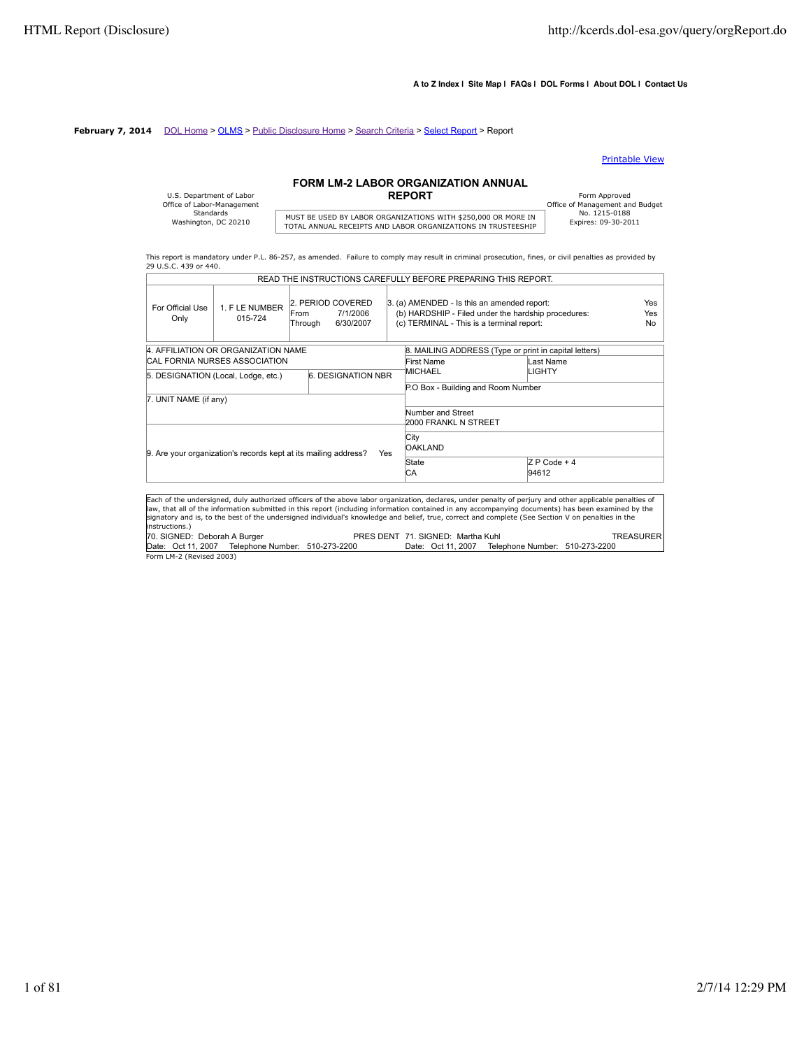A to Z Index | Site Map | FAQs | DOL Forms | About DOL | Contact Us

**February 7, 2014** DOL Home > OLMS > Public Disclosure Home > Search Criteria > Select Report > Report

Printable View

U.S. Department of Labor
Office of Labor-Management Standards
Washington, DC 20210

# FORM LM-2 LABOR ORGANIZATION ANNUAL REPORT

MUST BE USED BY LABOR ORGANIZATIONS WITH $250,000 OR MORE IN TOTAL ANNUAL RECEIPTS AND LABOR ORGANIZATIONS IN TRUSTEESHIP

Form Approved
Office of Management and Budget
No. 1215-0188
Expires: 09-30-2011

This report is mandatory under P.L. 86-257, as amended. Failure to comply may result in criminal prosecution, fines, or civil penalties as provided by 29 U.S.C. 439 or 440.

READ THE INSTRUCTIONS CAREFULLY BEFORE PREPARING THIS REPORT.

| For Official Use Only | 1. F LE NUMBER 015-724 | 2. PERIOD COVERED From 7/1/2006 Through 6/30/2007 | 3. (a) AMENDED - Is this an amended report: Yes<br>(b) HARDSHIP - Filed under the hardship procedures: Yes<br>(c) TERMINAL - This is a terminal report: No |
|---|---|---|---|

| 4. AFFILIATION OR ORGANIZATION NAME | | 8. MAILING ADDRESS (Type or print in capital letters) | |
|---|---|---|---|
| CAL FORNIA NURSES ASSOCIATION | | First Name: MICHAEL | Last Name: LIGHTY |
| 5. DESIGNATION (Local, Lodge, etc.) | 6. DESIGNATION NBR | P.O Box - Building and Room Number | |
| 7. UNIT NAME (if any) | | Number and Street: 2000 FRANKL N STREET | |
| 9. Are your organization's records kept at its mailing address? Yes | | City: OAKLAND | |
| | | State: CA | Z P Code + 4: 94612 |

Each of the undersigned, duly authorized officers of the above labor organization, declares, under penalty of perjury and other applicable penalties of law, that all of the information submitted in this report (including information contained in any accompanying documents) has been examined by the signatory and is, to the best of the undersigned individual's knowledge and belief, true, correct and complete (See Section V on penalties in the instructions.)

| 70. SIGNED: Deborah A Burger | PRES DENT | 71. SIGNED: Martha Kuhl | TREASURER |
|---|---|---|---|
| Date: Oct 11, 2007 Telephone Number: 510-273-2200 | | Date: Oct 11, 2007 Telephone Number: 510-273-2200 | |

Form LM-2 (Revised 2003)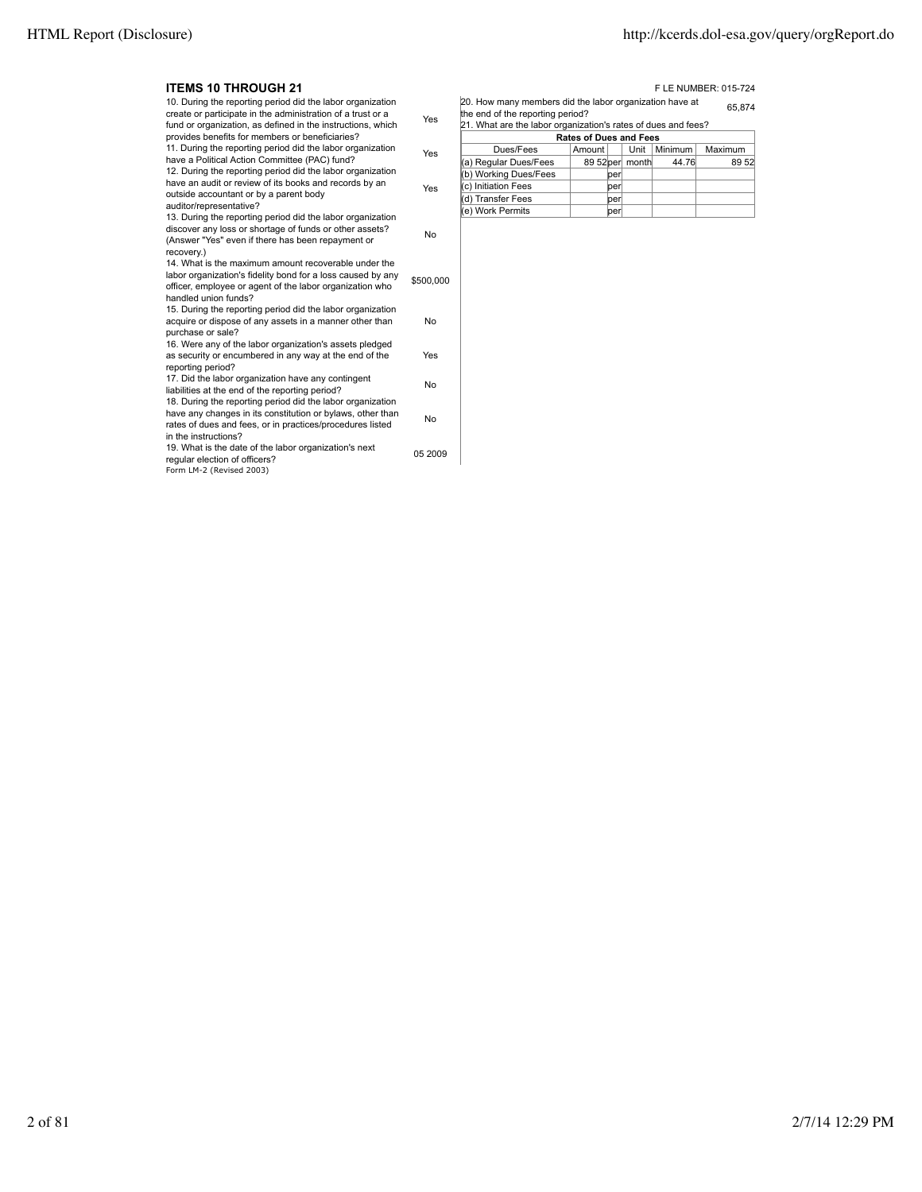### ITEMS 10 THROUGH 21

F LE NUMBER: 015-724

| Question | Answer |
|---|---|
| 10. During the reporting period did the labor organization create or participate in the administration of a trust or a fund or organization, as defined in the instructions, which provides benefits for members or beneficiaries? | Yes |
| 11. During the reporting period did the labor organization have a Political Action Committee (PAC) fund? | Yes |
| 12. During the reporting period did the labor organization have an audit or review of its books and records by an outside accountant or by a parent body auditor/representative? | Yes |
| 13. During the reporting period did the labor organization discover any loss or shortage of funds or other assets? (Answer "Yes" even if there has been repayment or recovery.) | No |
| 14. What is the maximum amount recoverable under the labor organization's fidelity bond for a loss caused by any officer, employee or agent of the labor organization who handled union funds? | $500,000 |
| 15. During the reporting period did the labor organization acquire or dispose of any assets in a manner other than purchase or sale? | No |
| 16. Were any of the labor organization's assets pledged as security or encumbered in any way at the end of the reporting period? | Yes |
| 17. Did the labor organization have any contingent liabilities at the end of the reporting period? | No |
| 18. During the reporting period did the labor organization have any changes in its constitution or bylaws, other than rates of dues and fees, or in practices/procedures listed in the instructions? | No |
| 19. What is the date of the labor organization's next regular election of officers? | 05 2009 |

Form LM-2 (Revised 2003)

20. How many members did the labor organization have at the end of the reporting period? 65,874

21. What are the labor organization's rates of dues and fees?

| Rates of Dues and Fees | | | | | |
|---|---|---|---|---|---|
| Dues/Fees | Amount | | Unit | Minimum | Maximum |
| (a) Regular Dues/Fees | 89 52 | per | month | 44.76 | 89 52 |
| (b) Working Dues/Fees | | per | | | |
| (c) Initiation Fees | | per | | | |
| (d) Transfer Fees | | per | | | |
| (e) Work Permits | | per | | | |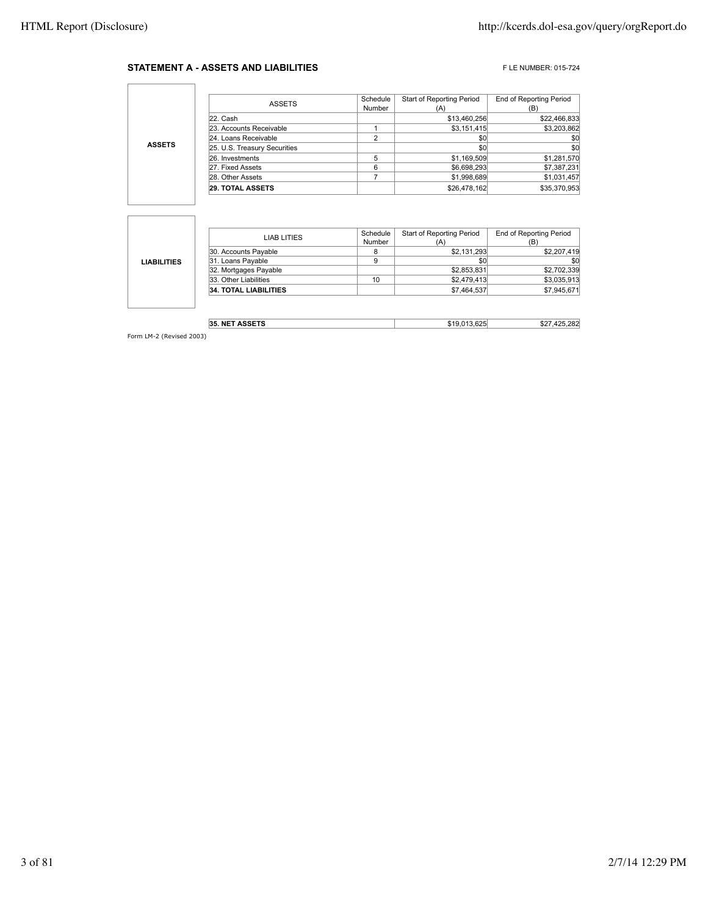## STATEMENT A - ASSETS AND LIABILITIES

F LE NUMBER: 015-724

**ASSETS**

| ASSETS | Schedule Number | Start of Reporting Period (A) | End of Reporting Period (B) |
|---|---|---|---|
| 22. Cash | | $13,460,256 | $22,466,833 |
| 23. Accounts Receivable | 1 | $3,151,415 | $3,203,862 |
| 24. Loans Receivable | 2 | $0 | $0 |
| 25. U.S. Treasury Securities | | $0 | $0 |
| 26. Investments | 5 | $1,169,509 | $1,281,570 |
| 27. Fixed Assets | 6 | $6,698,293 | $7,387,231 |
| 28. Other Assets | 7 | $1,998,689 | $1,031,457 |
| **29. TOTAL ASSETS** | | $26,478,162 | $35,370,953 |

**LIABILITIES**

| LIAB LITIES | Schedule Number | Start of Reporting Period (A) | End of Reporting Period (B) |
|---|---|---|---|
| 30. Accounts Payable | 8 | $2,131,293 | $2,207,419 |
| 31. Loans Payable | 9 | $0 | $0 |
| 32. Mortgages Payable | | $2,853,831 | $2,702,339 |
| 33. Other Liabilities | 10 | $2,479,413 | $3,035,913 |
| **34. TOTAL LIABILITIES** | | $7,464,537 | $7,945,671 |

| | | | |
|---|---|---|---|
| **35. NET ASSETS** | | $19,013,625 | $27,425,282 |

Form LM-2 (Revised 2003)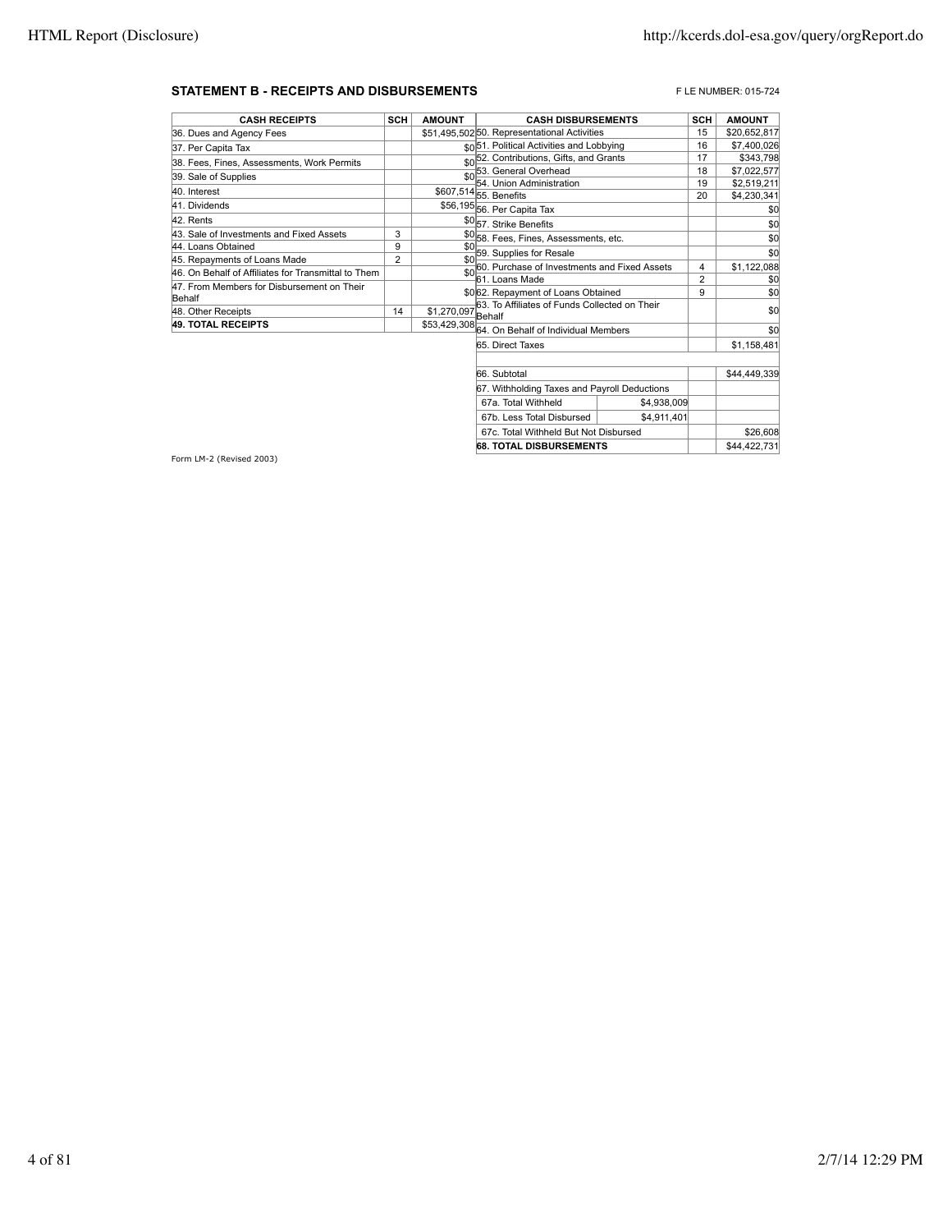## STATEMENT B - RECEIPTS AND DISBURSEMENTS

F LE NUMBER: 015-724

| CASH RECEIPTS | SCH | AMOUNT |
|---|---|---|
| 36. Dues and Agency Fees | | $51,495,502 |
| 37. Per Capita Tax | | $0 |
| 38. Fees, Fines, Assessments, Work Permits | | $0 |
| 39. Sale of Supplies | | $0 |
| 40. Interest | | $607,514 |
| 41. Dividends | | $56,195 |
| 42. Rents | | $0 |
| 43. Sale of Investments and Fixed Assets | 3 | $0 |
| 44. Loans Obtained | 9 | $0 |
| 45. Repayments of Loans Made | 2 | $0 |
| 46. On Behalf of Affiliates for Transmittal to Them | | $0 |
| 47. From Members for Disbursement on Their Behalf | | $0 |
| 48. Other Receipts | 14 | $1,270,097 |
| **49. TOTAL RECEIPTS** | | $53,429,308 |

| CASH DISBURSEMENTS | | SCH | AMOUNT |
|---|---|---|---|
| 50. Representational Activities | | 15 | $20,652,817 |
| 51. Political Activities and Lobbying | | 16 | $7,400,026 |
| 52. Contributions, Gifts, and Grants | | 17 | $343,798 |
| 53. General Overhead | | 18 | $7,022,577 |
| 54. Union Administration | | 19 | $2,519,211 |
| 55. Benefits | | 20 | $4,230,341 |
| 56. Per Capita Tax | | | $0 |
| 57. Strike Benefits | | | $0 |
| 58. Fees, Fines, Assessments, etc. | | | $0 |
| 59. Supplies for Resale | | | $0 |
| 60. Purchase of Investments and Fixed Assets | | 4 | $1,122,088 |
| 61. Loans Made | | 2 | $0 |
| 62. Repayment of Loans Obtained | | 9 | $0 |
| 63. To Affiliates of Funds Collected on Their Behalf | | | $0 |
| 64. On Behalf of Individual Members | | | $0 |
| 65. Direct Taxes | | | $1,158,481 |
| | | | |
| 66. Subtotal | | | $44,449,339 |
| 67. Withholding Taxes and Payroll Deductions | | | |
| 67a. Total Withheld | $4,938,009 | | |
| 67b. Less Total Disbursed | $4,911,401 | | |
| 67c. Total Withheld But Not Disbursed | | | $26,608 |
| **68. TOTAL DISBURSEMENTS** | | | $44,422,731 |

Form LM-2 (Revised 2003)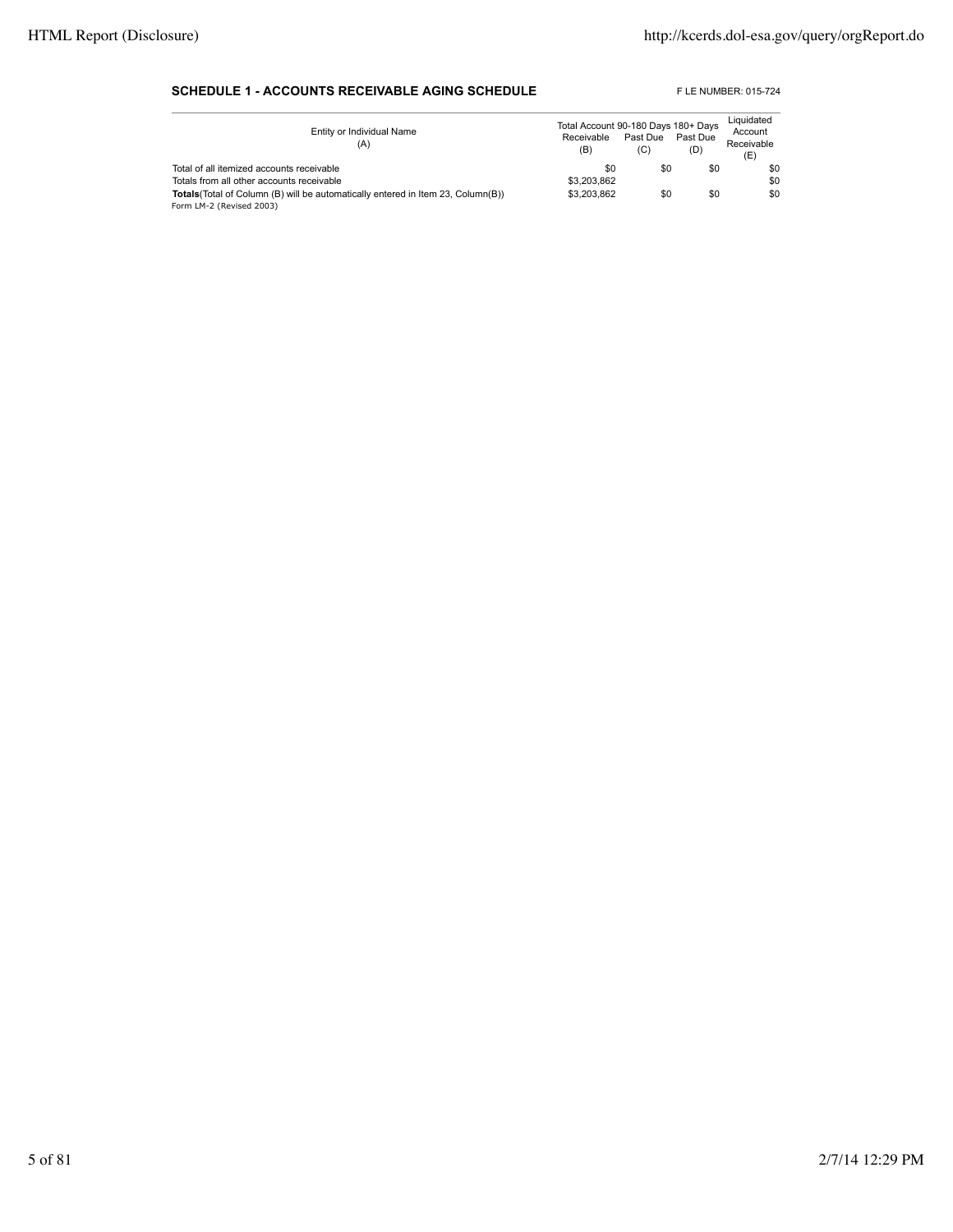**SCHEDULE 1 - ACCOUNTS RECEIVABLE AGING SCHEDULE**

F LE NUMBER: 015-724

| Entity or Individual Name (A) | Total Account Receivable (B) | 90-180 Days Past Due (C) | 180+ Days Past Due (D) | Liquidated Account Receivable (E) |
|---|---|---|---|---|
| Total of all itemized accounts receivable | $0 | $0 | $0 | $0 |
| Totals from all other accounts receivable | $3,203,862 | | | $0 |
| **Totals**(Total of Column (B) will be automatically entered in Item 23, Column(B)) | $3,203,862 | $0 | $0 | $0 |

Form LM-2 (Revised 2003)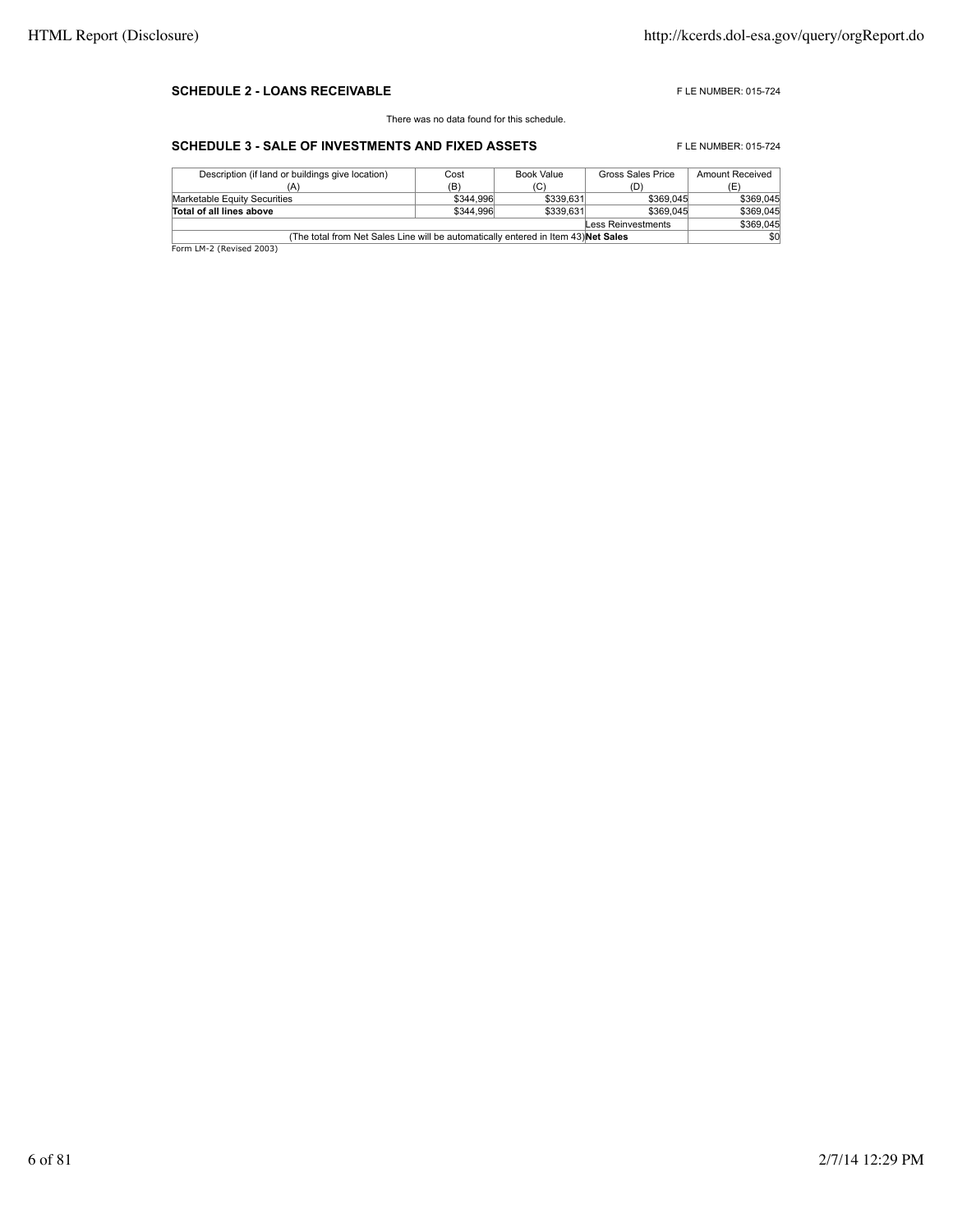### SCHEDULE 2 - LOANS RECEIVABLE

F LE NUMBER: 015-724

There was no data found for this schedule.

### SCHEDULE 3 - SALE OF INVESTMENTS AND FIXED ASSETS

F LE NUMBER: 015-724

| Description (if land or buildings give location) (A) | Cost (B) | Book Value (C) | Gross Sales Price (D) | Amount Received (E) |
|---|---|---|---|---|
| Marketable Equity Securities | $344,996 | $339,631 | $369,045 | $369,045 |
| **Total of all lines above** | $344,996 | $339,631 | $369,045 | $369,045 |
| | | | Less Reinvestments | $369,045 |
| (The total from Net Sales Line will be automatically entered in Item 43) | | | **Net Sales** | $0 |

Form LM-2 (Revised 2003)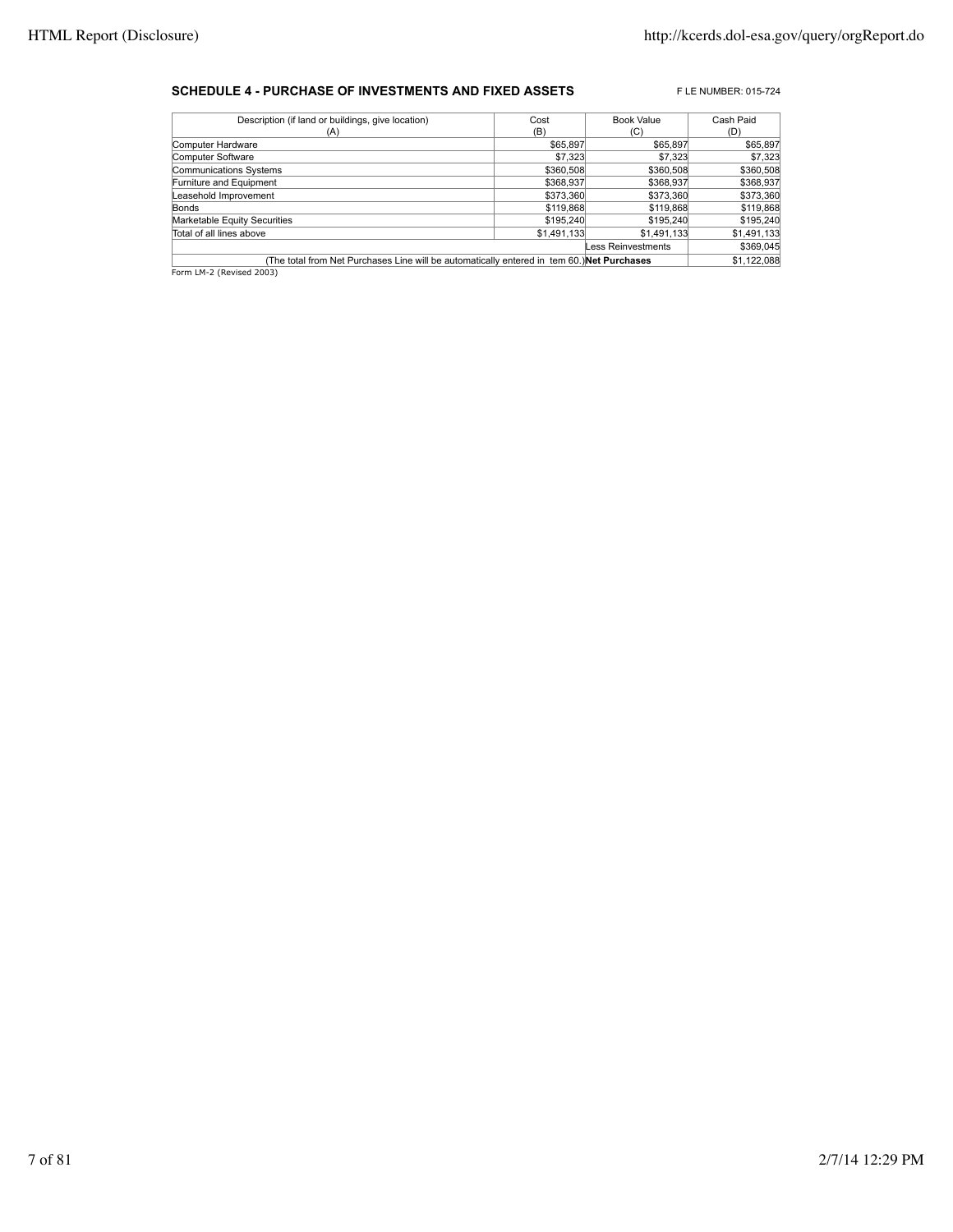## SCHEDULE 4 - PURCHASE OF INVESTMENTS AND FIXED ASSETS

F LE NUMBER: 015-724

| Description (if land or buildings, give location) (A) | Cost (B) | Book Value (C) | Cash Paid (D) |
|---|---|---|---|
| Computer Hardware | $65,897 | $65,897 | $65,897 |
| Computer Software | $7,323 | $7,323 | $7,323 |
| Communications Systems | $360,508 | $360,508 | $360,508 |
| Furniture and Equipment | $368,937 | $368,937 | $368,937 |
| Leasehold Improvement | $373,360 | $373,360 | $373,360 |
| Bonds | $119,868 | $119,868 | $119,868 |
| Marketable Equity Securities | $195,240 | $195,240 | $195,240 |
| Total of all lines above | $1,491,133 | $1,491,133 | $1,491,133 |
| | | Less Reinvestments | $369,045 |
| (The total from Net Purchases Line will be automatically entered in tem 60.) | | **Net Purchases** | $1,122,088 |

Form LM-2 (Revised 2003)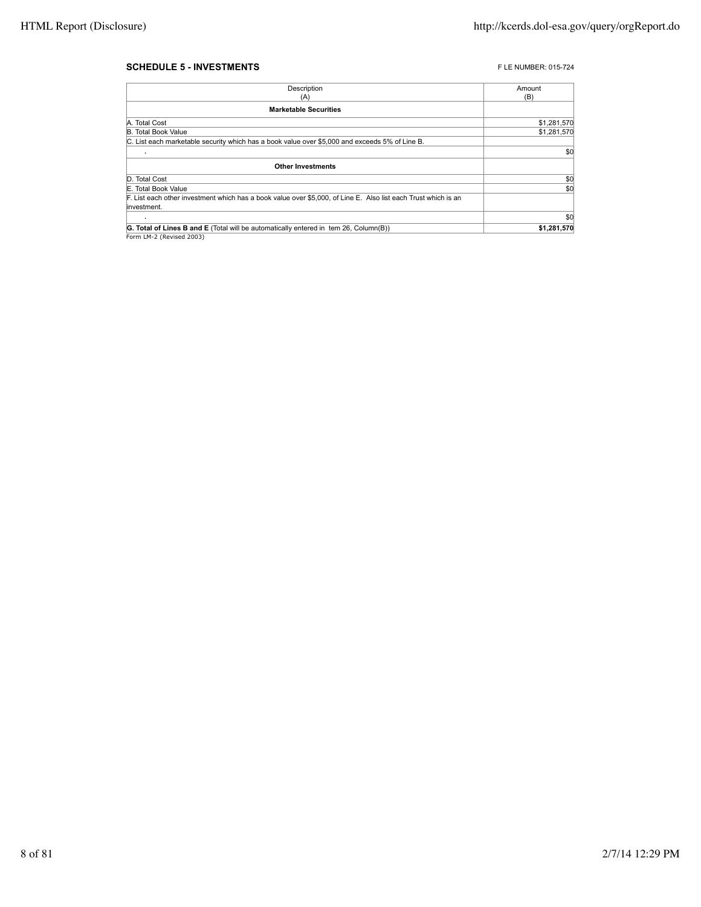## SCHEDULE 5 - INVESTMENTS

F LE NUMBER: 015-724

| Description (A) | Amount (B) |
|---|---|
| **Marketable Securities** | |
| A. Total Cost | $1,281,570 |
| B. Total Book Value | $1,281,570 |
| C. List each marketable security which has a book value over $5,000 and exceeds 5% of Line B. | |
| . | $0 |
| **Other Investments** | |
| D. Total Cost | $0 |
| E. Total Book Value | $0 |
| F. List each other investment which has a book value over $5,000, of Line E. Also list each Trust which is an investment. | |
| . | $0 |
| **G. Total of Lines B and E** (Total will be automatically entered in tem 26, Column(B)) | **$1,281,570** |

Form LM-2 (Revised 2003)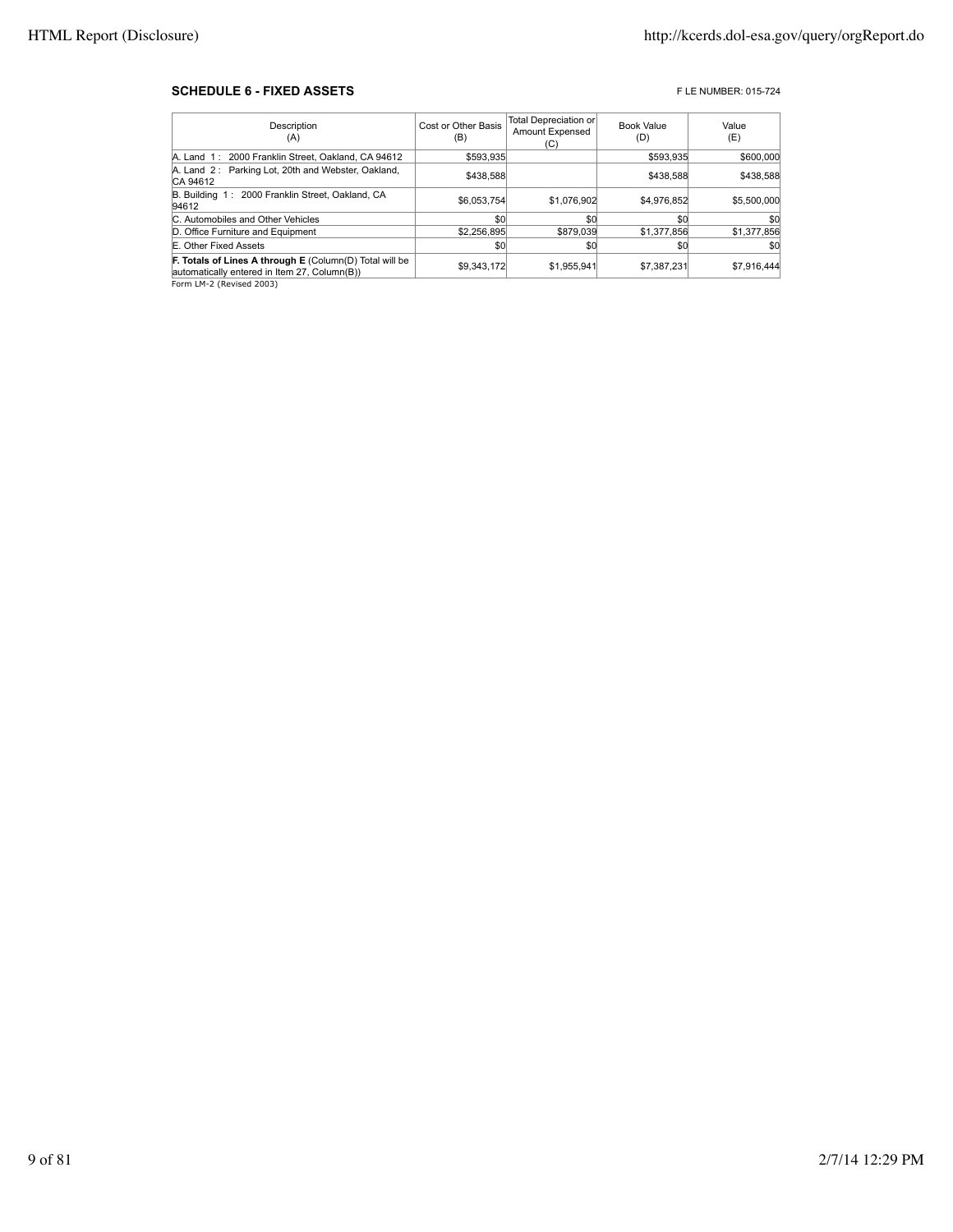**SCHEDULE 6 - FIXED ASSETS**

F LE NUMBER: 015-724

| Description (A) | Cost or Other Basis (B) | Total Depreciation or Amount Expensed (C) | Book Value (D) | Value (E) |
|---|---|---|---|---|
| A. Land 1 : 2000 Franklin Street, Oakland, CA 94612 | $593,935 | | $593,935 | $600,000 |
| A. Land 2 : Parking Lot, 20th and Webster, Oakland, CA 94612 | $438,588 | | $438,588 | $438,588 |
| B. Building 1 : 2000 Franklin Street, Oakland, CA 94612 | $6,053,754 | $1,076,902 | $4,976,852 | $5,500,000 |
| C. Automobiles and Other Vehicles | $0 | $0 | $0 | $0 |
| D. Office Furniture and Equipment | $2,256,895 | $879,039 | $1,377,856 | $1,377,856 |
| E. Other Fixed Assets | $0 | $0 | $0 | $0 |
| **F. Totals of Lines A through E** (Column(D) Total will be automatically entered in Item 27, Column(B)) | $9,343,172 | $1,955,941 | $7,387,231 | $7,916,444 |

Form LM-2 (Revised 2003)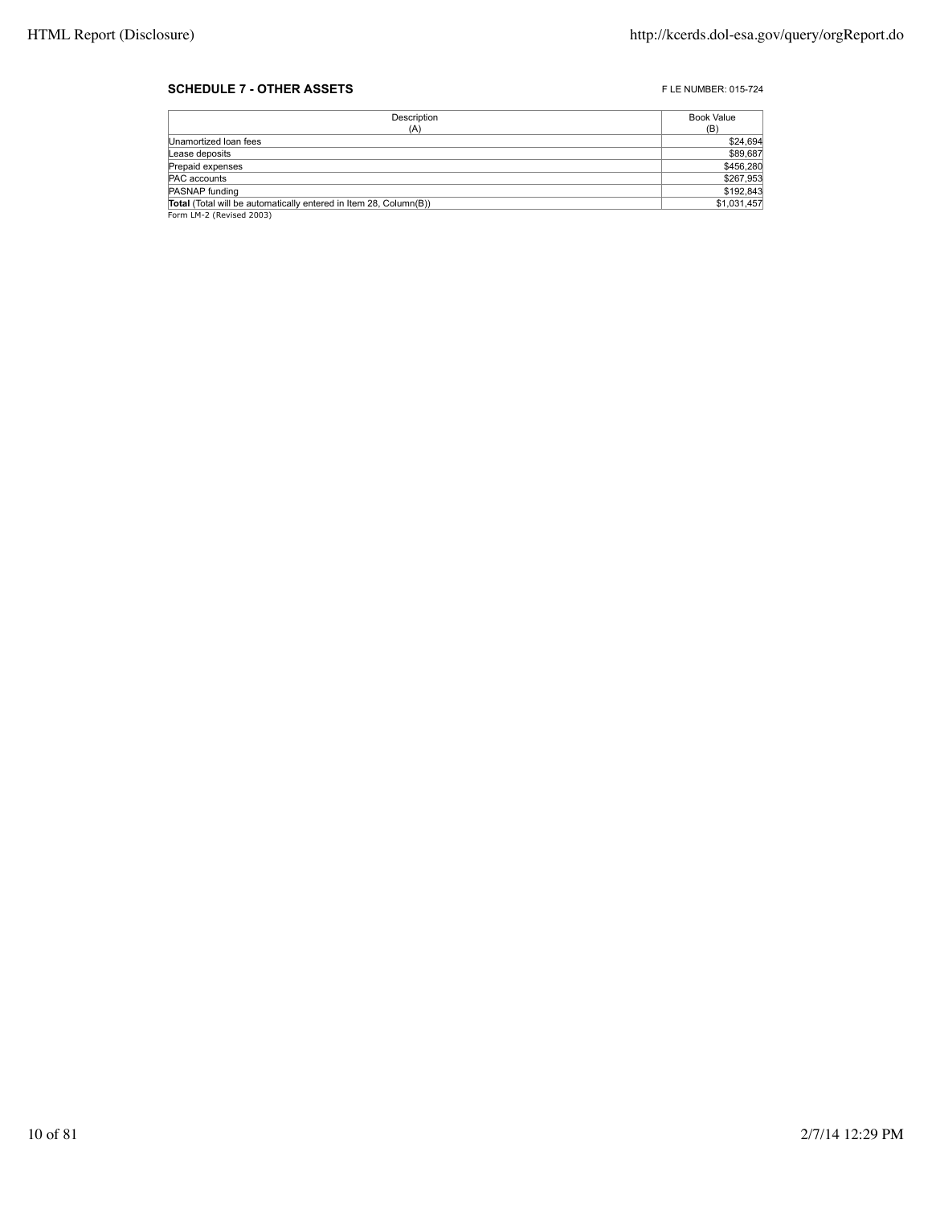**SCHEDULE 7 - OTHER ASSETS**

F LE NUMBER: 015-724

| Description (A) | Book Value (B) |
| --- | --- |
| Unamortized loan fees | $24,694 |
| Lease deposits | $89,687 |
| Prepaid expenses | $456,280 |
| PAC accounts | $267,953 |
| PASNAP funding | $192,843 |
| **Total** (Total will be automatically entered in Item 28, Column(B)) | $1,031,457 |

Form LM-2 (Revised 2003)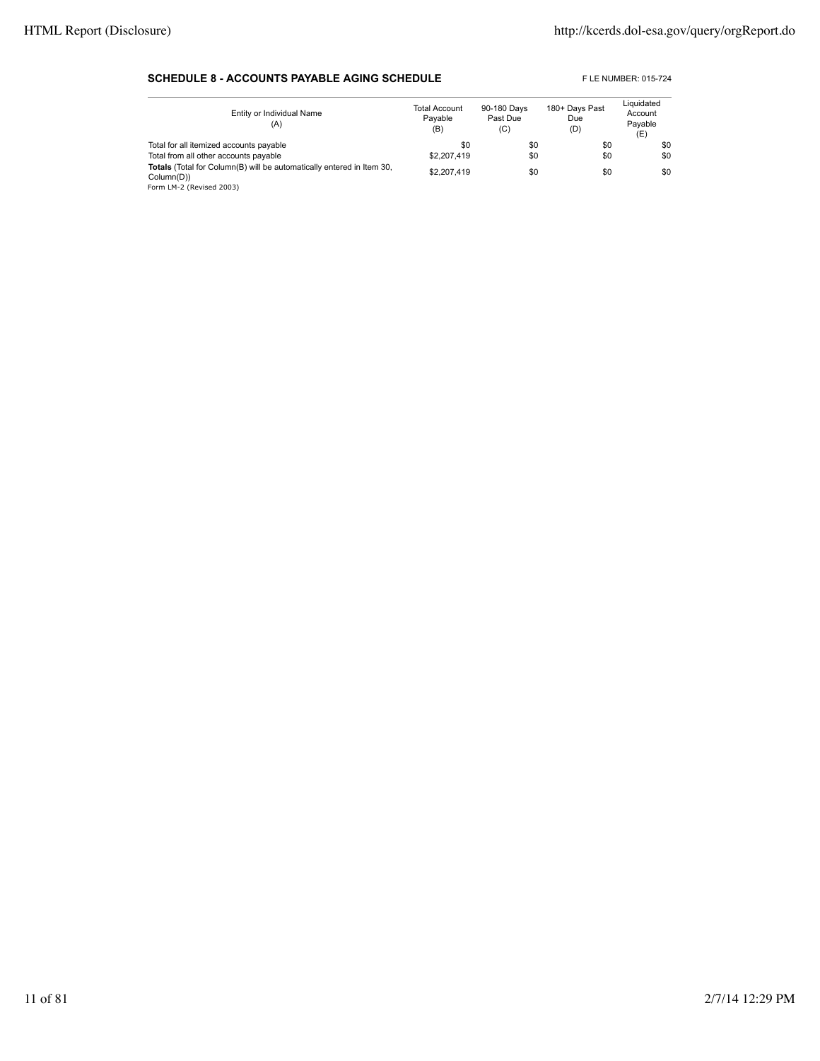**SCHEDULE 8 - ACCOUNTS PAYABLE AGING SCHEDULE**

F LE NUMBER: 015-724

| Entity or Individual Name (A) | Total Account Payable (B) | 90-180 Days Past Due (C) | 180+ Days Past Due (D) | Liquidated Account Payable (E) |
|---|---|---|---|---|
| Total for all itemized accounts payable | $0 | $0 | $0 | $0 |
| Total from all other accounts payable | $2,207,419 | $0 | $0 | $0 |
| **Totals** (Total for Column(B) will be automatically entered in Item 30, Column(D)) | $2,207,419 | $0 | $0 | $0 |

Form LM-2 (Revised 2003)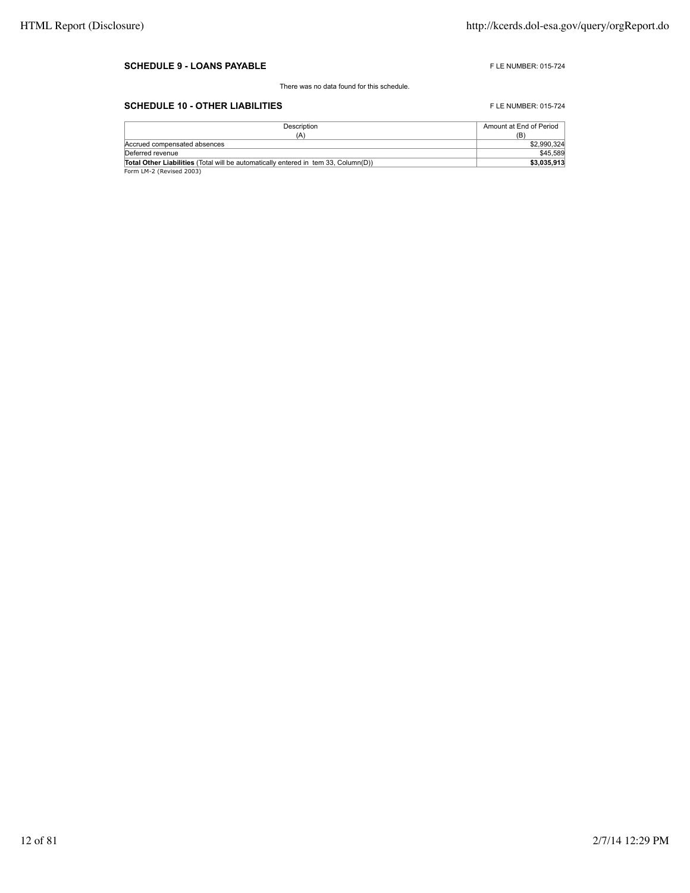## SCHEDULE 9 - LOANS PAYABLE

F LE NUMBER: 015-724

There was no data found for this schedule.

## SCHEDULE 10 - OTHER LIABILITIES

F LE NUMBER: 015-724

| Description (A) | Amount at End of Period (B) |
|---|---|
| Accrued compensated absences | $2,990,324 |
| Deferred revenue | $45,589 |
| **Total Other Liabilities** (Total will be automatically entered in tem 33, Column(D)) | **$3,035,913** |

Form LM-2 (Revised 2003)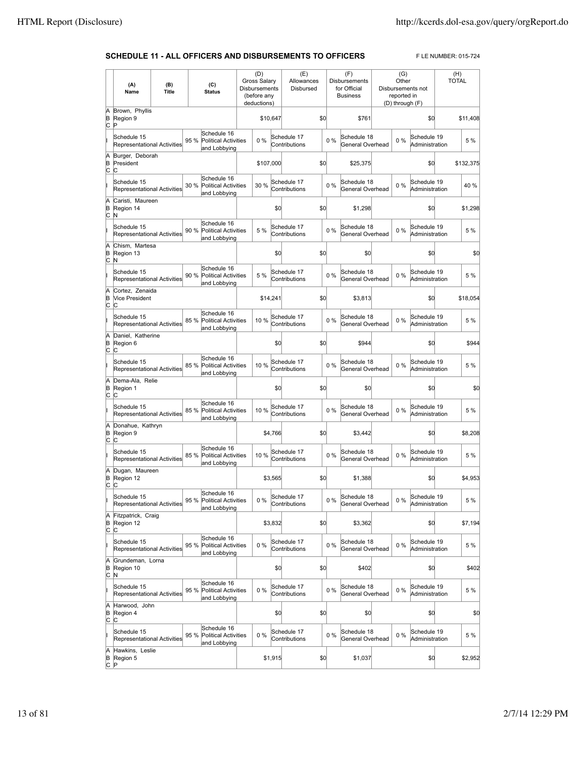**SCHEDULE 11 - ALL OFFICERS AND DISBURSEMENTS TO OFFICERS**

F LE NUMBER: 015-724

| | (A) Name | (B) Title | (C) Status | (D) Gross Salary Disbursements (before any deductions) | (E) Allowances Disbursed | (F) Disbursements for Official Business | (G) Other Disbursements not reported in (D) through (F) | (H) TOTAL |
|---|---|---|---|---|---|---|---|---|
| A B C | Brown, Phyllis Region 9 P | | | $10,647 | $0 | $761 | $0 | $11,408 |
| I | Schedule 15 Representational Activities 95 % | Schedule 16 Political Activities and Lobbying 0 % | | Schedule 17 Contributions 0 % | | Schedule 18 General Overhead 0 % | Schedule 19 Administration 5 % | |
| A B C | Burger, Deborah President C | | | $107,000 | $0 | $25,375 | $0 | $132,375 |
| I | Schedule 15 Representational Activities 30 % | Schedule 16 Political Activities and Lobbying 30 % | | Schedule 17 Contributions 0 % | | Schedule 18 General Overhead 0 % | Schedule 19 Administration 40 % | |
| A B C | Caristi, Maureen Region 14 N | | | $0 | $0 | $1,298 | $0 | $1,298 |
| I | Schedule 15 Representational Activities 90 % | Schedule 16 Political Activities and Lobbying 5 % | | Schedule 17 Contributions 0 % | | Schedule 18 General Overhead 0 % | Schedule 19 Administration 5 % | |
| A B C | Chism, Martesa Region 13 N | | | $0 | $0 | $0 | $0 | $0 |
| I | Schedule 15 Representational Activities 90 % | Schedule 16 Political Activities and Lobbying 5 % | | Schedule 17 Contributions 0 % | | Schedule 18 General Overhead 0 % | Schedule 19 Administration 5 % | |
| A B C | Cortez, Zenaida Vice President C | | | $14,241 | $0 | $3,813 | $0 | $18,054 |
| I | Schedule 15 Representational Activities 85 % | Schedule 16 Political Activities and Lobbying 10 % | | Schedule 17 Contributions 0 % | | Schedule 18 General Overhead 0 % | Schedule 19 Administration 5 % | |
| A B C | Daniel, Katherine Region 6 C | | | $0 | $0 | $944 | $0 | $944 |
| I | Schedule 15 Representational Activities 85 % | Schedule 16 Political Activities and Lobbying 10 % | | Schedule 17 Contributions 0 % | | Schedule 18 General Overhead 0 % | Schedule 19 Administration 5 % | |
| A B C | Dema-Ala, Relie Region 1 C | | | $0 | $0 | $0 | $0 | $0 |
| I | Schedule 15 Representational Activities 85 % | Schedule 16 Political Activities and Lobbying 10 % | | Schedule 17 Contributions 0 % | | Schedule 18 General Overhead 0 % | Schedule 19 Administration 5 % | |
| A B C | Donahue, Kathryn Region 9 C | | | $4,766 | $0 | $3,442 | $0 | $8,208 |
| I | Schedule 15 Representational Activities 85 % | Schedule 16 Political Activities and Lobbying 10 % | | Schedule 17 Contributions 0 % | | Schedule 18 General Overhead 0 % | Schedule 19 Administration 5 % | |
| A B C | Dugan, Maureen Region 12 C | | | $3,565 | $0 | $1,388 | $0 | $4,953 |
| I | Schedule 15 Representational Activities 95 % | Schedule 16 Political Activities and Lobbying 0 % | | Schedule 17 Contributions 0 % | | Schedule 18 General Overhead 0 % | Schedule 19 Administration 5 % | |
| A B C | Fitzpatrick, Craig Region 12 C | | | $3,832 | $0 | $3,362 | $0 | $7,194 |
| I | Schedule 15 Representational Activities 95 % | Schedule 16 Political Activities and Lobbying 0 % | | Schedule 17 Contributions 0 % | | Schedule 18 General Overhead 0 % | Schedule 19 Administration 5 % | |
| A B C | Grundeman, Lorna Region 10 N | | | $0 | $0 | $402 | $0 | $402 |
| I | Schedule 15 Representational Activities 95 % | Schedule 16 Political Activities and Lobbying 0 % | | Schedule 17 Contributions 0 % | | Schedule 18 General Overhead 0 % | Schedule 19 Administration 5 % | |
| A B C | Harwood, John Region 4 C | | | $0 | $0 | $0 | $0 | $0 |
| I | Schedule 15 Representational Activities 95 % | Schedule 16 Political Activities and Lobbying 0 % | | Schedule 17 Contributions 0 % | | Schedule 18 General Overhead 0 % | Schedule 19 Administration 5 % | |
| A B C | Hawkins, Leslie Region 5 P | | | $1,915 | $0 | $1,037 | $0 | $2,952 |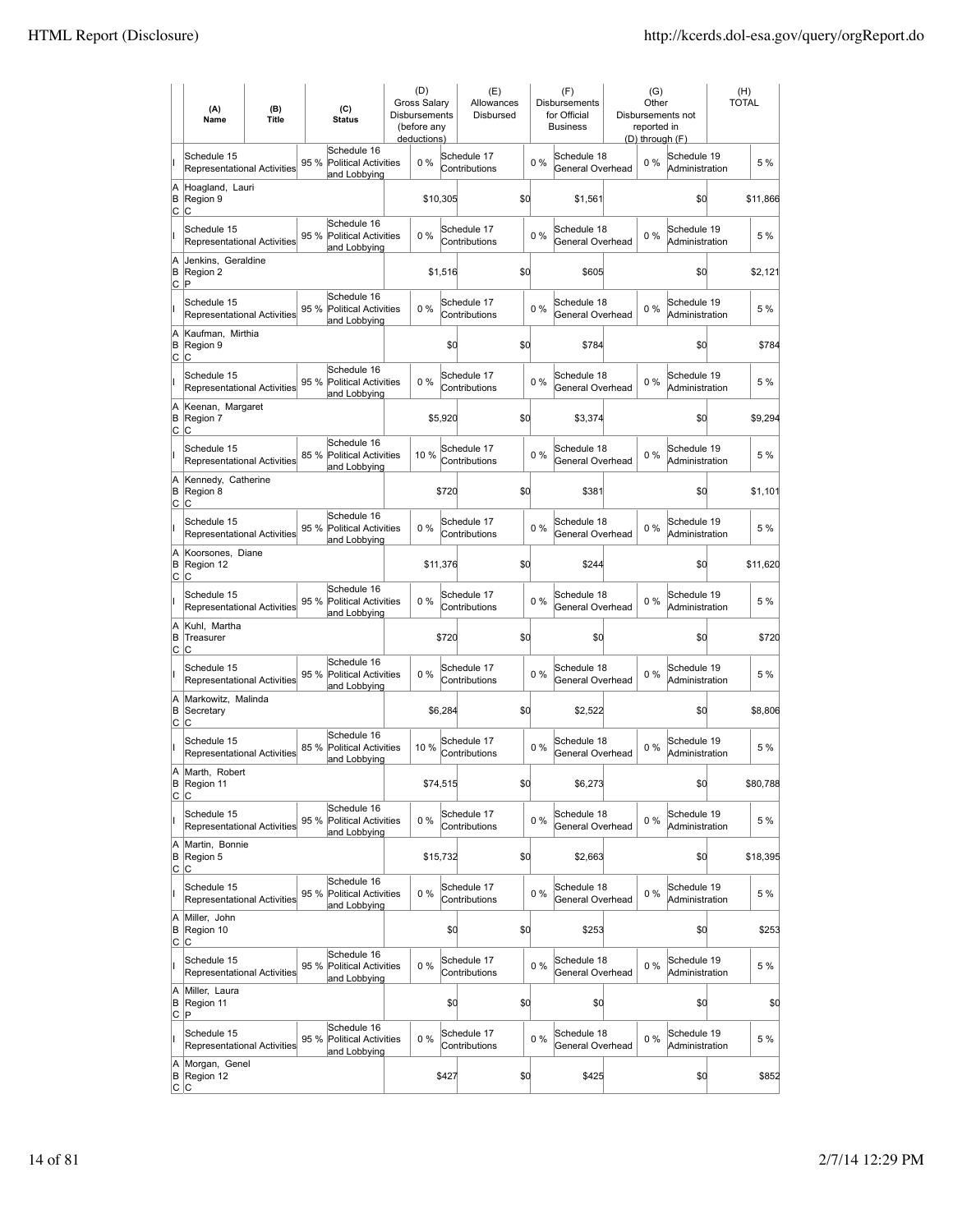| | (A) Name | (B) Title | | (C) Status | (D) Gross Salary Disbursements (before any deductions) | | (E) Allowances Disbursed | | (F) Disbursements for Official Business | | (G) Other Disbursements not reported in (D) through (F) | | (H) TOTAL |
|---|---|---|---|---|---|---|---|---|---|---|---|---|---|
| I | Schedule 15 Representational Activities | | 95 % | Schedule 16 Political Activities and Lobbying | 0 % | | Schedule 17 Contributions | 0 % | Schedule 18 General Overhead | 0 % | Schedule 19 Administration | | 5 % |
| A B C | Hoagland, Lauri Region 9 C | | | | | $10,305 | | $0 | $1,561 | | | $0 | $11,866 |
| I | Schedule 15 Representational Activities | | 95 % | Schedule 16 Political Activities and Lobbying | 0 % | | Schedule 17 Contributions | 0 % | Schedule 18 General Overhead | 0 % | Schedule 19 Administration | | 5 % |
| A B C | Jenkins, Geraldine Region 2 P | | | | | $1,516 | | $0 | $605 | | | $0 | $2,121 |
| I | Schedule 15 Representational Activities | | 95 % | Schedule 16 Political Activities and Lobbying | 0 % | | Schedule 17 Contributions | 0 % | Schedule 18 General Overhead | 0 % | Schedule 19 Administration | | 5 % |
| A B C | Kaufman, Mirthia Region 9 C | | | | | $0 | | $0 | $784 | | | $0 | $784 |
| I | Schedule 15 Representational Activities | | 95 % | Schedule 16 Political Activities and Lobbying | 0 % | | Schedule 17 Contributions | 0 % | Schedule 18 General Overhead | 0 % | Schedule 19 Administration | | 5 % |
| A B C | Keenan, Margaret Region 7 C | | | | | $5,920 | | $0 | $3,374 | | | $0 | $9,294 |
| I | Schedule 15 Representational Activities | | 85 % | Schedule 16 Political Activities and Lobbying | 10 % | | Schedule 17 Contributions | 0 % | Schedule 18 General Overhead | 0 % | Schedule 19 Administration | | 5 % |
| A B C | Kennedy, Catherine Region 8 C | | | | | $720 | | $0 | $381 | | | $0 | $1,101 |
| I | Schedule 15 Representational Activities | | 95 % | Schedule 16 Political Activities and Lobbying | 0 % | | Schedule 17 Contributions | 0 % | Schedule 18 General Overhead | 0 % | Schedule 19 Administration | | 5 % |
| A B C | Koorsones, Diane Region 12 C | | | | | $11,376 | | $0 | $244 | | | $0 | $11,620 |
| I | Schedule 15 Representational Activities | | 95 % | Schedule 16 Political Activities and Lobbying | 0 % | | Schedule 17 Contributions | 0 % | Schedule 18 General Overhead | 0 % | Schedule 19 Administration | | 5 % |
| A B C | Kuhl, Martha Treasurer C | | | | | $720 | | $0 | $0 | | | $0 | $720 |
| I | Schedule 15 Representational Activities | | 95 % | Schedule 16 Political Activities and Lobbying | 0 % | | Schedule 17 Contributions | 0 % | Schedule 18 General Overhead | 0 % | Schedule 19 Administration | | 5 % |
| A B C | Markowitz, Malinda Secretary C | | | | | $6,284 | | $0 | $2,522 | | | $0 | $8,806 |
| I | Schedule 15 Representational Activities | | 85 % | Schedule 16 Political Activities and Lobbying | 10 % | | Schedule 17 Contributions | 0 % | Schedule 18 General Overhead | 0 % | Schedule 19 Administration | | 5 % |
| A B C | Marth, Robert Region 11 C | | | | | $74,515 | | $0 | $6,273 | | | $0 | $80,788 |
| I | Schedule 15 Representational Activities | | 95 % | Schedule 16 Political Activities and Lobbying | 0 % | | Schedule 17 Contributions | 0 % | Schedule 18 General Overhead | 0 % | Schedule 19 Administration | | 5 % |
| A B C | Martin, Bonnie Region 5 C | | | | | $15,732 | | $0 | $2,663 | | | $0 | $18,395 |
| I | Schedule 15 Representational Activities | | 95 % | Schedule 16 Political Activities and Lobbying | 0 % | | Schedule 17 Contributions | 0 % | Schedule 18 General Overhead | 0 % | Schedule 19 Administration | | 5 % |
| A B C | Miller, John Region 10 C | | | | | $0 | | $0 | $253 | | | $0 | $253 |
| I | Schedule 15 Representational Activities | | 95 % | Schedule 16 Political Activities and Lobbying | 0 % | | Schedule 17 Contributions | 0 % | Schedule 18 General Overhead | 0 % | Schedule 19 Administration | | 5 % |
| A B C | Miller, Laura Region 11 P | | | | | $0 | | $0 | $0 | | | $0 | $0 |
| I | Schedule 15 Representational Activities | | 95 % | Schedule 16 Political Activities and Lobbying | 0 % | | Schedule 17 Contributions | 0 % | Schedule 18 General Overhead | 0 % | Schedule 19 Administration | | 5 % |
| A B C | Morgan, Genel Region 12 C | | | | | $427 | | $0 | $425 | | | $0 | $852 |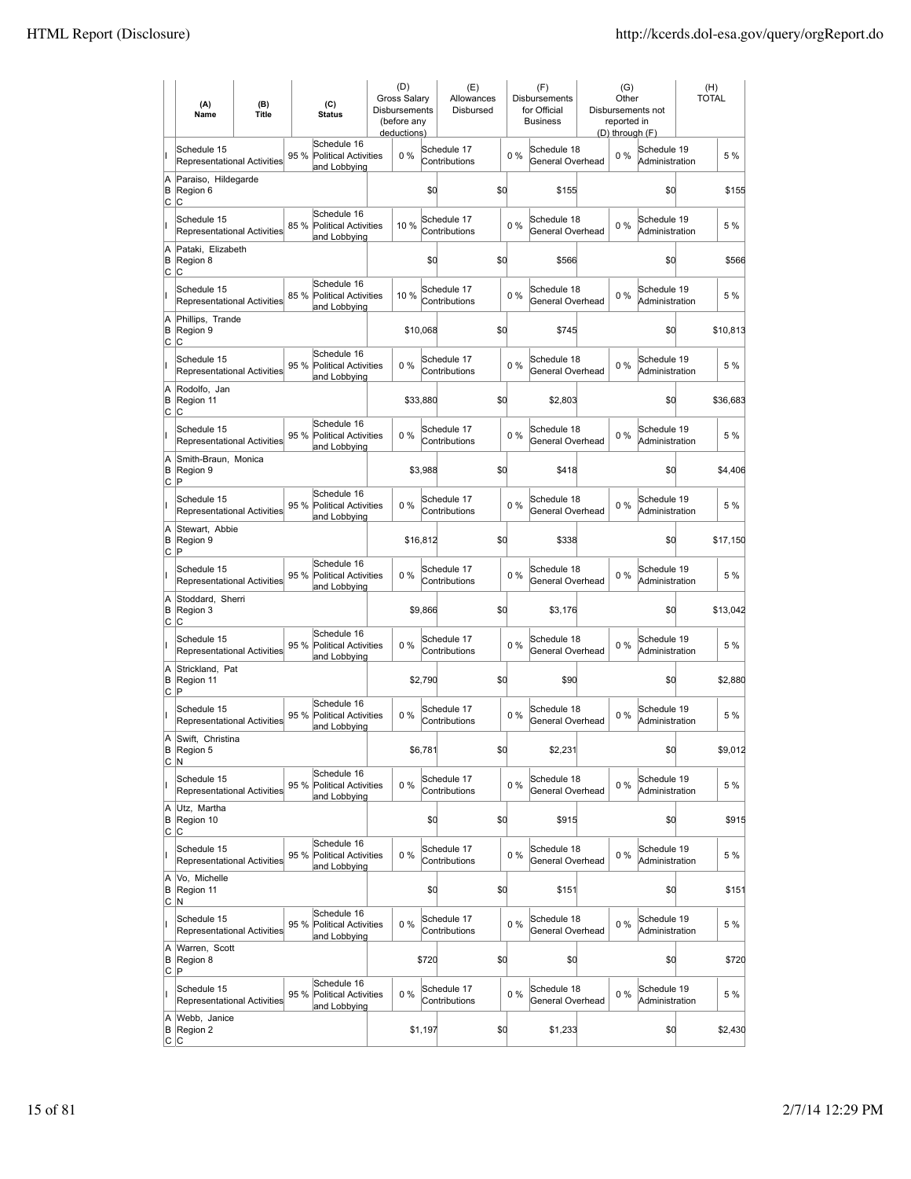| | (A) Name | (B) Title | (C) Status | (D) Gross Salary Disbursements (before any deductions) | (E) Allowances Disbursed | (F) Disbursements for Official Business | (G) Other Disbursements not reported in (D) through (F) | (H) TOTAL |
|---|---|---|---|---|---|---|---|---|
| I | Schedule 15 Representational Activities 95 % | Schedule 16 Political Activities and Lobbying 0 % | Schedule 17 Contributions 0 % | Schedule 18 General Overhead 0 % | Schedule 19 Administration 5 % | | | |
| A B C | Paraiso, Hildegarde Region 6 C | | | $0 | $0 | $155 | $0 | $155 |
| I | Schedule 15 Representational Activities 85 % | Schedule 16 Political Activities and Lobbying 10 % | Schedule 17 Contributions 0 % | Schedule 18 General Overhead 0 % | Schedule 19 Administration 5 % | | | |
| A B C | Pataki, Elizabeth Region 8 C | | | $0 | $0 | $566 | $0 | $566 |
| I | Schedule 15 Representational Activities 85 % | Schedule 16 Political Activities and Lobbying 10 % | Schedule 17 Contributions 0 % | Schedule 18 General Overhead 0 % | Schedule 19 Administration 5 % | | | |
| A B C | Phillips, Trande Region 9 C | | | $10,068 | $0 | $745 | $0 | $10,813 |
| I | Schedule 15 Representational Activities 95 % | Schedule 16 Political Activities and Lobbying 0 % | Schedule 17 Contributions 0 % | Schedule 18 General Overhead 0 % | Schedule 19 Administration 5 % | | | |
| A B C | Rodolfo, Jan Region 11 C | | | $33,880 | $0 | $2,803 | $0 | $36,683 |
| I | Schedule 15 Representational Activities 95 % | Schedule 16 Political Activities and Lobbying 0 % | Schedule 17 Contributions 0 % | Schedule 18 General Overhead 0 % | Schedule 19 Administration 5 % | | | |
| A B C | Smith-Braun, Monica Region 9 P | | | $3,988 | $0 | $418 | $0 | $4,406 |
| I | Schedule 15 Representational Activities 95 % | Schedule 16 Political Activities and Lobbying 0 % | Schedule 17 Contributions 0 % | Schedule 18 General Overhead 0 % | Schedule 19 Administration 5 % | | | |
| A B C | Stewart, Abbie Region 9 P | | | $16,812 | $0 | $338 | $0 | $17,150 |
| I | Schedule 15 Representational Activities 95 % | Schedule 16 Political Activities and Lobbying 0 % | Schedule 17 Contributions 0 % | Schedule 18 General Overhead 0 % | Schedule 19 Administration 5 % | | | |
| A B C | Stoddard, Sherri Region 3 C | | | $9,866 | $0 | $3,176 | $0 | $13,042 |
| I | Schedule 15 Representational Activities 95 % | Schedule 16 Political Activities and Lobbying 0 % | Schedule 17 Contributions 0 % | Schedule 18 General Overhead 0 % | Schedule 19 Administration 5 % | | | |
| A B C | Strickland, Pat Region 11 P | | | $2,790 | $0 | $90 | $0 | $2,880 |
| I | Schedule 15 Representational Activities 95 % | Schedule 16 Political Activities and Lobbying 0 % | Schedule 17 Contributions 0 % | Schedule 18 General Overhead 0 % | Schedule 19 Administration 5 % | | | |
| A B C | Swift, Christina Region 5 N | | | $6,781 | $0 | $2,231 | $0 | $9,012 |
| I | Schedule 15 Representational Activities 95 % | Schedule 16 Political Activities and Lobbying 0 % | Schedule 17 Contributions 0 % | Schedule 18 General Overhead 0 % | Schedule 19 Administration 5 % | | | |
| A B C | Utz, Martha Region 10 C | | | $0 | $0 | $915 | $0 | $915 |
| I | Schedule 15 Representational Activities 95 % | Schedule 16 Political Activities and Lobbying 0 % | Schedule 17 Contributions 0 % | Schedule 18 General Overhead 0 % | Schedule 19 Administration 5 % | | | |
| A B C | Vo, Michelle Region 11 N | | | $0 | $0 | $151 | $0 | $151 |
| I | Schedule 15 Representational Activities 95 % | Schedule 16 Political Activities and Lobbying 0 % | Schedule 17 Contributions 0 % | Schedule 18 General Overhead 0 % | Schedule 19 Administration 5 % | | | |
| A B C | Warren, Scott Region 8 P | | | $720 | $0 | $0 | $0 | $720 |
| I | Schedule 15 Representational Activities 95 % | Schedule 16 Political Activities and Lobbying 0 % | Schedule 17 Contributions 0 % | Schedule 18 General Overhead 0 % | Schedule 19 Administration 5 % | | | |
| A B C | Webb, Janice Region 2 C | | | $1,197 | $0 | $1,233 | $0 | $2,430 |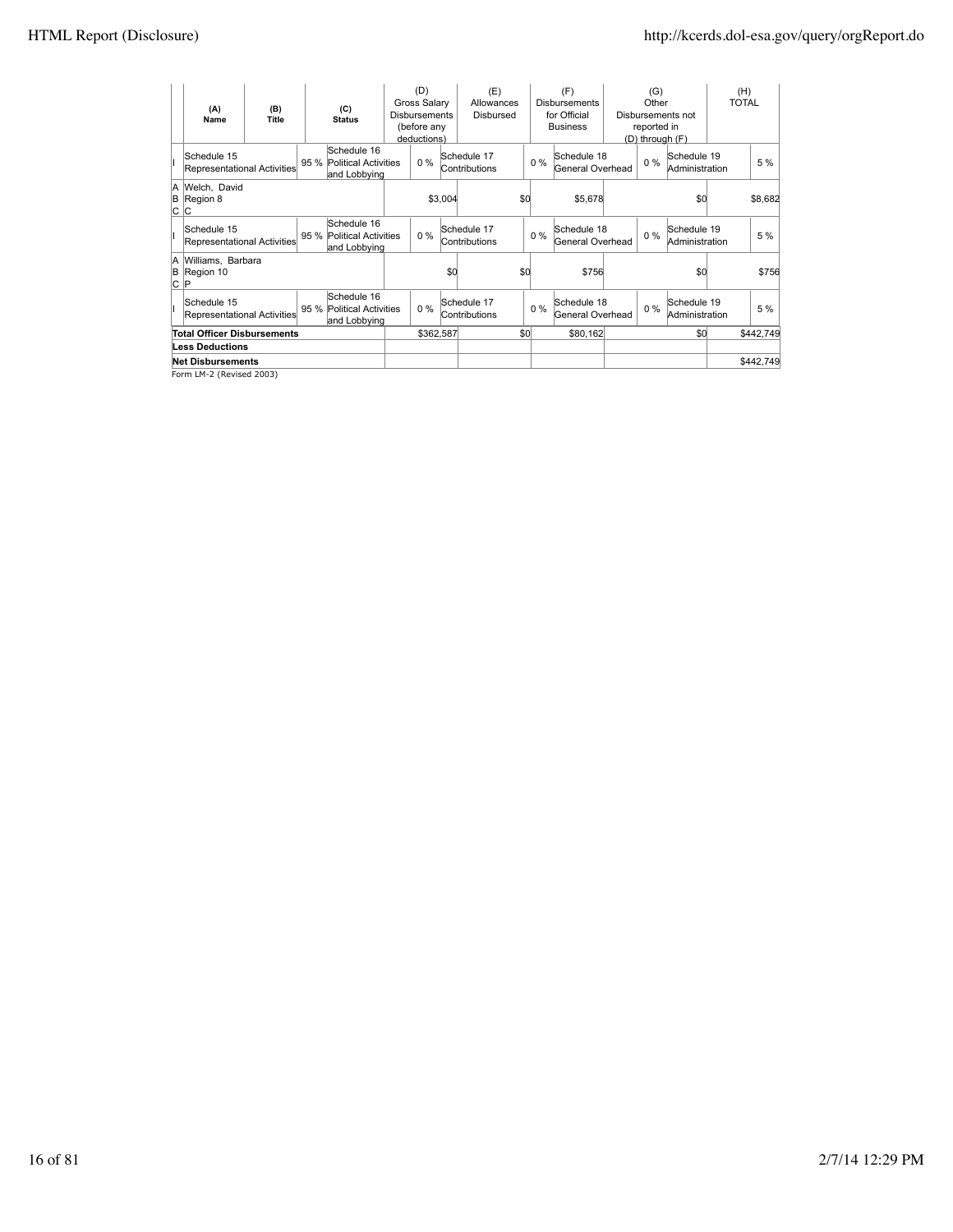| | (A) Name | (B) Title | (C) Status | (D) Gross Salary Disbursements (before any deductions) | (E) Allowances Disbursed | (F) Disbursements for Official Business | (G) Other Disbursements not reported in (D) through (F) | (H) TOTAL |
|---|---|---|---|---|---|---|---|---|
| I | Schedule 15 Representational Activities 95 % | Schedule 16 Political Activities and Lobbying 0 % | Schedule 17 Contributions 0 % | Schedule 18 General Overhead 0 % | Schedule 19 Administration 5 % | | | |
| A B C | Welch, David | Region 8 | C | $3,004 | $0 | $5,678 | $0 | $8,682 |
| I | Schedule 15 Representational Activities 95 % | Schedule 16 Political Activities and Lobbying 0 % | Schedule 17 Contributions 0 % | Schedule 18 General Overhead 0 % | Schedule 19 Administration 5 % | | | |
| A B C | Williams, Barbara | Region 10 | P | $0 | $0 | $756 | $0 | $756 |
| I | Schedule 15 Representational Activities 95 % | Schedule 16 Political Activities and Lobbying 0 % | Schedule 17 Contributions 0 % | Schedule 18 General Overhead 0 % | Schedule 19 Administration 5 % | | | |
| | **Total Officer Disbursements** | | | $362,587 | $0 | $80,162 | $0 | $442,749 |
| | **Less Deductions** | | | | | | | |
| | **Net Disbursements** | | | | | | | $442,749 |

Form LM-2 (Revised 2003)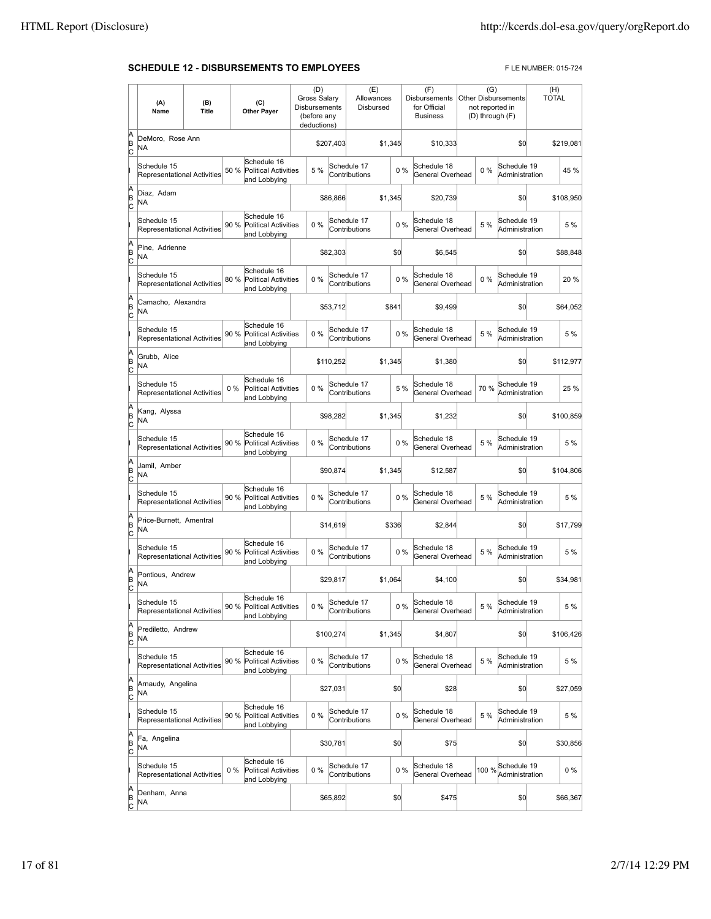## SCHEDULE 12 - DISBURSEMENTS TO EMPLOYEES

F LE NUMBER: 015-724

| | (A) Name | (B) Title | (C) Other Payer | (D) Gross Salary Disbursements (before any deductions) | (E) Allowances Disbursed | (F) Disbursements for Official Business | (G) Other Disbursements not reported in (D) through (F) | (H) TOTAL |
|---|---|---|---|---|---|---|---|---|
| A B C | DeMoro, Rose Ann NA | | | $207,403 | $1,345 | $10,333 | $0 | $219,081 |
| I | Schedule 15 Representational Activities 50 % | | Schedule 16 Political Activities and Lobbying 5 % | | Schedule 17 Contributions 0 % | Schedule 18 General Overhead 0 % | Schedule 19 Administration | 45 % |
| A B C | Diaz, Adam NA | | | $86,866 | $1,345 | $20,739 | $0 | $108,950 |
| I | Schedule 15 Representational Activities 90 % | | Schedule 16 Political Activities and Lobbying 0 % | | Schedule 17 Contributions 0 % | Schedule 18 General Overhead 5 % | Schedule 19 Administration | 5 % |
| A B C | Pine, Adrienne NA | | | $82,303 | $0 | $6,545 | $0 | $88,848 |
| I | Schedule 15 Representational Activities 80 % | | Schedule 16 Political Activities and Lobbying 0 % | | Schedule 17 Contributions 0 % | Schedule 18 General Overhead 0 % | Schedule 19 Administration | 20 % |
| A B C | Camacho, Alexandra NA | | | $53,712 | $841 | $9,499 | $0 | $64,052 |
| I | Schedule 15 Representational Activities 90 % | | Schedule 16 Political Activities and Lobbying 0 % | | Schedule 17 Contributions 0 % | Schedule 18 General Overhead 5 % | Schedule 19 Administration | 5 % |
| A B C | Grubb, Alice NA | | | $110,252 | $1,345 | $1,380 | $0 | $112,977 |
| I | Schedule 15 Representational Activities 0 % | | Schedule 16 Political Activities and Lobbying 0 % | | Schedule 17 Contributions 5 % | Schedule 18 General Overhead 70 % | Schedule 19 Administration | 25 % |
| A B C | Kang, Alyssa NA | | | $98,282 | $1,345 | $1,232 | $0 | $100,859 |
| I | Schedule 15 Representational Activities 90 % | | Schedule 16 Political Activities and Lobbying 0 % | | Schedule 17 Contributions 0 % | Schedule 18 General Overhead 5 % | Schedule 19 Administration | 5 % |
| A B C | Jamil, Amber NA | | | $90,874 | $1,345 | $12,587 | $0 | $104,806 |
| I | Schedule 15 Representational Activities 90 % | | Schedule 16 Political Activities and Lobbying 0 % | | Schedule 17 Contributions 0 % | Schedule 18 General Overhead 5 % | Schedule 19 Administration | 5 % |
| A B C | Price-Burnett, Amentral NA | | | $14,619 | $336 | $2,844 | $0 | $17,799 |
| I | Schedule 15 Representational Activities 90 % | | Schedule 16 Political Activities and Lobbying 0 % | | Schedule 17 Contributions 0 % | Schedule 18 General Overhead 5 % | Schedule 19 Administration | 5 % |
| A B C | Pontious, Andrew NA | | | $29,817 | $1,064 | $4,100 | $0 | $34,981 |
| I | Schedule 15 Representational Activities 90 % | | Schedule 16 Political Activities and Lobbying 0 % | | Schedule 17 Contributions 0 % | Schedule 18 General Overhead 5 % | Schedule 19 Administration | 5 % |
| A B C | Prediletto, Andrew NA | | | $100,274 | $1,345 | $4,807 | $0 | $106,426 |
| I | Schedule 15 Representational Activities 90 % | | Schedule 16 Political Activities and Lobbying 0 % | | Schedule 17 Contributions 0 % | Schedule 18 General Overhead 5 % | Schedule 19 Administration | 5 % |
| A B C | Arnaudy, Angelina NA | | | $27,031 | $0 | $28 | $0 | $27,059 |
| I | Schedule 15 Representational Activities 90 % | | Schedule 16 Political Activities and Lobbying 0 % | | Schedule 17 Contributions 0 % | Schedule 18 General Overhead 5 % | Schedule 19 Administration | 5 % |
| A B C | Fa, Angelina NA | | | $30,781 | $0 | $75 | $0 | $30,856 |
| I | Schedule 15 Representational Activities 0 % | | Schedule 16 Political Activities and Lobbying 0 % | | Schedule 17 Contributions 0 % | Schedule 18 General Overhead 100 % | Schedule 19 Administration | 0 % |
| A B C | Denham, Anna NA | | | $65,892 | $0 | $475 | $0 | $66,367 |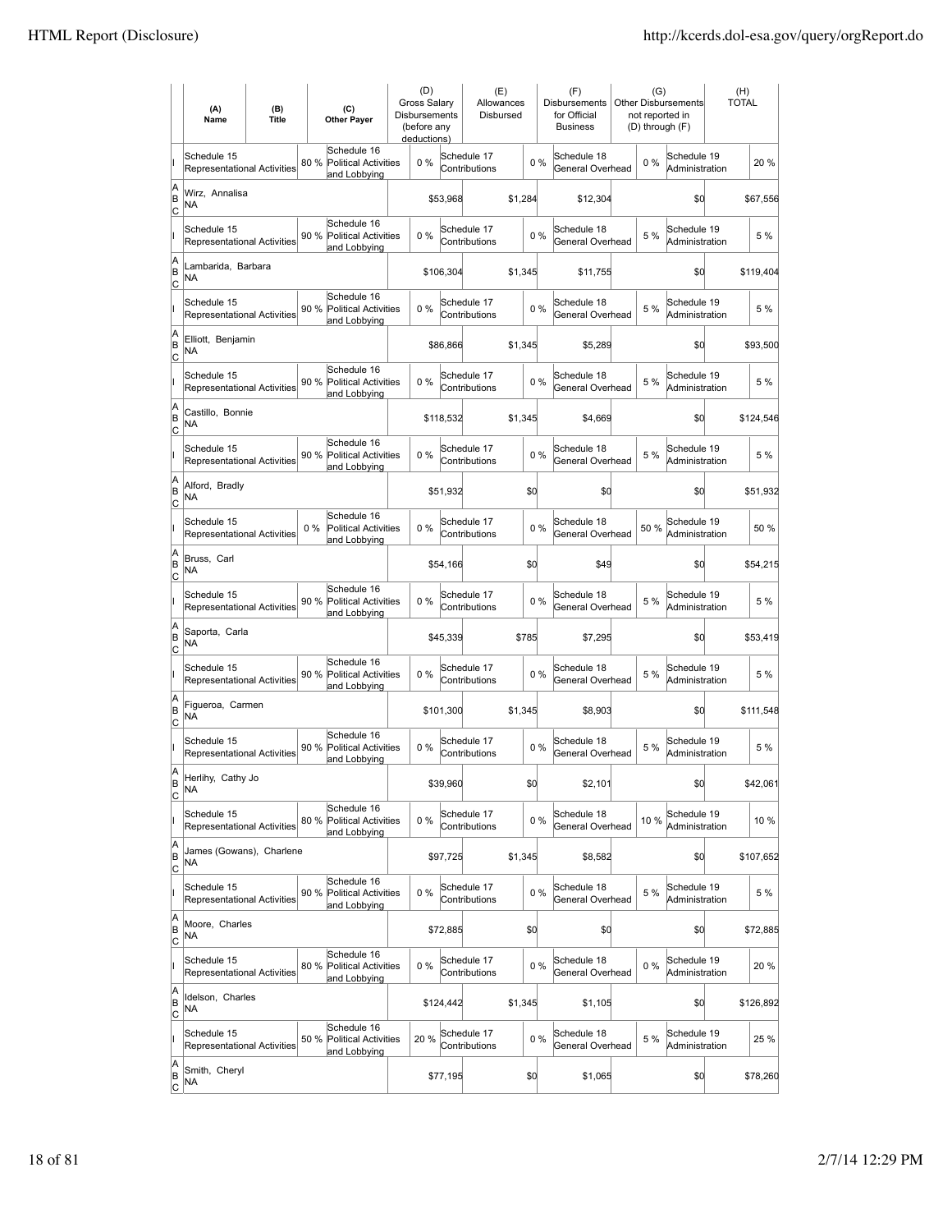| | (A) Name | (B) Title | | (C) Other Payer | | (D) Gross Salary Disbursements (before any deductions) | | (E) Allowances Disbursed | | (F) Disbursements for Official Business | | (G) Other Disbursements not reported in (D) through (F) | | (H) TOTAL |
|---|---|---|---|---|---|---|---|---|---|---|---|---|---|---|
| I | Schedule 15 Representational Activities | | 80 % | Schedule 16 Political Activities and Lobbying | 0 % | Schedule 17 Contributions | | | 0 % | Schedule 18 General Overhead | 0 % | Schedule 19 Administration | | 20 % |
| A B C | Wirz, Annalisa NA | | | | | $53,968 | | $1,284 | | $12,304 | | $0 | | $67,556 |
| I | Schedule 15 Representational Activities | | 90 % | Schedule 16 Political Activities and Lobbying | 0 % | Schedule 17 Contributions | | | 0 % | Schedule 18 General Overhead | 5 % | Schedule 19 Administration | | 5 % |
| A B C | Lambarida, Barbara NA | | | | | $106,304 | | $1,345 | | $11,755 | | $0 | | $119,404 |
| I | Schedule 15 Representational Activities | | 90 % | Schedule 16 Political Activities and Lobbying | 0 % | Schedule 17 Contributions | | | 0 % | Schedule 18 General Overhead | 5 % | Schedule 19 Administration | | 5 % |
| A B C | Elliott, Benjamin NA | | | | | $86,866 | | $1,345 | | $5,289 | | $0 | | $93,500 |
| I | Schedule 15 Representational Activities | | 90 % | Schedule 16 Political Activities and Lobbying | 0 % | Schedule 17 Contributions | | | 0 % | Schedule 18 General Overhead | 5 % | Schedule 19 Administration | | 5 % |
| A B C | Castillo, Bonnie NA | | | | | $118,532 | | $1,345 | | $4,669 | | $0 | | $124,546 |
| I | Schedule 15 Representational Activities | | 90 % | Schedule 16 Political Activities and Lobbying | 0 % | Schedule 17 Contributions | | | 0 % | Schedule 18 General Overhead | 5 % | Schedule 19 Administration | | 5 % |
| A B C | Alford, Bradly NA | | | | | $51,932 | | $0 | | $0 | | $0 | | $51,932 |
| I | Schedule 15 Representational Activities | | 0 % | Schedule 16 Political Activities and Lobbying | 0 % | Schedule 17 Contributions | | | 0 % | Schedule 18 General Overhead | 50 % | Schedule 19 Administration | | 50 % |
| A B C | Bruss, Carl NA | | | | | $54,166 | | $0 | | $49 | | $0 | | $54,215 |
| I | Schedule 15 Representational Activities | | 90 % | Schedule 16 Political Activities and Lobbying | 0 % | Schedule 17 Contributions | | | 0 % | Schedule 18 General Overhead | 5 % | Schedule 19 Administration | | 5 % |
| A B C | Saporta, Carla NA | | | | | $45,339 | | $785 | | $7,295 | | $0 | | $53,419 |
| I | Schedule 15 Representational Activities | | 90 % | Schedule 16 Political Activities and Lobbying | 0 % | Schedule 17 Contributions | | | 0 % | Schedule 18 General Overhead | 5 % | Schedule 19 Administration | | 5 % |
| A B C | Figueroa, Carmen NA | | | | | $101,300 | | $1,345 | | $8,903 | | $0 | | $111,548 |
| I | Schedule 15 Representational Activities | | 90 % | Schedule 16 Political Activities and Lobbying | 0 % | Schedule 17 Contributions | | | 0 % | Schedule 18 General Overhead | 5 % | Schedule 19 Administration | | 5 % |
| A B C | Herlihy, Cathy Jo NA | | | | | $39,960 | | $0 | | $2,101 | | $0 | | $42,061 |
| I | Schedule 15 Representational Activities | | 80 % | Schedule 16 Political Activities and Lobbying | 0 % | Schedule 17 Contributions | | | 0 % | Schedule 18 General Overhead | 10 % | Schedule 19 Administration | | 10 % |
| A B C | James (Gowans), Charlene NA | | | | | $97,725 | | $1,345 | | $8,582 | | $0 | | $107,652 |
| I | Schedule 15 Representational Activities | | 90 % | Schedule 16 Political Activities and Lobbying | 0 % | Schedule 17 Contributions | | | 0 % | Schedule 18 General Overhead | 5 % | Schedule 19 Administration | | 5 % |
| A B C | Moore, Charles NA | | | | | $72,885 | | $0 | | $0 | | $0 | | $72,885 |
| I | Schedule 15 Representational Activities | | 80 % | Schedule 16 Political Activities and Lobbying | 0 % | Schedule 17 Contributions | | | 0 % | Schedule 18 General Overhead | 0 % | Schedule 19 Administration | | 20 % |
| A B C | Idelson, Charles NA | | | | | $124,442 | | $1,345 | | $1,105 | | $0 | | $126,892 |
| I | Schedule 15 Representational Activities | | 50 % | Schedule 16 Political Activities and Lobbying | 20 % | Schedule 17 Contributions | | | 0 % | Schedule 18 General Overhead | 5 % | Schedule 19 Administration | | 25 % |
| A B C | Smith, Cheryl NA | | | | | $77,195 | | $0 | | $1,065 | | $0 | | $78,260 |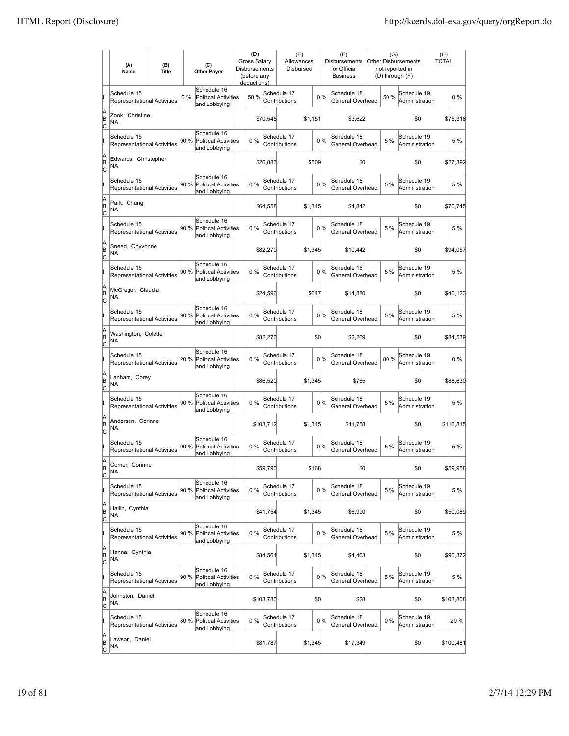| | (A) Name | (B) Title | (C) Other Payer | (D) Gross Salary Disbursements (before any deductions) | (E) Allowances Disbursed | (F) Disbursements for Official Business | (G) Other Disbursements not reported in (D) through (F) | (H) TOTAL |
|---|---|---|---|---|---|---|---|---|
| I | Schedule 15 Representational Activities 0 % | | Schedule 16 Political Activities and Lobbying 50 % | | Schedule 17 Contributions 0 % | Schedule 18 General Overhead 50 % | Schedule 19 Administration 0 % | |
| A B C | Zook, Christine NA | | | $70,545 | $1,151 | $3,622 | $0 | $75,318 |
| I | Schedule 15 Representational Activities 90 % | | Schedule 16 Political Activities and Lobbying 0 % | | Schedule 17 Contributions 0 % | Schedule 18 General Overhead 5 % | Schedule 19 Administration 5 % | |
| A B C | Edwards, Christopher NA | | | $26,883 | $509 | $0 | $0 | $27,392 |
| I | Schedule 15 Representational Activities 90 % | | Schedule 16 Political Activities and Lobbying 0 % | | Schedule 17 Contributions 0 % | Schedule 18 General Overhead 5 % | Schedule 19 Administration 5 % | |
| A B C | Park, Chung NA | | | $64,558 | $1,345 | $4,842 | $0 | $70,745 |
| I | Schedule 15 Representational Activities 90 % | | Schedule 16 Political Activities and Lobbying 0 % | | Schedule 17 Contributions 0 % | Schedule 18 General Overhead 5 % | Schedule 19 Administration 5 % | |
| A B C | Sneed, Chyvonne NA | | | $82,270 | $1,345 | $10,442 | $0 | $94,057 |
| I | Schedule 15 Representational Activities 90 % | | Schedule 16 Political Activities and Lobbying 0 % | | Schedule 17 Contributions 0 % | Schedule 18 General Overhead 5 % | Schedule 19 Administration 5 % | |
| A B C | McGregor, Claudia NA | | | $24,596 | $647 | $14,880 | $0 | $40,123 |
| I | Schedule 15 Representational Activities 90 % | | Schedule 16 Political Activities and Lobbying 0 % | | Schedule 17 Contributions 0 % | Schedule 18 General Overhead 5 % | Schedule 19 Administration 5 % | |
| A B C | Washington, Colette NA | | | $82,270 | $0 | $2,269 | $0 | $84,539 |
| I | Schedule 15 Representational Activities 20 % | | Schedule 16 Political Activities and Lobbying 0 % | | Schedule 17 Contributions 0 % | Schedule 18 General Overhead 80 % | Schedule 19 Administration 0 % | |
| A B C | Lanham, Corey NA | | | $86,520 | $1,345 | $765 | $0 | $88,630 |
| I | Schedule 15 Representational Activities 90 % | | Schedule 16 Political Activities and Lobbying 0 % | | Schedule 17 Contributions 0 % | Schedule 18 General Overhead 5 % | Schedule 19 Administration 5 % | |
| A B C | Andersen, Corinne NA | | | $103,712 | $1,345 | $11,758 | $0 | $116,815 |
| I | Schedule 15 Representational Activities 90 % | | Schedule 16 Political Activities and Lobbying 0 % | | Schedule 17 Contributions 0 % | Schedule 18 General Overhead 5 % | Schedule 19 Administration 5 % | |
| A B C | Comer, Corinne NA | | | $59,790 | $168 | $0 | $0 | $59,958 |
| I | Schedule 15 Representational Activities 90 % | | Schedule 16 Political Activities and Lobbying 0 % | | Schedule 17 Contributions 0 % | Schedule 18 General Overhead 5 % | Schedule 19 Administration 5 % | |
| A B C | Hallin, Cynthia NA | | | $41,754 | $1,345 | $6,990 | $0 | $50,089 |
| I | Schedule 15 Representational Activities 90 % | | Schedule 16 Political Activities and Lobbying 0 % | | Schedule 17 Contributions 0 % | Schedule 18 General Overhead 5 % | Schedule 19 Administration 5 % | |
| A B C | Hanna, Cynthia NA | | | $84,564 | $1,345 | $4,463 | $0 | $90,372 |
| I | Schedule 15 Representational Activities 90 % | | Schedule 16 Political Activities and Lobbying 0 % | | Schedule 17 Contributions 0 % | Schedule 18 General Overhead 5 % | Schedule 19 Administration 5 % | |
| A B C | Johnston, Daniel NA | | | $103,780 | $0 | $28 | $0 | $103,808 |
| I | Schedule 15 Representational Activities 80 % | | Schedule 16 Political Activities and Lobbying 0 % | | Schedule 17 Contributions 0 % | Schedule 18 General Overhead 0 % | Schedule 19 Administration 20 % | |
| A B C | Lawson, Daniel NA | | | $81,787 | $1,345 | $17,349 | $0 | $100,481 |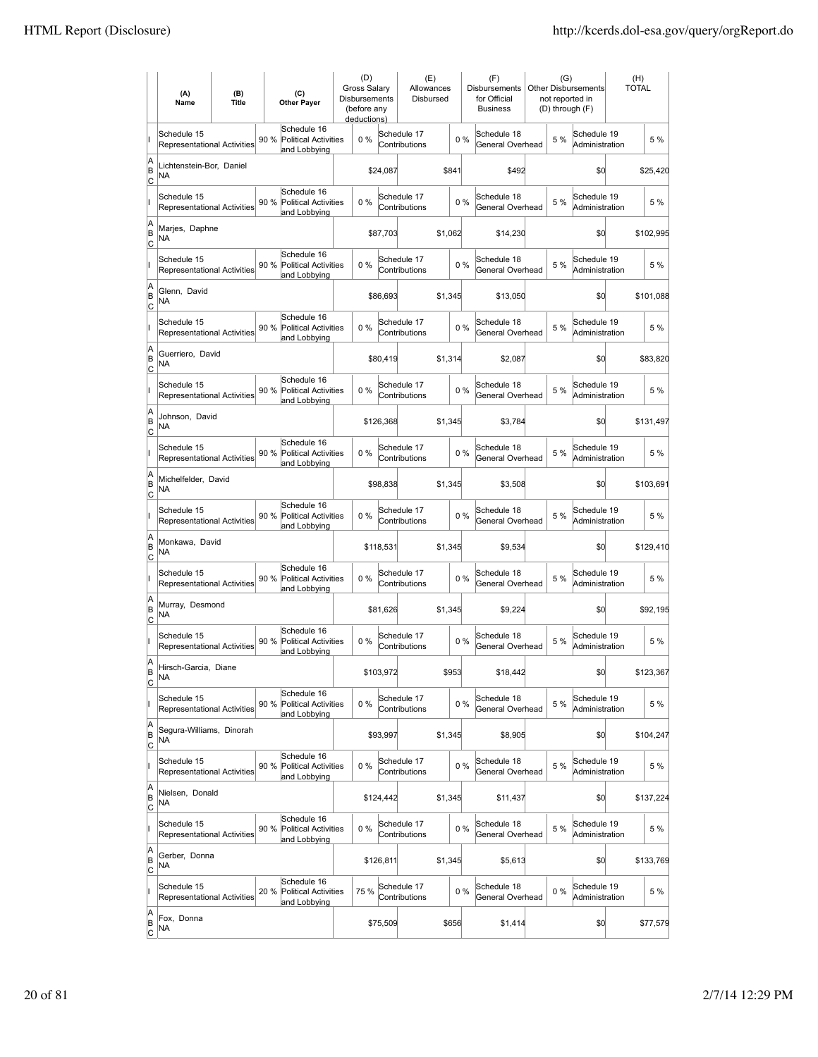| | (A) Name | (B) Title | (C) Other Payer | (D) Gross Salary Disbursements (before any deductions) | (E) Allowances Disbursed | (F) Disbursements for Official Business | (G) Other Disbursements not reported in (D) through (F) | (H) TOTAL |
|---|---|---|---|---|---|---|---|---|
| I | Schedule 15 Representational Activities 90 % | Schedule 16 Political Activities and Lobbying 0 % | | Schedule 17 Contributions 0 % | | Schedule 18 General Overhead 5 % | Schedule 19 Administration | 5 % |
| A B C | Lichtenstein-Bor, Daniel NA | | | $24,087 | $841 | $492 | $0 | $25,420 |
| I | Schedule 15 Representational Activities 90 % | Schedule 16 Political Activities and Lobbying 0 % | | Schedule 17 Contributions 0 % | | Schedule 18 General Overhead 5 % | Schedule 19 Administration | 5 % |
| A B C | Marjes, Daphne NA | | | $87,703 | $1,062 | $14,230 | $0 | $102,995 |
| I | Schedule 15 Representational Activities 90 % | Schedule 16 Political Activities and Lobbying 0 % | | Schedule 17 Contributions 0 % | | Schedule 18 General Overhead 5 % | Schedule 19 Administration | 5 % |
| A B C | Glenn, David NA | | | $86,693 | $1,345 | $13,050 | $0 | $101,088 |
| I | Schedule 15 Representational Activities 90 % | Schedule 16 Political Activities and Lobbying 0 % | | Schedule 17 Contributions 0 % | | Schedule 18 General Overhead 5 % | Schedule 19 Administration | 5 % |
| A B C | Guerriero, David NA | | | $80,419 | $1,314 | $2,087 | $0 | $83,820 |
| I | Schedule 15 Representational Activities 90 % | Schedule 16 Political Activities and Lobbying 0 % | | Schedule 17 Contributions 0 % | | Schedule 18 General Overhead 5 % | Schedule 19 Administration | 5 % |
| A B C | Johnson, David NA | | | $126,368 | $1,345 | $3,784 | $0 | $131,497 |
| I | Schedule 15 Representational Activities 90 % | Schedule 16 Political Activities and Lobbying 0 % | | Schedule 17 Contributions 0 % | | Schedule 18 General Overhead 5 % | Schedule 19 Administration | 5 % |
| A B C | Michelfelder, David NA | | | $98,838 | $1,345 | $3,508 | $0 | $103,691 |
| I | Schedule 15 Representational Activities 90 % | Schedule 16 Political Activities and Lobbying 0 % | | Schedule 17 Contributions 0 % | | Schedule 18 General Overhead 5 % | Schedule 19 Administration | 5 % |
| A B C | Monkawa, David NA | | | $118,531 | $1,345 | $9,534 | $0 | $129,410 |
| I | Schedule 15 Representational Activities 90 % | Schedule 16 Political Activities and Lobbying 0 % | | Schedule 17 Contributions 0 % | | Schedule 18 General Overhead 5 % | Schedule 19 Administration | 5 % |
| A B C | Murray, Desmond NA | | | $81,626 | $1,345 | $9,224 | $0 | $92,195 |
| I | Schedule 15 Representational Activities 90 % | Schedule 16 Political Activities and Lobbying 0 % | | Schedule 17 Contributions 0 % | | Schedule 18 General Overhead 5 % | Schedule 19 Administration | 5 % |
| A B C | Hirsch-Garcia, Diane NA | | | $103,972 | $953 | $18,442 | $0 | $123,367 |
| I | Schedule 15 Representational Activities 90 % | Schedule 16 Political Activities and Lobbying 0 % | | Schedule 17 Contributions 0 % | | Schedule 18 General Overhead 5 % | Schedule 19 Administration | 5 % |
| A B C | Segura-Williams, Dinorah NA | | | $93,997 | $1,345 | $8,905 | $0 | $104,247 |
| I | Schedule 15 Representational Activities 90 % | Schedule 16 Political Activities and Lobbying 0 % | | Schedule 17 Contributions 0 % | | Schedule 18 General Overhead 5 % | Schedule 19 Administration | 5 % |
| A B C | Nielsen, Donald NA | | | $124,442 | $1,345 | $11,437 | $0 | $137,224 |
| I | Schedule 15 Representational Activities 90 % | Schedule 16 Political Activities and Lobbying 0 % | | Schedule 17 Contributions 0 % | | Schedule 18 General Overhead 5 % | Schedule 19 Administration | 5 % |
| A B C | Gerber, Donna NA | | | $126,811 | $1,345 | $5,613 | $0 | $133,769 |
| I | Schedule 15 Representational Activities 20 % | Schedule 16 Political Activities and Lobbying 75 % | | Schedule 17 Contributions 0 % | | Schedule 18 General Overhead 0 % | Schedule 19 Administration | 5 % |
| A B C | Fox, Donna NA | | | $75,509 | $656 | $1,414 | $0 | $77,579 |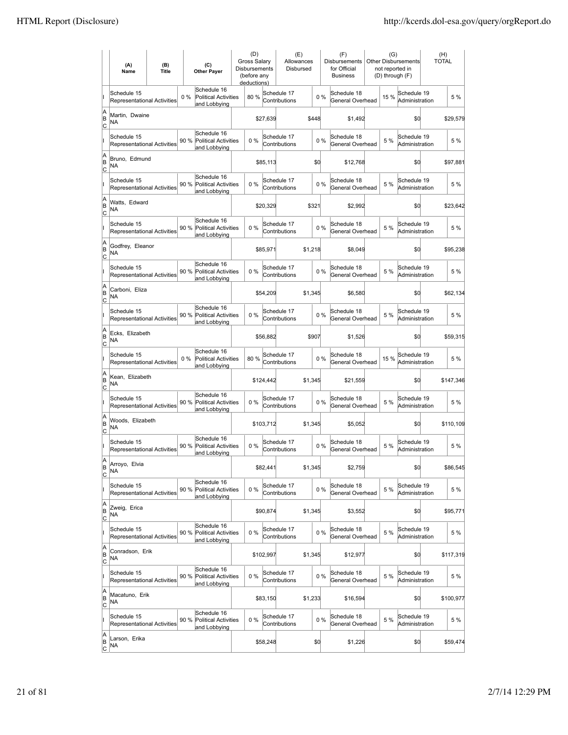| | (A) Name | (B) Title | | (C) Other Payer | (D) Gross Salary Disbursements (before any deductions) | | (E) Allowances Disbursed | | (F) Disbursements for Official Business | | (G) Other Disbursements not reported in (D) through (F) | | (H) TOTAL |
|---|---|---|---|---|---|---|---|---|---|---|---|---|---|
| I | Schedule 15 Representational Activities | | 0 % | Schedule 16 Political Activities and Lobbying | 80 % | | Schedule 17 Contributions | 0 % | Schedule 18 General Overhead | 15 % | Schedule 19 Administration | | 5 % |
| A B C | Martin, Dwaine NA | | | | | $27,639 | | $448 | $1,492 | | | $0 | $29,579 |
| I | Schedule 15 Representational Activities | | 90 % | Schedule 16 Political Activities and Lobbying | 0 % | | Schedule 17 Contributions | 0 % | Schedule 18 General Overhead | 5 % | Schedule 19 Administration | | 5 % |
| A B C | Bruno, Edmund NA | | | | | $85,113 | | $0 | $12,768 | | | $0 | $97,881 |
| I | Schedule 15 Representational Activities | | 90 % | Schedule 16 Political Activities and Lobbying | 0 % | | Schedule 17 Contributions | 0 % | Schedule 18 General Overhead | 5 % | Schedule 19 Administration | | 5 % |
| A B C | Watts, Edward NA | | | | | $20,329 | | $321 | $2,992 | | | $0 | $23,642 |
| I | Schedule 15 Representational Activities | | 90 % | Schedule 16 Political Activities and Lobbying | 0 % | | Schedule 17 Contributions | 0 % | Schedule 18 General Overhead | 5 % | Schedule 19 Administration | | 5 % |
| A B C | Godfrey, Eleanor NA | | | | | $85,971 | | $1,218 | $8,049 | | | $0 | $95,238 |
| I | Schedule 15 Representational Activities | | 90 % | Schedule 16 Political Activities and Lobbying | 0 % | | Schedule 17 Contributions | 0 % | Schedule 18 General Overhead | 5 % | Schedule 19 Administration | | 5 % |
| A B C | Carboni, Eliza NA | | | | | $54,209 | | $1,345 | $6,580 | | | $0 | $62,134 |
| I | Schedule 15 Representational Activities | | 90 % | Schedule 16 Political Activities and Lobbying | 0 % | | Schedule 17 Contributions | 0 % | Schedule 18 General Overhead | 5 % | Schedule 19 Administration | | 5 % |
| A B C | Ecks, Elizabeth NA | | | | | $56,882 | | $907 | $1,526 | | | $0 | $59,315 |
| I | Schedule 15 Representational Activities | | 0 % | Schedule 16 Political Activities and Lobbying | 80 % | | Schedule 17 Contributions | 0 % | Schedule 18 General Overhead | 15 % | Schedule 19 Administration | | 5 % |
| A B C | Kean, Elizabeth NA | | | | | $124,442 | | $1,345 | $21,559 | | | $0 | $147,346 |
| I | Schedule 15 Representational Activities | | 90 % | Schedule 16 Political Activities and Lobbying | 0 % | | Schedule 17 Contributions | 0 % | Schedule 18 General Overhead | 5 % | Schedule 19 Administration | | 5 % |
| A B C | Woods, Elizabeth NA | | | | | $103,712 | | $1,345 | $5,052 | | | $0 | $110,109 |
| I | Schedule 15 Representational Activities | | 90 % | Schedule 16 Political Activities and Lobbying | 0 % | | Schedule 17 Contributions | 0 % | Schedule 18 General Overhead | 5 % | Schedule 19 Administration | | 5 % |
| A B C | Arroyo, Elvia NA | | | | | $82,441 | | $1,345 | $2,759 | | | $0 | $86,545 |
| I | Schedule 15 Representational Activities | | 90 % | Schedule 16 Political Activities and Lobbying | 0 % | | Schedule 17 Contributions | 0 % | Schedule 18 General Overhead | 5 % | Schedule 19 Administration | | 5 % |
| A B C | Zweig, Erica NA | | | | | $90,874 | | $1,345 | $3,552 | | | $0 | $95,771 |
| I | Schedule 15 Representational Activities | | 90 % | Schedule 16 Political Activities and Lobbying | 0 % | | Schedule 17 Contributions | 0 % | Schedule 18 General Overhead | 5 % | Schedule 19 Administration | | 5 % |
| A B C | Conradson, Erik NA | | | | | $102,997 | | $1,345 | $12,977 | | | $0 | $117,319 |
| I | Schedule 15 Representational Activities | | 90 % | Schedule 16 Political Activities and Lobbying | 0 % | | Schedule 17 Contributions | 0 % | Schedule 18 General Overhead | 5 % | Schedule 19 Administration | | 5 % |
| A B C | Macatuno, Erik NA | | | | | $83,150 | | $1,233 | $16,594 | | | $0 | $100,977 |
| I | Schedule 15 Representational Activities | | 90 % | Schedule 16 Political Activities and Lobbying | 0 % | | Schedule 17 Contributions | 0 % | Schedule 18 General Overhead | 5 % | Schedule 19 Administration | | 5 % |
| A B C | Larson, Erika NA | | | | | $58,248 | | $0 | $1,226 | | | $0 | $59,474 |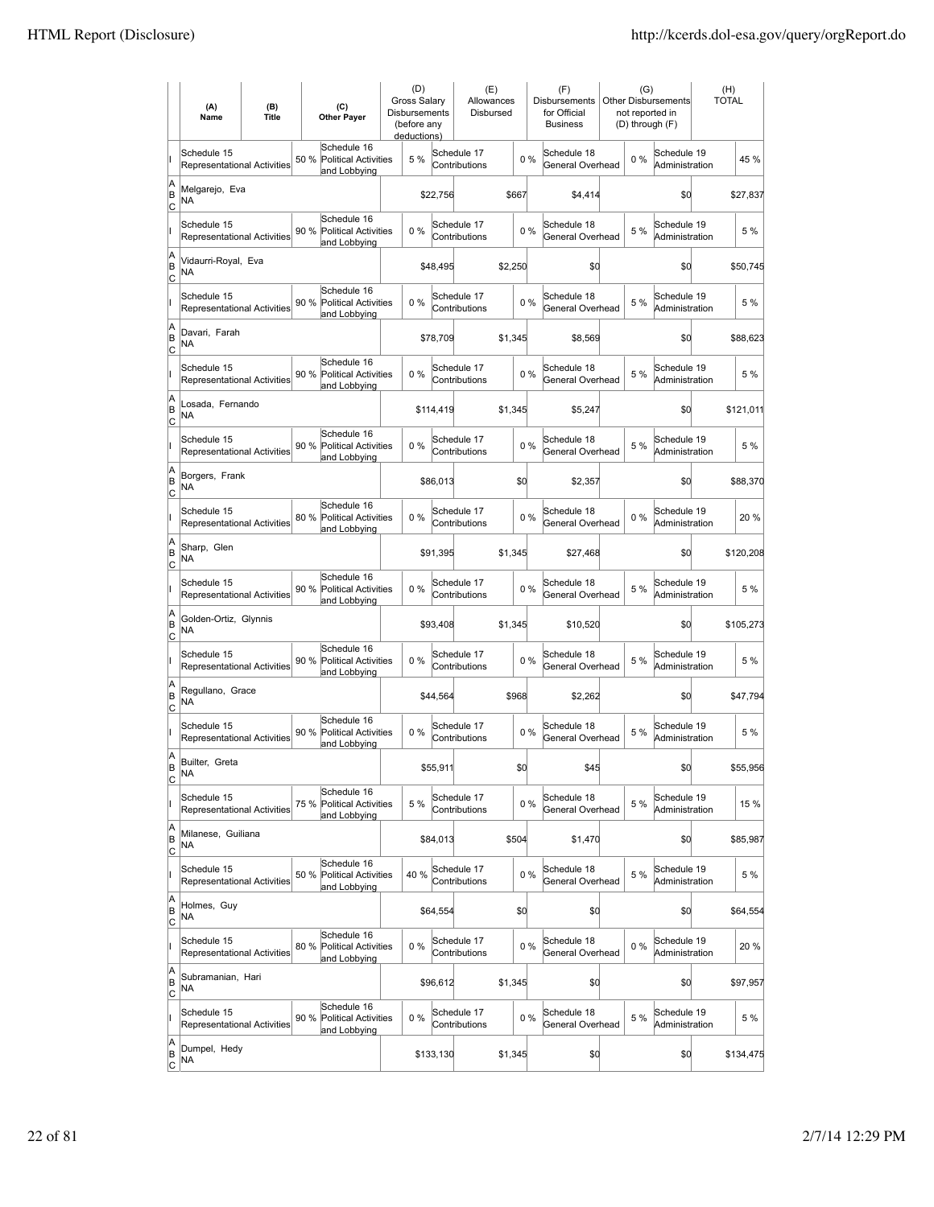| | (A) Name | (B) Title | (C) Other Payer | (D) Gross Salary Disbursements (before any deductions) | (E) Allowances Disbursed | (F) Disbursements for Official Business | (G) Other Disbursements not reported in (D) through (F) | (H) TOTAL |
|---|---|---|---|---|---|---|---|---|
| I | Schedule 15 Representational Activities | 50 % | Schedule 16 Political Activities and Lobbying | 5 % | Schedule 17 Contributions | 0 % | Schedule 18 General Overhead | 0 % | Schedule 19 Administration | 45 % |
| A B C | Melgarejo, Eva NA | | | $22,756 | $667 | $4,414 | $0 | $27,837 |
| I | Schedule 15 Representational Activities | 90 % | Schedule 16 Political Activities and Lobbying | 0 % | Schedule 17 Contributions | 0 % | Schedule 18 General Overhead | 5 % | Schedule 19 Administration | 5 % |
| A B C | Vidaurri-Royal, Eva NA | | | $48,495 | $2,250 | $0 | $0 | $50,745 |
| I | Schedule 15 Representational Activities | 90 % | Schedule 16 Political Activities and Lobbying | 0 % | Schedule 17 Contributions | 0 % | Schedule 18 General Overhead | 5 % | Schedule 19 Administration | 5 % |
| A B C | Davari, Farah NA | | | $78,709 | $1,345 | $8,569 | $0 | $88,623 |
| I | Schedule 15 Representational Activities | 90 % | Schedule 16 Political Activities and Lobbying | 0 % | Schedule 17 Contributions | 0 % | Schedule 18 General Overhead | 5 % | Schedule 19 Administration | 5 % |
| A B C | Losada, Fernando NA | | | $114,419 | $1,345 | $5,247 | $0 | $121,011 |
| I | Schedule 15 Representational Activities | 90 % | Schedule 16 Political Activities and Lobbying | 0 % | Schedule 17 Contributions | 0 % | Schedule 18 General Overhead | 5 % | Schedule 19 Administration | 5 % |
| A B C | Borgers, Frank NA | | | $86,013 | $0 | $2,357 | $0 | $88,370 |
| I | Schedule 15 Representational Activities | 80 % | Schedule 16 Political Activities and Lobbying | 0 % | Schedule 17 Contributions | 0 % | Schedule 18 General Overhead | 0 % | Schedule 19 Administration | 20 % |
| A B C | Sharp, Glen NA | | | $91,395 | $1,345 | $27,468 | $0 | $120,208 |
| I | Schedule 15 Representational Activities | 90 % | Schedule 16 Political Activities and Lobbying | 0 % | Schedule 17 Contributions | 0 % | Schedule 18 General Overhead | 5 % | Schedule 19 Administration | 5 % |
| A B C | Golden-Ortiz, Glynnis NA | | | $93,408 | $1,345 | $10,520 | $0 | $105,273 |
| I | Schedule 15 Representational Activities | 90 % | Schedule 16 Political Activities and Lobbying | 0 % | Schedule 17 Contributions | 0 % | Schedule 18 General Overhead | 5 % | Schedule 19 Administration | 5 % |
| A B C | Regullano, Grace NA | | | $44,564 | $968 | $2,262 | $0 | $47,794 |
| I | Schedule 15 Representational Activities | 90 % | Schedule 16 Political Activities and Lobbying | 0 % | Schedule 17 Contributions | 0 % | Schedule 18 General Overhead | 5 % | Schedule 19 Administration | 5 % |
| A B C | Builter, Greta NA | | | $55,911 | $0 | $45 | $0 | $55,956 |
| I | Schedule 15 Representational Activities | 75 % | Schedule 16 Political Activities and Lobbying | 5 % | Schedule 17 Contributions | 0 % | Schedule 18 General Overhead | 5 % | Schedule 19 Administration | 15 % |
| A B C | Milanese, Guiliana NA | | | $84,013 | $504 | $1,470 | $0 | $85,987 |
| I | Schedule 15 Representational Activities | 50 % | Schedule 16 Political Activities and Lobbying | 40 % | Schedule 17 Contributions | 0 % | Schedule 18 General Overhead | 5 % | Schedule 19 Administration | 5 % |
| A B C | Holmes, Guy NA | | | $64,554 | $0 | $0 | $0 | $64,554 |
| I | Schedule 15 Representational Activities | 80 % | Schedule 16 Political Activities and Lobbying | 0 % | Schedule 17 Contributions | 0 % | Schedule 18 General Overhead | 0 % | Schedule 19 Administration | 20 % |
| A B C | Subramanian, Hari NA | | | $96,612 | $1,345 | $0 | $0 | $97,957 |
| I | Schedule 15 Representational Activities | 90 % | Schedule 16 Political Activities and Lobbying | 0 % | Schedule 17 Contributions | 0 % | Schedule 18 General Overhead | 5 % | Schedule 19 Administration | 5 % |
| A B C | Dumpel, Hedy NA | | | $133,130 | $1,345 | $0 | $0 | $134,475 |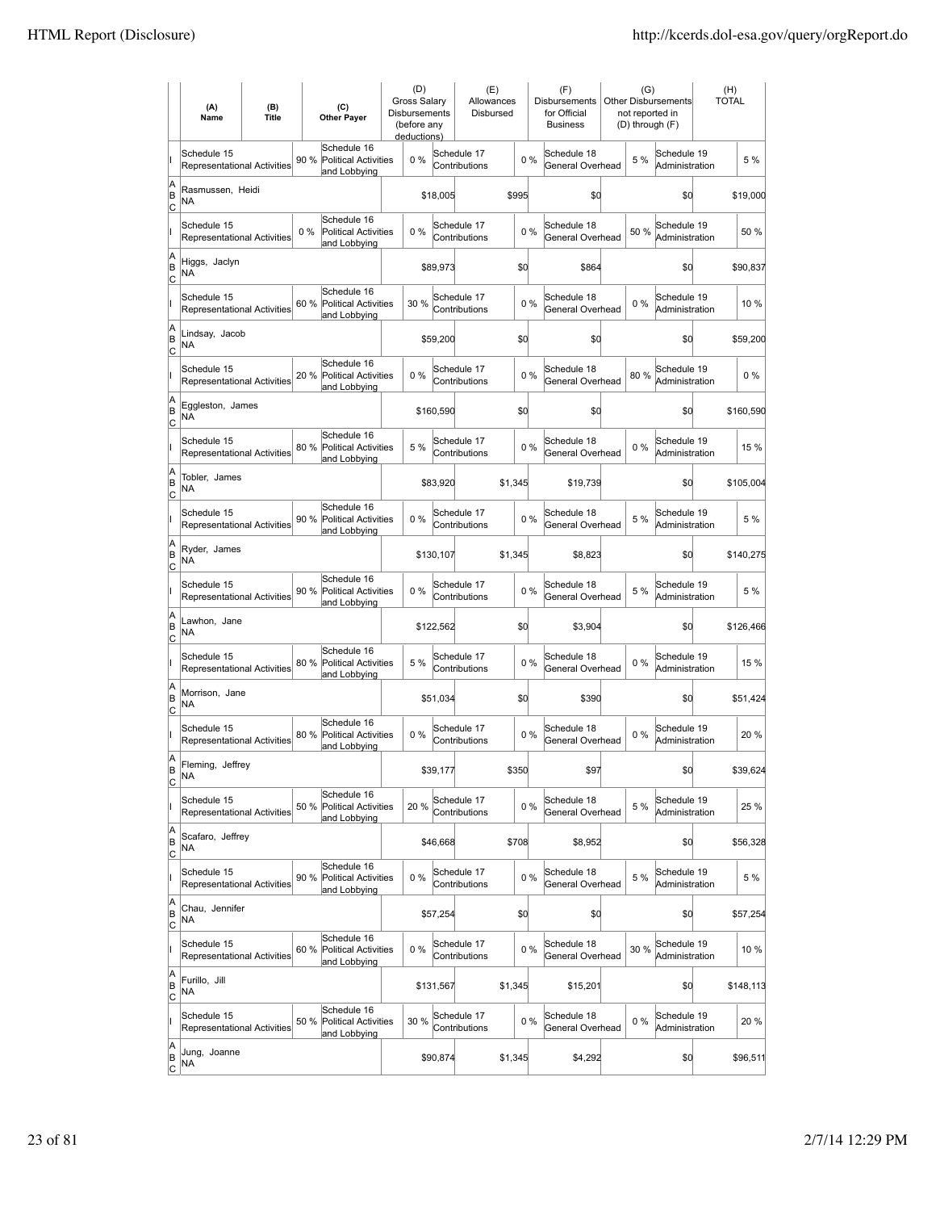| | (A) Name | (B) Title | (C) Other Payer | (D) Gross Salary Disbursements (before any deductions) | (E) Allowances Disbursed | (F) Disbursements for Official Business | (G) Other Disbursements not reported in (D) through (F) | (H) TOTAL |
|---|---|---|---|---|---|---|---|---|
| I | Schedule 15 Representational Activities 90 % | | Schedule 16 Political Activities and Lobbying 0 % | | Schedule 17 Contributions 0 % | Schedule 18 General Overhead 5 % | Schedule 19 Administration 5 % | |
| A B C | Rasmussen, Heidi NA | | | $18,005 | $995 | $0 | $0 | $19,000 |
| I | Schedule 15 Representational Activities 0 % | | Schedule 16 Political Activities and Lobbying 0 % | | Schedule 17 Contributions 0 % | Schedule 18 General Overhead 50 % | Schedule 19 Administration 50 % | |
| A B C | Higgs, Jaclyn NA | | | $89,973 | $0 | $864 | $0 | $90,837 |
| I | Schedule 15 Representational Activities 60 % | | Schedule 16 Political Activities and Lobbying 30 % | | Schedule 17 Contributions 0 % | Schedule 18 General Overhead 0 % | Schedule 19 Administration 10 % | |
| A B C | Lindsay, Jacob NA | | | $59,200 | $0 | $0 | $0 | $59,200 |
| I | Schedule 15 Representational Activities 20 % | | Schedule 16 Political Activities and Lobbying 0 % | | Schedule 17 Contributions 0 % | Schedule 18 General Overhead 80 % | Schedule 19 Administration 0 % | |
| A B C | Eggleston, James NA | | | $160,590 | $0 | $0 | $0 | $160,590 |
| I | Schedule 15 Representational Activities 80 % | | Schedule 16 Political Activities and Lobbying 5 % | | Schedule 17 Contributions 0 % | Schedule 18 General Overhead 0 % | Schedule 19 Administration 15 % | |
| A B C | Tobler, James NA | | | $83,920 | $1,345 | $19,739 | $0 | $105,004 |
| I | Schedule 15 Representational Activities 90 % | | Schedule 16 Political Activities and Lobbying 0 % | | Schedule 17 Contributions 0 % | Schedule 18 General Overhead 5 % | Schedule 19 Administration 5 % | |
| A B C | Ryder, James NA | | | $130,107 | $1,345 | $8,823 | $0 | $140,275 |
| I | Schedule 15 Representational Activities 90 % | | Schedule 16 Political Activities and Lobbying 0 % | | Schedule 17 Contributions 0 % | Schedule 18 General Overhead 5 % | Schedule 19 Administration 5 % | |
| A B C | Lawhon, Jane NA | | | $122,562 | $0 | $3,904 | $0 | $126,466 |
| I | Schedule 15 Representational Activities 80 % | | Schedule 16 Political Activities and Lobbying 5 % | | Schedule 17 Contributions 0 % | Schedule 18 General Overhead 0 % | Schedule 19 Administration 15 % | |
| A B C | Morrison, Jane NA | | | $51,034 | $0 | $390 | $0 | $51,424 |
| I | Schedule 15 Representational Activities 80 % | | Schedule 16 Political Activities and Lobbying 0 % | | Schedule 17 Contributions 0 % | Schedule 18 General Overhead 0 % | Schedule 19 Administration 20 % | |
| A B C | Fleming, Jeffrey NA | | | $39,177 | $350 | $97 | $0 | $39,624 |
| I | Schedule 15 Representational Activities 50 % | | Schedule 16 Political Activities and Lobbying 20 % | | Schedule 17 Contributions 0 % | Schedule 18 General Overhead 5 % | Schedule 19 Administration 25 % | |
| A B C | Scafaro, Jeffrey NA | | | $46,668 | $708 | $8,952 | $0 | $56,328 |
| I | Schedule 15 Representational Activities 90 % | | Schedule 16 Political Activities and Lobbying 0 % | | Schedule 17 Contributions 0 % | Schedule 18 General Overhead 5 % | Schedule 19 Administration 5 % | |
| A B C | Chau, Jennifer NA | | | $57,254 | $0 | $0 | $0 | $57,254 |
| I | Schedule 15 Representational Activities 60 % | | Schedule 16 Political Activities and Lobbying 0 % | | Schedule 17 Contributions 0 % | Schedule 18 General Overhead 30 % | Schedule 19 Administration 10 % | |
| A B C | Furillo, Jill NA | | | $131,567 | $1,345 | $15,201 | $0 | $148,113 |
| I | Schedule 15 Representational Activities 50 % | | Schedule 16 Political Activities and Lobbying 30 % | | Schedule 17 Contributions 0 % | Schedule 18 General Overhead 0 % | Schedule 19 Administration 20 % | |
| A B C | Jung, Joanne NA | | | $90,874 | $1,345 | $4,292 | $0 | $96,511 |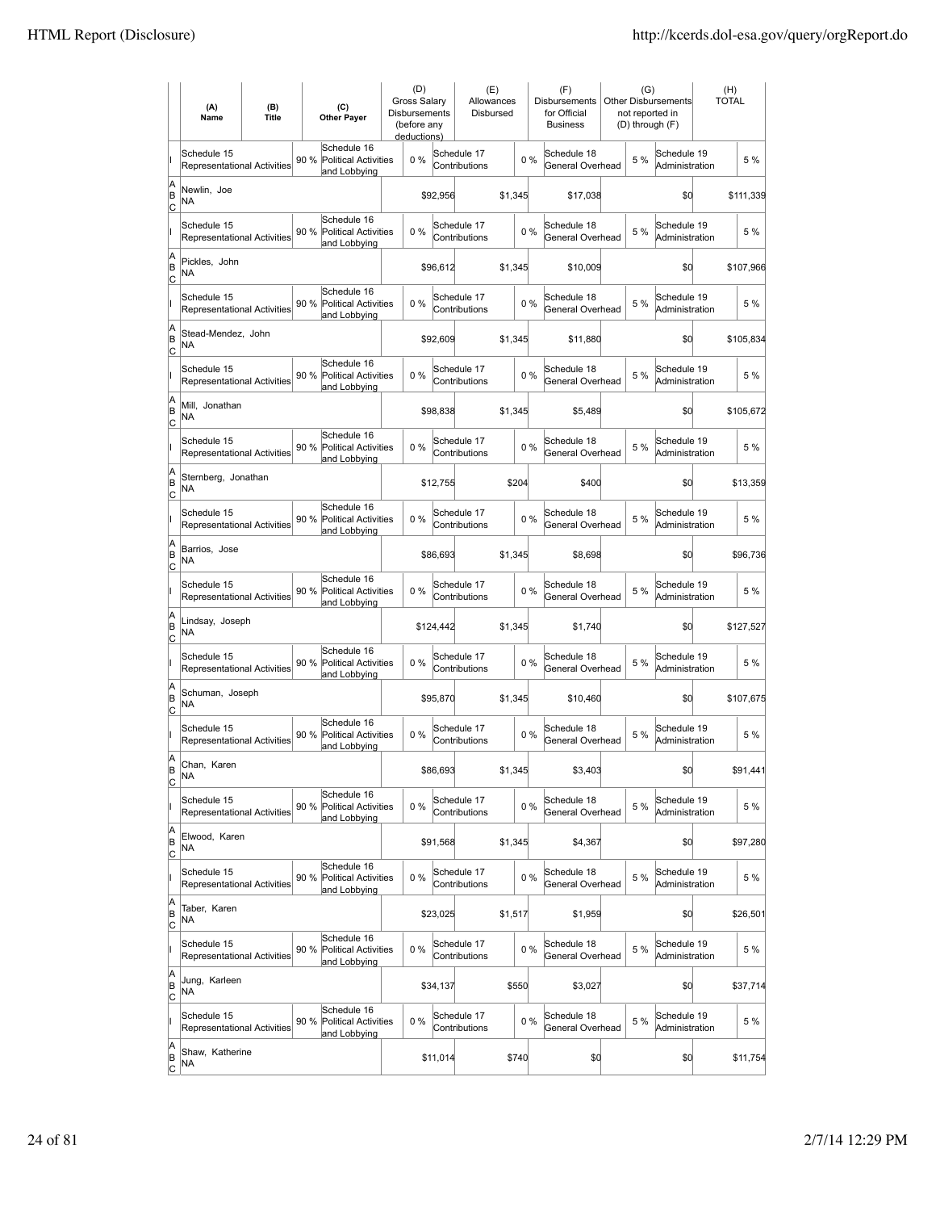| | (A) Name | (B) Title | (C) Other Payer | (D) Gross Salary Disbursements (before any deductions) | (E) Allowances Disbursed | (F) Disbursements for Official Business | (G) Other Disbursements not reported in (D) through (F) | (H) TOTAL |
|---|---|---|---|---|---|---|---|---|
| I | Schedule 15 Representational Activities 90 % | | Schedule 16 Political Activities and Lobbying 0 % | | Schedule 17 Contributions 0 % | Schedule 18 General Overhead 5 % | Schedule 19 Administration | 5 % |
| A B C | Newlin, Joe NA | | | $92,956 | $1,345 | $17,038 | $0 | $111,339 |
| I | Schedule 15 Representational Activities 90 % | | Schedule 16 Political Activities and Lobbying 0 % | | Schedule 17 Contributions 0 % | Schedule 18 General Overhead 5 % | Schedule 19 Administration | 5 % |
| A B C | Pickles, John NA | | | $96,612 | $1,345 | $10,009 | $0 | $107,966 |
| I | Schedule 15 Representational Activities 90 % | | Schedule 16 Political Activities and Lobbying 0 % | | Schedule 17 Contributions 0 % | Schedule 18 General Overhead 5 % | Schedule 19 Administration | 5 % |
| A B C | Stead-Mendez, John NA | | | $92,609 | $1,345 | $11,880 | $0 | $105,834 |
| I | Schedule 15 Representational Activities 90 % | | Schedule 16 Political Activities and Lobbying 0 % | | Schedule 17 Contributions 0 % | Schedule 18 General Overhead 5 % | Schedule 19 Administration | 5 % |
| A B C | Mill, Jonathan NA | | | $98,838 | $1,345 | $5,489 | $0 | $105,672 |
| I | Schedule 15 Representational Activities 90 % | | Schedule 16 Political Activities and Lobbying 0 % | | Schedule 17 Contributions 0 % | Schedule 18 General Overhead 5 % | Schedule 19 Administration | 5 % |
| A B C | Sternberg, Jonathan NA | | | $12,755 | $204 | $400 | $0 | $13,359 |
| I | Schedule 15 Representational Activities 90 % | | Schedule 16 Political Activities and Lobbying 0 % | | Schedule 17 Contributions 0 % | Schedule 18 General Overhead 5 % | Schedule 19 Administration | 5 % |
| A B C | Barrios, Jose NA | | | $86,693 | $1,345 | $8,698 | $0 | $96,736 |
| I | Schedule 15 Representational Activities 90 % | | Schedule 16 Political Activities and Lobbying 0 % | | Schedule 17 Contributions 0 % | Schedule 18 General Overhead 5 % | Schedule 19 Administration | 5 % |
| A B C | Lindsay, Joseph NA | | | $124,442 | $1,345 | $1,740 | $0 | $127,527 |
| I | Schedule 15 Representational Activities 90 % | | Schedule 16 Political Activities and Lobbying 0 % | | Schedule 17 Contributions 0 % | Schedule 18 General Overhead 5 % | Schedule 19 Administration | 5 % |
| A B C | Schuman, Joseph NA | | | $95,870 | $1,345 | $10,460 | $0 | $107,675 |
| I | Schedule 15 Representational Activities 90 % | | Schedule 16 Political Activities and Lobbying 0 % | | Schedule 17 Contributions 0 % | Schedule 18 General Overhead 5 % | Schedule 19 Administration | 5 % |
| A B C | Chan, Karen NA | | | $86,693 | $1,345 | $3,403 | $0 | $91,441 |
| I | Schedule 15 Representational Activities 90 % | | Schedule 16 Political Activities and Lobbying 0 % | | Schedule 17 Contributions 0 % | Schedule 18 General Overhead 5 % | Schedule 19 Administration | 5 % |
| A B C | Elwood, Karen NA | | | $91,568 | $1,345 | $4,367 | $0 | $97,280 |
| I | Schedule 15 Representational Activities 90 % | | Schedule 16 Political Activities and Lobbying 0 % | | Schedule 17 Contributions 0 % | Schedule 18 General Overhead 5 % | Schedule 19 Administration | 5 % |
| A B C | Taber, Karen NA | | | $23,025 | $1,517 | $1,959 | $0 | $26,501 |
| I | Schedule 15 Representational Activities 90 % | | Schedule 16 Political Activities and Lobbying 0 % | | Schedule 17 Contributions 0 % | Schedule 18 General Overhead 5 % | Schedule 19 Administration | 5 % |
| A B C | Jung, Karleen NA | | | $34,137 | $550 | $3,027 | $0 | $37,714 |
| I | Schedule 15 Representational Activities 90 % | | Schedule 16 Political Activities and Lobbying 0 % | | Schedule 17 Contributions 0 % | Schedule 18 General Overhead 5 % | Schedule 19 Administration | 5 % |
| A B C | Shaw, Katherine NA | | | $11,014 | $740 | $0 | $0 | $11,754 |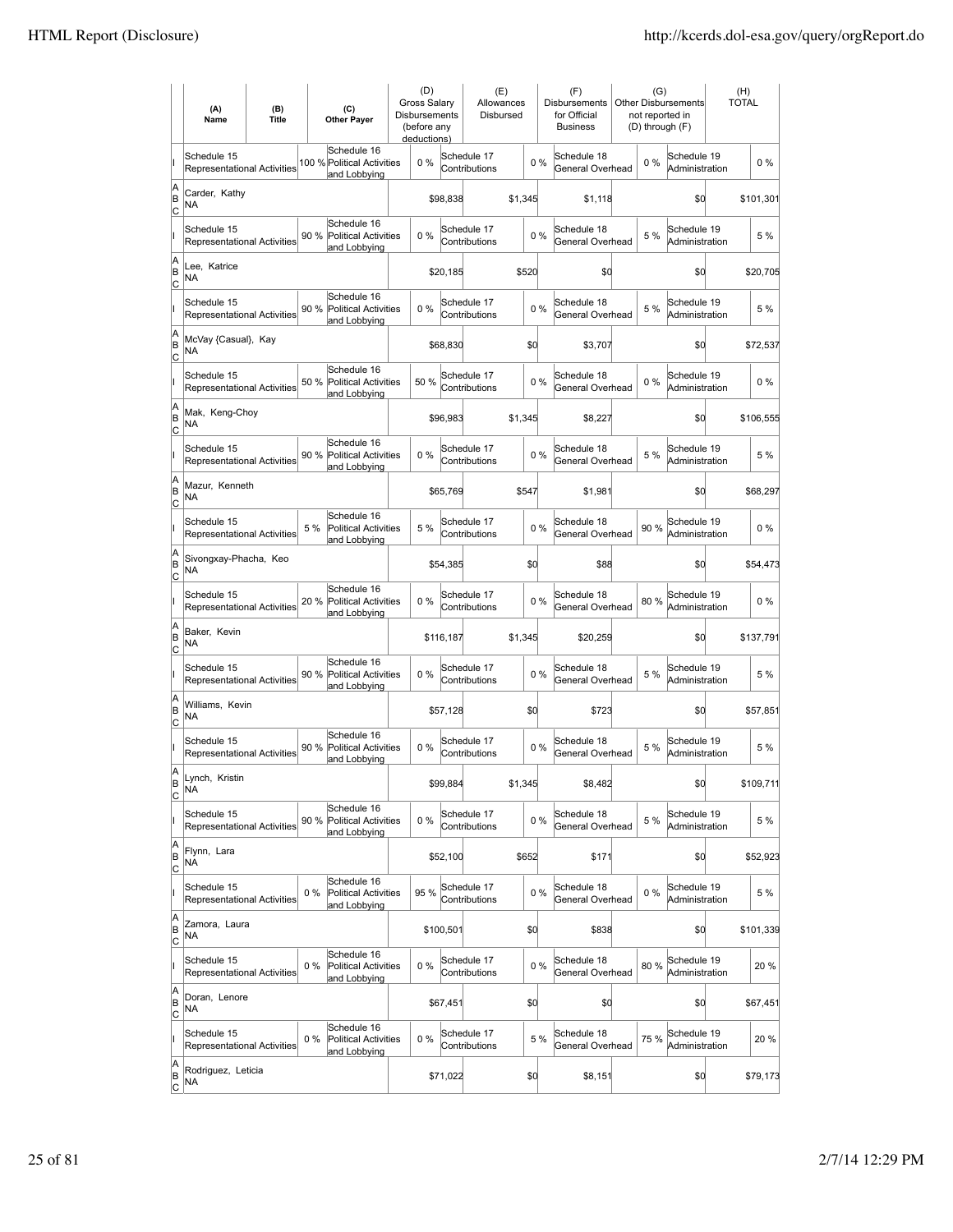| | (A) Name | (B) Title | (C) Other Payer | (D) Gross Salary Disbursements (before any deductions) | (E) Allowances Disbursed | (F) Disbursements for Official Business | (G) Other Disbursements not reported in (D) through (F) | (H) TOTAL |
|---|---|---|---|---|---|---|---|---|
| I | Schedule 15 Representational Activities 100 % | | Schedule 16 Political Activities and Lobbying 0 % | Schedule 17 Contributions 0 % | | Schedule 18 General Overhead 0 % | Schedule 19 Administration 0 % | |
| A B C | Carder, Kathy NA | | | $98,838 | $1,345 | $1,118 | $0 | $101,301 |
| I | Schedule 15 Representational Activities 90 % | | Schedule 16 Political Activities and Lobbying 0 % | Schedule 17 Contributions 0 % | | Schedule 18 General Overhead 5 % | Schedule 19 Administration 5 % | |
| A B C | Lee, Katrice NA | | | $20,185 | $520 | $0 | $0 | $20,705 |
| I | Schedule 15 Representational Activities 90 % | | Schedule 16 Political Activities and Lobbying 0 % | Schedule 17 Contributions 0 % | | Schedule 18 General Overhead 5 % | Schedule 19 Administration 5 % | |
| A B C | McVay {Casual}, Kay NA | | | $68,830 | $0 | $3,707 | $0 | $72,537 |
| I | Schedule 15 Representational Activities 50 % | | Schedule 16 Political Activities and Lobbying 50 % | Schedule 17 Contributions 0 % | | Schedule 18 General Overhead 0 % | Schedule 19 Administration 0 % | |
| A B C | Mak, Keng-Choy NA | | | $96,983 | $1,345 | $8,227 | $0 | $106,555 |
| I | Schedule 15 Representational Activities 90 % | | Schedule 16 Political Activities and Lobbying 0 % | Schedule 17 Contributions 0 % | | Schedule 18 General Overhead 5 % | Schedule 19 Administration 5 % | |
| A B C | Mazur, Kenneth NA | | | $65,769 | $547 | $1,981 | $0 | $68,297 |
| I | Schedule 15 Representational Activities 5 % | | Schedule 16 Political Activities and Lobbying 5 % | Schedule 17 Contributions 0 % | | Schedule 18 General Overhead 90 % | Schedule 19 Administration 0 % | |
| A B C | Sivongxay-Phacha, Keo NA | | | $54,385 | $0 | $88 | $0 | $54,473 |
| I | Schedule 15 Representational Activities 20 % | | Schedule 16 Political Activities and Lobbying 0 % | Schedule 17 Contributions 0 % | | Schedule 18 General Overhead 80 % | Schedule 19 Administration 0 % | |
| A B C | Baker, Kevin NA | | | $116,187 | $1,345 | $20,259 | $0 | $137,791 |
| I | Schedule 15 Representational Activities 90 % | | Schedule 16 Political Activities and Lobbying 0 % | Schedule 17 Contributions 0 % | | Schedule 18 General Overhead 5 % | Schedule 19 Administration 5 % | |
| A B C | Williams, Kevin NA | | | $57,128 | $0 | $723 | $0 | $57,851 |
| I | Schedule 15 Representational Activities 90 % | | Schedule 16 Political Activities and Lobbying 0 % | Schedule 17 Contributions 0 % | | Schedule 18 General Overhead 5 % | Schedule 19 Administration 5 % | |
| A B C | Lynch, Kristin NA | | | $99,884 | $1,345 | $8,482 | $0 | $109,711 |
| I | Schedule 15 Representational Activities 90 % | | Schedule 16 Political Activities and Lobbying 0 % | Schedule 17 Contributions 0 % | | Schedule 18 General Overhead 5 % | Schedule 19 Administration 5 % | |
| A B C | Flynn, Lara NA | | | $52,100 | $652 | $171 | $0 | $52,923 |
| I | Schedule 15 Representational Activities 0 % | | Schedule 16 Political Activities and Lobbying 95 % | Schedule 17 Contributions 0 % | | Schedule 18 General Overhead 0 % | Schedule 19 Administration 5 % | |
| A B C | Zamora, Laura NA | | | $100,501 | $0 | $838 | $0 | $101,339 |
| I | Schedule 15 Representational Activities 0 % | | Schedule 16 Political Activities and Lobbying 0 % | Schedule 17 Contributions 0 % | | Schedule 18 General Overhead 80 % | Schedule 19 Administration 20 % | |
| A B C | Doran, Lenore NA | | | $67,451 | $0 | $0 | $0 | $67,451 |
| I | Schedule 15 Representational Activities 0 % | | Schedule 16 Political Activities and Lobbying 0 % | Schedule 17 Contributions 5 % | | Schedule 18 General Overhead 75 % | Schedule 19 Administration 20 % | |
| A B C | Rodriguez, Leticia NA | | | $71,022 | $0 | $8,151 | $0 | $79,173 |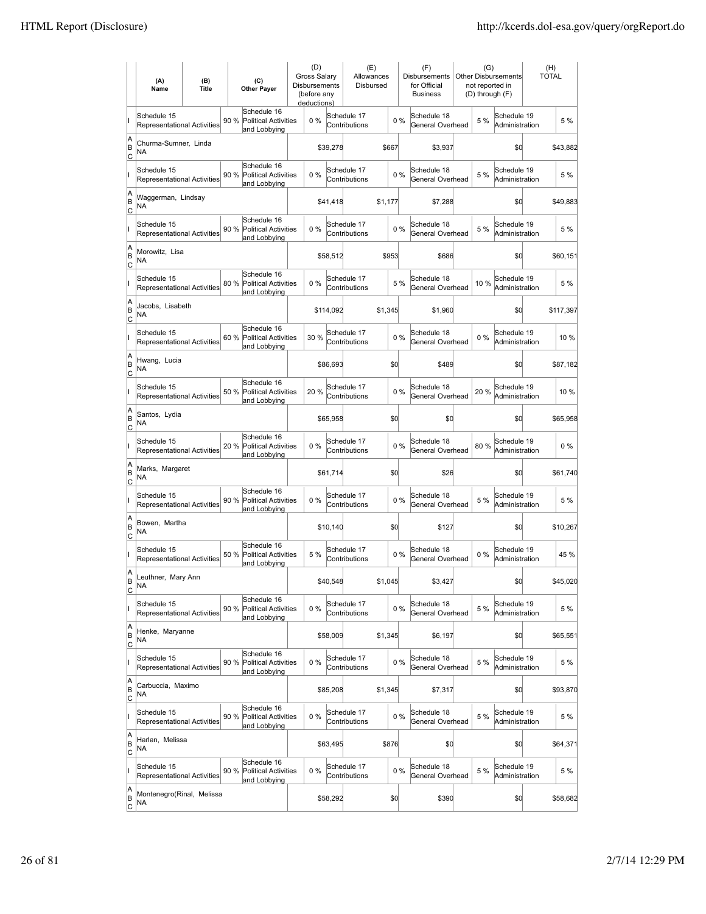| | (A) Name | (B) Title | (C) Other Payer | (D) Gross Salary Disbursements (before any deductions) | (E) Allowances Disbursed | (F) Disbursements for Official Business | (G) Other Disbursements not reported in (D) through (F) | (H) TOTAL |
|---|---|---|---|---|---|---|---|---|
| I | Schedule 15 Representational Activities 90 % | | Schedule 16 Political Activities and Lobbying 0 % | | Schedule 17 Contributions 0 % | Schedule 18 General Overhead 5 % | Schedule 19 Administration | 5 % |
| A B C | Churma-Sumner, Linda NA | | | $39,278 | $667 | $3,937 | $0 | $43,882 |
| I | Schedule 15 Representational Activities 90 % | | Schedule 16 Political Activities and Lobbying 0 % | | Schedule 17 Contributions 0 % | Schedule 18 General Overhead 5 % | Schedule 19 Administration | 5 % |
| A B C | Waggerman, Lindsay NA | | | $41,418 | $1,177 | $7,288 | $0 | $49,883 |
| I | Schedule 15 Representational Activities 90 % | | Schedule 16 Political Activities and Lobbying 0 % | | Schedule 17 Contributions 0 % | Schedule 18 General Overhead 5 % | Schedule 19 Administration | 5 % |
| A B C | Morowitz, Lisa NA | | | $58,512 | $953 | $686 | $0 | $60,151 |
| I | Schedule 15 Representational Activities 80 % | | Schedule 16 Political Activities and Lobbying 0 % | | Schedule 17 Contributions 5 % | Schedule 18 General Overhead 10 % | Schedule 19 Administration | 5 % |
| A B C | Jacobs, Lisabeth NA | | | $114,092 | $1,345 | $1,960 | $0 | $117,397 |
| I | Schedule 15 Representational Activities 60 % | | Schedule 16 Political Activities and Lobbying 30 % | | Schedule 17 Contributions 0 % | Schedule 18 General Overhead 0 % | Schedule 19 Administration | 10 % |
| A B C | Hwang, Lucia NA | | | $86,693 | $0 | $489 | $0 | $87,182 |
| I | Schedule 15 Representational Activities 50 % | | Schedule 16 Political Activities and Lobbying 20 % | | Schedule 17 Contributions 0 % | Schedule 18 General Overhead 20 % | Schedule 19 Administration | 10 % |
| A B C | Santos, Lydia NA | | | $65,958 | $0 | $0 | $0 | $65,958 |
| I | Schedule 15 Representational Activities 20 % | | Schedule 16 Political Activities and Lobbying 0 % | | Schedule 17 Contributions 0 % | Schedule 18 General Overhead 80 % | Schedule 19 Administration | 0 % |
| A B C | Marks, Margaret NA | | | $61,714 | $0 | $26 | $0 | $61,740 |
| I | Schedule 15 Representational Activities 90 % | | Schedule 16 Political Activities and Lobbying 0 % | | Schedule 17 Contributions 0 % | Schedule 18 General Overhead 5 % | Schedule 19 Administration | 5 % |
| A B C | Bowen, Martha NA | | | $10,140 | $0 | $127 | $0 | $10,267 |
| I | Schedule 15 Representational Activities 50 % | | Schedule 16 Political Activities and Lobbying 5 % | | Schedule 17 Contributions 0 % | Schedule 18 General Overhead 0 % | Schedule 19 Administration | 45 % |
| A B C | Leuthner, Mary Ann NA | | | $40,548 | $1,045 | $3,427 | $0 | $45,020 |
| I | Schedule 15 Representational Activities 90 % | | Schedule 16 Political Activities and Lobbying 0 % | | Schedule 17 Contributions 0 % | Schedule 18 General Overhead 5 % | Schedule 19 Administration | 5 % |
| A B C | Henke, Maryanne NA | | | $58,009 | $1,345 | $6,197 | $0 | $65,551 |
| I | Schedule 15 Representational Activities 90 % | | Schedule 16 Political Activities and Lobbying 0 % | | Schedule 17 Contributions 0 % | Schedule 18 General Overhead 5 % | Schedule 19 Administration | 5 % |
| A B C | Carbuccia, Maximo NA | | | $85,208 | $1,345 | $7,317 | $0 | $93,870 |
| I | Schedule 15 Representational Activities 90 % | | Schedule 16 Political Activities and Lobbying 0 % | | Schedule 17 Contributions 0 % | Schedule 18 General Overhead 5 % | Schedule 19 Administration | 5 % |
| A B C | Harlan, Melissa NA | | | $63,495 | $876 | $0 | $0 | $64,371 |
| I | Schedule 15 Representational Activities 90 % | | Schedule 16 Political Activities and Lobbying 0 % | | Schedule 17 Contributions 0 % | Schedule 18 General Overhead 5 % | Schedule 19 Administration | 5 % |
| A B C | Montenegro(Rinal, Melissa NA | | | $58,292 | $0 | $390 | $0 | $58,682 |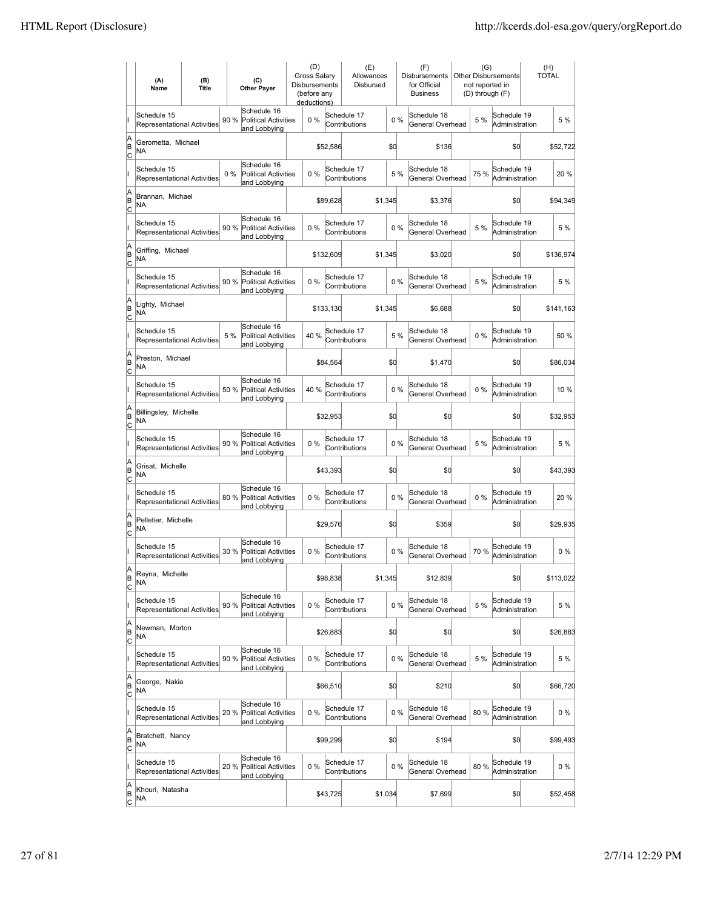| | (A) Name | (B) Title | (C) Other Payer | (D) Gross Salary Disbursements (before any deductions) | (E) Allowances Disbursed | (F) Disbursements for Official Business | (G) Other Disbursements not reported in (D) through (F) | (H) TOTAL |
|---|---|---|---|---|---|---|---|---|
| I | Schedule 15 Representational Activities 90 % | | Schedule 16 Political Activities and Lobbying 0 % | | Schedule 17 Contributions 0 % | Schedule 18 General Overhead 5 % | Schedule 19 Administration | 5 % |
| A B C | Gerometta, Michael NA | | | $52,586 | $0 | $136 | $0 | $52,722 |
| I | Schedule 15 Representational Activities 0 % | | Schedule 16 Political Activities and Lobbying 0 % | | Schedule 17 Contributions 5 % | Schedule 18 General Overhead 75 % | Schedule 19 Administration | 20 % |
| A B C | Brannan, Michael NA | | | $89,628 | $1,345 | $3,376 | $0 | $94,349 |
| I | Schedule 15 Representational Activities 90 % | | Schedule 16 Political Activities and Lobbying 0 % | | Schedule 17 Contributions 0 % | Schedule 18 General Overhead 5 % | Schedule 19 Administration | 5 % |
| A B C | Griffing, Michael NA | | | $132,609 | $1,345 | $3,020 | $0 | $136,974 |
| I | Schedule 15 Representational Activities 90 % | | Schedule 16 Political Activities and Lobbying 0 % | | Schedule 17 Contributions 0 % | Schedule 18 General Overhead 5 % | Schedule 19 Administration | 5 % |
| A B C | Lighty, Michael NA | | | $133,130 | $1,345 | $6,688 | $0 | $141,163 |
| I | Schedule 15 Representational Activities 5 % | | Schedule 16 Political Activities and Lobbying 40 % | | Schedule 17 Contributions 5 % | Schedule 18 General Overhead 0 % | Schedule 19 Administration | 50 % |
| A B C | Preston, Michael NA | | | $84,564 | $0 | $1,470 | $0 | $86,034 |
| I | Schedule 15 Representational Activities 50 % | | Schedule 16 Political Activities and Lobbying 40 % | | Schedule 17 Contributions 0 % | Schedule 18 General Overhead 0 % | Schedule 19 Administration | 10 % |
| A B C | Billingsley, Michelle NA | | | $32,953 | $0 | $0 | $0 | $32,953 |
| I | Schedule 15 Representational Activities 90 % | | Schedule 16 Political Activities and Lobbying 0 % | | Schedule 17 Contributions 0 % | Schedule 18 General Overhead 5 % | Schedule 19 Administration | 5 % |
| A B C | Grisat, Michelle NA | | | $43,393 | $0 | $0 | $0 | $43,393 |
| I | Schedule 15 Representational Activities 80 % | | Schedule 16 Political Activities and Lobbying 0 % | | Schedule 17 Contributions 0 % | Schedule 18 General Overhead 0 % | Schedule 19 Administration | 20 % |
| A B C | Pelletier, Michelle NA | | | $29,576 | $0 | $359 | $0 | $29,935 |
| I | Schedule 15 Representational Activities 30 % | | Schedule 16 Political Activities and Lobbying 0 % | | Schedule 17 Contributions 0 % | Schedule 18 General Overhead 70 % | Schedule 19 Administration | 0 % |
| A B C | Reyna, Michelle NA | | | $98,838 | $1,345 | $12,839 | $0 | $113,022 |
| I | Schedule 15 Representational Activities 90 % | | Schedule 16 Political Activities and Lobbying 0 % | | Schedule 17 Contributions 0 % | Schedule 18 General Overhead 5 % | Schedule 19 Administration | 5 % |
| A B C | Newman, Morton NA | | | $26,883 | $0 | $0 | $0 | $26,883 |
| I | Schedule 15 Representational Activities 90 % | | Schedule 16 Political Activities and Lobbying 0 % | | Schedule 17 Contributions 0 % | Schedule 18 General Overhead 5 % | Schedule 19 Administration | 5 % |
| A B C | George, Nakia NA | | | $66,510 | $0 | $210 | $0 | $66,720 |
| I | Schedule 15 Representational Activities 20 % | | Schedule 16 Political Activities and Lobbying 0 % | | Schedule 17 Contributions 0 % | Schedule 18 General Overhead 80 % | Schedule 19 Administration | 0 % |
| A B C | Bratchett, Nancy NA | | | $99,299 | $0 | $194 | $0 | $99,493 |
| I | Schedule 15 Representational Activities 20 % | | Schedule 16 Political Activities and Lobbying 0 % | | Schedule 17 Contributions 0 % | Schedule 18 General Overhead 80 % | Schedule 19 Administration | 0 % |
| A B C | Khouri, Natasha NA | | | $43,725 | $1,034 | $7,699 | $0 | $52,458 |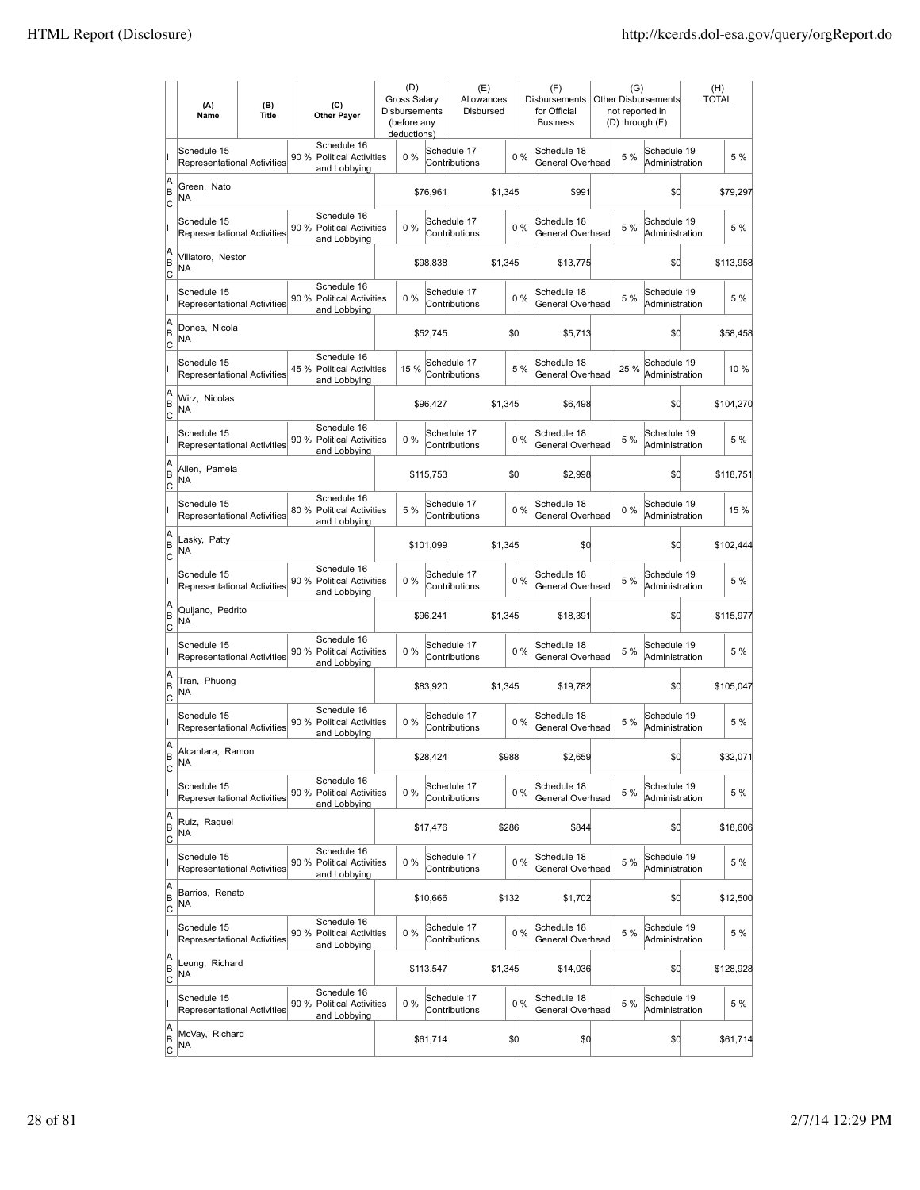| | (A) Name | (B) Title | (C) Other Payer | (D) Gross Salary Disbursements (before any deductions) | (E) Allowances Disbursed | (F) Disbursements for Official Business | (G) Other Disbursements not reported in (D) through (F) | (H) TOTAL |
|---|---|---|---|---|---|---|---|---|
| I | Schedule 15 Representational Activities 90 % | Schedule 16 Political Activities and Lobbying 0 % | | Schedule 17 Contributions 0 % | | Schedule 18 General Overhead 5 % | Schedule 19 Administration 5 % | |
| A B C | Green, Nato NA | | | $76,961 | $1,345 | $991 | $0 | $79,297 |
| I | Schedule 15 Representational Activities 90 % | Schedule 16 Political Activities and Lobbying 0 % | | Schedule 17 Contributions 0 % | | Schedule 18 General Overhead 5 % | Schedule 19 Administration 5 % | |
| A B C | Villatoro, Nestor NA | | | $98,838 | $1,345 | $13,775 | $0 | $113,958 |
| I | Schedule 15 Representational Activities 90 % | Schedule 16 Political Activities and Lobbying 0 % | | Schedule 17 Contributions 0 % | | Schedule 18 General Overhead 5 % | Schedule 19 Administration 5 % | |
| A B C | Dones, Nicola NA | | | $52,745 | $0 | $5,713 | $0 | $58,458 |
| I | Schedule 15 Representational Activities 45 % | Schedule 16 Political Activities and Lobbying 15 % | | Schedule 17 Contributions 5 % | | Schedule 18 General Overhead 25 % | Schedule 19 Administration 10 % | |
| A B C | Wirz, Nicolas NA | | | $96,427 | $1,345 | $6,498 | $0 | $104,270 |
| I | Schedule 15 Representational Activities 90 % | Schedule 16 Political Activities and Lobbying 0 % | | Schedule 17 Contributions 0 % | | Schedule 18 General Overhead 5 % | Schedule 19 Administration 5 % | |
| A B C | Allen, Pamela NA | | | $115,753 | $0 | $2,998 | $0 | $118,751 |
| I | Schedule 15 Representational Activities 80 % | Schedule 16 Political Activities and Lobbying 5 % | | Schedule 17 Contributions 0 % | | Schedule 18 General Overhead 0 % | Schedule 19 Administration 15 % | |
| A B C | Lasky, Patty NA | | | $101,099 | $1,345 | $0 | $0 | $102,444 |
| I | Schedule 15 Representational Activities 90 % | Schedule 16 Political Activities and Lobbying 0 % | | Schedule 17 Contributions 0 % | | Schedule 18 General Overhead 5 % | Schedule 19 Administration 5 % | |
| A B C | Quijano, Pedrito NA | | | $96,241 | $1,345 | $18,391 | $0 | $115,977 |
| I | Schedule 15 Representational Activities 90 % | Schedule 16 Political Activities and Lobbying 0 % | | Schedule 17 Contributions 0 % | | Schedule 18 General Overhead 5 % | Schedule 19 Administration 5 % | |
| A B C | Tran, Phuong NA | | | $83,920 | $1,345 | $19,782 | $0 | $105,047 |
| I | Schedule 15 Representational Activities 90 % | Schedule 16 Political Activities and Lobbying 0 % | | Schedule 17 Contributions 0 % | | Schedule 18 General Overhead 5 % | Schedule 19 Administration 5 % | |
| A B C | Alcantara, Ramon NA | | | $28,424 | $988 | $2,659 | $0 | $32,071 |
| I | Schedule 15 Representational Activities 90 % | Schedule 16 Political Activities and Lobbying 0 % | | Schedule 17 Contributions 0 % | | Schedule 18 General Overhead 5 % | Schedule 19 Administration 5 % | |
| A B C | Ruiz, Raquel NA | | | $17,476 | $286 | $844 | $0 | $18,606 |
| I | Schedule 15 Representational Activities 90 % | Schedule 16 Political Activities and Lobbying 0 % | | Schedule 17 Contributions 0 % | | Schedule 18 General Overhead 5 % | Schedule 19 Administration 5 % | |
| A B C | Barrios, Renato NA | | | $10,666 | $132 | $1,702 | $0 | $12,500 |
| I | Schedule 15 Representational Activities 90 % | Schedule 16 Political Activities and Lobbying 0 % | | Schedule 17 Contributions 0 % | | Schedule 18 General Overhead 5 % | Schedule 19 Administration 5 % | |
| A B C | Leung, Richard NA | | | $113,547 | $1,345 | $14,036 | $0 | $128,928 |
| I | Schedule 15 Representational Activities 90 % | Schedule 16 Political Activities and Lobbying 0 % | | Schedule 17 Contributions 0 % | | Schedule 18 General Overhead 5 % | Schedule 19 Administration 5 % | |
| A B C | McVay, Richard NA | | | $61,714 | $0 | $0 | $0 | $61,714 |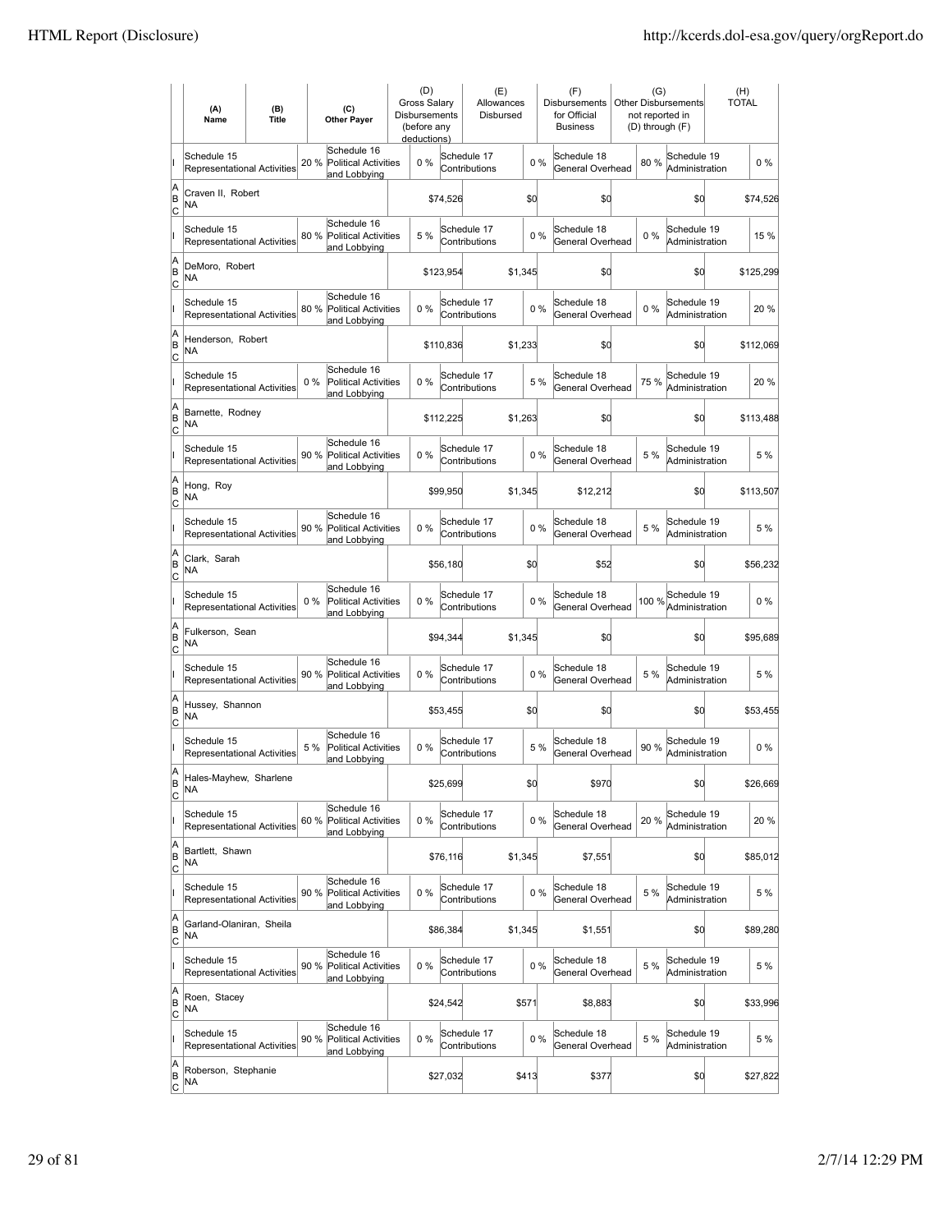| | (A) Name | (B) Title | (C) Other Payer | (D) Gross Salary Disbursements (before any deductions) | (E) Allowances Disbursed | (F) Disbursements for Official Business | (G) Other Disbursements not reported in (D) through (F) | (H) TOTAL |
|---|---|---|---|---|---|---|---|---|
| I | Schedule 15 Representational Activities 20 % | | Schedule 16 Political Activities and Lobbying 0 % | | Schedule 17 Contributions 0 % | Schedule 18 General Overhead 80 % | Schedule 19 Administration 0 % | |
| A B C | Craven II, Robert NA | | | $74,526 | $0 | $0 | $0 | $74,526 |
| I | Schedule 15 Representational Activities 80 % | | Schedule 16 Political Activities and Lobbying 5 % | | Schedule 17 Contributions 0 % | Schedule 18 General Overhead 0 % | Schedule 19 Administration 15 % | |
| A B C | DeMoro, Robert NA | | | $123,954 | $1,345 | $0 | $0 | $125,299 |
| I | Schedule 15 Representational Activities 80 % | | Schedule 16 Political Activities and Lobbying 0 % | | Schedule 17 Contributions 0 % | Schedule 18 General Overhead 0 % | Schedule 19 Administration 20 % | |
| A B C | Henderson, Robert NA | | | $110,836 | $1,233 | $0 | $0 | $112,069 |
| I | Schedule 15 Representational Activities 0 % | | Schedule 16 Political Activities and Lobbying 0 % | | Schedule 17 Contributions 5 % | Schedule 18 General Overhead 75 % | Schedule 19 Administration 20 % | |
| A B C | Barnette, Rodney NA | | | $112,225 | $1,263 | $0 | $0 | $113,488 |
| I | Schedule 15 Representational Activities 90 % | | Schedule 16 Political Activities and Lobbying 0 % | | Schedule 17 Contributions 0 % | Schedule 18 General Overhead 5 % | Schedule 19 Administration 5 % | |
| A B C | Hong, Roy NA | | | $99,950 | $1,345 | $12,212 | $0 | $113,507 |
| I | Schedule 15 Representational Activities 90 % | | Schedule 16 Political Activities and Lobbying 0 % | | Schedule 17 Contributions 0 % | Schedule 18 General Overhead 5 % | Schedule 19 Administration 5 % | |
| A B C | Clark, Sarah NA | | | $56,180 | $0 | $52 | $0 | $56,232 |
| I | Schedule 15 Representational Activities 0 % | | Schedule 16 Political Activities and Lobbying 0 % | | Schedule 17 Contributions 0 % | Schedule 18 General Overhead 100 % | Schedule 19 Administration 0 % | |
| A B C | Fulkerson, Sean NA | | | $94,344 | $1,345 | $0 | $0 | $95,689 |
| I | Schedule 15 Representational Activities 90 % | | Schedule 16 Political Activities and Lobbying 0 % | | Schedule 17 Contributions 0 % | Schedule 18 General Overhead 5 % | Schedule 19 Administration 5 % | |
| A B C | Hussey, Shannon NA | | | $53,455 | $0 | $0 | $0 | $53,455 |
| I | Schedule 15 Representational Activities 5 % | | Schedule 16 Political Activities and Lobbying 0 % | | Schedule 17 Contributions 5 % | Schedule 18 General Overhead 90 % | Schedule 19 Administration 0 % | |
| A B C | Hales-Mayhew, Sharlene NA | | | $25,699 | $0 | $970 | $0 | $26,669 |
| I | Schedule 15 Representational Activities 60 % | | Schedule 16 Political Activities and Lobbying 0 % | | Schedule 17 Contributions 0 % | Schedule 18 General Overhead 20 % | Schedule 19 Administration 20 % | |
| A B C | Bartlett, Shawn NA | | | $76,116 | $1,345 | $7,551 | $0 | $85,012 |
| I | Schedule 15 Representational Activities 90 % | | Schedule 16 Political Activities and Lobbying 0 % | | Schedule 17 Contributions 0 % | Schedule 18 General Overhead 5 % | Schedule 19 Administration 5 % | |
| A B C | Garland-Olaniran, Sheila NA | | | $86,384 | $1,345 | $1,551 | $0 | $89,280 |
| I | Schedule 15 Representational Activities 90 % | | Schedule 16 Political Activities and Lobbying 0 % | | Schedule 17 Contributions 0 % | Schedule 18 General Overhead 5 % | Schedule 19 Administration 5 % | |
| A B C | Roen, Stacey NA | | | $24,542 | $571 | $8,883 | $0 | $33,996 |
| I | Schedule 15 Representational Activities 90 % | | Schedule 16 Political Activities and Lobbying 0 % | | Schedule 17 Contributions 0 % | Schedule 18 General Overhead 5 % | Schedule 19 Administration 5 % | |
| A B C | Roberson, Stephanie NA | | | $27,032 | $413 | $377 | $0 | $27,822 |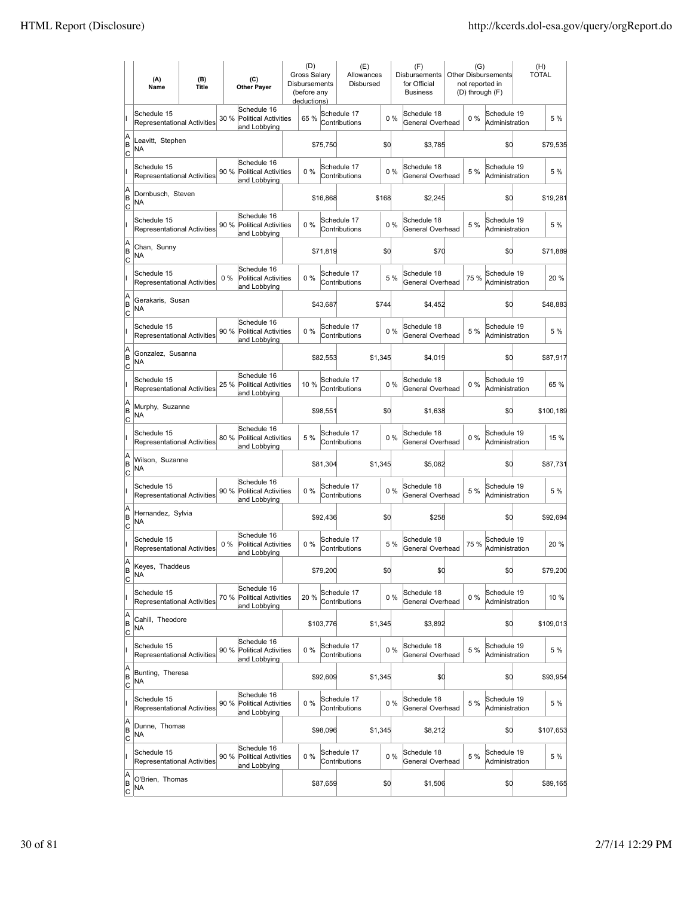| | (A) Name | (B) Title | (C) Other Payer | (D) Gross Salary Disbursements (before any deductions) | (E) Allowances Disbursed | (F) Disbursements for Official Business | (G) Other Disbursements not reported in (D) through (F) | (H) TOTAL |
|---|---|---|---|---|---|---|---|---|
| I | Schedule 15 Representational Activities 30 % | | Schedule 16 Political Activities and Lobbying 65 % | | Schedule 17 Contributions 0 % | Schedule 18 General Overhead 0 % | Schedule 19 Administration | 5 % |
| A B C | Leavitt, Stephen NA | | | $75,750 | $0 | $3,785 | $0 | $79,535 |
| I | Schedule 15 Representational Activities 90 % | | Schedule 16 Political Activities and Lobbying 0 % | | Schedule 17 Contributions 0 % | Schedule 18 General Overhead 5 % | Schedule 19 Administration | 5 % |
| A B C | Dornbusch, Steven NA | | | $16,868 | $168 | $2,245 | $0 | $19,281 |
| I | Schedule 15 Representational Activities 90 % | | Schedule 16 Political Activities and Lobbying 0 % | | Schedule 17 Contributions 0 % | Schedule 18 General Overhead 5 % | Schedule 19 Administration | 5 % |
| A B C | Chan, Sunny NA | | | $71,819 | $0 | $70 | $0 | $71,889 |
| I | Schedule 15 Representational Activities 0 % | | Schedule 16 Political Activities and Lobbying 0 % | | Schedule 17 Contributions 5 % | Schedule 18 General Overhead 75 % | Schedule 19 Administration | 20 % |
| A B C | Gerakaris, Susan NA | | | $43,687 | $744 | $4,452 | $0 | $48,883 |
| I | Schedule 15 Representational Activities 90 % | | Schedule 16 Political Activities and Lobbying 0 % | | Schedule 17 Contributions 0 % | Schedule 18 General Overhead 5 % | Schedule 19 Administration | 5 % |
| A B C | Gonzalez, Susanna NA | | | $82,553 | $1,345 | $4,019 | $0 | $87,917 |
| I | Schedule 15 Representational Activities 25 % | | Schedule 16 Political Activities and Lobbying 10 % | | Schedule 17 Contributions 0 % | Schedule 18 General Overhead 0 % | Schedule 19 Administration | 65 % |
| A B C | Murphy, Suzanne NA | | | $98,551 | $0 | $1,638 | $0 | $100,189 |
| I | Schedule 15 Representational Activities 80 % | | Schedule 16 Political Activities and Lobbying 5 % | | Schedule 17 Contributions 0 % | Schedule 18 General Overhead 0 % | Schedule 19 Administration | 15 % |
| A B C | Wilson, Suzanne NA | | | $81,304 | $1,345 | $5,082 | $0 | $87,731 |
| I | Schedule 15 Representational Activities 90 % | | Schedule 16 Political Activities and Lobbying 0 % | | Schedule 17 Contributions 0 % | Schedule 18 General Overhead 5 % | Schedule 19 Administration | 5 % |
| A B C | Hernandez, Sylvia NA | | | $92,436 | $0 | $258 | $0 | $92,694 |
| I | Schedule 15 Representational Activities 0 % | | Schedule 16 Political Activities and Lobbying 0 % | | Schedule 17 Contributions 5 % | Schedule 18 General Overhead 75 % | Schedule 19 Administration | 20 % |
| A B C | Keyes, Thaddeus NA | | | $79,200 | $0 | $0 | $0 | $79,200 |
| I | Schedule 15 Representational Activities 70 % | | Schedule 16 Political Activities and Lobbying 20 % | | Schedule 17 Contributions 0 % | Schedule 18 General Overhead 0 % | Schedule 19 Administration | 10 % |
| A B C | Cahill, Theodore NA | | | $103,776 | $1,345 | $3,892 | $0 | $109,013 |
| I | Schedule 15 Representational Activities 90 % | | Schedule 16 Political Activities and Lobbying 0 % | | Schedule 17 Contributions 0 % | Schedule 18 General Overhead 5 % | Schedule 19 Administration | 5 % |
| A B C | Bunting, Theresa NA | | | $92,609 | $1,345 | $0 | $0 | $93,954 |
| I | Schedule 15 Representational Activities 90 % | | Schedule 16 Political Activities and Lobbying 0 % | | Schedule 17 Contributions 0 % | Schedule 18 General Overhead 5 % | Schedule 19 Administration | 5 % |
| A B C | Dunne, Thomas NA | | | $98,096 | $1,345 | $8,212 | $0 | $107,653 |
| I | Schedule 15 Representational Activities 90 % | | Schedule 16 Political Activities and Lobbying 0 % | | Schedule 17 Contributions 0 % | Schedule 18 General Overhead 5 % | Schedule 19 Administration | 5 % |
| A B C | O'Brien, Thomas NA | | | $87,659 | $0 | $1,506 | $0 | $89,165 |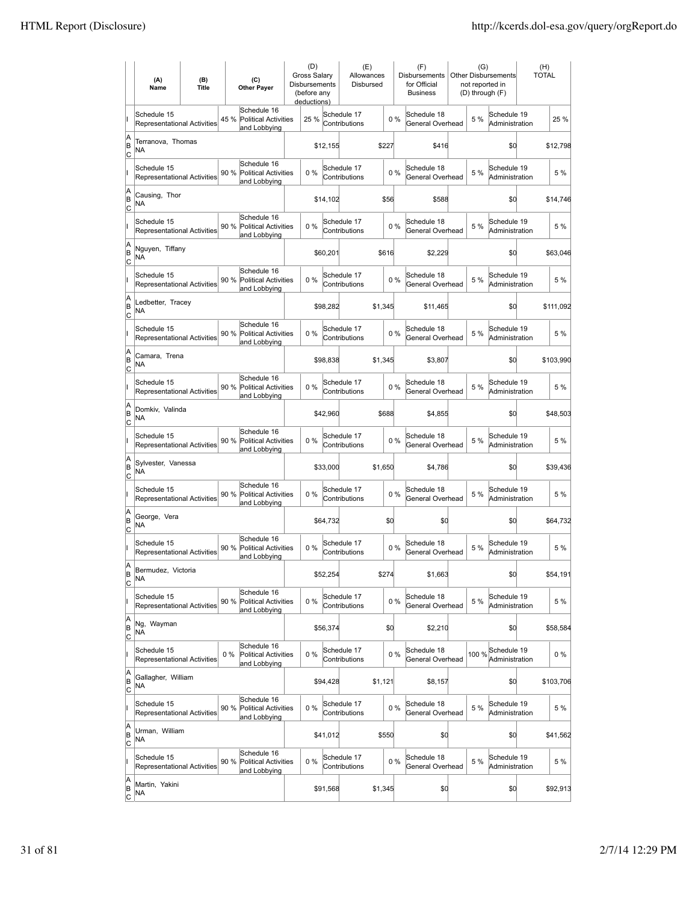| | (A) Name | (B) Title | (C) Other Payer | (D) Gross Salary Disbursements (before any deductions) | (E) Allowances Disbursed | (F) Disbursements for Official Business | (G) Other Disbursements not reported in (D) through (F) | (H) TOTAL |
|---|---|---|---|---|---|---|---|---|
| I | Schedule 15 Representational Activities 45 % | | Schedule 16 Political Activities and Lobbying 25 % | | Schedule 17 Contributions 0 % | Schedule 18 General Overhead 5 % | Schedule 19 Administration | 25 % |
| A B C | Terranova, Thomas NA | | | $12,155 | $227 | $416 | $0 | $12,798 |
| I | Schedule 15 Representational Activities 90 % | | Schedule 16 Political Activities and Lobbying 0 % | | Schedule 17 Contributions 0 % | Schedule 18 General Overhead 5 % | Schedule 19 Administration | 5 % |
| A B C | Causing, Thor NA | | | $14,102 | $56 | $588 | $0 | $14,746 |
| I | Schedule 15 Representational Activities 90 % | | Schedule 16 Political Activities and Lobbying 0 % | | Schedule 17 Contributions 0 % | Schedule 18 General Overhead 5 % | Schedule 19 Administration | 5 % |
| A B C | Nguyen, Tiffany NA | | | $60,201 | $616 | $2,229 | $0 | $63,046 |
| I | Schedule 15 Representational Activities 90 % | | Schedule 16 Political Activities and Lobbying 0 % | | Schedule 17 Contributions 0 % | Schedule 18 General Overhead 5 % | Schedule 19 Administration | 5 % |
| A B C | Ledbetter, Tracey NA | | | $98,282 | $1,345 | $11,465 | $0 | $111,092 |
| I | Schedule 15 Representational Activities 90 % | | Schedule 16 Political Activities and Lobbying 0 % | | Schedule 17 Contributions 0 % | Schedule 18 General Overhead 5 % | Schedule 19 Administration | 5 % |
| A B C | Camara, Trena NA | | | $98,838 | $1,345 | $3,807 | $0 | $103,990 |
| I | Schedule 15 Representational Activities 90 % | | Schedule 16 Political Activities and Lobbying 0 % | | Schedule 17 Contributions 0 % | Schedule 18 General Overhead 5 % | Schedule 19 Administration | 5 % |
| A B C | Domkiv, Valinda NA | | | $42,960 | $688 | $4,855 | $0 | $48,503 |
| I | Schedule 15 Representational Activities 90 % | | Schedule 16 Political Activities and Lobbying 0 % | | Schedule 17 Contributions 0 % | Schedule 18 General Overhead 5 % | Schedule 19 Administration | 5 % |
| A B C | Sylvester, Vanessa NA | | | $33,000 | $1,650 | $4,786 | $0 | $39,436 |
| I | Schedule 15 Representational Activities 90 % | | Schedule 16 Political Activities and Lobbying 0 % | | Schedule 17 Contributions 0 % | Schedule 18 General Overhead 5 % | Schedule 19 Administration | 5 % |
| A B C | George, Vera NA | | | $64,732 | $0 | $0 | $0 | $64,732 |
| I | Schedule 15 Representational Activities 90 % | | Schedule 16 Political Activities and Lobbying 0 % | | Schedule 17 Contributions 0 % | Schedule 18 General Overhead 5 % | Schedule 19 Administration | 5 % |
| A B C | Bermudez, Victoria NA | | | $52,254 | $274 | $1,663 | $0 | $54,191 |
| I | Schedule 15 Representational Activities 90 % | | Schedule 16 Political Activities and Lobbying 0 % | | Schedule 17 Contributions 0 % | Schedule 18 General Overhead 5 % | Schedule 19 Administration | 5 % |
| A B C | Ng, Wayman NA | | | $56,374 | $0 | $2,210 | $0 | $58,584 |
| I | Schedule 15 Representational Activities 0 % | | Schedule 16 Political Activities and Lobbying 0 % | | Schedule 17 Contributions 0 % | Schedule 18 General Overhead 100 % | Schedule 19 Administration | 0 % |
| A B C | Gallagher, William NA | | | $94,428 | $1,121 | $8,157 | $0 | $103,706 |
| I | Schedule 15 Representational Activities 90 % | | Schedule 16 Political Activities and Lobbying 0 % | | Schedule 17 Contributions 0 % | Schedule 18 General Overhead 5 % | Schedule 19 Administration | 5 % |
| A B C | Urman, William NA | | | $41,012 | $550 | $0 | $0 | $41,562 |
| I | Schedule 15 Representational Activities 90 % | | Schedule 16 Political Activities and Lobbying 0 % | | Schedule 17 Contributions 0 % | Schedule 18 General Overhead 5 % | Schedule 19 Administration | 5 % |
| A B C | Martin, Yakini NA | | | $91,568 | $1,345 | $0 | $0 | $92,913 |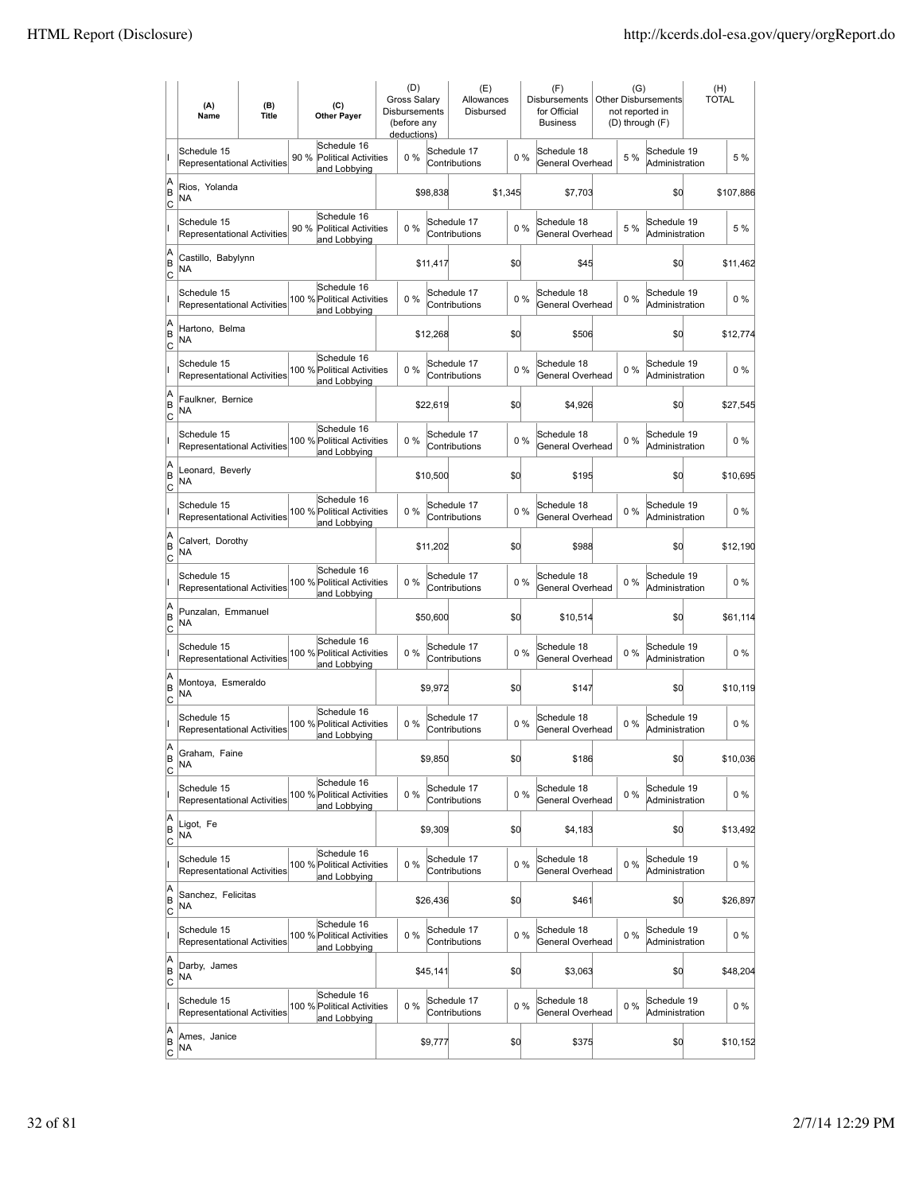| | (A) Name | (B) Title | (C) Other Payer | (D) Gross Salary Disbursements (before any deductions) | (E) Allowances Disbursed | (F) Disbursements for Official Business | (G) Other Disbursements not reported in (D) through (F) | (H) TOTAL |
|---|---|---|---|---|---|---|---|---|
| I | Schedule 15 Representational Activities 90 % | Schedule 16 Political Activities and Lobbying 0 % | | Schedule 17 Contributions 0 % | | Schedule 18 General Overhead 5 % | Schedule 19 Administration 5 % | |
| A B C | Rios, Yolanda NA | | | $98,838 | $1,345 | $7,703 | $0 | $107,886 |
| I | Schedule 15 Representational Activities 90 % | Schedule 16 Political Activities and Lobbying 0 % | | Schedule 17 Contributions 0 % | | Schedule 18 General Overhead 5 % | Schedule 19 Administration 5 % | |
| A B C | Castillo, Babylynn NA | | | $11,417 | $0 | $45 | $0 | $11,462 |
| I | Schedule 15 Representational Activities 100 % | Schedule 16 Political Activities and Lobbying 0 % | | Schedule 17 Contributions 0 % | | Schedule 18 General Overhead 0 % | Schedule 19 Administration 0 % | |
| A B C | Hartono, Belma NA | | | $12,268 | $0 | $506 | $0 | $12,774 |
| I | Schedule 15 Representational Activities 100 % | Schedule 16 Political Activities and Lobbying 0 % | | Schedule 17 Contributions 0 % | | Schedule 18 General Overhead 0 % | Schedule 19 Administration 0 % | |
| A B C | Faulkner, Bernice NA | | | $22,619 | $0 | $4,926 | $0 | $27,545 |
| I | Schedule 15 Representational Activities 100 % | Schedule 16 Political Activities and Lobbying 0 % | | Schedule 17 Contributions 0 % | | Schedule 18 General Overhead 0 % | Schedule 19 Administration 0 % | |
| A B C | Leonard, Beverly NA | | | $10,500 | $0 | $195 | $0 | $10,695 |
| I | Schedule 15 Representational Activities 100 % | Schedule 16 Political Activities and Lobbying 0 % | | Schedule 17 Contributions 0 % | | Schedule 18 General Overhead 0 % | Schedule 19 Administration 0 % | |
| A B C | Calvert, Dorothy NA | | | $11,202 | $0 | $988 | $0 | $12,190 |
| I | Schedule 15 Representational Activities 100 % | Schedule 16 Political Activities and Lobbying 0 % | | Schedule 17 Contributions 0 % | | Schedule 18 General Overhead 0 % | Schedule 19 Administration 0 % | |
| A B C | Punzalan, Emmanuel NA | | | $50,600 | $0 | $10,514 | $0 | $61,114 |
| I | Schedule 15 Representational Activities 100 % | Schedule 16 Political Activities and Lobbying 0 % | | Schedule 17 Contributions 0 % | | Schedule 18 General Overhead 0 % | Schedule 19 Administration 0 % | |
| A B C | Montoya, Esmeraldo NA | | | $9,972 | $0 | $147 | $0 | $10,119 |
| I | Schedule 15 Representational Activities 100 % | Schedule 16 Political Activities and Lobbying 0 % | | Schedule 17 Contributions 0 % | | Schedule 18 General Overhead 0 % | Schedule 19 Administration 0 % | |
| A B C | Graham, Faine NA | | | $9,850 | $0 | $186 | $0 | $10,036 |
| I | Schedule 15 Representational Activities 100 % | Schedule 16 Political Activities and Lobbying 0 % | | Schedule 17 Contributions 0 % | | Schedule 18 General Overhead 0 % | Schedule 19 Administration 0 % | |
| A B C | Ligot, Fe NA | | | $9,309 | $0 | $4,183 | $0 | $13,492 |
| I | Schedule 15 Representational Activities 100 % | Schedule 16 Political Activities and Lobbying 0 % | | Schedule 17 Contributions 0 % | | Schedule 18 General Overhead 0 % | Schedule 19 Administration 0 % | |
| A B C | Sanchez, Felicitas NA | | | $26,436 | $0 | $461 | $0 | $26,897 |
| I | Schedule 15 Representational Activities 100 % | Schedule 16 Political Activities and Lobbying 0 % | | Schedule 17 Contributions 0 % | | Schedule 18 General Overhead 0 % | Schedule 19 Administration 0 % | |
| A B C | Darby, James NA | | | $45,141 | $0 | $3,063 | $0 | $48,204 |
| I | Schedule 15 Representational Activities 100 % | Schedule 16 Political Activities and Lobbying 0 % | | Schedule 17 Contributions 0 % | | Schedule 18 General Overhead 0 % | Schedule 19 Administration 0 % | |
| A B C | Ames, Janice NA | | | $9,777 | $0 | $375 | $0 | $10,152 |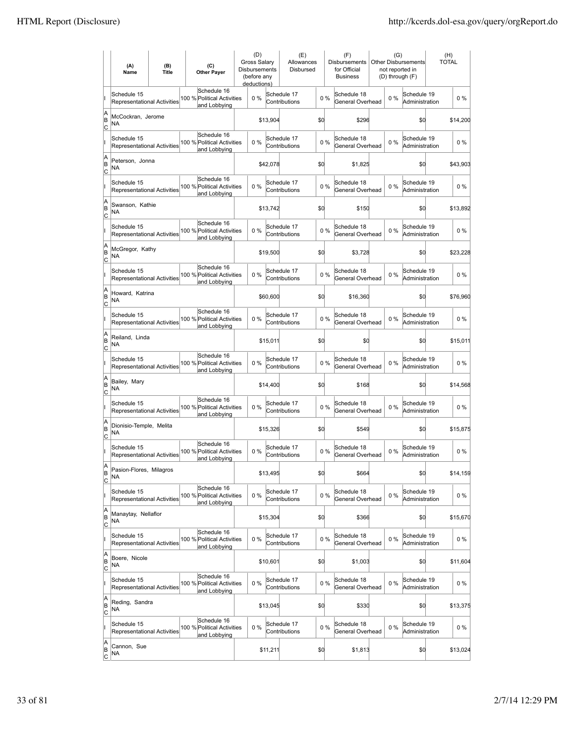| | (A) Name | (B) Title | (C) Other Payer | (D) Gross Salary Disbursements (before any deductions) | (E) Allowances Disbursed | (F) Disbursements for Official Business | (G) Other Disbursements not reported in (D) through (F) | (H) TOTAL |
|---|---|---|---|---|---|---|---|---|
| I | Schedule 15 Representational Activities | 100 % | Schedule 16 Political Activities and Lobbying | 0 % | Schedule 17 Contributions | 0 % | Schedule 18 General Overhead | 0 % | Schedule 19 Administration | 0 % |
| A B C | McCockran, Jerome NA | | | $13,904 | $0 | $296 | $0 | $14,200 |
| I | Schedule 15 Representational Activities | 100 % | Schedule 16 Political Activities and Lobbying | 0 % | Schedule 17 Contributions | 0 % | Schedule 18 General Overhead | 0 % | Schedule 19 Administration | 0 % |
| A B C | Peterson, Jonna NA | | | $42,078 | $0 | $1,825 | $0 | $43,903 |
| I | Schedule 15 Representational Activities | 100 % | Schedule 16 Political Activities and Lobbying | 0 % | Schedule 17 Contributions | 0 % | Schedule 18 General Overhead | 0 % | Schedule 19 Administration | 0 % |
| A B C | Swanson, Kathie NA | | | $13,742 | $0 | $150 | $0 | $13,892 |
| I | Schedule 15 Representational Activities | 100 % | Schedule 16 Political Activities and Lobbying | 0 % | Schedule 17 Contributions | 0 % | Schedule 18 General Overhead | 0 % | Schedule 19 Administration | 0 % |
| A B C | McGregor, Kathy NA | | | $19,500 | $0 | $3,728 | $0 | $23,228 |
| I | Schedule 15 Representational Activities | 100 % | Schedule 16 Political Activities and Lobbying | 0 % | Schedule 17 Contributions | 0 % | Schedule 18 General Overhead | 0 % | Schedule 19 Administration | 0 % |
| A B C | Howard, Katrina NA | | | $60,600 | $0 | $16,360 | $0 | $76,960 |
| I | Schedule 15 Representational Activities | 100 % | Schedule 16 Political Activities and Lobbying | 0 % | Schedule 17 Contributions | 0 % | Schedule 18 General Overhead | 0 % | Schedule 19 Administration | 0 % |
| A B C | Reiland, Linda NA | | | $15,011 | $0 | $0 | $0 | $15,011 |
| I | Schedule 15 Representational Activities | 100 % | Schedule 16 Political Activities and Lobbying | 0 % | Schedule 17 Contributions | 0 % | Schedule 18 General Overhead | 0 % | Schedule 19 Administration | 0 % |
| A B C | Bailey, Mary NA | | | $14,400 | $0 | $168 | $0 | $14,568 |
| I | Schedule 15 Representational Activities | 100 % | Schedule 16 Political Activities and Lobbying | 0 % | Schedule 17 Contributions | 0 % | Schedule 18 General Overhead | 0 % | Schedule 19 Administration | 0 % |
| A B C | Dionisio-Temple, Melita NA | | | $15,326 | $0 | $549 | $0 | $15,875 |
| I | Schedule 15 Representational Activities | 100 % | Schedule 16 Political Activities and Lobbying | 0 % | Schedule 17 Contributions | 0 % | Schedule 18 General Overhead | 0 % | Schedule 19 Administration | 0 % |
| A B C | Pasion-Flores, Milagros NA | | | $13,495 | $0 | $664 | $0 | $14,159 |
| I | Schedule 15 Representational Activities | 100 % | Schedule 16 Political Activities and Lobbying | 0 % | Schedule 17 Contributions | 0 % | Schedule 18 General Overhead | 0 % | Schedule 19 Administration | 0 % |
| A B C | Manaytay, Nellaflor NA | | | $15,304 | $0 | $366 | $0 | $15,670 |
| I | Schedule 15 Representational Activities | 100 % | Schedule 16 Political Activities and Lobbying | 0 % | Schedule 17 Contributions | 0 % | Schedule 18 General Overhead | 0 % | Schedule 19 Administration | 0 % |
| A B C | Boere, Nicole NA | | | $10,601 | $0 | $1,003 | $0 | $11,604 |
| I | Schedule 15 Representational Activities | 100 % | Schedule 16 Political Activities and Lobbying | 0 % | Schedule 17 Contributions | 0 % | Schedule 18 General Overhead | 0 % | Schedule 19 Administration | 0 % |
| A B C | Reding, Sandra NA | | | $13,045 | $0 | $330 | $0 | $13,375 |
| I | Schedule 15 Representational Activities | 100 % | Schedule 16 Political Activities and Lobbying | 0 % | Schedule 17 Contributions | 0 % | Schedule 18 General Overhead | 0 % | Schedule 19 Administration | 0 % |
| A B C | Cannon, Sue NA | | | $11,211 | $0 | $1,813 | $0 | $13,024 |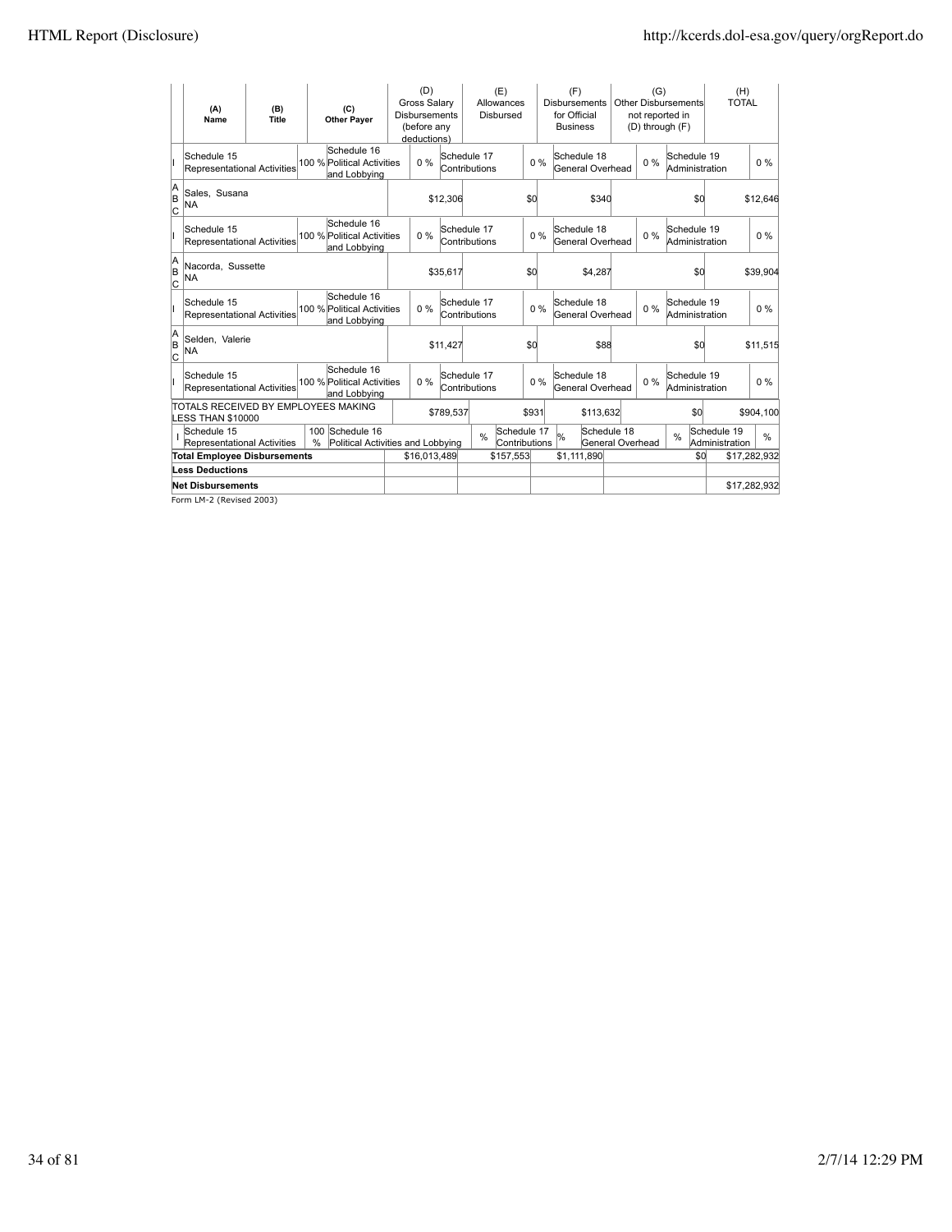| | (A) Name | (B) Title | (C) Other Payer | (D) Gross Salary Disbursements (before any deductions) | (E) Allowances Disbursed | (F) Disbursements for Official Business | (G) Other Disbursements not reported in (D) through (F) | (H) TOTAL |
|---|---|---|---|---|---|---|---|---|
| I | Schedule 15 Representational Activities 100 % | Schedule 16 Political Activities and Lobbying 0 % | Schedule 17 Contributions 0 % | Schedule 18 General Overhead 0 % | Schedule 19 Administration 0 % | | | |
| A B C | Sales, Susana NA | | | $12,306 | $0 | $340 | $0 | $12,646 |
| I | Schedule 15 Representational Activities 100 % | Schedule 16 Political Activities and Lobbying 0 % | Schedule 17 Contributions 0 % | Schedule 18 General Overhead 0 % | Schedule 19 Administration 0 % | | | |
| A B C | Nacorda, Sussette NA | | | $35,617 | $0 | $4,287 | $0 | $39,904 |
| I | Schedule 15 Representational Activities 100 % | Schedule 16 Political Activities and Lobbying 0 % | Schedule 17 Contributions 0 % | Schedule 18 General Overhead 0 % | Schedule 19 Administration 0 % | | | |
| A B C | Selden, Valerie NA | | | $11,427 | $0 | $88 | $0 | $11,515 |
| I | Schedule 15 Representational Activities 100 % | Schedule 16 Political Activities and Lobbying 0 % | Schedule 17 Contributions 0 % | Schedule 18 General Overhead 0 % | Schedule 19 Administration 0 % | | | |
| | TOTALS RECEIVED BY EMPLOYEES MAKING LESS THAN $10000 | | | $789,537 | $931 | $113,632 | $0 | $904,100 |
| I | Schedule 15 Representational Activities 100 % | Schedule 16 Political Activities and Lobbying % | Schedule 17 Contributions % | Schedule 18 General Overhead % | Schedule 19 Administration % | | | |
| | **Total Employee Disbursements** | | | $16,013,489 | $157,553 | $1,111,890 | $0 | $17,282,932 |
| | **Less Deductions** | | | | | | | |
| | **Net Disbursements** | | | | | | | $17,282,932 |

Form LM-2 (Revised 2003)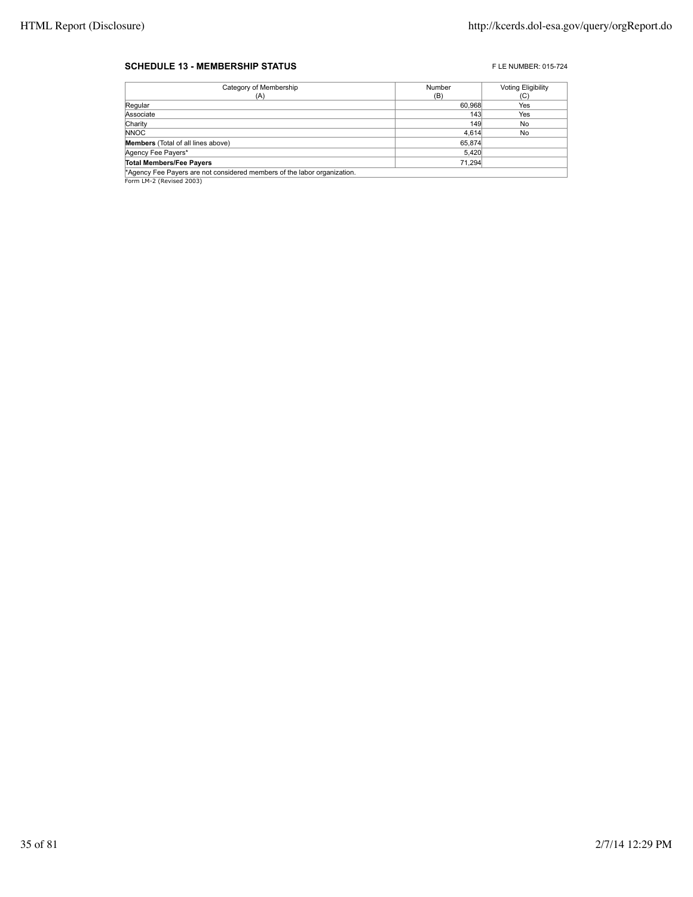## SCHEDULE 13 - MEMBERSHIP STATUS

F LE NUMBER: 015-724

| Category of Membership (A) | Number (B) | Voting Eligibility (C) |
|---|---|---|
| Regular | 60,968 | Yes |
| Associate | 143 | Yes |
| Charity | 149 | No |
| NNOC | 4,614 | No |
| **Members** (Total of all lines above) | 65,874 | |
| Agency Fee Payers* | 5,420 | |
| **Total Members/Fee Payers** | 71,294 | |

*Agency Fee Payers are not considered members of the labor organization.

Form LM-2 (Revised 2003)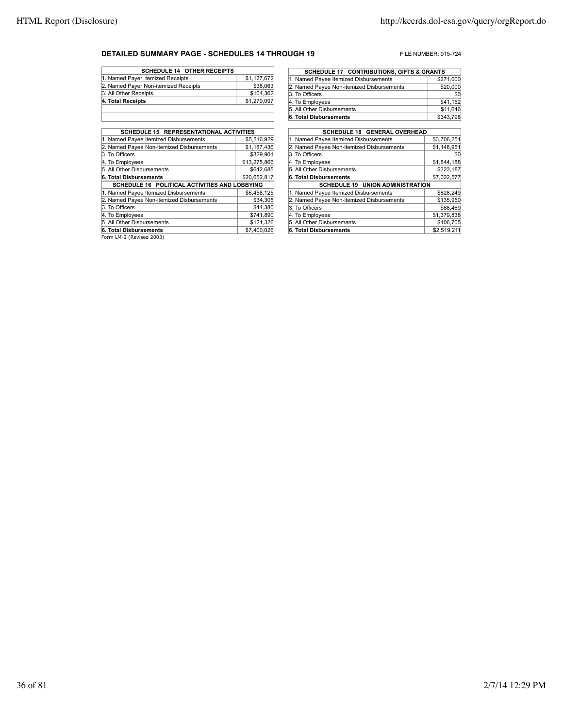## DETAILED SUMMARY PAGE - SCHEDULES 14 THROUGH 19

F LE NUMBER: 015-724

| SCHEDULE 14 OTHER RECEIPTS | |
|---|---|
| 1. Named Payer temized Receipts | $1,127,672 |
| 2. Named Payer Non-itemized Receipts | $38,063 |
| 3. All Other Receipts | $104,362 |
| **4. Total Receipts** | $1,270,097 |

| SCHEDULE 15 REPRESENTATIONAL ACTIVITIES | |
|---|---|
| 1. Named Payee Itemized Disbursements | $5,216,929 |
| 2. Named Payee Non-itemized Disbursements | $1,187,436 |
| 3. To Officers | $329,901 |
| 4. To Employees | $13,275,866 |
| 5. All Other Disbursements | $642,685 |
| **6. Total Disbursements** | $20,652,817 |

| SCHEDULE 16 POLITICAL ACTIVITIES AND LOBBYING | |
|---|---|
| 1. Named Payee Itemized Disbursements | $6,458,125 |
| 2. Named Payee Non-itemized Disbursements | $34,305 |
| 3. To Officers | $44,380 |
| 4. To Employees | $741,890 |
| 5. All Other Disbursements | $121,326 |
| **6. Total Disbursements** | $7,400,026 |

Form LM-2 (Revised 2003)

| SCHEDULE 17 CONTRIBUTIONS, GIFTS & GRANTS | |
|---|---|
| 1. Named Payee Itemized Disbursements | $271,000 |
| 2. Named Payee Non-itemized Disbursements | $20,000 |
| 3. To Officers | $0 |
| 4. To Employees | $41,152 |
| 5. All Other Disbursements | $11,646 |
| **6. Total Disbursements** | $343,798 |

| SCHEDULE 18 GENERAL OVERHEAD | |
|---|---|
| 1. Named Payee Itemized Disbursements | $3,706,251 |
| 2. Named Payee Non-itemized Disbursements | $1,148,951 |
| 3. To Officers | $0 |
| 4. To Employees | $1,844,188 |
| 5. All Other Disbursements | $323,187 |
| **6. Total Disbursements** | $7,022,577 |

| SCHEDULE 19 UNION ADMINISTRATION | |
|---|---|
| 1. Named Payee Itemized Disbursements | $828,249 |
| 2. Named Payee Non-itemized Disbursements | $135,950 |
| 3. To Officers | $68,469 |
| 4. To Employees | $1,379,838 |
| 5. All Other Disbursements | $106,705 |
| **6. Total Disbursements** | $2,519,211 |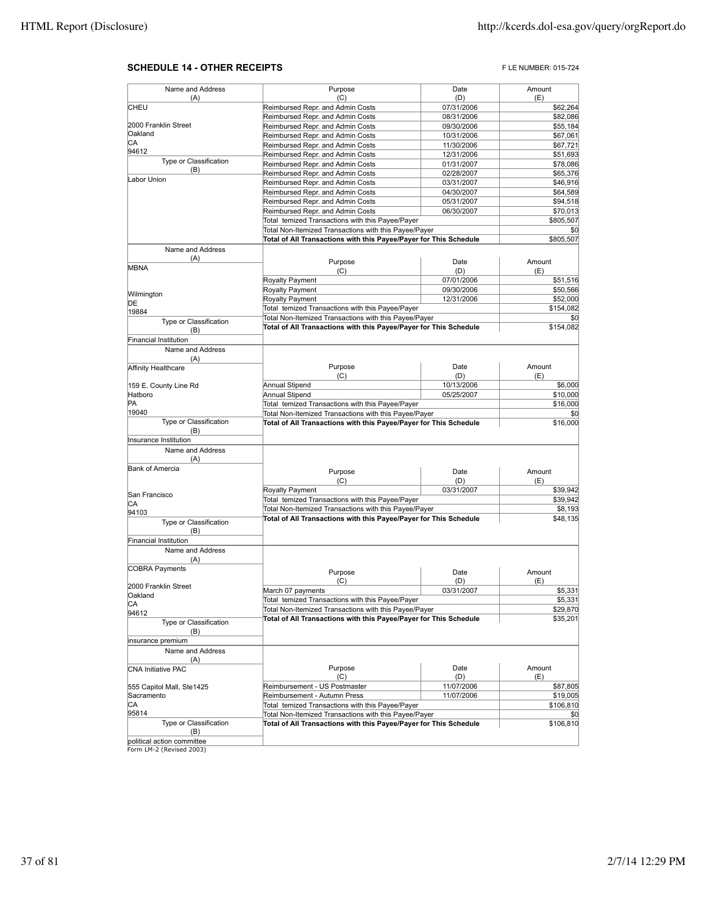## SCHEDULE 14 - OTHER RECEIPTS

F LE NUMBER: 015-724

| Name and Address (A) | Purpose (C) | Date (D) | Amount (E) |
|---|---|---|---|
| CHEU | Reimbursed Repr. and Admin Costs | 07/31/2006 | $62,264 |
| | Reimbursed Repr. and Admin Costs | 08/31/2006 | $82,086 |
| 2000 Franklin Street | Reimbursed Repr. and Admin Costs | 09/30/2006 | $55,184 |
| Oakland | Reimbursed Repr. and Admin Costs | 10/31/2006 | $67,061 |
| CA | Reimbursed Repr. and Admin Costs | 11/30/2006 | $67,721 |
| 94612 | Reimbursed Repr. and Admin Costs | 12/31/2006 | $51,693 |
| **Type or Classification (B)** | Reimbursed Repr. and Admin Costs | 01/31/2007 | $78,086 |
| | Reimbursed Repr. and Admin Costs | 02/28/2007 | $65,376 |
| Labor Union | Reimbursed Repr. and Admin Costs | 03/31/2007 | $46,916 |
| | Reimbursed Repr. and Admin Costs | 04/30/2007 | $64,589 |
| | Reimbursed Repr. and Admin Costs | 05/31/2007 | $94,518 |
| | Reimbursed Repr. and Admin Costs | 06/30/2007 | $70,013 |
| | Total temized Transactions with this Payee/Payer | | $805,507 |
| | Total Non-Itemized Transactions with this Payee/Payer | | $0 |
| | **Total of All Transactions with this Payee/Payer for This Schedule** | | $805,507 |

| Name and Address (A) | Purpose (C) | Date (D) | Amount (E) |
|---|---|---|---|
| MBNA | Royalty Payment | 07/01/2006 | $51,516 |
| Wilmington | Royalty Payment | 09/30/2006 | $50,566 |
| DE | Royalty Payment | 12/31/2006 | $52,000 |
| 19884 | Total temized Transactions with this Payee/Payer | | $154,082 |
| **Type or Classification (B)** | Total Non-Itemized Transactions with this Payee/Payer | | $0 |
| Financial Institution | **Total of All Transactions with this Payee/Payer for This Schedule** | | $154,082 |

| Name and Address (A) | Purpose (C) | Date (D) | Amount (E) |
|---|---|---|---|
| Affinity Healthcare | | | |
| 159 E. County Line Rd | Annual Stipend | 10/13/2006 | $6,000 |
| Hatboro | Annual Stipend | 05/25/2007 | $10,000 |
| PA | Total temized Transactions with this Payee/Payer | | $16,000 |
| 19040 | Total Non-Itemized Transactions with this Payee/Payer | | $0 |
| **Type or Classification (B)** | **Total of All Transactions with this Payee/Payer for This Schedule** | | $16,000 |
| Insurance Institution | | | |

| Name and Address (A) | Purpose (C) | Date (D) | Amount (E) |
|---|---|---|---|
| Bank of Amercia | | | |
| San Francisco | Royalty Payment | 03/31/2007 | $39,942 |
| CA | Total temized Transactions with this Payee/Payer | | $39,942 |
| 94103 | Total Non-Itemized Transactions with this Payee/Payer | | $8,193 |
| **Type or Classification (B)** | **Total of All Transactions with this Payee/Payer for This Schedule** | | $48,135 |
| Financial Institution | | | |

| Name and Address (A) | Purpose (C) | Date (D) | Amount (E) |
|---|---|---|---|
| COBRA Payments | | | |
| 2000 Franklin Street | March 07 payments | 03/31/2007 | $5,331 |
| Oakland | Total temized Transactions with this Payee/Payer | | $5,331 |
| CA | Total Non-Itemized Transactions with this Payee/Payer | | $29,870 |
| 94612 | **Total of All Transactions with this Payee/Payer for This Schedule** | | $35,201 |
| **Type or Classification (B)** | | | |
| insurance premium | | | |

| Name and Address (A) | Purpose (C) | Date (D) | Amount (E) |
|---|---|---|---|
| CNA Initiative PAC | | | |
| 555 Capitol Mall, Ste1425 | Reimbursement - US Postmaster | 11/07/2006 | $87,805 |
| Sacramento | Reimbursement - Autumn Press | 11/07/2006 | $19,005 |
| CA | Total temized Transactions with this Payee/Payer | | $106,810 |
| 95814 | Total Non-Itemized Transactions with this Payee/Payer | | $0 |
| **Type or Classification (B)** | **Total of All Transactions with this Payee/Payer for This Schedule** | | $106,810 |
| political action committee | | | |

Form LM-2 (Revised 2003)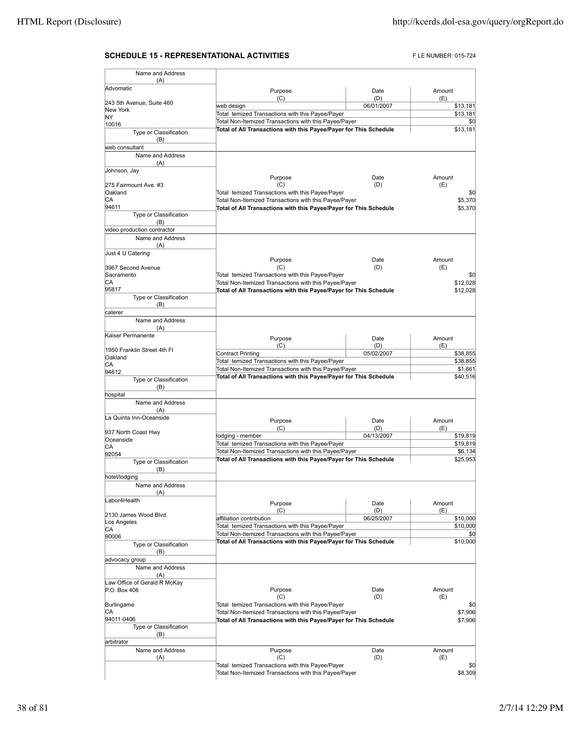## SCHEDULE 15 - REPRESENTATIONAL ACTIVITIES

F LE NUMBER: 015-724

| Name and Address (A) | Purpose (C) | Date (D) | Amount (E) |
|---|---|---|---|
| Advomatic<br>243 5th Avenue, Suite 460<br>New York<br>NY<br>10016 | web design | 06/01/2007 | $13,181 |
| | Total temized Transactions with this Payee/Payer | | $13,181 |
| | Total Non-Itemized Transactions with this Payee/Payer | | $0 |
| | **Total of All Transactions with this Payee/Payer for This Schedule** | | $13,181 |
| Type or Classification (B): web consultant | | | |

| Name and Address (A) | Purpose (C) | Date (D) | Amount (E) |
|---|---|---|---|
| Johnson, Jay<br>275 Fairmount Ave. #3<br>Oakland<br>CA<br>94611 | Total temized Transactions with this Payee/Payer | | $0 |
| | Total Non-Itemized Transactions with this Payee/Payer | | $5,370 |
| | **Total of All Transactions with this Payee/Payer for This Schedule** | | $5,370 |
| Type or Classification (B): video production contractor | | | |

| Name and Address (A) | Purpose (C) | Date (D) | Amount (E) |
|---|---|---|---|
| Just 4 U Catering<br>3967 Second Avenue<br>Sacramento<br>CA<br>95817 | Total temized Transactions with this Payee/Payer | | $0 |
| | Total Non-Itemized Transactions with this Payee/Payer | | $12,028 |
| | **Total of All Transactions with this Payee/Payer for This Schedule** | | $12,028 |
| Type or Classification (B): caterer | | | |

| Name and Address (A) | Purpose (C) | Date (D) | Amount (E) |
|---|---|---|---|
| Kaiser Permanente<br>1950 Franklin Street 4th Fl<br>Oakland<br>CA<br>94612 | Contract Printing | 05/02/2007 | $38,855 |
| | Total temized Transactions with this Payee/Payer | | $38,855 |
| | Total Non-Itemized Transactions with this Payee/Payer | | $1,661 |
| | **Total of All Transactions with this Payee/Payer for This Schedule** | | $40,516 |
| Type or Classification (B): hospital | | | |

| Name and Address (A) | Purpose (C) | Date (D) | Amount (E) |
|---|---|---|---|
| La Quinta Inn-Oceanside<br>937 North Coast Hwy<br>Oceanside<br>CA<br>92054 | lodging - member | 04/13/2007 | $19,819 |
| | Total temized Transactions with this Payee/Payer | | $19,819 |
| | Total Non-Itemized Transactions with this Payee/Payer | | $6,134 |
| | **Total of All Transactions with this Payee/Payer for This Schedule** | | $25,953 |
| Type or Classification (B): hotel/lodging | | | |

| Name and Address (A) | Purpose (C) | Date (D) | Amount (E) |
|---|---|---|---|
| Labor4Health<br>2130 James Wood Blvd.<br>Los Angeles<br>CA<br>90006 | affiliation contribution | 06/25/2007 | $10,000 |
| | Total temized Transactions with this Payee/Payer | | $10,000 |
| | Total Non-Itemized Transactions with this Payee/Payer | | $0 |
| | **Total of All Transactions with this Payee/Payer for This Schedule** | | $10,000 |
| Type or Classification (B): advocacy group | | | |

| Name and Address (A) | Purpose (C) | Date (D) | Amount (E) |
|---|---|---|---|
| Law Office of Gerald R McKay<br>P.O. Box 406<br>Burlingame<br>CA<br>94011-0406 | Total temized Transactions with this Payee/Payer | | $0 |
| | Total Non-Itemized Transactions with this Payee/Payer | | $7,906 |
| | **Total of All Transactions with this Payee/Payer for This Schedule** | | $7,906 |
| Type or Classification (B): arbitrator | | | |

| Name and Address (A) | Purpose (C) | Date (D) | Amount (E) |
|---|---|---|---|
| | Total temized Transactions with this Payee/Payer | | $0 |
| | Total Non-Itemized Transactions with this Payee/Payer | | $8,309 |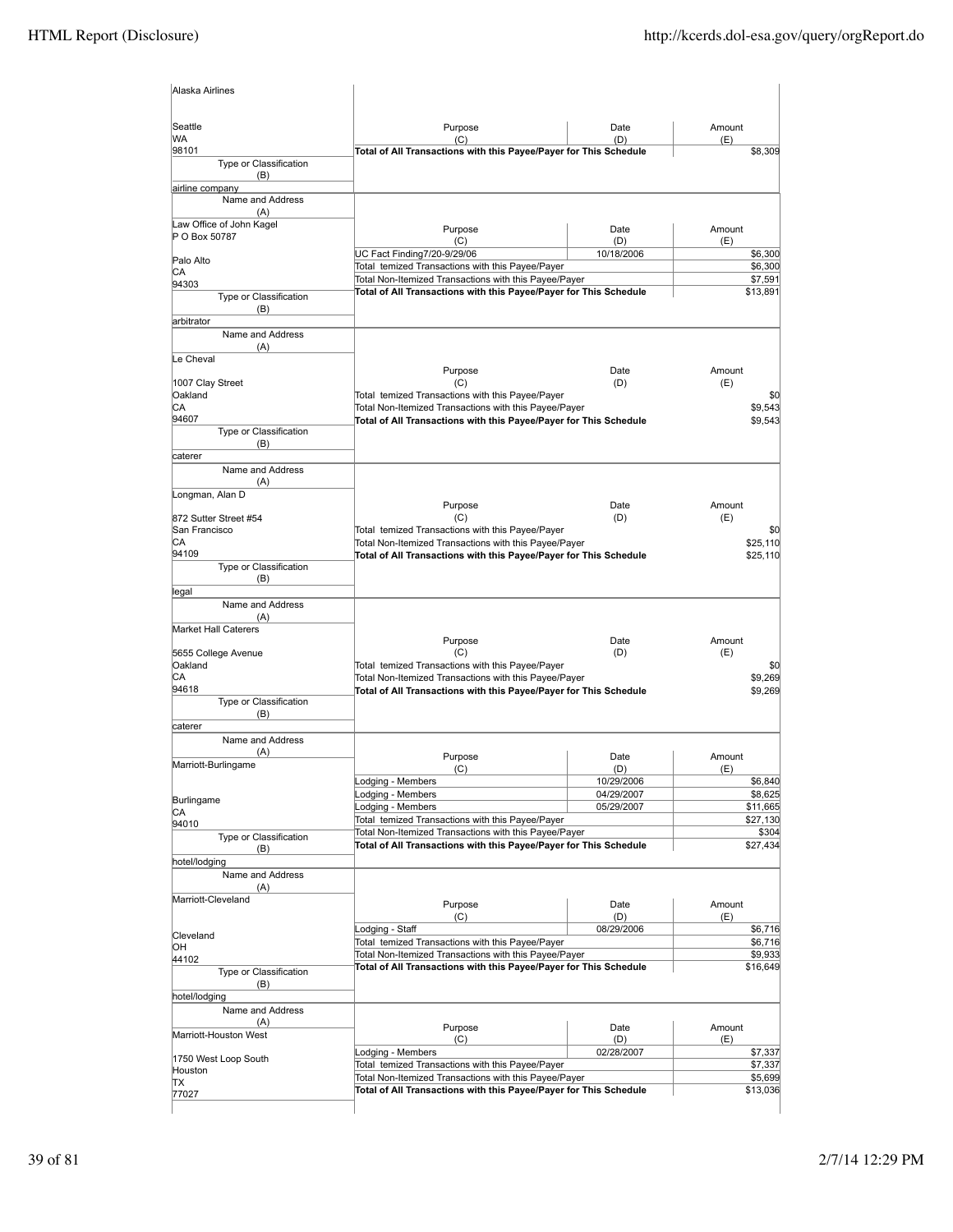| Name and Address (A) | Purpose (C) | Date (D) | Amount (E) |
|---|---|---|---|
| Alaska Airlines<br><br>Seattle<br>WA<br>98101 | Total of All Transactions with this Payee/Payer for This Schedule | | $8,309 |
| Type or Classification (B): airline company | | | |

| Name and Address (A) | Purpose (C) | Date (D) | Amount (E) |
|---|---|---|---|
| Law Office of John Kagel<br>P O Box 50787<br><br>Palo Alto<br>CA<br>94303 | UC Fact Finding7/20-9/29/06 | 10/18/2006 | $6,300 |
| | Total temized Transactions with this Payee/Payer | | $6,300 |
| | Total Non-Itemized Transactions with this Payee/Payer | | $7,591 |
| | Total of All Transactions with this Payee/Payer for This Schedule | | $13,891 |
| Type or Classification (B): arbitrator | | | |

| Name and Address (A) | Purpose (C) | Date (D) | Amount (E) |
|---|---|---|---|
| Le Cheval<br><br>1007 Clay Street<br>Oakland<br>CA<br>94607 | Total temized Transactions with this Payee/Payer | | $0 |
| | Total Non-Itemized Transactions with this Payee/Payer | | $9,543 |
| | Total of All Transactions with this Payee/Payer for This Schedule | | $9,543 |
| Type or Classification (B): caterer | | | |

| Name and Address (A) | Purpose (C) | Date (D) | Amount (E) |
|---|---|---|---|
| Longman, Alan D<br><br>872 Sutter Street #54<br>San Francisco<br>CA<br>94109 | Total temized Transactions with this Payee/Payer | | $0 |
| | Total Non-Itemized Transactions with this Payee/Payer | | $25,110 |
| | Total of All Transactions with this Payee/Payer for This Schedule | | $25,110 |
| Type or Classification (B): legal | | | |

| Name and Address (A) | Purpose (C) | Date (D) | Amount (E) |
|---|---|---|---|
| Market Hall Caterers<br><br>5655 College Avenue<br>Oakland<br>CA<br>94618 | Total temized Transactions with this Payee/Payer | | $0 |
| | Total Non-Itemized Transactions with this Payee/Payer | | $9,269 |
| | Total of All Transactions with this Payee/Payer for This Schedule | | $9,269 |
| Type or Classification (B): caterer | | | |

| Name and Address (A) | Purpose (C) | Date (D) | Amount (E) |
|---|---|---|---|
| Marriott-Burlingame<br><br>Burlingame<br>CA<br>94010 | Lodging - Members | 10/29/2006 | $6,840 |
| | Lodging - Members | 04/29/2007 | $8,625 |
| | Lodging - Members | 05/29/2007 | $11,665 |
| | Total temized Transactions with this Payee/Payer | | $27,130 |
| | Total Non-Itemized Transactions with this Payee/Payer | | $304 |
| | Total of All Transactions with this Payee/Payer for This Schedule | | $27,434 |
| Type or Classification (B): hotel/lodging | | | |

| Name and Address (A) | Purpose (C) | Date (D) | Amount (E) |
|---|---|---|---|
| Marriott-Cleveland<br><br>Cleveland<br>OH<br>44102 | Lodging - Staff | 08/29/2006 | $6,716 |
| | Total temized Transactions with this Payee/Payer | | $6,716 |
| | Total Non-Itemized Transactions with this Payee/Payer | | $9,933 |
| | Total of All Transactions with this Payee/Payer for This Schedule | | $16,649 |
| Type or Classification (B): hotel/lodging | | | |

| Name and Address (A) | Purpose (C) | Date (D) | Amount (E) |
|---|---|---|---|
| Marriott-Houston West<br><br>1750 West Loop South<br>Houston<br>TX<br>77027 | Lodging - Members | 02/28/2007 | $7,337 |
| | Total temized Transactions with this Payee/Payer | | $7,337 |
| | Total Non-Itemized Transactions with this Payee/Payer | | $5,699 |
| | Total of All Transactions with this Payee/Payer for This Schedule | | $13,036 |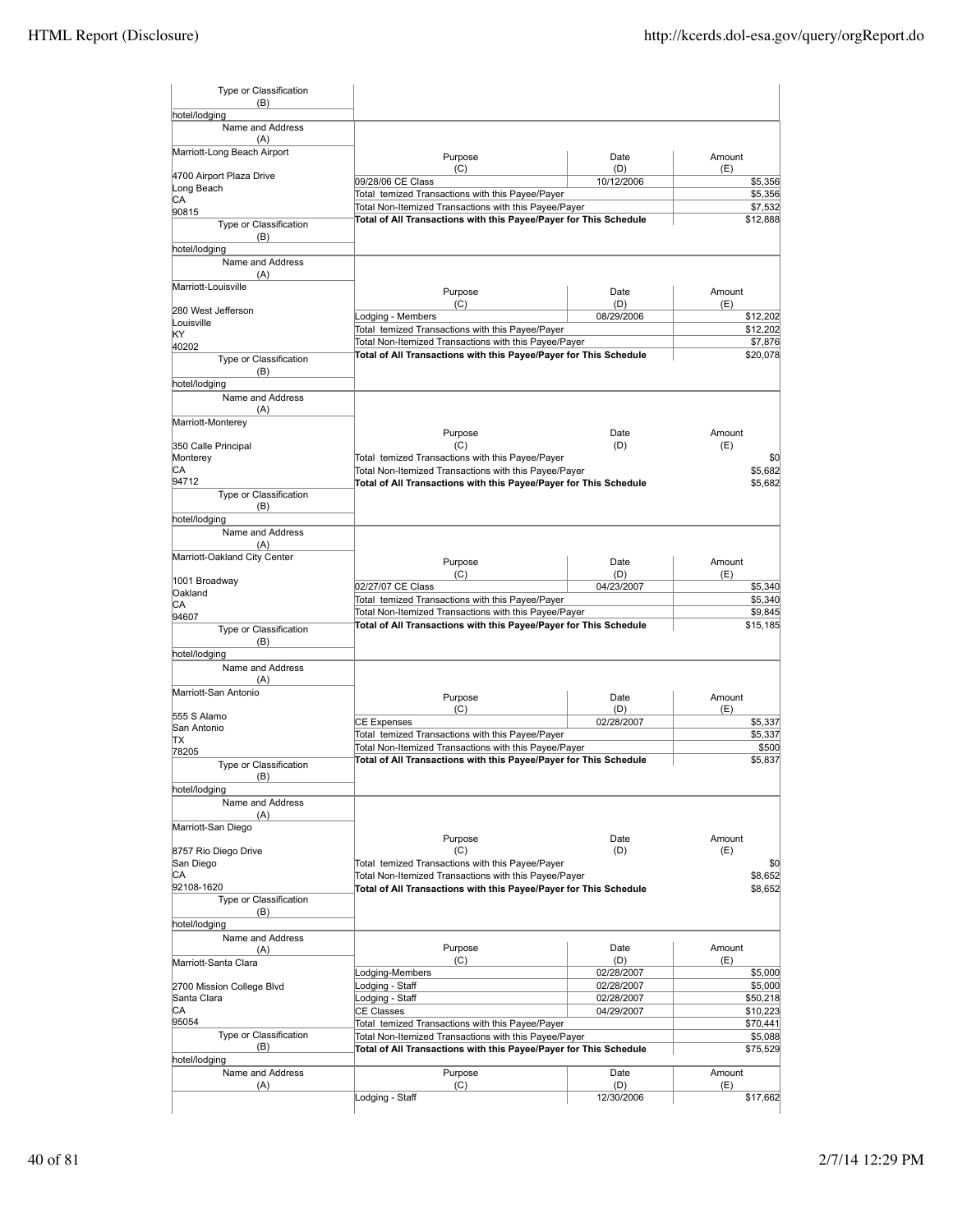| Type or Classification (B) | | | |
|---|---|---|---|
| hotel/lodging | | | |

| Name and Address (A) | Purpose (C) | Date (D) | Amount (E) |
|---|---|---|---|
| Marriott-Long Beach Airport<br>4700 Airport Plaza Drive<br>Long Beach<br>CA<br>90815 | 09/28/06 CE Class | 10/12/2006 | $5,356 |
| | Total temized Transactions with this Payee/Payer | | $5,356 |
| | Total Non-Itemized Transactions with this Payee/Payer | | $7,532 |
| | **Total of All Transactions with this Payee/Payer for This Schedule** | | $12,888 |
| Type or Classification (B)<br>hotel/lodging | | | |

| Name and Address (A) | Purpose (C) | Date (D) | Amount (E) |
|---|---|---|---|
| Marriott-Louisville<br>280 West Jefferson<br>Louisville<br>KY<br>40202 | Lodging - Members | 08/29/2006 | $12,202 |
| | Total temized Transactions with this Payee/Payer | | $12,202 |
| | Total Non-Itemized Transactions with this Payee/Payer | | $7,876 |
| | **Total of All Transactions with this Payee/Payer for This Schedule** | | $20,078 |
| Type or Classification (B)<br>hotel/lodging | | | |

| Name and Address (A) | Purpose (C) | Date (D) | Amount (E) |
|---|---|---|---|
| Marriott-Monterey<br>350 Calle Principal<br>Monterey<br>CA<br>94712 | Total temized Transactions with this Payee/Payer | | $0 |
| | Total Non-Itemized Transactions with this Payee/Payer | | $5,682 |
| | **Total of All Transactions with this Payee/Payer for This Schedule** | | $5,682 |
| Type or Classification (B)<br>hotel/lodging | | | |

| Name and Address (A) | Purpose (C) | Date (D) | Amount (E) |
|---|---|---|---|
| Marriott-Oakland City Center<br>1001 Broadway<br>Oakland<br>CA<br>94607 | 02/27/07 CE Class | 04/23/2007 | $5,340 |
| | Total temized Transactions with this Payee/Payer | | $5,340 |
| | Total Non-Itemized Transactions with this Payee/Payer | | $9,845 |
| | **Total of All Transactions with this Payee/Payer for This Schedule** | | $15,185 |
| Type or Classification (B)<br>hotel/lodging | | | |

| Name and Address (A) | Purpose (C) | Date (D) | Amount (E) |
|---|---|---|---|
| Marriott-San Antonio<br>555 S Alamo<br>San Antonio<br>TX<br>78205 | CE Expenses | 02/28/2007 | $5,337 |
| | Total temized Transactions with this Payee/Payer | | $5,337 |
| | Total Non-Itemized Transactions with this Payee/Payer | | $500 |
| | **Total of All Transactions with this Payee/Payer for This Schedule** | | $5,837 |
| Type or Classification (B)<br>hotel/lodging | | | |

| Name and Address (A) | Purpose (C) | Date (D) | Amount (E) |
|---|---|---|---|
| Marriott-San Diego<br>8757 Rio Diego Drive<br>San Diego<br>CA<br>92108-1620 | Total temized Transactions with this Payee/Payer | | $0 |
| | Total Non-Itemized Transactions with this Payee/Payer | | $8,652 |
| | **Total of All Transactions with this Payee/Payer for This Schedule** | | $8,652 |
| Type or Classification (B)<br>hotel/lodging | | | |

| Name and Address (A) | Purpose (C) | Date (D) | Amount (E) |
|---|---|---|---|
| Marriott-Santa Clara<br>2700 Mission College Blvd<br>Santa Clara<br>CA<br>95054 | Lodging-Members | 02/28/2007 | $5,000 |
| | Lodging - Staff | 02/28/2007 | $5,000 |
| | Lodging - Staff | 02/28/2007 | $50,218 |
| | CE Classes | 04/29/2007 | $10,223 |
| | Total temized Transactions with this Payee/Payer | | $70,441 |
| | Total Non-Itemized Transactions with this Payee/Payer | | $5,088 |
| | **Total of All Transactions with this Payee/Payer for This Schedule** | | $75,529 |
| Type or Classification (B)<br>hotel/lodging | | | |

| Name and Address (A) | Purpose (C) | Date (D) | Amount (E) |
|---|---|---|---|
| | Lodging - Staff | 12/30/2006 | $17,662 |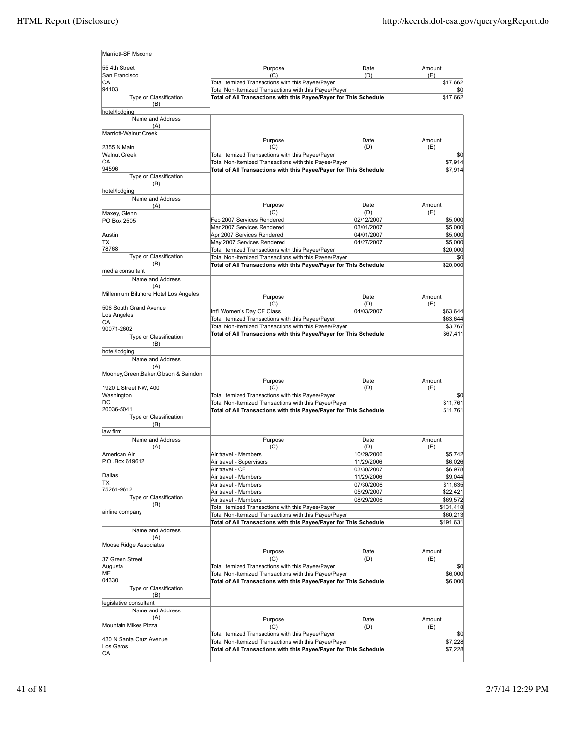| Name and Address (A) | Purpose (C) | Date (D) | Amount (E) |
|---|---|---|---|
| Marriott-SF Mscone<br>55 4th Street<br>San Francisco<br>CA<br>94103 | Total temized Transactions with this Payee/Payer | | $17,662 |
| | Total Non-Itemized Transactions with this Payee/Payer | | $0 |
| | **Total of All Transactions with this Payee/Payer for This Schedule** | | $17,662 |
| Type or Classification (B): hotel/lodging | | | |

| Name and Address (A) | Purpose (C) | Date (D) | Amount (E) |
|---|---|---|---|
| Marriott-Walnut Creek<br>2355 N Main<br>Walnut Creek<br>CA<br>94596 | Total temized Transactions with this Payee/Payer | | $0 |
| | Total Non-Itemized Transactions with this Payee/Payer | | $7,914 |
| | **Total of All Transactions with this Payee/Payer for This Schedule** | | $7,914 |
| Type or Classification (B): hotel/lodging | | | |

| Name and Address (A) | Purpose (C) | Date (D) | Amount (E) |
|---|---|---|---|
| Maxey, Glenn<br>PO Box 2505<br>Austin<br>TX<br>78768 | Feb 2007 Services Rendered | 02/12/2007 | $5,000 |
| | Mar 2007 Services Rendered | 03/01/2007 | $5,000 |
| | Apr 2007 Services Rendered | 04/01/2007 | $5,000 |
| | May 2007 Services Rendered | 04/27/2007 | $5,000 |
| | Total temized Transactions with this Payee/Payer | | $20,000 |
| | Total Non-Itemized Transactions with this Payee/Payer | | $0 |
| | **Total of All Transactions with this Payee/Payer for This Schedule** | | $20,000 |
| Type or Classification (B): media consultant | | | |

| Name and Address (A) | Purpose (C) | Date (D) | Amount (E) |
|---|---|---|---|
| Millennium Biltmore Hotel Los Angeles<br>506 South Grand Avenue<br>Los Angeles<br>CA<br>90071-2602 | Int'l Women's Day CE Class | 04/03/2007 | $63,644 |
| | Total temized Transactions with this Payee/Payer | | $63,644 |
| | Total Non-Itemized Transactions with this Payee/Payer | | $3,767 |
| | **Total of All Transactions with this Payee/Payer for This Schedule** | | $67,411 |
| Type or Classification (B): hotel/lodging | | | |

| Name and Address (A) | Purpose (C) | Date (D) | Amount (E) |
|---|---|---|---|
| Mooney,Green,Baker,Gibson & Saindon<br>1920 L Street NW, 400<br>Washington<br>DC<br>20036-5041 | Total temized Transactions with this Payee/Payer | | $0 |
| | Total Non-Itemized Transactions with this Payee/Payer | | $11,761 |
| | **Total of All Transactions with this Payee/Payer for This Schedule** | | $11,761 |
| Type or Classification (B): law firm | | | |

| Name and Address (A) | Purpose (C) | Date (D) | Amount (E) |
|---|---|---|---|
| American Air<br>P.O .Box 619612<br>Dallas<br>TX<br>75261-9612 | Air travel - Members | 10/29/2006 | $5,742 |
| | Air travel - Supervisors | 11/29/2006 | $6,026 |
| | Air travel - CE | 03/30/2007 | $6,978 |
| | Air travel - Members | 11/29/2006 | $9,044 |
| | Air travel - Members | 07/30/2006 | $11,635 |
| | Air travel - Members | 05/29/2007 | $22,421 |
| | Air travel - Members | 08/29/2006 | $69,572 |
| | Total temized Transactions with this Payee/Payer | | $131,418 |
| | Total Non-Itemized Transactions with this Payee/Payer | | $60,213 |
| | **Total of All Transactions with this Payee/Payer for This Schedule** | | $191,631 |
| Type or Classification (B): airline company | | | |

| Name and Address (A) | Purpose (C) | Date (D) | Amount (E) |
|---|---|---|---|
| Moose Ridge Associates<br>37 Green Street<br>Augusta<br>ME<br>04330 | Total temized Transactions with this Payee/Payer | | $0 |
| | Total Non-Itemized Transactions with this Payee/Payer | | $6,000 |
| | **Total of All Transactions with this Payee/Payer for This Schedule** | | $6,000 |
| Type or Classification (B): legislative consultant | | | |

| Name and Address (A) | Purpose (C) | Date (D) | Amount (E) |
|---|---|---|---|
| Mountain Mikes Pizza<br>430 N Santa Cruz Avenue<br>Los Gatos<br>CA | Total temized Transactions with this Payee/Payer | | $0 |
| | Total Non-Itemized Transactions with this Payee/Payer | | $7,228 |
| | **Total of All Transactions with this Payee/Payer for This Schedule** | | $7,228 |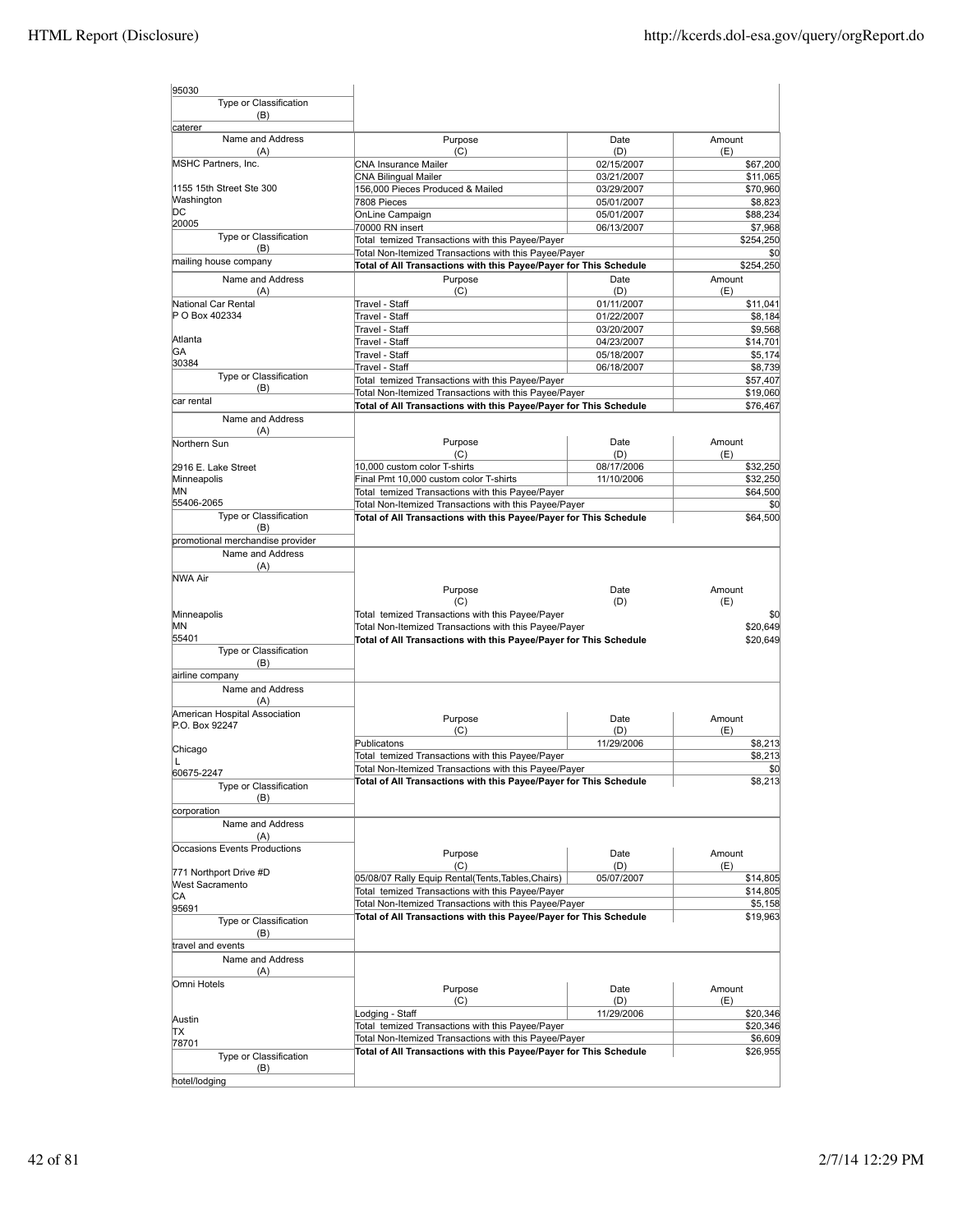| Name and Address (A) | Purpose (C) | Date (D) | Amount (E) |
|---|---|---|---|
| 95030 | | | |
| Type or Classification (B) | | | |
| caterer | | | |

| Name and Address (A) | Purpose (C) | Date (D) | Amount (E) |
|---|---|---|---|
| MSHC Partners, Inc. | CNA Insurance Mailer | 02/15/2007 | $67,200 |
| | CNA Bilingual Mailer | 03/21/2007 | $11,065 |
| 1155 15th Street Ste 300 | 156,000 Pieces Produced & Mailed | 03/29/2007 | $70,960 |
| Washington | 7808 Pieces | 05/01/2007 | $8,823 |
| DC | OnLine Campaign | 05/01/2007 | $88,234 |
| 20005 | 70000 RN insert | 06/13/2007 | $7,968 |
| Type or Classification (B) | Total temized Transactions with this Payee/Payer | | $254,250 |
| | Total Non-Itemized Transactions with this Payee/Payer | | $0 |
| mailing house company | **Total of All Transactions with this Payee/Payer for This Schedule** | | $254,250 |

| Name and Address (A) | Purpose (C) | Date (D) | Amount (E) |
|---|---|---|---|
| National Car Rental | Travel - Staff | 01/11/2007 | $11,041 |
| P O Box 402334 | Travel - Staff | 01/22/2007 | $8,184 |
| | Travel - Staff | 03/20/2007 | $9,568 |
| Atlanta | Travel - Staff | 04/23/2007 | $14,701 |
| GA | Travel - Staff | 05/18/2007 | $5,174 |
| 30384 | Travel - Staff | 06/18/2007 | $8,739 |
| Type or Classification (B) | Total temized Transactions with this Payee/Payer | | $57,407 |
| | Total Non-Itemized Transactions with this Payee/Payer | | $19,060 |
| car rental | **Total of All Transactions with this Payee/Payer for This Schedule** | | $76,467 |

| Name and Address (A) | Purpose (C) | Date (D) | Amount (E) |
|---|---|---|---|
| Northern Sun | | | |
| 2916 E. Lake Street | 10,000 custom color T-shirts | 08/17/2006 | $32,250 |
| Minneapolis | Final Pmt 10,000 custom color T-shirts | 11/10/2006 | $32,250 |
| MN | Total temized Transactions with this Payee/Payer | | $64,500 |
| 55406-2065 | Total Non-Itemized Transactions with this Payee/Payer | | $0 |
| Type or Classification (B) | **Total of All Transactions with this Payee/Payer for This Schedule** | | $64,500 |
| promotional merchandise provider | | | |

| Name and Address (A) | Purpose (C) | Date (D) | Amount (E) |
|---|---|---|---|
| NWA Air | | | |
| Minneapolis | Total temized Transactions with this Payee/Payer | | $0 |
| MN | Total Non-Itemized Transactions with this Payee/Payer | | $20,649 |
| 55401 | **Total of All Transactions with this Payee/Payer for This Schedule** | | $20,649 |
| Type or Classification (B) | | | |
| airline company | | | |

| Name and Address (A) | Purpose (C) | Date (D) | Amount (E) |
|---|---|---|---|
| American Hospital Association | | | |
| P.O. Box 92247 | Publicatons | 11/29/2006 | $8,213 |
| Chicago | Total temized Transactions with this Payee/Payer | | $8,213 |
| L | Total Non-Itemized Transactions with this Payee/Payer | | $0 |
| 60675-2247 | **Total of All Transactions with this Payee/Payer for This Schedule** | | $8,213 |
| Type or Classification (B) | | | |
| corporation | | | |

| Name and Address (A) | Purpose (C) | Date (D) | Amount (E) |
|---|---|---|---|
| Occasions Events Productions | | | |
| 771 Northport Drive #D | 05/08/07 Rally Equip Rental(Tents,Tables,Chairs) | 05/07/2007 | $14,805 |
| West Sacramento | Total temized Transactions with this Payee/Payer | | $14,805 |
| CA | Total Non-Itemized Transactions with this Payee/Payer | | $5,158 |
| 95691 | **Total of All Transactions with this Payee/Payer for This Schedule** | | $19,963 |
| Type or Classification (B) | | | |
| travel and events | | | |

| Name and Address (A) | Purpose (C) | Date (D) | Amount (E) |
|---|---|---|---|
| Omni Hotels | | | |
| Austin | Lodging - Staff | 11/29/2006 | $20,346 |
| TX | Total temized Transactions with this Payee/Payer | | $20,346 |
| 78701 | Total Non-Itemized Transactions with this Payee/Payer | | $6,609 |
| Type or Classification (B) | **Total of All Transactions with this Payee/Payer for This Schedule** | | $26,955 |
| hotel/lodging | | | |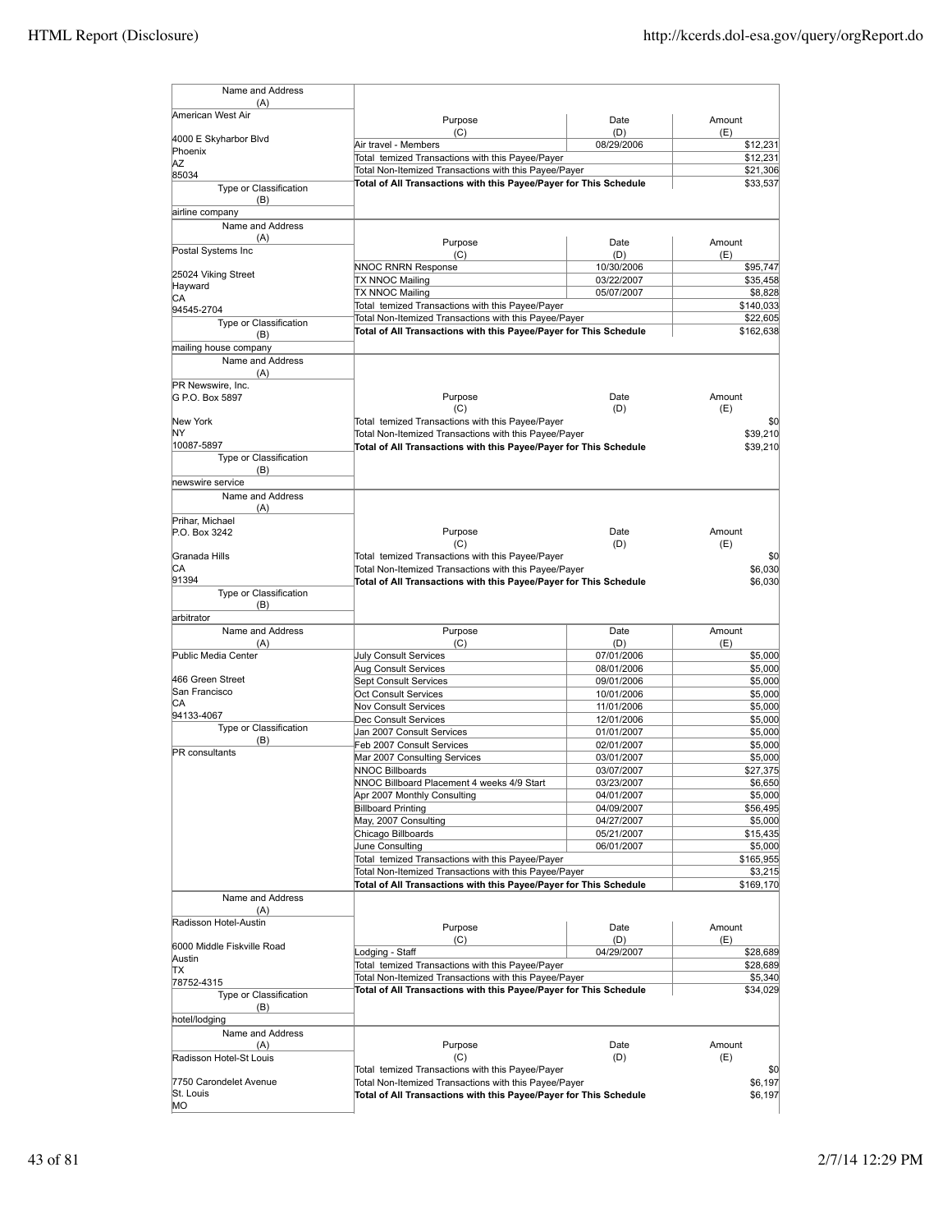| Name and Address (A) | Purpose (C) | Date (D) | Amount (E) |
|---|---|---|---|
| American West Air<br>4000 E Skyharbor Blvd<br>Phoenix<br>AZ<br>85034 | Air travel - Members | 08/29/2006 | $12,231 |
| | Total temized Transactions with this Payee/Payer | | $12,231 |
| | Total Non-Itemized Transactions with this Payee/Payer | | $21,306 |
| | **Total of All Transactions with this Payee/Payer for This Schedule** | | $33,537 |
| Type or Classification (B): airline company | | | |

| Name and Address (A) | Purpose (C) | Date (D) | Amount (E) |
|---|---|---|---|
| Postal Systems Inc<br>25024 Viking Street<br>Hayward<br>CA<br>94545-2704 | NNOC RNRN Response | 10/30/2006 | $95,747 |
| | TX NNOC Mailing | 03/22/2007 | $35,458 |
| | TX NNOC Mailing | 05/07/2007 | $8,828 |
| | Total temized Transactions with this Payee/Payer | | $140,033 |
| | Total Non-Itemized Transactions with this Payee/Payer | | $22,605 |
| | **Total of All Transactions with this Payee/Payer for This Schedule** | | $162,638 |
| Type or Classification (B): mailing house company | | | |

| Name and Address (A) | Purpose (C) | Date (D) | Amount (E) |
|---|---|---|---|
| PR Newswire, Inc.<br>G P.O. Box 5897<br>New York<br>NY<br>10087-5897 | Total temized Transactions with this Payee/Payer | | $0 |
| | Total Non-Itemized Transactions with this Payee/Payer | | $39,210 |
| | **Total of All Transactions with this Payee/Payer for This Schedule** | | $39,210 |
| Type or Classification (B): newswire service | | | |

| Name and Address (A) | Purpose (C) | Date (D) | Amount (E) |
|---|---|---|---|
| Prihar, Michael<br>P.O. Box 3242<br>Granada Hills<br>CA<br>91394 | Total temized Transactions with this Payee/Payer | | $0 |
| | Total Non-Itemized Transactions with this Payee/Payer | | $6,030 |
| | **Total of All Transactions with this Payee/Payer for This Schedule** | | $6,030 |
| Type or Classification (B): arbitrator | | | |

| Name and Address (A) | Purpose (C) | Date (D) | Amount (E) |
|---|---|---|---|
| Public Media Center<br>466 Green Street<br>San Francisco<br>CA<br>94133-4067 | July Consult Services | 07/01/2006 | $5,000 |
| | Aug Consult Services | 08/01/2006 | $5,000 |
| | Sept Consult Services | 09/01/2006 | $5,000 |
| | Oct Consult Services | 10/01/2006 | $5,000 |
| | Nov Consult Services | 11/01/2006 | $5,000 |
| | Dec Consult Services | 12/01/2006 | $5,000 |
| Type or Classification (B): PR consultants | Jan 2007 Consult Services | 01/01/2007 | $5,000 |
| | Feb 2007 Consult Services | 02/01/2007 | $5,000 |
| | Mar 2007 Consulting Services | 03/01/2007 | $5,000 |
| | NNOC Billboards | 03/07/2007 | $27,375 |
| | NNOC Billboard Placement 4 weeks 4/9 Start | 03/23/2007 | $6,650 |
| | Apr 2007 Monthly Consulting | 04/01/2007 | $5,000 |
| | Billboard Printing | 04/09/2007 | $56,495 |
| | May, 2007 Consulting | 04/27/2007 | $5,000 |
| | Chicago Billboards | 05/21/2007 | $15,435 |
| | June Consulting | 06/01/2007 | $5,000 |
| | Total temized Transactions with this Payee/Payer | | $165,955 |
| | Total Non-Itemized Transactions with this Payee/Payer | | $3,215 |
| | **Total of All Transactions with this Payee/Payer for This Schedule** | | $169,170 |

| Name and Address (A) | Purpose (C) | Date (D) | Amount (E) |
|---|---|---|---|
| Radisson Hotel-Austin<br>6000 Middle Fiskville Road<br>Austin<br>TX<br>78752-4315 | Lodging - Staff | 04/29/2007 | $28,689 |
| | Total temized Transactions with this Payee/Payer | | $28,689 |
| | Total Non-Itemized Transactions with this Payee/Payer | | $5,340 |
| | **Total of All Transactions with this Payee/Payer for This Schedule** | | $34,029 |
| Type or Classification (B): hotel/lodging | | | |

| Name and Address (A) | Purpose (C) | Date (D) | Amount (E) |
|---|---|---|---|
| Radisson Hotel-St Louis<br>7750 Carondelet Avenue<br>St. Louis<br>MO | Total temized Transactions with this Payee/Payer | | $0 |
| | Total Non-Itemized Transactions with this Payee/Payer | | $6,197 |
| | **Total of All Transactions with this Payee/Payer for This Schedule** | | $6,197 |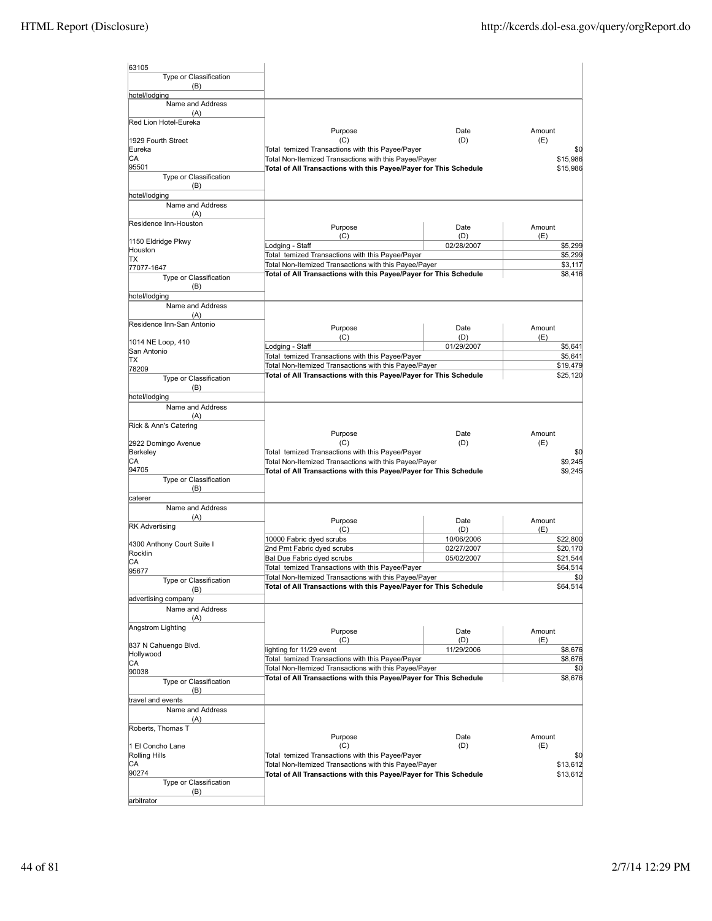| Name and Address (A) | Purpose (C) | Date (D) | Amount (E) |
|---|---|---|---|
| 63105 | | | |
| Type or Classification (B) | | | |
| hotel/lodging | | | |

| Name and Address (A) | Purpose (C) | Date (D) | Amount (E) |
|---|---|---|---|
| Red Lion Hotel-Eureka<br><br>1929 Fourth Street<br>Eureka<br>CA<br>95501 | Total temized Transactions with this Payee/Payer | | $0 |
| | Total Non-Itemized Transactions with this Payee/Payer | | $15,986 |
| | **Total of All Transactions with this Payee/Payer for This Schedule** | | $15,986 |
| Type or Classification (B): hotel/lodging | | | |

| Name and Address (A) | Purpose (C) | Date (D) | Amount (E) |
|---|---|---|---|
| Residence Inn-Houston<br><br>1150 Eldridge Pkwy<br>Houston<br>TX<br>77077-1647 | Lodging - Staff | 02/28/2007 | $5,299 |
| | Total temized Transactions with this Payee/Payer | | $5,299 |
| | Total Non-Itemized Transactions with this Payee/Payer | | $3,117 |
| | **Total of All Transactions with this Payee/Payer for This Schedule** | | $8,416 |
| Type or Classification (B): hotel/lodging | | | |

| Name and Address (A) | Purpose (C) | Date (D) | Amount (E) |
|---|---|---|---|
| Residence Inn-San Antonio<br><br>1014 NE Loop, 410<br>San Antonio<br>TX<br>78209 | Lodging - Staff | 01/29/2007 | $5,641 |
| | Total temized Transactions with this Payee/Payer | | $5,641 |
| | Total Non-Itemized Transactions with this Payee/Payer | | $19,479 |
| | **Total of All Transactions with this Payee/Payer for This Schedule** | | $25,120 |
| Type or Classification (B): hotel/lodging | | | |

| Name and Address (A) | Purpose (C) | Date (D) | Amount (E) |
|---|---|---|---|
| Rick & Ann's Catering<br><br>2922 Domingo Avenue<br>Berkeley<br>CA<br>94705 | Total temized Transactions with this Payee/Payer | | $0 |
| | Total Non-Itemized Transactions with this Payee/Payer | | $9,245 |
| | **Total of All Transactions with this Payee/Payer for This Schedule** | | $9,245 |
| Type or Classification (B): caterer | | | |

| Name and Address (A) | Purpose (C) | Date (D) | Amount (E) |
|---|---|---|---|
| RK Advertising<br><br>4300 Anthony Court Suite I<br>Rocklin<br>CA<br>95677 | 10000 Fabric dyed scrubs | 10/06/2006 | $22,800 |
| | 2nd Pmt Fabric dyed scrubs | 02/27/2007 | $20,170 |
| | Bal Due Fabric dyed scrubs | 05/02/2007 | $21,544 |
| | Total temized Transactions with this Payee/Payer | | $64,514 |
| | Total Non-Itemized Transactions with this Payee/Payer | | $0 |
| | **Total of All Transactions with this Payee/Payer for This Schedule** | | $64,514 |
| Type or Classification (B): advertising company | | | |

| Name and Address (A) | Purpose (C) | Date (D) | Amount (E) |
|---|---|---|---|
| Angstrom Lighting<br><br>837 N Cahuengo Blvd.<br>Hollywood<br>CA<br>90038 | lighting for 11/29 event | 11/29/2006 | $8,676 |
| | Total temized Transactions with this Payee/Payer | | $8,676 |
| | Total Non-Itemized Transactions with this Payee/Payer | | $0 |
| | **Total of All Transactions with this Payee/Payer for This Schedule** | | $8,676 |
| Type or Classification (B): travel and events | | | |

| Name and Address (A) | Purpose (C) | Date (D) | Amount (E) |
|---|---|---|---|
| Roberts, Thomas T<br><br>1 El Concho Lane<br>Rolling Hills<br>CA<br>90274 | Total temized Transactions with this Payee/Payer | | $0 |
| | Total Non-Itemized Transactions with this Payee/Payer | | $13,612 |
| | **Total of All Transactions with this Payee/Payer for This Schedule** | | $13,612 |
| Type or Classification (B): arbitrator | | | |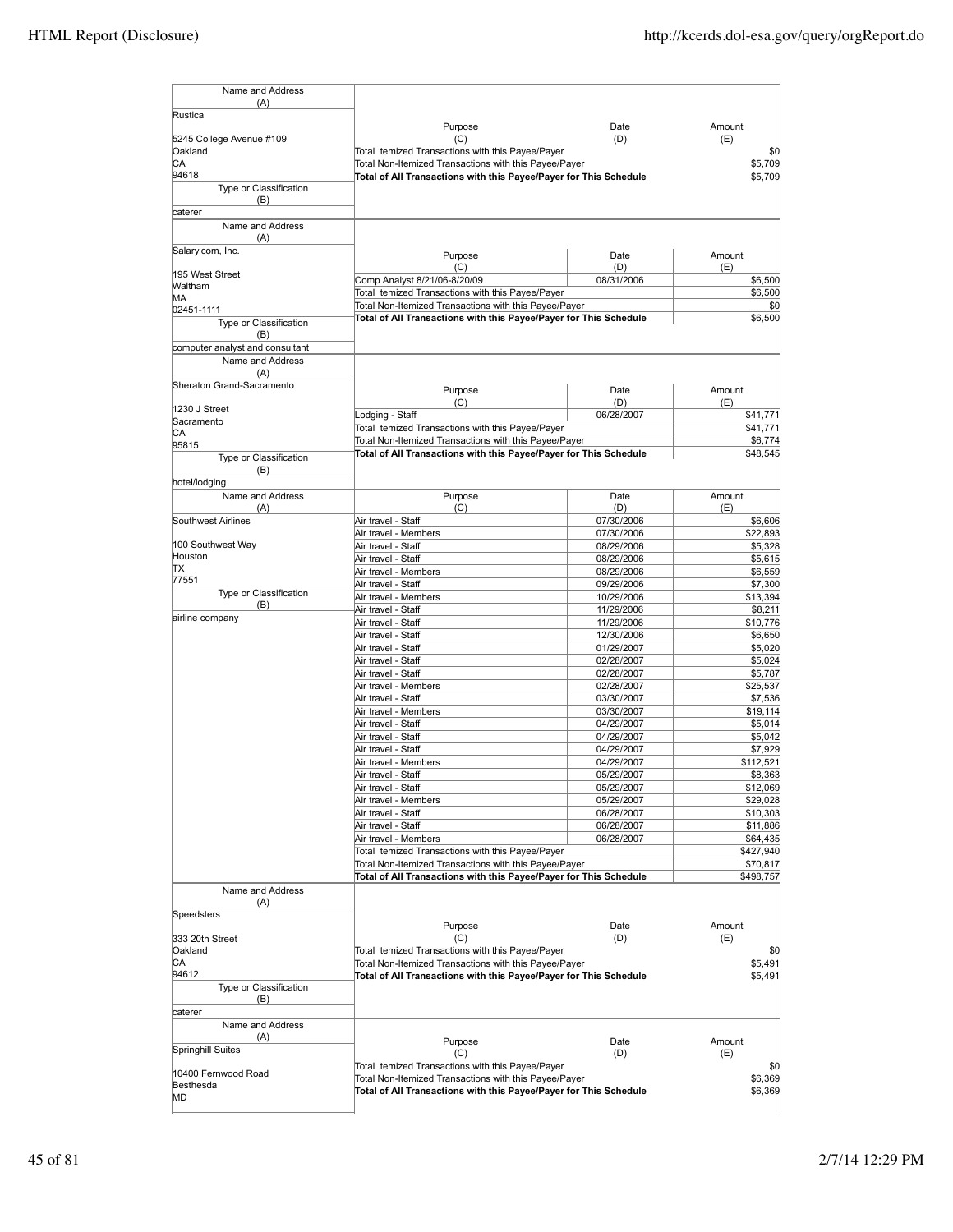| Name and Address (A) | Purpose (C) | Date (D) | Amount (E) |
|---|---|---|---|
| Rustica<br><br>5245 College Avenue #109<br>Oakland<br>CA<br>94618 | Total temized Transactions with this Payee/Payer | | $0 |
| | Total Non-Itemized Transactions with this Payee/Payer | | $5,709 |
| | **Total of All Transactions with this Payee/Payer for This Schedule** | | $5,709 |
| Type or Classification (B): caterer | | | |

| Name and Address (A) | Purpose (C) | Date (D) | Amount (E) |
|---|---|---|---|
| Salary com, Inc.<br><br>195 West Street<br>Waltham<br>MA<br>02451-1111 | Comp Analyst 8/21/06-8/20/09 | 08/31/2006 | $6,500 |
| | Total temized Transactions with this Payee/Payer | | $6,500 |
| | Total Non-Itemized Transactions with this Payee/Payer | | $0 |
| | **Total of All Transactions with this Payee/Payer for This Schedule** | | $6,500 |
| Type or Classification (B): computer analyst and consultant | | | |

| Name and Address (A) | Purpose (C) | Date (D) | Amount (E) |
|---|---|---|---|
| Sheraton Grand-Sacramento<br><br>1230 J Street<br>Sacramento<br>CA<br>95815 | Lodging - Staff | 06/28/2007 | $41,771 |
| | Total temized Transactions with this Payee/Payer | | $41,771 |
| | Total Non-Itemized Transactions with this Payee/Payer | | $6,774 |
| | **Total of All Transactions with this Payee/Payer for This Schedule** | | $48,545 |
| Type or Classification (B): hotel/lodging | | | |

| Name and Address (A) | Purpose (C) | Date (D) | Amount (E) |
|---|---|---|---|
| Southwest Airlines | Air travel - Staff | 07/30/2006 | $6,606 |
| | Air travel - Members | 07/30/2006 | $22,893 |
| 100 Southwest Way | Air travel - Staff | 08/29/2006 | $5,328 |
| Houston | Air travel - Staff | 08/29/2006 | $5,615 |
| TX | Air travel - Members | 08/29/2006 | $6,559 |
| 77551 | Air travel - Staff | 09/29/2006 | $7,300 |
| Type or Classification (B) | Air travel - Members | 10/29/2006 | $13,394 |
| | Air travel - Staff | 11/29/2006 | $8,211 |
| airline company | Air travel - Staff | 11/29/2006 | $10,776 |
| | Air travel - Staff | 12/30/2006 | $6,650 |
| | Air travel - Staff | 01/29/2007 | $5,020 |
| | Air travel - Staff | 02/28/2007 | $5,024 |
| | Air travel - Staff | 02/28/2007 | $5,787 |
| | Air travel - Members | 02/28/2007 | $25,537 |
| | Air travel - Staff | 03/30/2007 | $7,536 |
| | Air travel - Members | 03/30/2007 | $19,114 |
| | Air travel - Staff | 04/29/2007 | $5,014 |
| | Air travel - Staff | 04/29/2007 | $5,042 |
| | Air travel - Staff | 04/29/2007 | $7,929 |
| | Air travel - Members | 04/29/2007 | $112,521 |
| | Air travel - Staff | 05/29/2007 | $8,363 |
| | Air travel - Staff | 05/29/2007 | $12,069 |
| | Air travel - Members | 05/29/2007 | $29,028 |
| | Air travel - Staff | 06/28/2007 | $10,303 |
| | Air travel - Staff | 06/28/2007 | $11,886 |
| | Air travel - Members | 06/28/2007 | $64,435 |
| | Total temized Transactions with this Payee/Payer | | $427,940 |
| | Total Non-Itemized Transactions with this Payee/Payer | | $70,817 |
| | **Total of All Transactions with this Payee/Payer for This Schedule** | | $498,757 |

| Name and Address (A) | Purpose (C) | Date (D) | Amount (E) |
|---|---|---|---|
| Speedsters<br><br>333 20th Street<br>Oakland<br>CA<br>94612 | Total temized Transactions with this Payee/Payer | | $0 |
| | Total Non-Itemized Transactions with this Payee/Payer | | $5,491 |
| | **Total of All Transactions with this Payee/Payer for This Schedule** | | $5,491 |
| Type or Classification (B): caterer | | | |

| Name and Address (A) | Purpose (C) | Date (D) | Amount (E) |
|---|---|---|---|
| Springhill Suites<br><br>10400 Fernwood Road<br>Besthesda<br>MD | Total temized Transactions with this Payee/Payer | | $0 |
| | Total Non-Itemized Transactions with this Payee/Payer | | $6,369 |
| | **Total of All Transactions with this Payee/Payer for This Schedule** | | $6,369 |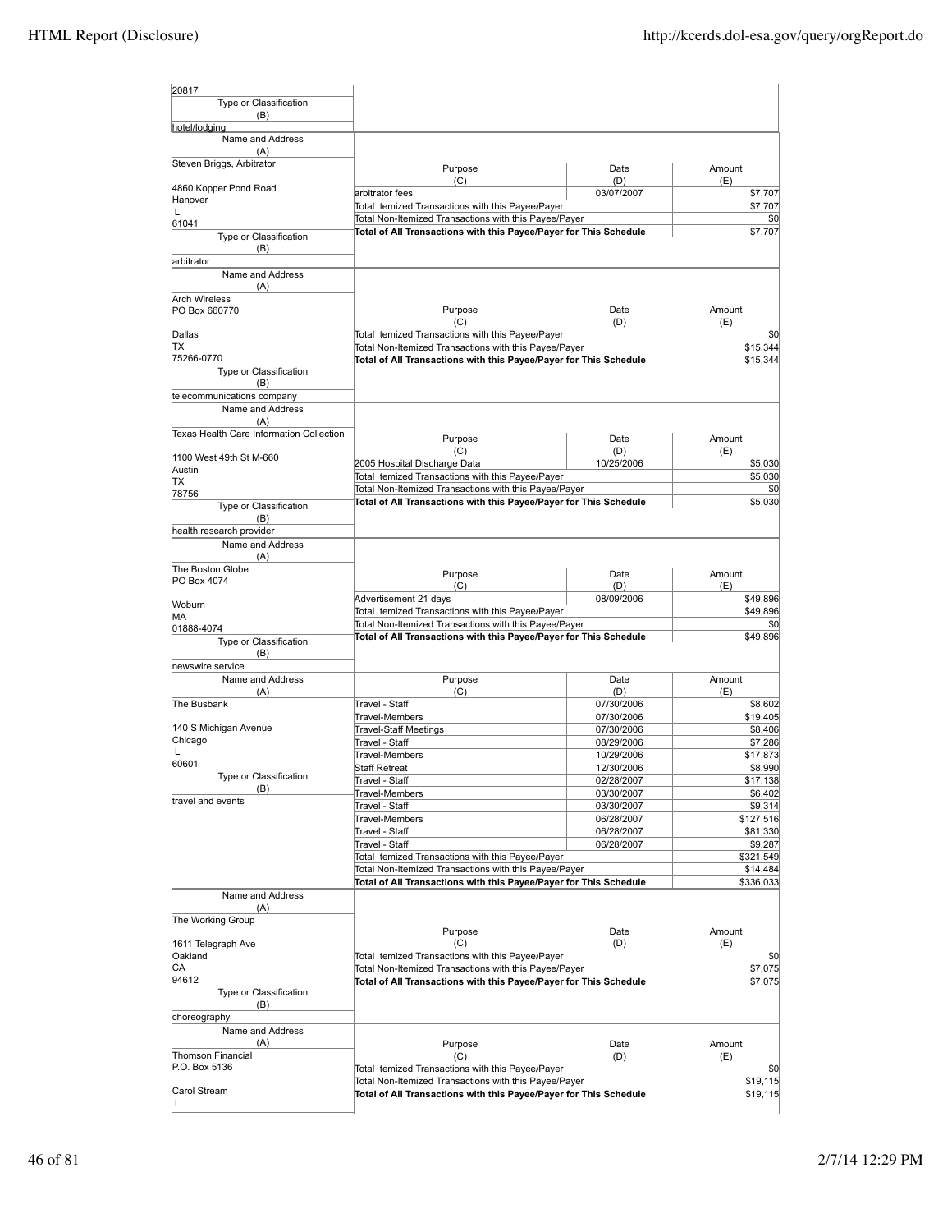| Name and Address (A) | Purpose (C) | Date (D) | Amount (E) |
|---|---|---|---|
| 20817 | | | |
| Type or Classification (B) | | | |
| hotel/lodging | | | |

| Name and Address (A) | Purpose (C) | Date (D) | Amount (E) |
|---|---|---|---|
| Steven Briggs, Arbitrator | arbitrator fees | 03/07/2007 | $7,707 |
| 4860 Kopper Pond Road | Total temized Transactions with this Payee/Payer | | $7,707 |
| Hanover | Total Non-Itemized Transactions with this Payee/Payer | | $0 |
| L | **Total of All Transactions with this Payee/Payer for This Schedule** | | $7,707 |
| 61041 | | | |
| Type or Classification (B): arbitrator | | | |

| Name and Address (A) | Purpose (C) | Date (D) | Amount (E) |
|---|---|---|---|
| Arch Wireless | Total temized Transactions with this Payee/Payer | | $0 |
| PO Box 660770 | Total Non-Itemized Transactions with this Payee/Payer | | $15,344 |
| Dallas | **Total of All Transactions with this Payee/Payer for This Schedule** | | $15,344 |
| TX | | | |
| 75266-0770 | | | |
| Type or Classification (B): telecommunications company | | | |

| Name and Address (A) | Purpose (C) | Date (D) | Amount (E) |
|---|---|---|---|
| Texas Health Care Information Collection | 2005 Hospital Discharge Data | 10/25/2006 | $5,030 |
| 1100 West 49th St M-660 | Total temized Transactions with this Payee/Payer | | $5,030 |
| Austin | Total Non-Itemized Transactions with this Payee/Payer | | $0 |
| TX | **Total of All Transactions with this Payee/Payer for This Schedule** | | $5,030 |
| 78756 | | | |
| Type or Classification (B): health research provider | | | |

| Name and Address (A) | Purpose (C) | Date (D) | Amount (E) |
|---|---|---|---|
| The Boston Globe | Advertisement 21 days | 08/09/2006 | $49,896 |
| PO Box 4074 | Total temized Transactions with this Payee/Payer | | $49,896 |
| Woburn | Total Non-Itemized Transactions with this Payee/Payer | | $0 |
| MA | **Total of All Transactions with this Payee/Payer for This Schedule** | | $49,896 |
| 01888-4074 | | | |
| Type or Classification (B): newswire service | | | |

| Name and Address (A) | Purpose (C) | Date (D) | Amount (E) |
|---|---|---|---|
| The Busbank | Travel - Staff | 07/30/2006 | $8,602 |
| 140 S Michigan Avenue | Travel-Members | 07/30/2006 | $19,405 |
| Chicago | Travel-Staff Meetings | 07/30/2006 | $8,406 |
| L | Travel - Staff | 08/29/2006 | $7,286 |
| 60601 | Travel-Members | 10/29/2006 | $17,873 |
| Type or Classification (B): travel and events | Staff Retreat | 12/30/2006 | $8,990 |
| | Travel - Staff | 02/28/2007 | $17,138 |
| | Travel-Members | 03/30/2007 | $6,402 |
| | Travel - Staff | 03/30/2007 | $9,314 |
| | Travel-Members | 06/28/2007 | $127,516 |
| | Travel - Staff | 06/28/2007 | $81,330 |
| | Travel - Staff | 06/28/2007 | $9,287 |
| | Total temized Transactions with this Payee/Payer | | $321,549 |
| | Total Non-Itemized Transactions with this Payee/Payer | | $14,484 |
| | **Total of All Transactions with this Payee/Payer for This Schedule** | | $336,033 |

| Name and Address (A) | Purpose (C) | Date (D) | Amount (E) |
|---|---|---|---|
| The Working Group | Total temized Transactions with this Payee/Payer | | $0 |
| 1611 Telegraph Ave | Total Non-Itemized Transactions with this Payee/Payer | | $7,075 |
| Oakland | **Total of All Transactions with this Payee/Payer for This Schedule** | | $7,075 |
| CA | | | |
| 94612 | | | |
| Type or Classification (B): choreography | | | |

| Name and Address (A) | Purpose (C) | Date (D) | Amount (E) |
|---|---|---|---|
| Thomson Financial | Total temized Transactions with this Payee/Payer | | $0 |
| P.O. Box 5136 | Total Non-Itemized Transactions with this Payee/Payer | | $19,115 |
| Carol Stream | **Total of All Transactions with this Payee/Payer for This Schedule** | | $19,115 |
| L | | | |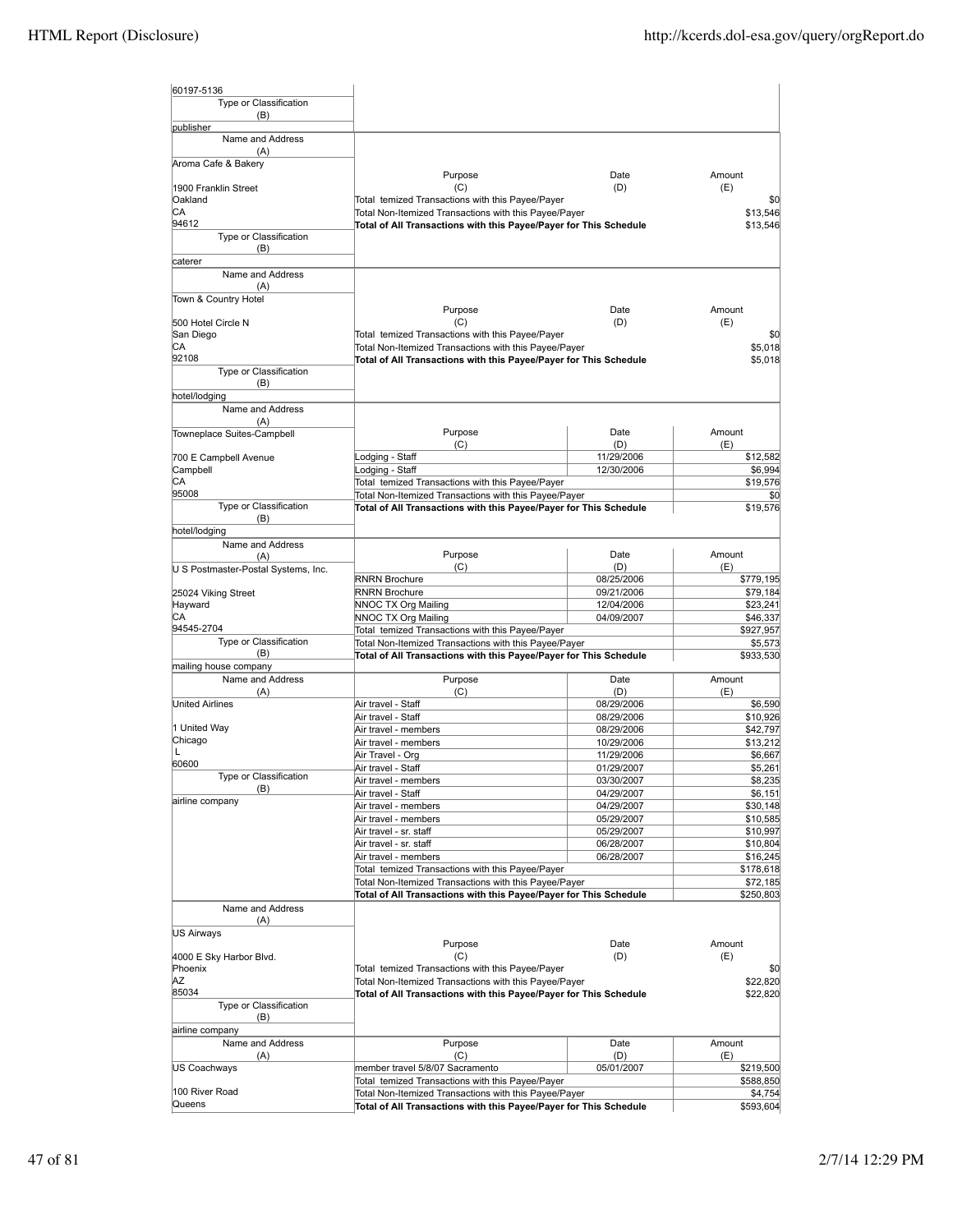60197-5136

Type or Classification (B)

publisher

| Name and Address (A) | Purpose (C) | Date (D) | Amount (E) |
|---|---|---|---|
| Aroma Cafe & Bakery<br>1900 Franklin Street<br>Oakland<br>CA<br>94612 | Total temized Transactions with this Payee/Payer | | $0 |
| | Total Non-Itemized Transactions with this Payee/Payer | | $13,546 |
| | **Total of All Transactions with this Payee/Payer for This Schedule** | | $13,546 |
| Type or Classification (B): caterer | | | |

| Name and Address (A) | Purpose (C) | Date (D) | Amount (E) |
|---|---|---|---|
| Town & Country Hotel<br>500 Hotel Circle N<br>San Diego<br>CA<br>92108 | Total temized Transactions with this Payee/Payer | | $0 |
| | Total Non-Itemized Transactions with this Payee/Payer | | $5,018 |
| | **Total of All Transactions with this Payee/Payer for This Schedule** | | $5,018 |
| Type or Classification (B): hotel/lodging | | | |

| Name and Address (A) | Purpose (C) | Date (D) | Amount (E) |
|---|---|---|---|
| Towneplace Suites-Campbell<br>700 E Campbell Avenue<br>Campbell<br>CA<br>95008 | Lodging - Staff | 11/29/2006 | $12,582 |
| | Lodging - Staff | 12/30/2006 | $6,994 |
| | Total temized Transactions with this Payee/Payer | | $19,576 |
| | Total Non-Itemized Transactions with this Payee/Payer | | $0 |
| | **Total of All Transactions with this Payee/Payer for This Schedule** | | $19,576 |
| Type or Classification (B): hotel/lodging | | | |

| Name and Address (A) | Purpose (C) | Date (D) | Amount (E) |
|---|---|---|---|
| U S Postmaster-Postal Systems, Inc.<br>25024 Viking Street<br>Hayward<br>CA<br>94545-2704 | RNRN Brochure | 08/25/2006 | $779,195 |
| | RNRN Brochure | 09/21/2006 | $79,184 |
| | NNOC TX Org Mailing | 12/04/2006 | $23,241 |
| | NNOC TX Org Mailing | 04/09/2007 | $46,337 |
| | Total temized Transactions with this Payee/Payer | | $927,957 |
| | Total Non-Itemized Transactions with this Payee/Payer | | $5,573 |
| | **Total of All Transactions with this Payee/Payer for This Schedule** | | $933,530 |
| Type or Classification (B): mailing house company | | | |

| Name and Address (A) | Purpose (C) | Date (D) | Amount (E) |
|---|---|---|---|
| United Airlines<br>1 United Way<br>Chicago<br>L<br>60600 | Air travel - Staff | 08/29/2006 | $6,590 |
| | Air travel - Staff | 08/29/2006 | $10,926 |
| | Air travel - members | 08/29/2006 | $42,797 |
| | Air travel - members | 10/29/2006 | $13,212 |
| | Air Travel - Org | 11/29/2006 | $6,667 |
| | Air travel - Staff | 01/29/2007 | $5,261 |
| | Air travel - members | 03/30/2007 | $8,235 |
| | Air travel - Staff | 04/29/2007 | $6,151 |
| | Air travel - members | 04/29/2007 | $30,148 |
| | Air travel - members | 05/29/2007 | $10,585 |
| | Air travel - sr. staff | 05/29/2007 | $10,997 |
| | Air travel - sr. staff | 06/28/2007 | $10,804 |
| | Air travel - members | 06/28/2007 | $16,245 |
| | Total temized Transactions with this Payee/Payer | | $178,618 |
| | Total Non-Itemized Transactions with this Payee/Payer | | $72,185 |
| | **Total of All Transactions with this Payee/Payer for This Schedule** | | $250,803 |
| Type or Classification (B): airline company | | | |

| Name and Address (A) | Purpose (C) | Date (D) | Amount (E) |
|---|---|---|---|
| US Airways<br>4000 E Sky Harbor Blvd.<br>Phoenix<br>AZ<br>85034 | Total temized Transactions with this Payee/Payer | | $0 |
| | Total Non-Itemized Transactions with this Payee/Payer | | $22,820 |
| | **Total of All Transactions with this Payee/Payer for This Schedule** | | $22,820 |
| Type or Classification (B): airline company | | | |

| Name and Address (A) | Purpose (C) | Date (D) | Amount (E) |
|---|---|---|---|
| US Coachways<br>100 River Road<br>Queens | member travel 5/8/07 Sacramento | 05/01/2007 | $219,500 |
| | Total temized Transactions with this Payee/Payer | | $588,850 |
| | Total Non-Itemized Transactions with this Payee/Payer | | $4,754 |
| | **Total of All Transactions with this Payee/Payer for This Schedule** | | $593,604 |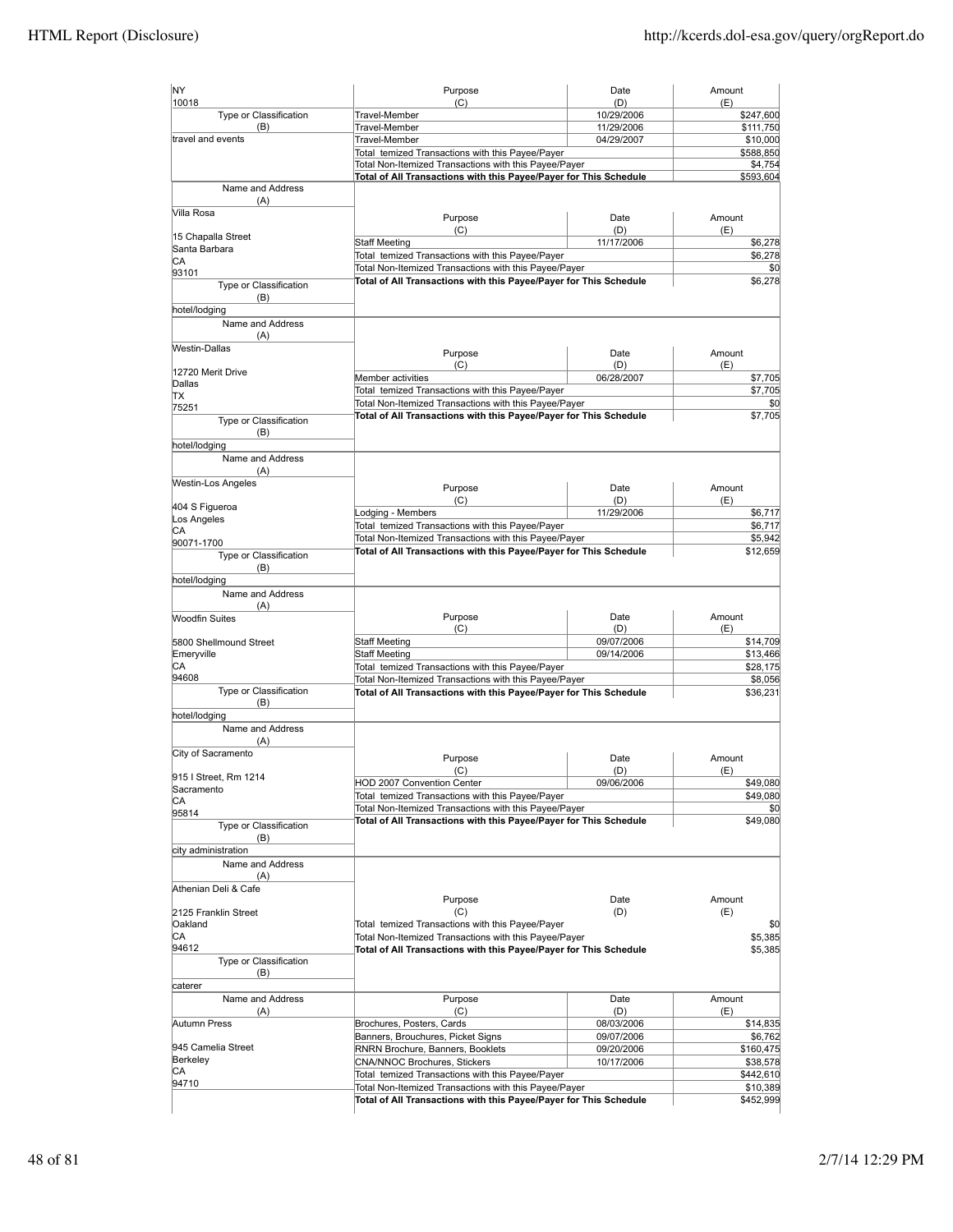| Name and Address (A) | Purpose (C) | Date (D) | Amount (E) |
|---|---|---|---|
| NY<br>10018 | | | |
| Type or Classification (B) | Travel-Member | 10/29/2006 | $247,600 |
| travel and events | Travel-Member | 11/29/2006 | $111,750 |
| | Travel-Member | 04/29/2007 | $10,000 |
| | Total temized Transactions with this Payee/Payer | | $588,850 |
| | Total Non-Itemized Transactions with this Payee/Payer | | $4,754 |
| | **Total of All Transactions with this Payee/Payer for This Schedule** | | $593,604 |

| Name and Address (A) | Purpose (C) | Date (D) | Amount (E) |
|---|---|---|---|
| Villa Rosa<br><br>15 Chapalla Street<br>Santa Barbara<br>CA<br>93101 | Staff Meeting | 11/17/2006 | $6,278 |
| | Total temized Transactions with this Payee/Payer | | $6,278 |
| | Total Non-Itemized Transactions with this Payee/Payer | | $0 |
| | **Total of All Transactions with this Payee/Payer for This Schedule** | | $6,278 |
| Type or Classification (B)<br>hotel/lodging | | | |

| Name and Address (A) | Purpose (C) | Date (D) | Amount (E) |
|---|---|---|---|
| Westin-Dallas<br><br>12720 Merit Drive<br>Dallas<br>TX<br>75251 | Member activities | 06/28/2007 | $7,705 |
| | Total temized Transactions with this Payee/Payer | | $7,705 |
| | Total Non-Itemized Transactions with this Payee/Payer | | $0 |
| | **Total of All Transactions with this Payee/Payer for This Schedule** | | $7,705 |
| Type or Classification (B)<br>hotel/lodging | | | |

| Name and Address (A) | Purpose (C) | Date (D) | Amount (E) |
|---|---|---|---|
| Westin-Los Angeles<br><br>404 S Figueroa<br>Los Angeles<br>CA<br>90071-1700 | Lodging - Members | 11/29/2006 | $6,717 |
| | Total temized Transactions with this Payee/Payer | | $6,717 |
| | Total Non-Itemized Transactions with this Payee/Payer | | $5,942 |
| | **Total of All Transactions with this Payee/Payer for This Schedule** | | $12,659 |
| Type or Classification (B)<br>hotel/lodging | | | |

| Name and Address (A) | Purpose (C) | Date (D) | Amount (E) |
|---|---|---|---|
| Woodfin Suites<br><br>5800 Shellmound Street<br>Emeryville<br>CA<br>94608 | Staff Meeting | 09/07/2006 | $14,709 |
| | Staff Meeting | 09/14/2006 | $13,466 |
| | Total temized Transactions with this Payee/Payer | | $28,175 |
| | Total Non-Itemized Transactions with this Payee/Payer | | $8,056 |
| | **Total of All Transactions with this Payee/Payer for This Schedule** | | $36,231 |
| Type or Classification (B)<br>hotel/lodging | | | |

| Name and Address (A) | Purpose (C) | Date (D) | Amount (E) |
|---|---|---|---|
| City of Sacramento<br><br>915 I Street, Rm 1214<br>Sacramento<br>CA<br>95814 | HOD 2007 Convention Center | 09/06/2006 | $49,080 |
| | Total temized Transactions with this Payee/Payer | | $49,080 |
| | Total Non-Itemized Transactions with this Payee/Payer | | $0 |
| | **Total of All Transactions with this Payee/Payer for This Schedule** | | $49,080 |
| Type or Classification (B)<br>city administration | | | |

| Name and Address (A) | Purpose (C) | Date (D) | Amount (E) |
|---|---|---|---|
| Athenian Deli & Cafe<br><br>2125 Franklin Street<br>Oakland<br>CA<br>94612 | Total temized Transactions with this Payee/Payer | | $0 |
| | Total Non-Itemized Transactions with this Payee/Payer | | $5,385 |
| | **Total of All Transactions with this Payee/Payer for This Schedule** | | $5,385 |
| Type or Classification (B)<br>caterer | | | |

| Name and Address (A) | Purpose (C) | Date (D) | Amount (E) |
|---|---|---|---|
| Autumn Press<br><br>945 Camelia Street<br>Berkeley<br>CA<br>94710 | Brochures, Posters, Cards | 08/03/2006 | $14,835 |
| | Banners, Brouchures, Picket Signs | 09/07/2006 | $6,762 |
| | RNRN Brochure, Banners, Booklets | 09/20/2006 | $160,475 |
| | CNA/NNOC Brochures, Stickers | 10/17/2006 | $38,578 |
| | Total temized Transactions with this Payee/Payer | | $442,610 |
| | Total Non-Itemized Transactions with this Payee/Payer | | $10,389 |
| | **Total of All Transactions with this Payee/Payer for This Schedule** | | $452,999 |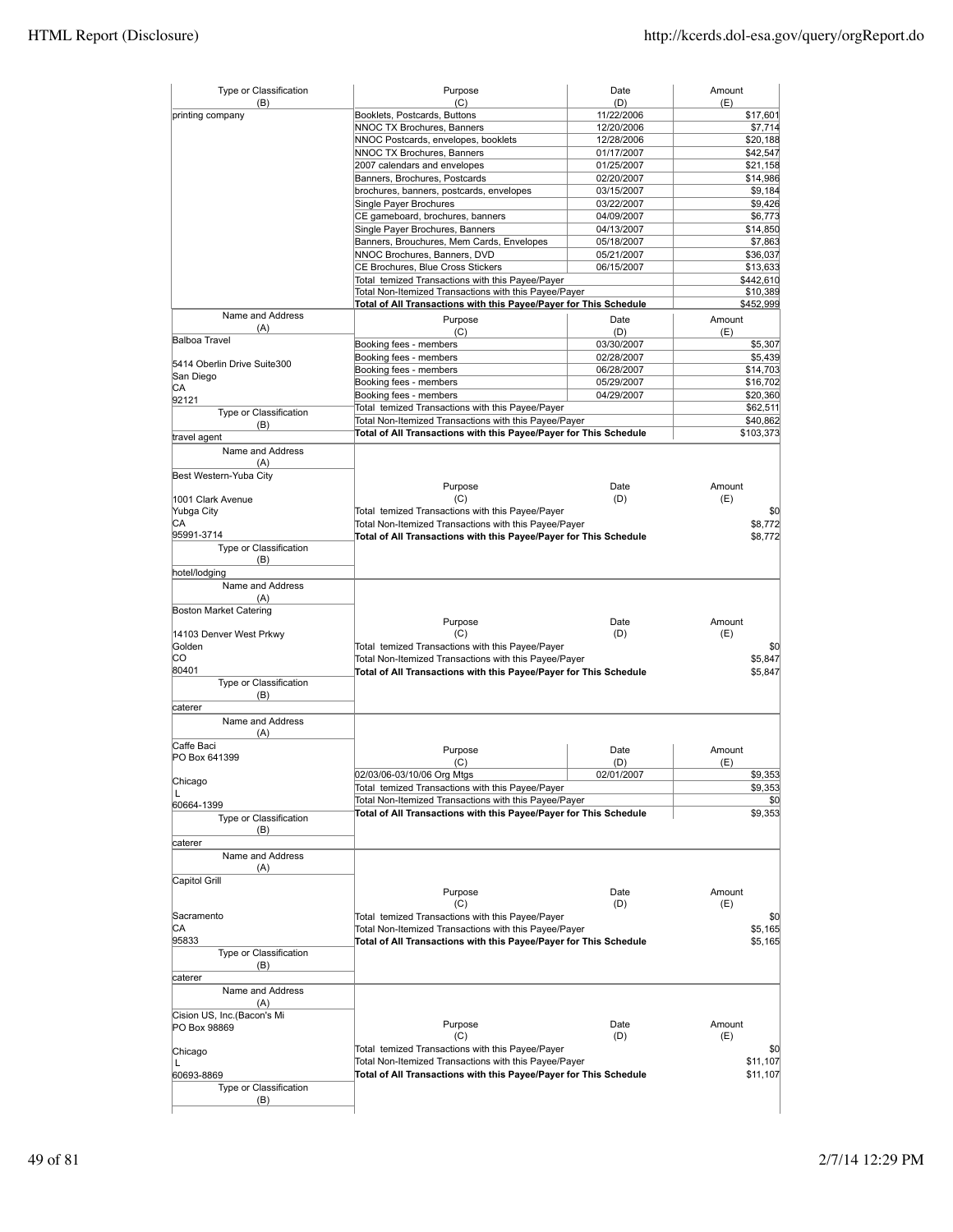| Type or Classification (B) | Purpose (C) | Date (D) | Amount (E) |
|---|---|---|---|
| printing company | Booklets, Postcards, Buttons | 11/22/2006 | $17,601 |
| | NNOC TX Brochures, Banners | 12/20/2006 | $7,714 |
| | NNOC Postcards, envelopes, booklets | 12/28/2006 | $20,188 |
| | NNOC TX Brochures, Banners | 01/17/2007 | $42,547 |
| | 2007 calendars and envelopes | 01/25/2007 | $21,158 |
| | Banners, Brochures, Postcards | 02/20/2007 | $14,986 |
| | brochures, banners, postcards, envelopes | 03/15/2007 | $9,184 |
| | Single Payer Brochures | 03/22/2007 | $9,426 |
| | CE gameboard, brochures, banners | 04/09/2007 | $6,773 |
| | Single Payer Brochures, Banners | 04/13/2007 | $14,850 |
| | Banners, Brouchures, Mem Cards, Envelopes | 05/18/2007 | $7,863 |
| | NNOC Brochures, Banners, DVD | 05/21/2007 | $36,037 |
| | CE Brochures, Blue Cross Stickers | 06/15/2007 | $13,633 |
| | Total temized Transactions with this Payee/Payer | | $442,610 |
| | Total Non-Itemized Transactions with this Payee/Payer | | $10,389 |
| | **Total of All Transactions with this Payee/Payer for This Schedule** | | **$452,999** |

| Name and Address (A) | Purpose (C) | Date (D) | Amount (E) |
|---|---|---|---|
| Balboa Travel<br>5414 Oberlin Drive Suite300<br>San Diego<br>CA<br>92121 | Booking fees - members | 03/30/2007 | $5,307 |
| | Booking fees - members | 02/28/2007 | $5,439 |
| | Booking fees - members | 06/28/2007 | $14,703 |
| | Booking fees - members | 05/29/2007 | $16,702 |
| | Booking fees - members | 04/29/2007 | $20,360 |
| **Type or Classification (B)** | Total temized Transactions with this Payee/Payer | | $62,511 |
| travel agent | Total Non-Itemized Transactions with this Payee/Payer | | $40,862 |
| | **Total of All Transactions with this Payee/Payer for This Schedule** | | **$103,373** |

| Name and Address (A) | Purpose (C) | Date (D) | Amount (E) |
|---|---|---|---|
| Best Western-Yuba City<br>1001 Clark Avenue<br>Yubga City<br>CA<br>95991-3714 | Total temized Transactions with this Payee/Payer | | $0 |
| | Total Non-Itemized Transactions with this Payee/Payer | | $8,772 |
| | **Total of All Transactions with this Payee/Payer for This Schedule** | | **$8,772** |
| **Type or Classification (B)** | | | |
| hotel/lodging | | | |

| Name and Address (A) | Purpose (C) | Date (D) | Amount (E) |
|---|---|---|---|
| Boston Market Catering<br>14103 Denver West Prkwy<br>Golden<br>CO<br>80401 | Total temized Transactions with this Payee/Payer | | $0 |
| | Total Non-Itemized Transactions with this Payee/Payer | | $5,847 |
| | **Total of All Transactions with this Payee/Payer for This Schedule** | | **$5,847** |
| **Type or Classification (B)** | | | |
| caterer | | | |

| Name and Address (A) | Purpose (C) | Date (D) | Amount (E) |
|---|---|---|---|
| Caffe Baci<br>PO Box 641399<br>Chicago<br>L<br>60664-1399 | 02/03/06-03/10/06 Org Mtgs | 02/01/2007 | $9,353 |
| | Total temized Transactions with this Payee/Payer | | $9,353 |
| | Total Non-Itemized Transactions with this Payee/Payer | | $0 |
| | **Total of All Transactions with this Payee/Payer for This Schedule** | | **$9,353** |
| **Type or Classification (B)** | | | |
| caterer | | | |

| Name and Address (A) | Purpose (C) | Date (D) | Amount (E) |
|---|---|---|---|
| Capitol Grill<br>Sacramento<br>CA<br>95833 | Total temized Transactions with this Payee/Payer | | $0 |
| | Total Non-Itemized Transactions with this Payee/Payer | | $5,165 |
| | **Total of All Transactions with this Payee/Payer for This Schedule** | | **$5,165** |
| **Type or Classification (B)** | | | |
| caterer | | | |

| Name and Address (A) | Purpose (C) | Date (D) | Amount (E) |
|---|---|---|---|
| Cision US, Inc.(Bacon's Mi<br>PO Box 98869<br>Chicago<br>L<br>60693-8869 | Total temized Transactions with this Payee/Payer | | $0 |
| | Total Non-Itemized Transactions with this Payee/Payer | | $11,107 |
| | **Total of All Transactions with this Payee/Payer for This Schedule** | | **$11,107** |
| **Type or Classification (B)** | | | |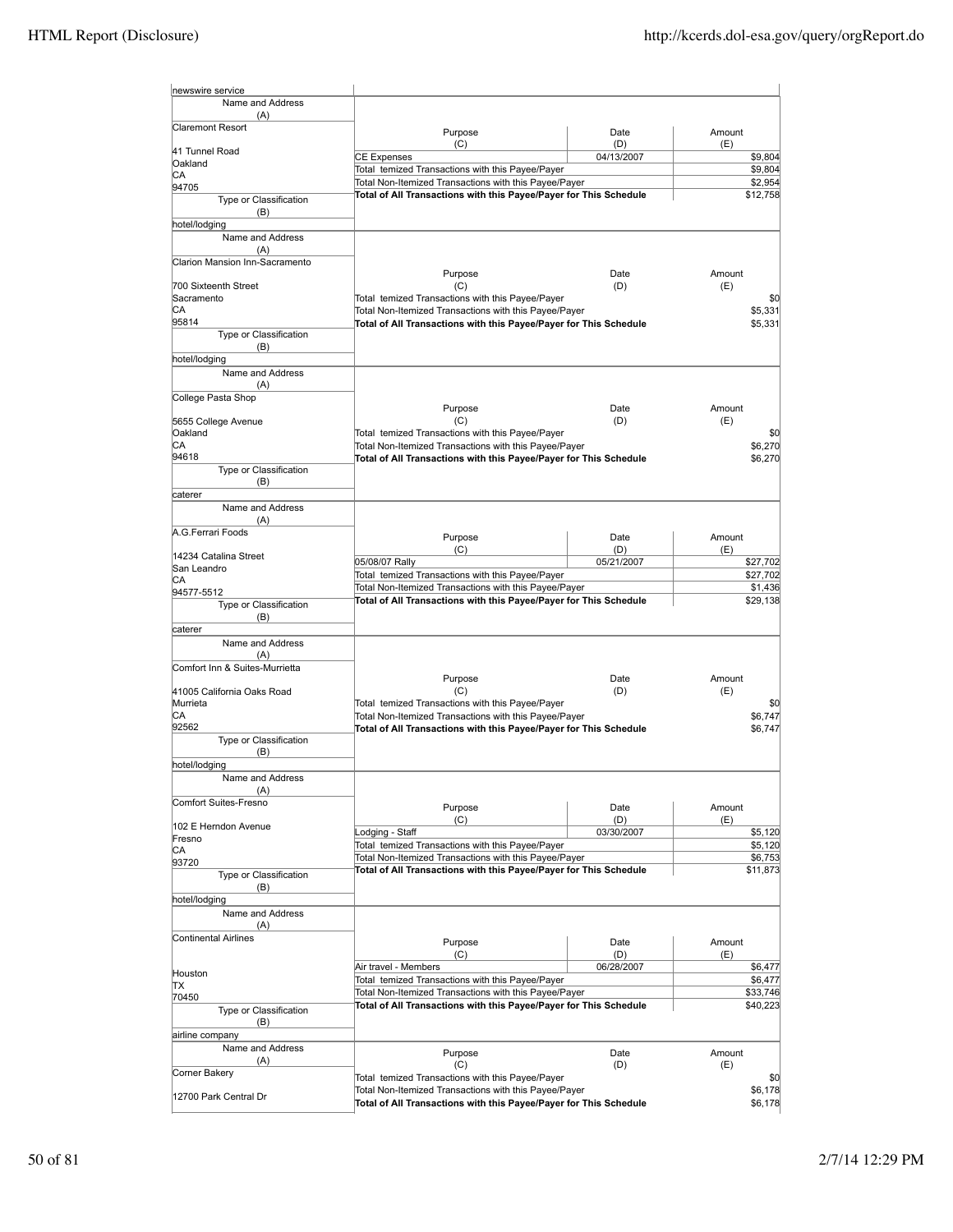newswire service

| Name and Address (A) | Purpose (C) | Date (D) | Amount (E) |
|---|---|---|---|
| Claremont Resort<br>41 Tunnel Road<br>Oakland<br>CA<br>94705 | CE Expenses | 04/13/2007 | $9,804 |
| | Total temized Transactions with this Payee/Payer | | $9,804 |
| | Total Non-Itemized Transactions with this Payee/Payer | | $2,954 |
| | **Total of All Transactions with this Payee/Payer for This Schedule** | | $12,758 |
| Type or Classification (B): hotel/lodging | | | |

| Name and Address (A) | Purpose (C) | Date (D) | Amount (E) |
|---|---|---|---|
| Clarion Mansion Inn-Sacramento<br>700 Sixteenth Street<br>Sacramento<br>CA<br>95814 | Total temized Transactions with this Payee/Payer | | $0 |
| | Total Non-Itemized Transactions with this Payee/Payer | | $5,331 |
| | **Total of All Transactions with this Payee/Payer for This Schedule** | | $5,331 |
| Type or Classification (B): hotel/lodging | | | |

| Name and Address (A) | Purpose (C) | Date (D) | Amount (E) |
|---|---|---|---|
| College Pasta Shop<br>5655 College Avenue<br>Oakland<br>CA<br>94618 | Total temized Transactions with this Payee/Payer | | $0 |
| | Total Non-Itemized Transactions with this Payee/Payer | | $6,270 |
| | **Total of All Transactions with this Payee/Payer for This Schedule** | | $6,270 |
| Type or Classification (B): caterer | | | |

| Name and Address (A) | Purpose (C) | Date (D) | Amount (E) |
|---|---|---|---|
| A.G.Ferrari Foods<br>14234 Catalina Street<br>San Leandro<br>CA<br>94577-5512 | 05/08/07 Rally | 05/21/2007 | $27,702 |
| | Total temized Transactions with this Payee/Payer | | $27,702 |
| | Total Non-Itemized Transactions with this Payee/Payer | | $1,436 |
| | **Total of All Transactions with this Payee/Payer for This Schedule** | | $29,138 |
| Type or Classification (B): caterer | | | |

| Name and Address (A) | Purpose (C) | Date (D) | Amount (E) |
|---|---|---|---|
| Comfort Inn & Suites-Murrietta<br>41005 California Oaks Road<br>Murrieta<br>CA<br>92562 | Total temized Transactions with this Payee/Payer | | $0 |
| | Total Non-Itemized Transactions with this Payee/Payer | | $6,747 |
| | **Total of All Transactions with this Payee/Payer for This Schedule** | | $6,747 |
| Type or Classification (B): hotel/lodging | | | |

| Name and Address (A) | Purpose (C) | Date (D) | Amount (E) |
|---|---|---|---|
| Comfort Suites-Fresno<br>102 E Herndon Avenue<br>Fresno<br>CA<br>93720 | Lodging - Staff | 03/30/2007 | $5,120 |
| | Total temized Transactions with this Payee/Payer | | $5,120 |
| | Total Non-Itemized Transactions with this Payee/Payer | | $6,753 |
| | **Total of All Transactions with this Payee/Payer for This Schedule** | | $11,873 |
| Type or Classification (B): hotel/lodging | | | |

| Name and Address (A) | Purpose (C) | Date (D) | Amount (E) |
|---|---|---|---|
| Continental Airlines<br>Houston<br>TX<br>70450 | Air travel - Members | 06/28/2007 | $6,477 |
| | Total temized Transactions with this Payee/Payer | | $6,477 |
| | Total Non-Itemized Transactions with this Payee/Payer | | $33,746 |
| | **Total of All Transactions with this Payee/Payer for This Schedule** | | $40,223 |
| Type or Classification (B): airline company | | | |

| Name and Address (A) | Purpose (C) | Date (D) | Amount (E) |
|---|---|---|---|
| Corner Bakery<br>12700 Park Central Dr | Total temized Transactions with this Payee/Payer | | $0 |
| | Total Non-Itemized Transactions with this Payee/Payer | | $6,178 |
| | **Total of All Transactions with this Payee/Payer for This Schedule** | | $6,178 |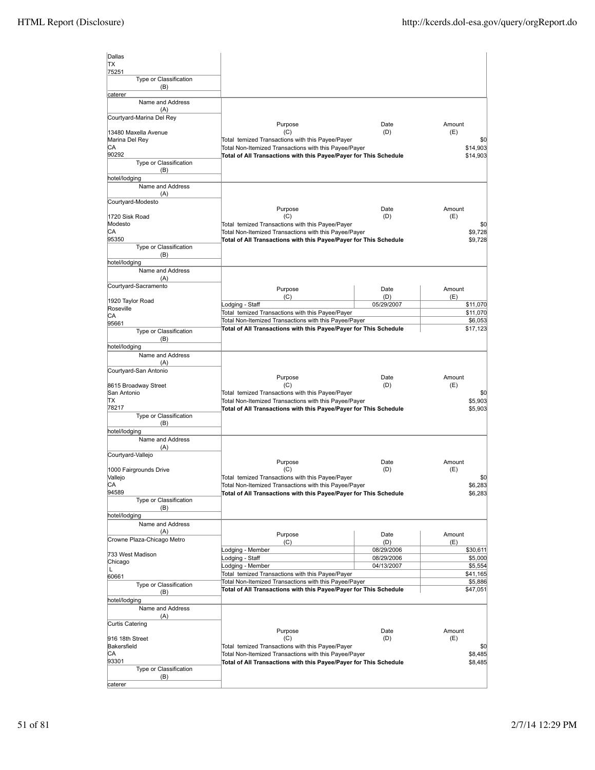| Name and Address (A) | Purpose (C) | Date (D) | Amount (E) |
|---|---|---|---|
| Dallas<br>TX<br>75251 | | | |
| Type or Classification (B): caterer | | | |

| Name and Address (A) | Purpose (C) | Date (D) | Amount (E) |
|---|---|---|---|
| Courtyard-Marina Del Rey<br>13480 Maxella Avenue<br>Marina Del Rey<br>CA<br>90292 | Total temized Transactions with this Payee/Payer | | $0 |
| | Total Non-Itemized Transactions with this Payee/Payer | | $14,903 |
| | **Total of All Transactions with this Payee/Payer for This Schedule** | | $14,903 |
| Type or Classification (B): hotel/lodging | | | |

| Name and Address (A) | Purpose (C) | Date (D) | Amount (E) |
|---|---|---|---|
| Courtyard-Modesto<br>1720 Sisk Road<br>Modesto<br>CA<br>95350 | Total temized Transactions with this Payee/Payer | | $0 |
| | Total Non-Itemized Transactions with this Payee/Payer | | $9,728 |
| | **Total of All Transactions with this Payee/Payer for This Schedule** | | $9,728 |
| Type or Classification (B): hotel/lodging | | | |

| Name and Address (A) | Purpose (C) | Date (D) | Amount (E) |
|---|---|---|---|
| Courtyard-Sacramento<br>1920 Taylor Road<br>Roseville<br>CA<br>95661 | Lodging - Staff | 05/29/2007 | $11,070 |
| | Total temized Transactions with this Payee/Payer | | $11,070 |
| | Total Non-Itemized Transactions with this Payee/Payer | | $6,053 |
| | **Total of All Transactions with this Payee/Payer for This Schedule** | | $17,123 |
| Type or Classification (B): hotel/lodging | | | |

| Name and Address (A) | Purpose (C) | Date (D) | Amount (E) |
|---|---|---|---|
| Courtyard-San Antonio<br>8615 Broadway Street<br>San Antonio<br>TX<br>78217 | Total temized Transactions with this Payee/Payer | | $0 |
| | Total Non-Itemized Transactions with this Payee/Payer | | $5,903 |
| | **Total of All Transactions with this Payee/Payer for This Schedule** | | $5,903 |
| Type or Classification (B): hotel/lodging | | | |

| Name and Address (A) | Purpose (C) | Date (D) | Amount (E) |
|---|---|---|---|
| Courtyard-Vallejo<br>1000 Fairgrounds Drive<br>Vallejo<br>CA<br>94589 | Total temized Transactions with this Payee/Payer | | $0 |
| | Total Non-Itemized Transactions with this Payee/Payer | | $6,283 |
| | **Total of All Transactions with this Payee/Payer for This Schedule** | | $6,283 |
| Type or Classification (B): hotel/lodging | | | |

| Name and Address (A) | Purpose (C) | Date (D) | Amount (E) |
|---|---|---|---|
| Crowne Plaza-Chicago Metro<br>733 West Madison<br>Chicago<br>L<br>60661 | Lodging - Member | 08/29/2006 | $30,611 |
| | Lodging - Staff | 08/29/2006 | $5,000 |
| | Lodging - Member | 04/13/2007 | $5,554 |
| | Total temized Transactions with this Payee/Payer | | $41,165 |
| | Total Non-Itemized Transactions with this Payee/Payer | | $5,886 |
| | **Total of All Transactions with this Payee/Payer for This Schedule** | | $47,051 |
| Type or Classification (B): hotel/lodging | | | |

| Name and Address (A) | Purpose (C) | Date (D) | Amount (E) |
|---|---|---|---|
| Curtis Catering<br>916 18th Street<br>Bakersfield<br>CA<br>93301 | Total temized Transactions with this Payee/Payer | | $0 |
| | Total Non-Itemized Transactions with this Payee/Payer | | $8,485 |
| | **Total of All Transactions with this Payee/Payer for This Schedule** | | $8,485 |
| Type or Classification (B): caterer | | | |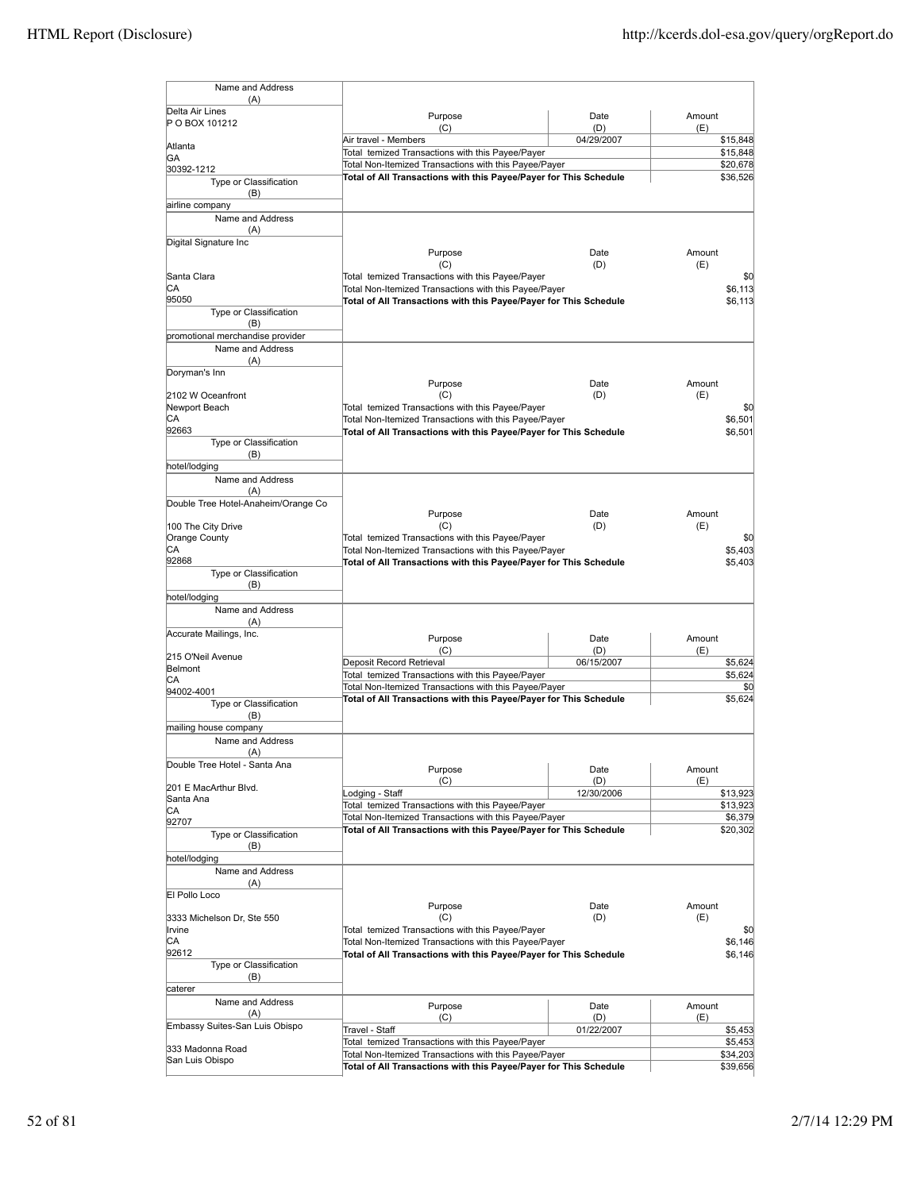| Name and Address (A) | Purpose (C) | Date (D) | Amount (E) |
|---|---|---|---|
| Delta Air Lines<br>P O BOX 101212<br>Atlanta<br>GA<br>30392-1212 | Air travel - Members | 04/29/2007 | $15,848 |
| | Total temized Transactions with this Payee/Payer | | $15,848 |
| | Total Non-Itemized Transactions with this Payee/Payer | | $20,678 |
| | **Total of All Transactions with this Payee/Payer for This Schedule** | | $36,526 |
| Type or Classification (B): airline company | | | |

| Name and Address (A) | Purpose (C) | Date (D) | Amount (E) |
|---|---|---|---|
| Digital Signature Inc<br>Santa Clara<br>CA<br>95050 | Total temized Transactions with this Payee/Payer | | $0 |
| | Total Non-Itemized Transactions with this Payee/Payer | | $6,113 |
| | **Total of All Transactions with this Payee/Payer for This Schedule** | | $6,113 |
| Type or Classification (B): promotional merchandise provider | | | |

| Name and Address (A) | Purpose (C) | Date (D) | Amount (E) |
|---|---|---|---|
| Doryman's Inn<br>2102 W Oceanfront<br>Newport Beach<br>CA<br>92663 | Total temized Transactions with this Payee/Payer | | $0 |
| | Total Non-Itemized Transactions with this Payee/Payer | | $6,501 |
| | **Total of All Transactions with this Payee/Payer for This Schedule** | | $6,501 |
| Type or Classification (B): hotel/lodging | | | |

| Name and Address (A) | Purpose (C) | Date (D) | Amount (E) |
|---|---|---|---|
| Double Tree Hotel-Anaheim/Orange Co<br>100 The City Drive<br>Orange County<br>CA<br>92868 | Total temized Transactions with this Payee/Payer | | $0 |
| | Total Non-Itemized Transactions with this Payee/Payer | | $5,403 |
| | **Total of All Transactions with this Payee/Payer for This Schedule** | | $5,403 |
| Type or Classification (B): hotel/lodging | | | |

| Name and Address (A) | Purpose (C) | Date (D) | Amount (E) |
|---|---|---|---|
| Accurate Mailings, Inc.<br>215 O'Neil Avenue<br>Belmont<br>CA<br>94002-4001 | Deposit Record Retrieval | 06/15/2007 | $5,624 |
| | Total temized Transactions with this Payee/Payer | | $5,624 |
| | Total Non-Itemized Transactions with this Payee/Payer | | $0 |
| | **Total of All Transactions with this Payee/Payer for This Schedule** | | $5,624 |
| Type or Classification (B): mailing house company | | | |

| Name and Address (A) | Purpose (C) | Date (D) | Amount (E) |
|---|---|---|---|
| Double Tree Hotel - Santa Ana<br>201 E MacArthur Blvd.<br>Santa Ana<br>CA<br>92707 | Lodging - Staff | 12/30/2006 | $13,923 |
| | Total temized Transactions with this Payee/Payer | | $13,923 |
| | Total Non-Itemized Transactions with this Payee/Payer | | $6,379 |
| | **Total of All Transactions with this Payee/Payer for This Schedule** | | $20,302 |
| Type or Classification (B): hotel/lodging | | | |

| Name and Address (A) | Purpose (C) | Date (D) | Amount (E) |
|---|---|---|---|
| El Pollo Loco<br>3333 Michelson Dr, Ste 550<br>Irvine<br>CA<br>92612 | Total temized Transactions with this Payee/Payer | | $0 |
| | Total Non-Itemized Transactions with this Payee/Payer | | $6,146 |
| | **Total of All Transactions with this Payee/Payer for This Schedule** | | $6,146 |
| Type or Classification (B): caterer | | | |

| Name and Address (A) | Purpose (C) | Date (D) | Amount (E) |
|---|---|---|---|
| Embassy Suites-San Luis Obispo<br>333 Madonna Road<br>San Luis Obispo | Travel - Staff | 01/22/2007 | $5,453 |
| | Total temized Transactions with this Payee/Payer | | $5,453 |
| | Total Non-Itemized Transactions with this Payee/Payer | | $34,203 |
| | **Total of All Transactions with this Payee/Payer for This Schedule** | | $39,656 |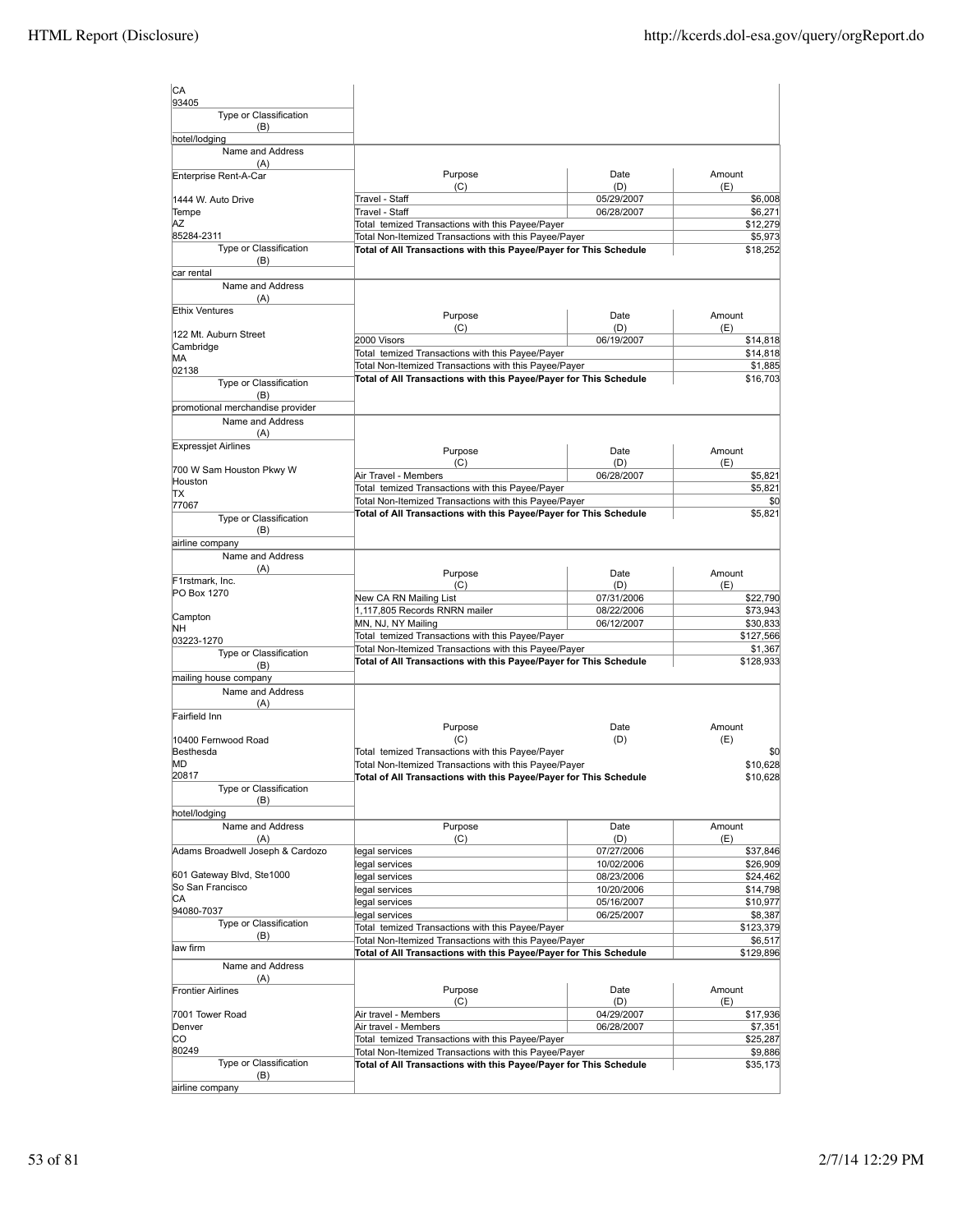| Name and Address (A) | Purpose (C) | Date (D) | Amount (E) |
|---|---|---|---|
| CA<br>93405 | | | |
| **Type or Classification (B)**<br>hotel/lodging | | | |

| Name and Address (A) | Purpose (C) | Date (D) | Amount (E) |
|---|---|---|---|
| Enterprise Rent-A-Car<br>1444 W. Auto Drive<br>Tempe<br>AZ<br>85284-2311 | Travel - Staff | 05/29/2007 | $6,008 |
| | Travel - Staff | 06/28/2007 | $6,271 |
| | Total temized Transactions with this Payee/Payer | | $12,279 |
| | Total Non-Itemized Transactions with this Payee/Payer | | $5,973 |
| **Type or Classification (B)**<br>car rental | **Total of All Transactions with this Payee/Payer for This Schedule** | | $18,252 |

| Name and Address (A) | Purpose (C) | Date (D) | Amount (E) |
|---|---|---|---|
| Ethix Ventures<br>122 Mt. Auburn Street<br>Cambridge<br>MA<br>02138 | 2000 Visors | 06/19/2007 | $14,818 |
| | Total temized Transactions with this Payee/Payer | | $14,818 |
| | Total Non-Itemized Transactions with this Payee/Payer | | $1,885 |
| **Type or Classification (B)**<br>promotional merchandise provider | **Total of All Transactions with this Payee/Payer for This Schedule** | | $16,703 |

| Name and Address (A) | Purpose (C) | Date (D) | Amount (E) |
|---|---|---|---|
| Expressjet Airlines<br>700 W Sam Houston Pkwy W<br>Houston<br>TX<br>77067 | Air Travel - Members | 06/28/2007 | $5,821 |
| | Total temized Transactions with this Payee/Payer | | $5,821 |
| | Total Non-Itemized Transactions with this Payee/Payer | | $0 |
| **Type or Classification (B)**<br>airline company | **Total of All Transactions with this Payee/Payer for This Schedule** | | $5,821 |

| Name and Address (A) | Purpose (C) | Date (D) | Amount (E) |
|---|---|---|---|
| F1rstmark, Inc.<br>PO Box 1270<br>Campton<br>NH<br>03223-1270 | New CA RN Mailing List | 07/31/2006 | $22,790 |
| | 1,117,805 Records RNRN mailer | 08/22/2006 | $73,943 |
| | MN, NJ, NY Mailing | 06/12/2007 | $30,833 |
| | Total temized Transactions with this Payee/Payer | | $127,566 |
| | Total Non-Itemized Transactions with this Payee/Payer | | $1,367 |
| **Type or Classification (B)**<br>mailing house company | **Total of All Transactions with this Payee/Payer for This Schedule** | | $128,933 |

| Name and Address (A) | Purpose (C) | Date (D) | Amount (E) |
|---|---|---|---|
| Fairfield Inn<br>10400 Fernwood Road<br>Besthesda<br>MD<br>20817 | Total temized Transactions with this Payee/Payer | | $0 |
| | Total Non-Itemized Transactions with this Payee/Payer | | $10,628 |
| **Type or Classification (B)**<br>hotel/lodging | **Total of All Transactions with this Payee/Payer for This Schedule** | | $10,628 |

| Name and Address (A) | Purpose (C) | Date (D) | Amount (E) |
|---|---|---|---|
| Adams Broadwell Joseph & Cardozo<br>601 Gateway Blvd, Ste1000<br>So San Francisco<br>CA<br>94080-7037 | legal services | 07/27/2006 | $37,846 |
| | legal services | 10/02/2006 | $26,909 |
| | legal services | 08/23/2006 | $24,462 |
| | legal services | 10/20/2006 | $14,798 |
| | legal services | 05/16/2007 | $10,977 |
| | legal services | 06/25/2007 | $8,387 |
| | Total temized Transactions with this Payee/Payer | | $123,379 |
| | Total Non-Itemized Transactions with this Payee/Payer | | $6,517 |
| **Type or Classification (B)**<br>law firm | **Total of All Transactions with this Payee/Payer for This Schedule** | | $129,896 |

| Name and Address (A) | Purpose (C) | Date (D) | Amount (E) |
|---|---|---|---|
| Frontier Airlines<br>7001 Tower Road<br>Denver<br>CO<br>80249 | Air travel - Members | 04/29/2007 | $17,936 |
| | Air travel - Members | 06/28/2007 | $7,351 |
| | Total temized Transactions with this Payee/Payer | | $25,287 |
| | Total Non-Itemized Transactions with this Payee/Payer | | $9,886 |
| **Type or Classification (B)**<br>airline company | **Total of All Transactions with this Payee/Payer for This Schedule** | | $35,173 |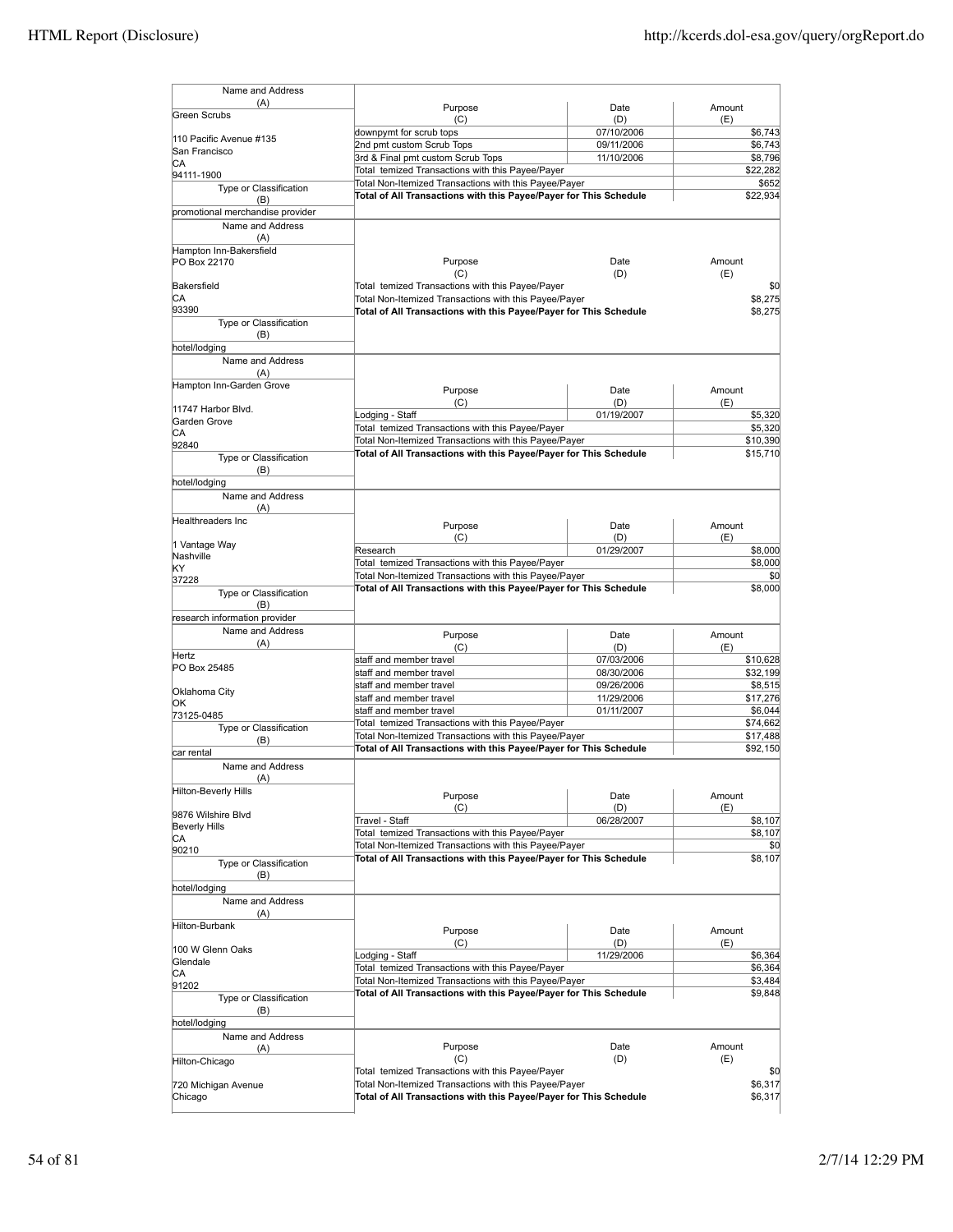| Name and Address (A) | Purpose (C) | Date (D) | Amount (E) |
|---|---|---|---|
| Green Scrubs<br><br>110 Pacific Avenue #135<br>San Francisco<br>CA<br>94111-1900 | downpymt for scrub tops | 07/10/2006 | $6,743 |
| | 2nd pmt custom Scrub Tops | 09/11/2006 | $6,743 |
| | 3rd & Final pmt custom Scrub Tops | 11/10/2006 | $8,796 |
| | Total temized Transactions with this Payee/Payer | | $22,282 |
| | Total Non-Itemized Transactions with this Payee/Payer | | $652 |
| Type or Classification (B): promotional merchandise provider | **Total of All Transactions with this Payee/Payer for This Schedule** | | $22,934 |

| Name and Address (A) | Purpose (C) | Date (D) | Amount (E) |
|---|---|---|---|
| Hampton Inn-Bakersfield<br>PO Box 22170<br><br>Bakersfield<br>CA<br>93390 | Total temized Transactions with this Payee/Payer | | $0 |
| | Total Non-Itemized Transactions with this Payee/Payer | | $8,275 |
| Type or Classification (B): hotel/lodging | **Total of All Transactions with this Payee/Payer for This Schedule** | | $8,275 |

| Name and Address (A) | Purpose (C) | Date (D) | Amount (E) |
|---|---|---|---|
| Hampton Inn-Garden Grove<br><br>11747 Harbor Blvd.<br>Garden Grove<br>CA<br>92840 | Lodging - Staff | 01/19/2007 | $5,320 |
| | Total temized Transactions with this Payee/Payer | | $5,320 |
| | Total Non-Itemized Transactions with this Payee/Payer | | $10,390 |
| Type or Classification (B): hotel/lodging | **Total of All Transactions with this Payee/Payer for This Schedule** | | $15,710 |

| Name and Address (A) | Purpose (C) | Date (D) | Amount (E) |
|---|---|---|---|
| Healthreaders Inc<br><br>1 Vantage Way<br>Nashville<br>KY<br>37228 | Research | 01/29/2007 | $8,000 |
| | Total temized Transactions with this Payee/Payer | | $8,000 |
| | Total Non-Itemized Transactions with this Payee/Payer | | $0 |
| Type or Classification (B): research information provider | **Total of All Transactions with this Payee/Payer for This Schedule** | | $8,000 |

| Name and Address (A) | Purpose (C) | Date (D) | Amount (E) |
|---|---|---|---|
| Hertz<br>PO Box 25485<br><br>Oklahoma City<br>OK<br>73125-0485 | staff and member travel | 07/03/2006 | $10,628 |
| | staff and member travel | 08/30/2006 | $32,199 |
| | staff and member travel | 09/26/2006 | $8,515 |
| | staff and member travel | 11/29/2006 | $17,276 |
| | staff and member travel | 01/11/2007 | $6,044 |
| | Total temized Transactions with this Payee/Payer | | $74,662 |
| | Total Non-Itemized Transactions with this Payee/Payer | | $17,488 |
| Type or Classification (B): car rental | **Total of All Transactions with this Payee/Payer for This Schedule** | | $92,150 |

| Name and Address (A) | Purpose (C) | Date (D) | Amount (E) |
|---|---|---|---|
| Hilton-Beverly Hills<br><br>9876 Wilshire Blvd<br>Beverly Hills<br>CA<br>90210 | Travel - Staff | 06/28/2007 | $8,107 |
| | Total temized Transactions with this Payee/Payer | | $8,107 |
| | Total Non-Itemized Transactions with this Payee/Payer | | $0 |
| Type or Classification (B): hotel/lodging | **Total of All Transactions with this Payee/Payer for This Schedule** | | $8,107 |

| Name and Address (A) | Purpose (C) | Date (D) | Amount (E) |
|---|---|---|---|
| Hilton-Burbank<br><br>100 W Glenn Oaks<br>Glendale<br>CA<br>91202 | Lodging - Staff | 11/29/2006 | $6,364 |
| | Total temized Transactions with this Payee/Payer | | $6,364 |
| | Total Non-Itemized Transactions with this Payee/Payer | | $3,484 |
| Type or Classification (B): hotel/lodging | **Total of All Transactions with this Payee/Payer for This Schedule** | | $9,848 |

| Name and Address (A) | Purpose (C) | Date (D) | Amount (E) |
|---|---|---|---|
| Hilton-Chicago<br><br>720 Michigan Avenue<br>Chicago | Total temized Transactions with this Payee/Payer | | $0 |
| | Total Non-Itemized Transactions with this Payee/Payer | | $6,317 |
| | **Total of All Transactions with this Payee/Payer for This Schedule** | | $6,317 |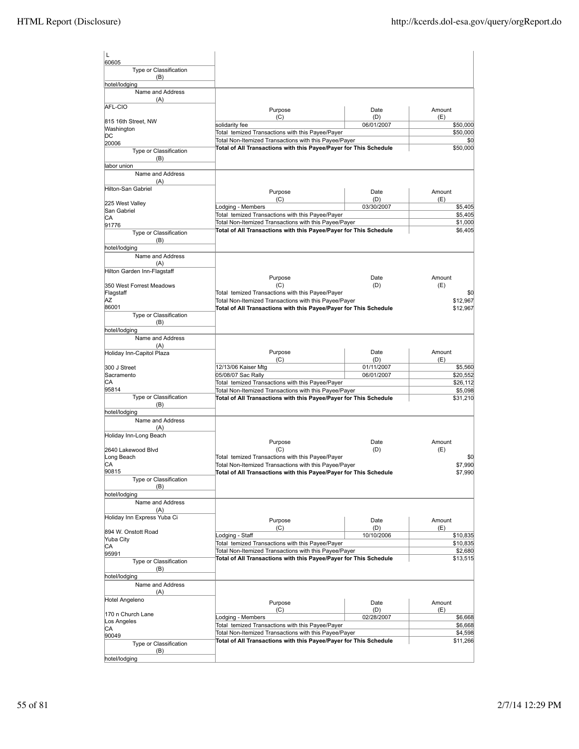| Name and Address (A) | Purpose (C) | Date (D) | Amount (E) |
|---|---|---|---|
| L<br>60605 | | | |
| Type or Classification (B): hotel/lodging | | | |
| AFL-CIO<br>815 16th Street, NW<br>Washington<br>DC<br>20006 | solidarity fee | 06/01/2007 | $50,000 |
| | Total temized Transactions with this Payee/Payer | | $50,000 |
| | Total Non-Itemized Transactions with this Payee/Payer | | $0 |
| | **Total of All Transactions with this Payee/Payer for This Schedule** | | $50,000 |
| Type or Classification (B): labor union | | | |
| Hilton-San Gabriel<br>225 West Valley<br>San Gabriel<br>CA<br>91776 | Lodging - Members | 03/30/2007 | $5,405 |
| | Total temized Transactions with this Payee/Payer | | $5,405 |
| | Total Non-Itemized Transactions with this Payee/Payer | | $1,000 |
| | **Total of All Transactions with this Payee/Payer for This Schedule** | | $6,405 |
| Type or Classification (B): hotel/lodging | | | |
| Hilton Garden Inn-Flagstaff<br>350 West Forrest Meadows<br>Flagstaff<br>AZ<br>86001 | Total temized Transactions with this Payee/Payer | | $0 |
| | Total Non-Itemized Transactions with this Payee/Payer | | $12,967 |
| | **Total of All Transactions with this Payee/Payer for This Schedule** | | $12,967 |
| Type or Classification (B): hotel/lodging | | | |
| Holiday Inn-Capitol Plaza<br>300 J Street<br>Sacramento<br>CA<br>95814 | 12/13/06 Kaiser Mtg | 01/11/2007 | $5,560 |
| | 05/08/07 Sac Rally | 06/01/2007 | $20,552 |
| | Total temized Transactions with this Payee/Payer | | $26,112 |
| | Total Non-Itemized Transactions with this Payee/Payer | | $5,098 |
| | **Total of All Transactions with this Payee/Payer for This Schedule** | | $31,210 |
| Type or Classification (B): hotel/lodging | | | |
| Holiday Inn-Long Beach<br>2640 Lakewood Blvd<br>Long Beach<br>CA<br>90815 | Total temized Transactions with this Payee/Payer | | $0 |
| | Total Non-Itemized Transactions with this Payee/Payer | | $7,990 |
| | **Total of All Transactions with this Payee/Payer for This Schedule** | | $7,990 |
| Type or Classification (B): hotel/lodging | | | |
| Holiday Inn Express Yuba Ci<br>894 W. Onstott Road<br>Yuba City<br>CA<br>95991 | Lodging - Staff | 10/10/2006 | $10,835 |
| | Total temized Transactions with this Payee/Payer | | $10,835 |
| | Total Non-Itemized Transactions with this Payee/Payer | | $2,680 |
| | **Total of All Transactions with this Payee/Payer for This Schedule** | | $13,515 |
| Type or Classification (B): hotel/lodging | | | |
| Hotel Angeleno<br>170 n Church Lane<br>Los Angeles<br>CA<br>90049 | Lodging - Members | 02/28/2007 | $6,668 |
| | Total temized Transactions with this Payee/Payer | | $6,668 |
| | Total Non-Itemized Transactions with this Payee/Payer | | $4,598 |
| | **Total of All Transactions with this Payee/Payer for This Schedule** | | $11,266 |
| Type or Classification (B): hotel/lodging | | | |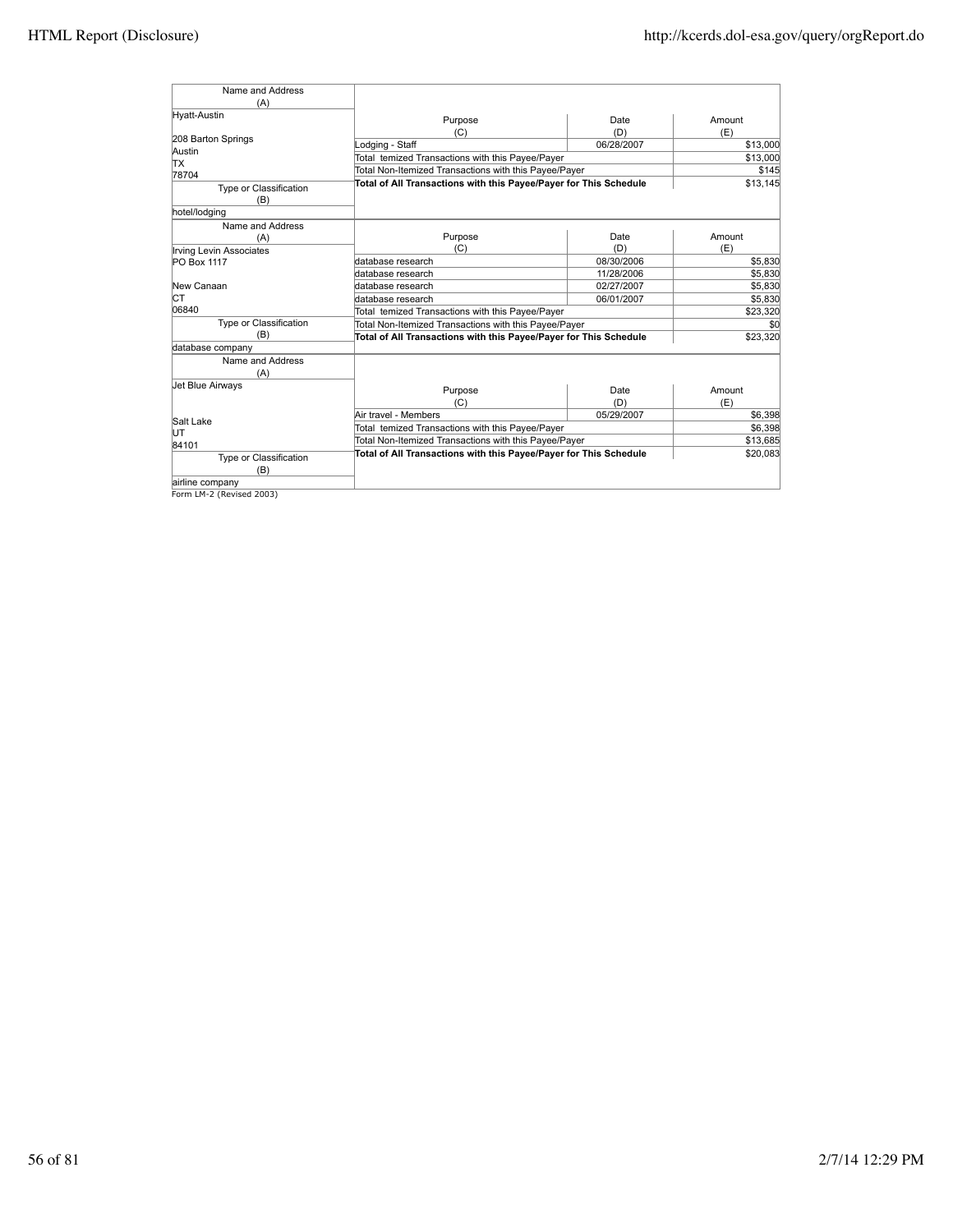| Name and Address (A) | Purpose (C) | Date (D) | Amount (E) |
|---|---|---|---|
| Hyatt-Austin<br><br>208 Barton Springs<br>Austin<br>TX<br>78704 | Lodging - Staff | 06/28/2007 | $13,000 |
| | Total temized Transactions with this Payee/Payer | | $13,000 |
| | Total Non-Itemized Transactions with this Payee/Payer | | $145 |
| | **Total of All Transactions with this Payee/Payer for This Schedule** | | $13,145 |
| **Type or Classification (B)** | | | |
| hotel/lodging | | | |

| Name and Address (A) | Purpose (C) | Date (D) | Amount (E) |
|---|---|---|---|
| Irving Levin Associates<br>PO Box 1117<br><br>New Canaan<br>CT<br>06840 | database research | 08/30/2006 | $5,830 |
| | database research | 11/28/2006 | $5,830 |
| | database research | 02/27/2007 | $5,830 |
| | database research | 06/01/2007 | $5,830 |
| | Total temized Transactions with this Payee/Payer | | $23,320 |
| | Total Non-Itemized Transactions with this Payee/Payer | | $0 |
| | **Total of All Transactions with this Payee/Payer for This Schedule** | | $23,320 |
| **Type or Classification (B)** | | | |
| database company | | | |

| Name and Address (A) | Purpose (C) | Date (D) | Amount (E) |
|---|---|---|---|
| Jet Blue Airways<br><br><br>Salt Lake<br>UT<br>84101 | Air travel - Members | 05/29/2007 | $6,398 |
| | Total temized Transactions with this Payee/Payer | | $6,398 |
| | Total Non-Itemized Transactions with this Payee/Payer | | $13,685 |
| | **Total of All Transactions with this Payee/Payer for This Schedule** | | $20,083 |
| **Type or Classification (B)** | | | |
| airline company | | | |

Form LM-2 (Revised 2003)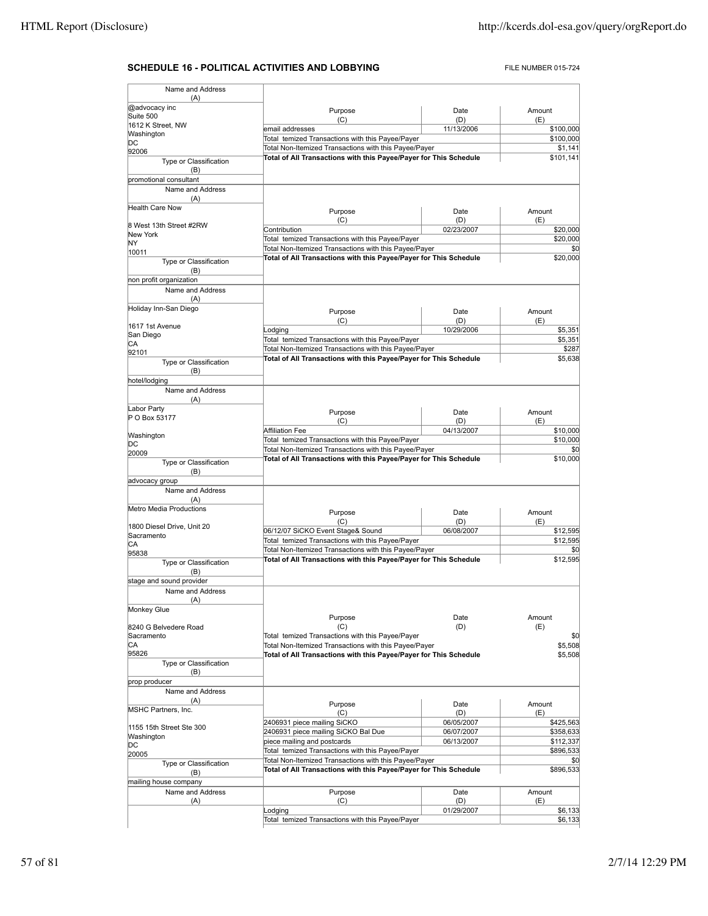## SCHEDULE 16 - POLITICAL ACTIVITIES AND LOBBYING

FILE NUMBER 015-724

| Name and Address (A) | Purpose (C) | Date (D) | Amount (E) |
|---|---|---|---|
| @advocacy inc<br>Suite 500<br>1612 K Street, NW<br>Washington<br>DC<br>92006 | email addresses | 11/13/2006 | $100,000 |
| | Total temized Transactions with this Payee/Payer | | $100,000 |
| | Total Non-Itemized Transactions with this Payee/Payer | | $1,141 |
| **Type or Classification (B)**<br>promotional consultant | **Total of All Transactions with this Payee/Payer for This Schedule** | | $101,141 |

| Name and Address (A) | Purpose (C) | Date (D) | Amount (E) |
|---|---|---|---|
| Health Care Now<br><br>8 West 13th Street #2RW<br>New York<br>NY<br>10011 | Contribution | 02/23/2007 | $20,000 |
| | Total temized Transactions with this Payee/Payer | | $20,000 |
| | Total Non-Itemized Transactions with this Payee/Payer | | $0 |
| **Type or Classification (B)**<br>non profit organization | **Total of All Transactions with this Payee/Payer for This Schedule** | | $20,000 |

| Name and Address (A) | Purpose (C) | Date (D) | Amount (E) |
|---|---|---|---|
| Holiday Inn-San Diego<br><br>1617 1st Avenue<br>San Diego<br>CA<br>92101 | Lodging | 10/29/2006 | $5,351 |
| | Total temized Transactions with this Payee/Payer | | $5,351 |
| | Total Non-Itemized Transactions with this Payee/Payer | | $287 |
| **Type or Classification (B)**<br>hotel/lodging | **Total of All Transactions with this Payee/Payer for This Schedule** | | $5,638 |

| Name and Address (A) | Purpose (C) | Date (D) | Amount (E) |
|---|---|---|---|
| Labor Party<br>P O Box 53177<br><br>Washington<br>DC<br>20009 | Affiliation Fee | 04/13/2007 | $10,000 |
| | Total temized Transactions with this Payee/Payer | | $10,000 |
| | Total Non-Itemized Transactions with this Payee/Payer | | $0 |
| **Type or Classification (B)**<br>advocacy group | **Total of All Transactions with this Payee/Payer for This Schedule** | | $10,000 |

| Name and Address (A) | Purpose (C) | Date (D) | Amount (E) |
|---|---|---|---|
| Metro Media Productions<br><br>1800 Diesel Drive, Unit 20<br>Sacramento<br>CA<br>95838 | 06/12/07 SiCKO Event Stage& Sound | 06/08/2007 | $12,595 |
| | Total temized Transactions with this Payee/Payer | | $12,595 |
| | Total Non-Itemized Transactions with this Payee/Payer | | $0 |
| **Type or Classification (B)**<br>stage and sound provider | **Total of All Transactions with this Payee/Payer for This Schedule** | | $12,595 |

| Name and Address (A) | Purpose (C) | Date (D) | Amount (E) |
|---|---|---|---|
| Monkey Glue<br><br>8240 G Belvedere Road<br>Sacramento<br>CA<br>95826 | Total temized Transactions with this Payee/Payer | | $0 |
| | Total Non-Itemized Transactions with this Payee/Payer | | $5,508 |
| **Type or Classification (B)**<br>prop producer | **Total of All Transactions with this Payee/Payer for This Schedule** | | $5,508 |

| Name and Address (A) | Purpose (C) | Date (D) | Amount (E) |
|---|---|---|---|
| MSHC Partners, Inc.<br><br>1155 15th Street Ste 300<br>Washington<br>DC<br>20005 | 2406931 piece mailing SiCKO | 06/05/2007 | $425,563 |
| | 2406931 piece mailing SiCKO Bal Due | 06/07/2007 | $358,633 |
| | piece mailing and postcards | 06/13/2007 | $112,337 |
| | Total temized Transactions with this Payee/Payer | | $896,533 |
| | Total Non-Itemized Transactions with this Payee/Payer | | $0 |
| **Type or Classification (B)**<br>mailing house company | **Total of All Transactions with this Payee/Payer for This Schedule** | | $896,533 |

| Name and Address (A) | Purpose (C) | Date (D) | Amount (E) |
|---|---|---|---|
| | Lodging | 01/29/2007 | $6,133 |
| | Total temized Transactions with this Payee/Payer | | $6,133 |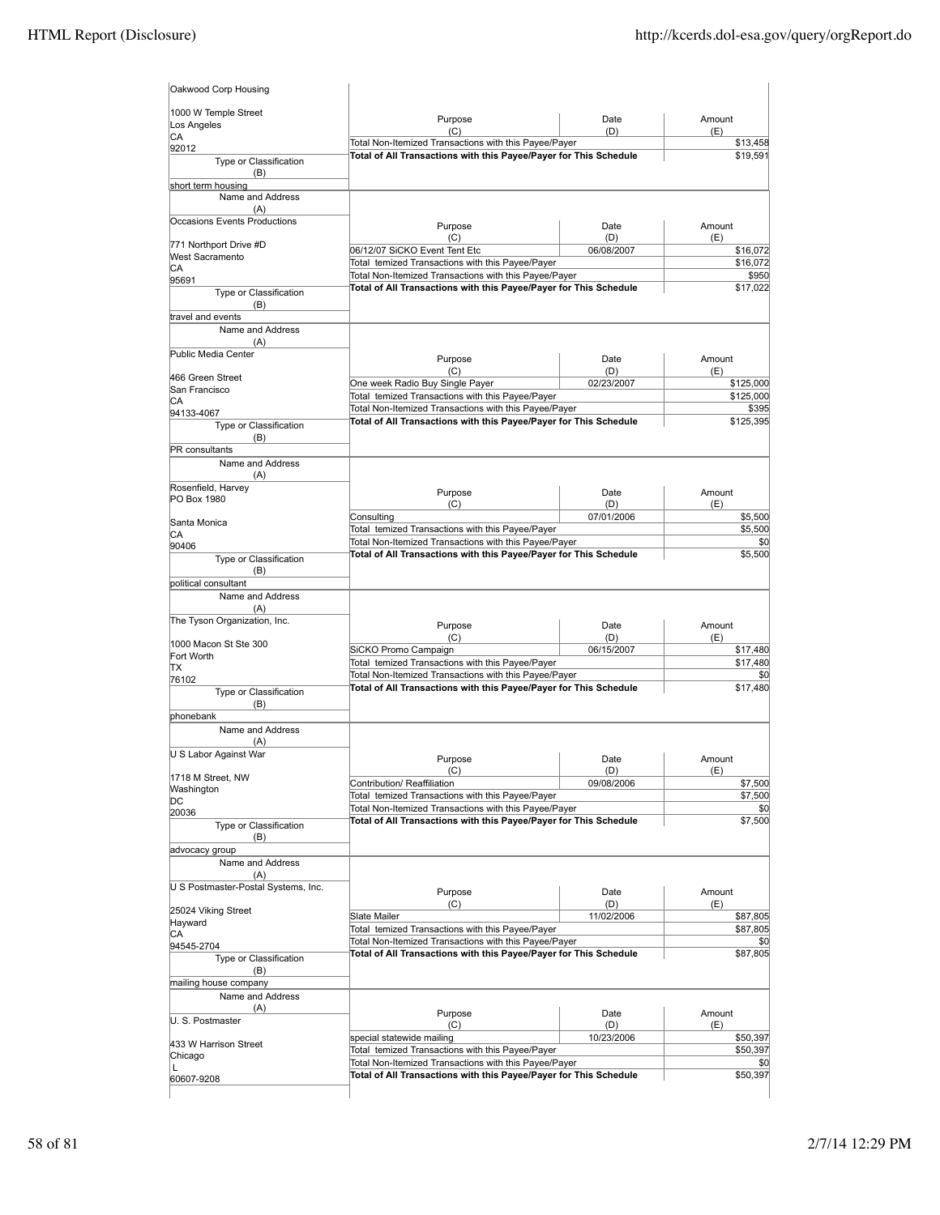| Name and Address (A) | Purpose (C) | Date (D) | Amount (E) |
|---|---|---|---|
| Oakwood Corp Housing<br><br>1000 W Temple Street<br>Los Angeles<br>CA<br>92012 | Total Non-Itemized Transactions with this Payee/Payer | | $13,458 |
| | **Total of All Transactions with this Payee/Payer for This Schedule** | | $19,591 |
| **Type or Classification (B)**: short term housing | | | |

| Name and Address (A) | Purpose (C) | Date (D) | Amount (E) |
|---|---|---|---|
| Occasions Events Productions<br><br>771 Northport Drive #D<br>West Sacramento<br>CA<br>95691 | 06/12/07 SiCKO Event Tent Etc | 06/08/2007 | $16,072 |
| | Total temized Transactions with this Payee/Payer | | $16,072 |
| | Total Non-Itemized Transactions with this Payee/Payer | | $950 |
| | **Total of All Transactions with this Payee/Payer for This Schedule** | | $17,022 |
| **Type or Classification (B)**: travel and events | | | |

| Name and Address (A) | Purpose (C) | Date (D) | Amount (E) |
|---|---|---|---|
| Public Media Center<br><br>466 Green Street<br>San Francisco<br>CA<br>94133-4067 | One week Radio Buy Single Payer | 02/23/2007 | $125,000 |
| | Total temized Transactions with this Payee/Payer | | $125,000 |
| | Total Non-Itemized Transactions with this Payee/Payer | | $395 |
| | **Total of All Transactions with this Payee/Payer for This Schedule** | | $125,395 |
| **Type or Classification (B)**: PR consultants | | | |

| Name and Address (A) | Purpose (C) | Date (D) | Amount (E) |
|---|---|---|---|
| Rosenfield, Harvey<br>PO Box 1980<br><br>Santa Monica<br>CA<br>90406 | Consulting | 07/01/2006 | $5,500 |
| | Total temized Transactions with this Payee/Payer | | $5,500 |
| | Total Non-Itemized Transactions with this Payee/Payer | | $0 |
| | **Total of All Transactions with this Payee/Payer for This Schedule** | | $5,500 |
| **Type or Classification (B)**: political consultant | | | |

| Name and Address (A) | Purpose (C) | Date (D) | Amount (E) |
|---|---|---|---|
| The Tyson Organization, Inc.<br><br>1000 Macon St Ste 300<br>Fort Worth<br>TX<br>76102 | SiCKO Promo Campaign | 06/15/2007 | $17,480 |
| | Total temized Transactions with this Payee/Payer | | $17,480 |
| | Total Non-Itemized Transactions with this Payee/Payer | | $0 |
| | **Total of All Transactions with this Payee/Payer for This Schedule** | | $17,480 |
| **Type or Classification (B)**: phonebank | | | |

| Name and Address (A) | Purpose (C) | Date (D) | Amount (E) |
|---|---|---|---|
| U S Labor Against War<br><br>1718 M Street, NW<br>Washington<br>DC<br>20036 | Contribution/ Reaffiliation | 09/08/2006 | $7,500 |
| | Total temized Transactions with this Payee/Payer | | $7,500 |
| | Total Non-Itemized Transactions with this Payee/Payer | | $0 |
| | **Total of All Transactions with this Payee/Payer for This Schedule** | | $7,500 |
| **Type or Classification (B)**: advocacy group | | | |

| Name and Address (A) | Purpose (C) | Date (D) | Amount (E) |
|---|---|---|---|
| U S Postmaster-Postal Systems, Inc.<br><br>25024 Viking Street<br>Hayward<br>CA<br>94545-2704 | Slate Mailer | 11/02/2006 | $87,805 |
| | Total temized Transactions with this Payee/Payer | | $87,805 |
| | Total Non-Itemized Transactions with this Payee/Payer | | $0 |
| | **Total of All Transactions with this Payee/Payer for This Schedule** | | $87,805 |
| **Type or Classification (B)**: mailing house company | | | |

| Name and Address (A) | Purpose (C) | Date (D) | Amount (E) |
|---|---|---|---|
| U. S. Postmaster<br><br>433 W Harrison Street<br>Chicago<br>L<br>60607-9208 | special statewide mailing | 10/23/2006 | $50,397 |
| | Total temized Transactions with this Payee/Payer | | $50,397 |
| | Total Non-Itemized Transactions with this Payee/Payer | | $0 |
| | **Total of All Transactions with this Payee/Payer for This Schedule** | | $50,397 |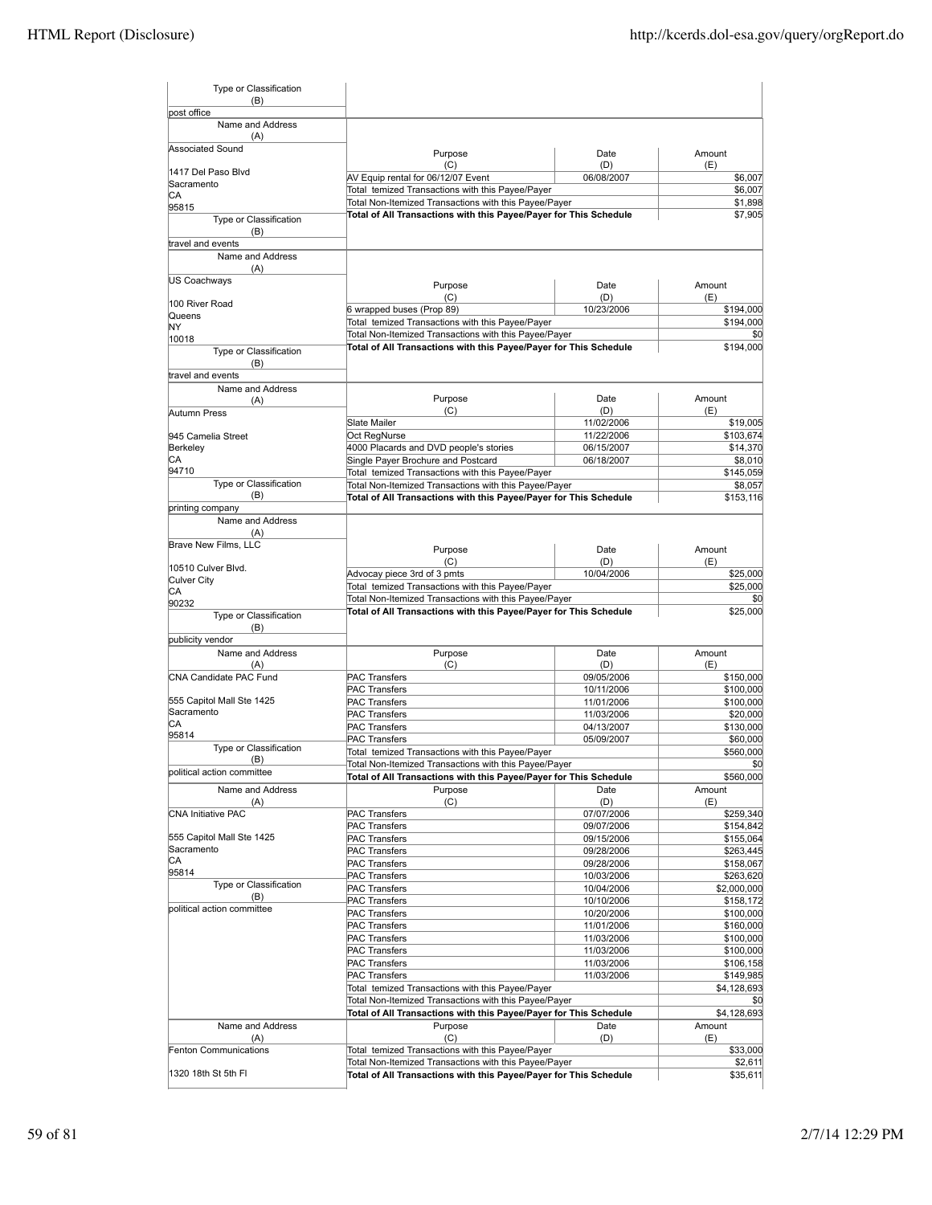| Type or Classification (B) | | | |
|---|---|---|---|
| post office | | | |

| Name and Address (A) | Purpose (C) | Date (D) | Amount (E) |
|---|---|---|---|
| Associated Sound<br><br>1417 Del Paso Blvd<br>Sacramento<br>CA<br>95815 | AV Equip rental for 06/12/07 Event | 06/08/2007 | $6,007 |
| | Total temized Transactions with this Payee/Payer | | $6,007 |
| | Total Non-Itemized Transactions with this Payee/Payer | | $1,898 |
| | **Total of All Transactions with this Payee/Payer for This Schedule** | | $7,905 |
| Type or Classification (B) | | | |
| travel and events | | | |

| Name and Address (A) | Purpose (C) | Date (D) | Amount (E) |
|---|---|---|---|
| US Coachways<br><br>100 River Road<br>Queens<br>NY<br>10018 | 6 wrapped buses (Prop 89) | 10/23/2006 | $194,000 |
| | Total temized Transactions with this Payee/Payer | | $194,000 |
| | Total Non-Itemized Transactions with this Payee/Payer | | $0 |
| | **Total of All Transactions with this Payee/Payer for This Schedule** | | $194,000 |
| Type or Classification (B) | | | |
| travel and events | | | |

| Name and Address (A) | Purpose (C) | Date (D) | Amount (E) |
|---|---|---|---|
| Autumn Press<br><br>945 Camelia Street<br>Berkeley<br>CA<br>94710 | Slate Mailer | 11/02/2006 | $19,005 |
| | Oct RegNurse | 11/22/2006 | $103,674 |
| | 4000 Placards and DVD people's stories | 06/15/2007 | $14,370 |
| | Single Payer Brochure and Postcard | 06/18/2007 | $8,010 |
| | Total temized Transactions with this Payee/Payer | | $145,059 |
| | Total Non-Itemized Transactions with this Payee/Payer | | $8,057 |
| | **Total of All Transactions with this Payee/Payer for This Schedule** | | $153,116 |
| Type or Classification (B) | | | |
| printing company | | | |

| Name and Address (A) | Purpose (C) | Date (D) | Amount (E) |
|---|---|---|---|
| Brave New Films, LLC<br><br>10510 Culver Blvd.<br>Culver City<br>CA<br>90232 | Advocay piece 3rd of 3 pmts | 10/04/2006 | $25,000 |
| | Total temized Transactions with this Payee/Payer | | $25,000 |
| | Total Non-Itemized Transactions with this Payee/Payer | | $0 |
| | **Total of All Transactions with this Payee/Payer for This Schedule** | | $25,000 |
| Type or Classification (B) | | | |
| publicity vendor | | | |

| Name and Address (A) | Purpose (C) | Date (D) | Amount (E) |
|---|---|---|---|
| CNA Candidate PAC Fund<br><br>555 Capitol Mall Ste 1425<br>Sacramento<br>CA<br>95814 | PAC Transfers | 09/05/2006 | $150,000 |
| | PAC Transfers | 10/11/2006 | $100,000 |
| | PAC Transfers | 11/01/2006 | $100,000 |
| | PAC Transfers | 11/03/2006 | $20,000 |
| | PAC Transfers | 04/13/2007 | $130,000 |
| | PAC Transfers | 05/09/2007 | $60,000 |
| | Total temized Transactions with this Payee/Payer | | $560,000 |
| | Total Non-Itemized Transactions with this Payee/Payer | | $0 |
| | **Total of All Transactions with this Payee/Payer for This Schedule** | | $560,000 |
| Type or Classification (B) | | | |
| political action committee | | | |

| Name and Address (A) | Purpose (C) | Date (D) | Amount (E) |
|---|---|---|---|
| CNA Initiative PAC<br><br>555 Capitol Mall Ste 1425<br>Sacramento<br>CA<br>95814 | PAC Transfers | 07/07/2006 | $259,340 |
| | PAC Transfers | 09/07/2006 | $154,842 |
| | PAC Transfers | 09/15/2006 | $155,064 |
| | PAC Transfers | 09/28/2006 | $263,445 |
| | PAC Transfers | 09/28/2006 | $158,067 |
| | PAC Transfers | 10/03/2006 | $263,620 |
| | PAC Transfers | 10/04/2006 | $2,000,000 |
| | PAC Transfers | 10/10/2006 | $158,172 |
| | PAC Transfers | 10/20/2006 | $100,000 |
| | PAC Transfers | 11/01/2006 | $160,000 |
| | PAC Transfers | 11/03/2006 | $100,000 |
| | PAC Transfers | 11/03/2006 | $100,000 |
| | PAC Transfers | 11/03/2006 | $106,158 |
| | PAC Transfers | 11/03/2006 | $149,985 |
| | Total temized Transactions with this Payee/Payer | | $4,128,693 |
| | Total Non-Itemized Transactions with this Payee/Payer | | $0 |
| | **Total of All Transactions with this Payee/Payer for This Schedule** | | $4,128,693 |
| Type or Classification (B) | | | |
| political action committee | | | |

| Name and Address (A) | Purpose (C) | Date (D) | Amount (E) |
|---|---|---|---|
| Fenton Communications<br><br>1320 18th St 5th Fl | Total temized Transactions with this Payee/Payer | | $33,000 |
| | Total Non-Itemized Transactions with this Payee/Payer | | $2,611 |
| | **Total of All Transactions with this Payee/Payer for This Schedule** | | $35,611 |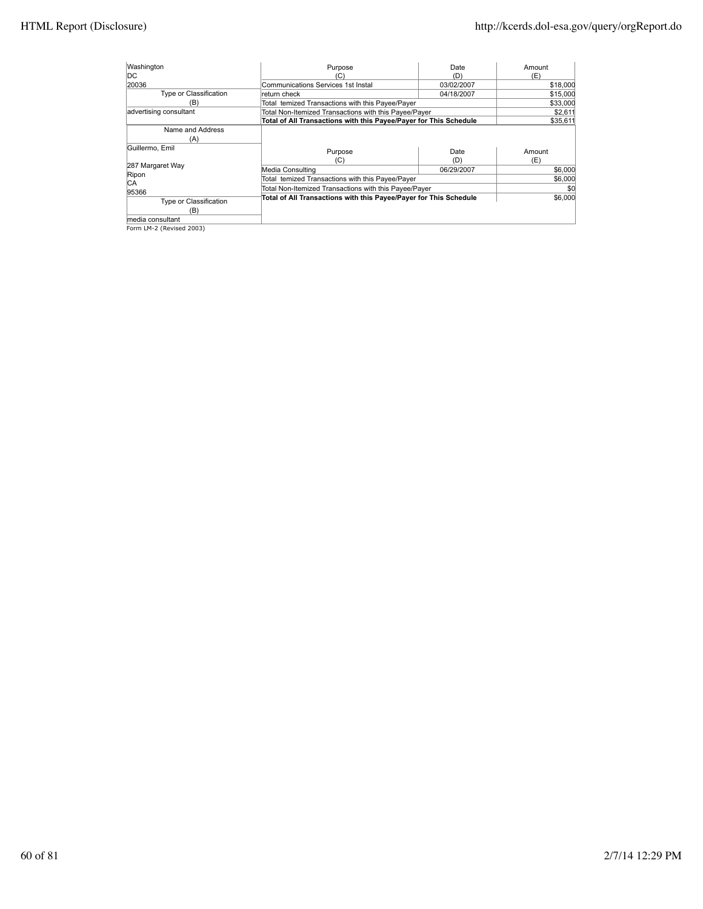| Name and Address (A) | Purpose (C) | Date (D) | Amount (E) |
|---|---|---|---|
| Washington<br>DC<br>20036 | Communications Services 1st Instal | 03/02/2007 | $18,000 |
| | return check | 04/18/2007 | $15,000 |
| **Type or Classification (B)** | Total temized Transactions with this Payee/Payer | | $33,000 |
| advertising consultant | Total Non-Itemized Transactions with this Payee/Payer | | $2,611 |
| | **Total of All Transactions with this Payee/Payer for This Schedule** | | $35,611 |

| Name and Address (A) | Purpose (C) | Date (D) | Amount (E) |
|---|---|---|---|
| Guillermo, Emil<br><br>287 Margaret Way<br>Ripon<br>CA<br>95366 | Media Consulting | 06/29/2007 | $6,000 |
| | Total temized Transactions with this Payee/Payer | | $6,000 |
| | Total Non-Itemized Transactions with this Payee/Payer | | $0 |
| **Type or Classification (B)** | **Total of All Transactions with this Payee/Payer for This Schedule** | | $6,000 |
| media consultant | | | |

Form LM-2 (Revised 2003)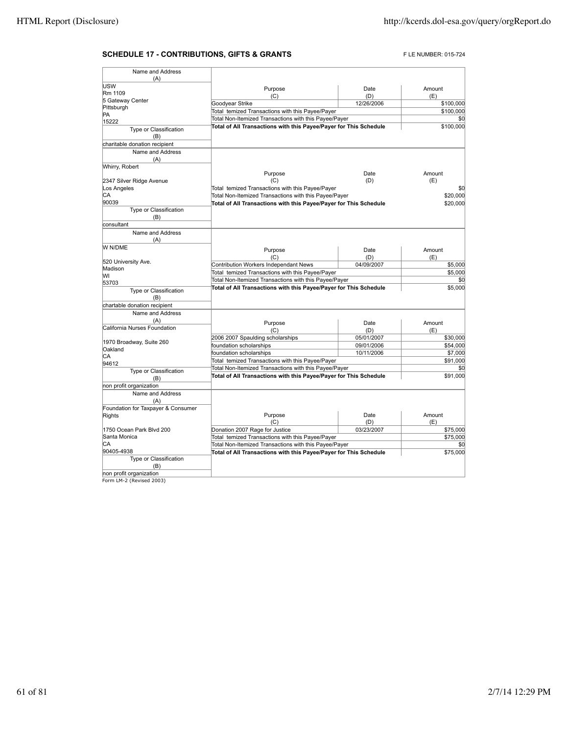## SCHEDULE 17 - CONTRIBUTIONS, GIFTS & GRANTS

FILE NUMBER: 015-724

| Name and Address (A) | Purpose (C) | Date (D) | Amount (E) |
|---|---|---|---|
| USW<br>Rm 1109<br>5 Gateway Center<br>Pittsburgh<br>PA<br>15222 | Goodyear Strike | 12/26/2006 | $100,000 |
| | Total Itemized Transactions with this Payee/Payer | | $100,000 |
| | Total Non-Itemized Transactions with this Payee/Payer | | $0 |
| | **Total of All Transactions with this Payee/Payer for This Schedule** | | $100,000 |
| Type or Classification (B): charitable donation recipient | | | |

| Name and Address (A) | Purpose (C) | Date (D) | Amount (E) |
|---|---|---|---|
| Whirry, Robert<br><br>2347 Silver Ridge Avenue<br>Los Angeles<br>CA<br>90039 | Total Itemized Transactions with this Payee/Payer | | $0 |
| | Total Non-Itemized Transactions with this Payee/Payer | | $20,000 |
| | **Total of All Transactions with this Payee/Payer for This Schedule** | | $20,000 |
| Type or Classification (B): consultant | | | |

| Name and Address (A) | Purpose (C) | Date (D) | Amount (E) |
|---|---|---|---|
| W N/DME<br><br>520 University Ave.<br>Madison<br>WI<br>53703 | Contribution Workers Independant News | 04/09/2007 | $5,000 |
| | Total Itemized Transactions with this Payee/Payer | | $5,000 |
| | Total Non-Itemized Transactions with this Payee/Payer | | $0 |
| | **Total of All Transactions with this Payee/Payer for This Schedule** | | $5,000 |
| Type or Classification (B): chartable donation recipient | | | |

| Name and Address (A) | Purpose (C) | Date (D) | Amount (E) |
|---|---|---|---|
| California Nurses Foundation<br><br>1970 Broadway, Suite 260<br>Oakland<br>CA<br>94612 | 2006 2007 Spaulding scholarships | 05/01/2007 | $30,000 |
| | foundation scholarships | 09/01/2006 | $54,000 |
| | foundation scholarships | 10/11/2006 | $7,000 |
| | Total Itemized Transactions with this Payee/Payer | | $91,000 |
| | Total Non-Itemized Transactions with this Payee/Payer | | $0 |
| | **Total of All Transactions with this Payee/Payer for This Schedule** | | $91,000 |
| Type or Classification (B): non profit organization | | | |

| Name and Address (A) | Purpose (C) | Date (D) | Amount (E) |
|---|---|---|---|
| Foundation for Taxpayer & Consumer Rights<br><br>1750 Ocean Park Blvd 200<br>Santa Monica<br>CA<br>90405-4938 | Donation 2007 Rage for Justice | 03/23/2007 | $75,000 |
| | Total Itemized Transactions with this Payee/Payer | | $75,000 |
| | Total Non-Itemized Transactions with this Payee/Payer | | $0 |
| | **Total of All Transactions with this Payee/Payer for This Schedule** | | $75,000 |
| Type or Classification (B): non profit organization | | | |

Form LM-2 (Revised 2003)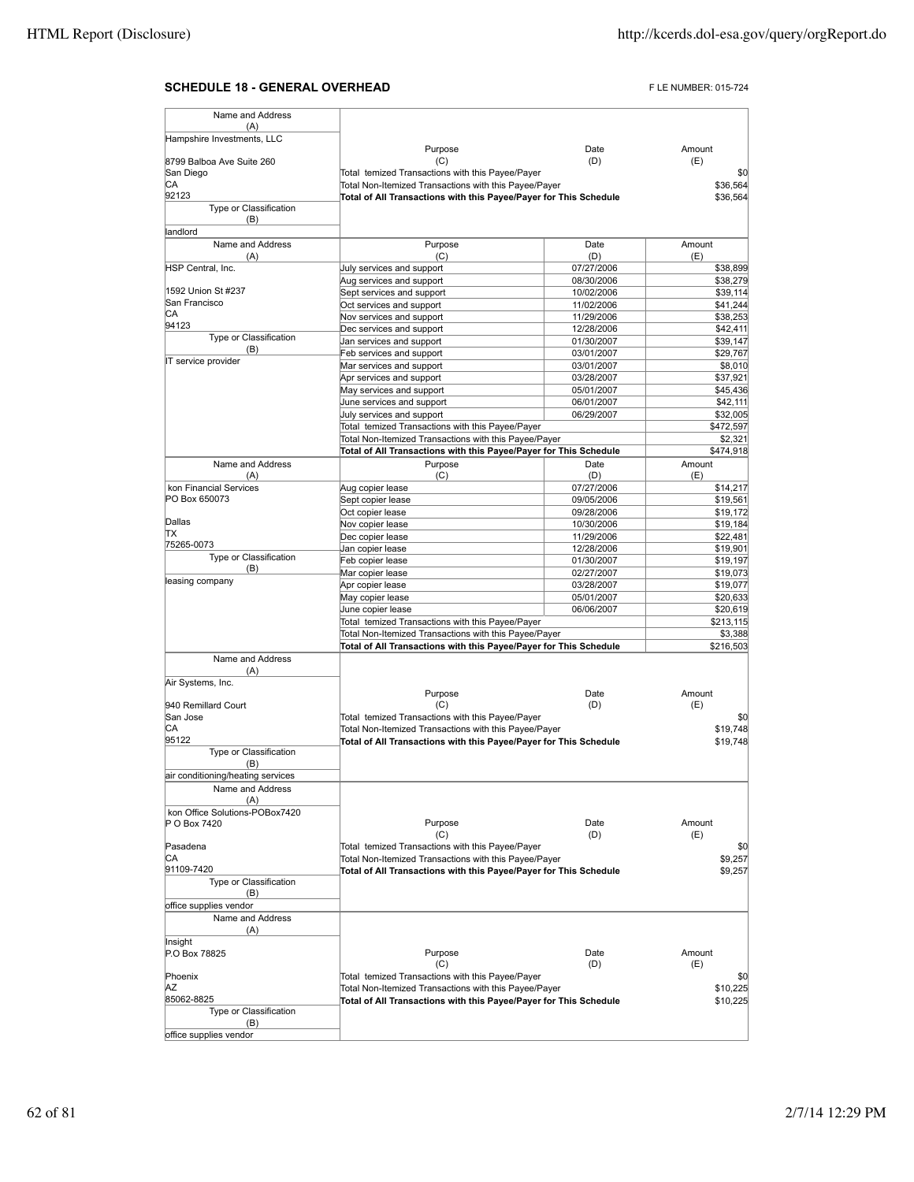**SCHEDULE 18 - GENERAL OVERHEAD**

F LE NUMBER: 015-724

| Name and Address (A) | Purpose (C) | Date (D) | Amount (E) |
|---|---|---|---|
| Hampshire Investments, LLC<br>8799 Balboa Ave Suite 260<br>San Diego<br>CA<br>92123 | Total temized Transactions with this Payee/Payer | | $0 |
| | Total Non-Itemized Transactions with this Payee/Payer | | $36,564 |
| | **Total of All Transactions with this Payee/Payer for This Schedule** | | $36,564 |
| Type or Classification (B): landlord | | | |

| Name and Address (A) | Purpose (C) | Date (D) | Amount (E) |
|---|---|---|---|
| HSP Central, Inc.<br>1592 Union St #237<br>San Francisco<br>CA<br>94123 | July services and support | 07/27/2006 | $38,899 |
| | Aug services and support | 08/30/2006 | $38,279 |
| | Sept services and support | 10/02/2006 | $39,114 |
| | Oct services and support | 11/02/2006 | $41,244 |
| | Nov services and support | 11/29/2006 | $38,253 |
| | Dec services and support | 12/28/2006 | $42,411 |
| Type or Classification (B): IT service provider | Jan services and support | 01/30/2007 | $39,147 |
| | Feb services and support | 03/01/2007 | $29,767 |
| | Mar services and support | 03/01/2007 | $8,010 |
| | Apr services and support | 03/28/2007 | $37,921 |
| | May services and support | 05/01/2007 | $45,436 |
| | June services and support | 06/01/2007 | $42,111 |
| | July services and support | 06/29/2007 | $32,005 |
| | Total temized Transactions with this Payee/Payer | | $472,597 |
| | Total Non-Itemized Transactions with this Payee/Payer | | $2,321 |
| | **Total of All Transactions with this Payee/Payer for This Schedule** | | $474,918 |

| Name and Address (A) | Purpose (C) | Date (D) | Amount (E) |
|---|---|---|---|
| kon Financial Services<br>PO Box 650073<br>Dallas<br>TX<br>75265-0073 | Aug copier lease | 07/27/2006 | $14,217 |
| | Sept copier lease | 09/05/2006 | $19,561 |
| | Oct copier lease | 09/28/2006 | $19,172 |
| | Nov copier lease | 10/30/2006 | $19,184 |
| | Dec copier lease | 11/29/2006 | $22,481 |
| | Jan copier lease | 12/28/2006 | $19,901 |
| Type or Classification (B): leasing company | Feb copier lease | 01/30/2007 | $19,197 |
| | Mar copier lease | 02/27/2007 | $19,073 |
| | Apr copier lease | 03/28/2007 | $19,077 |
| | May copier lease | 05/01/2007 | $20,633 |
| | June copier lease | 06/06/2007 | $20,619 |
| | Total temized Transactions with this Payee/Payer | | $213,115 |
| | Total Non-Itemized Transactions with this Payee/Payer | | $3,388 |
| | **Total of All Transactions with this Payee/Payer for This Schedule** | | $216,503 |

| Name and Address (A) | Purpose (C) | Date (D) | Amount (E) |
|---|---|---|---|
| Air Systems, Inc.<br>940 Remillard Court<br>San Jose<br>CA<br>95122 | Total temized Transactions with this Payee/Payer | | $0 |
| | Total Non-Itemized Transactions with this Payee/Payer | | $19,748 |
| | **Total of All Transactions with this Payee/Payer for This Schedule** | | $19,748 |
| Type or Classification (B): air conditioning/heating services | | | |

| Name and Address (A) | Purpose (C) | Date (D) | Amount (E) |
|---|---|---|---|
| kon Office Solutions-POBox7420<br>P O Box 7420<br>Pasadena<br>CA<br>91109-7420 | Total temized Transactions with this Payee/Payer | | $0 |
| | Total Non-Itemized Transactions with this Payee/Payer | | $9,257 |
| | **Total of All Transactions with this Payee/Payer for This Schedule** | | $9,257 |
| Type or Classification (B): office supplies vendor | | | |

| Name and Address (A) | Purpose (C) | Date (D) | Amount (E) |
|---|---|---|---|
| Insight<br>P.O Box 78825<br>Phoenix<br>AZ<br>85062-8825 | Total temized Transactions with this Payee/Payer | | $0 |
| | Total Non-Itemized Transactions with this Payee/Payer | | $10,225 |
| | **Total of All Transactions with this Payee/Payer for This Schedule** | | $10,225 |
| Type or Classification (B): office supplies vendor | | | |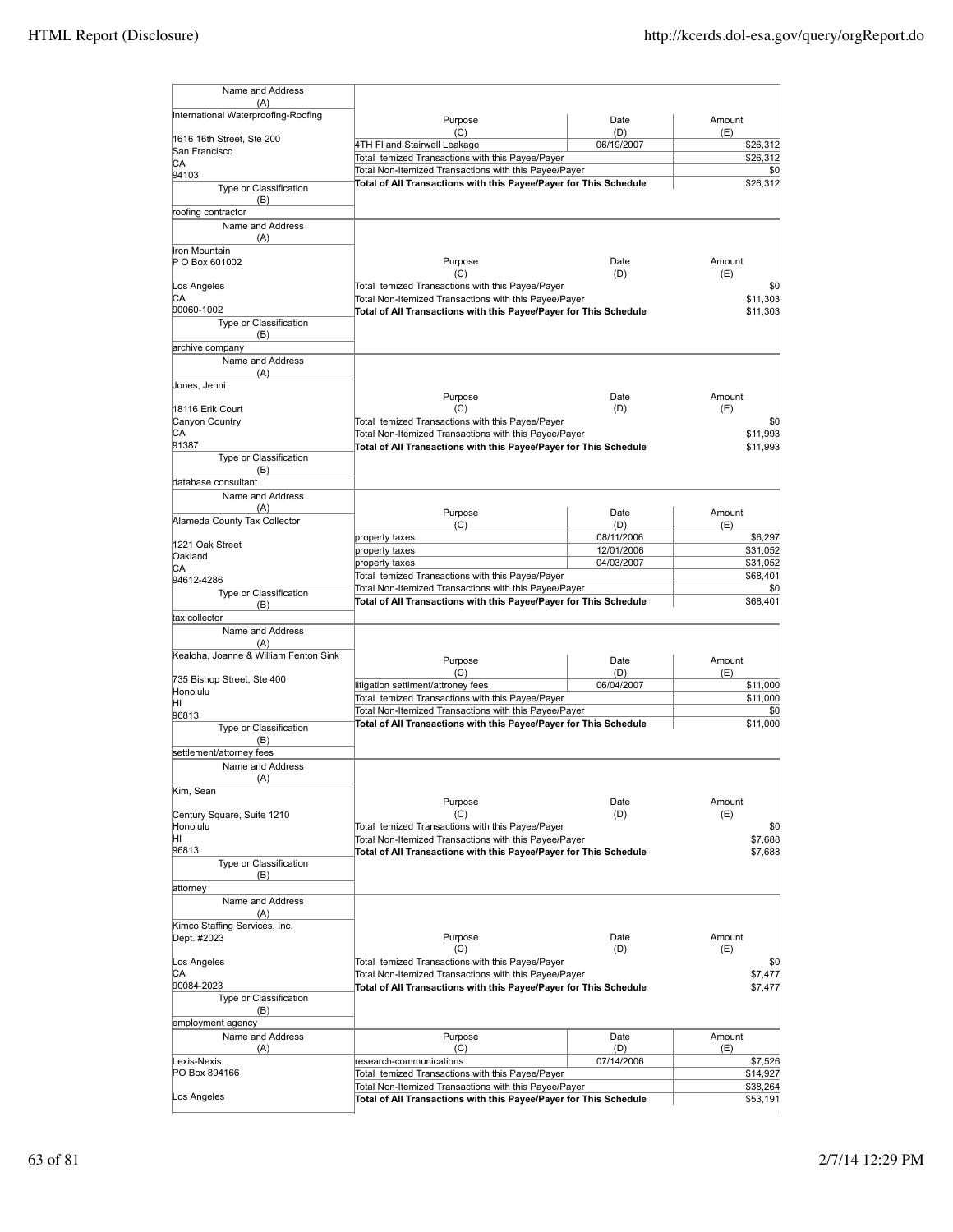| Name and Address (A) | Purpose (C) | Date (D) | Amount (E) |
|---|---|---|---|
| International Waterproofing-Roofing<br>1616 16th Street, Ste 200<br>San Francisco<br>CA<br>94103 | 4TH Fl and Stairwell Leakage | 06/19/2007 | $26,312 |
| | Total temized Transactions with this Payee/Payer | | $26,312 |
| | Total Non-Itemized Transactions with this Payee/Payer | | $0 |
| | **Total of All Transactions with this Payee/Payer for This Schedule** | | $26,312 |
| Type or Classification (B): roofing contractor | | | |

| Name and Address (A) | Purpose (C) | Date (D) | Amount (E) |
|---|---|---|---|
| Iron Mountain<br>P O Box 601002<br>Los Angeles<br>CA<br>90060-1002 | Total temized Transactions with this Payee/Payer | | $0 |
| | Total Non-Itemized Transactions with this Payee/Payer | | $11,303 |
| | **Total of All Transactions with this Payee/Payer for This Schedule** | | $11,303 |
| Type or Classification (B): archive company | | | |

| Name and Address (A) | Purpose (C) | Date (D) | Amount (E) |
|---|---|---|---|
| Jones, Jenni<br>18116 Erik Court<br>Canyon Country<br>CA<br>91387 | Total temized Transactions with this Payee/Payer | | $0 |
| | Total Non-Itemized Transactions with this Payee/Payer | | $11,993 |
| | **Total of All Transactions with this Payee/Payer for This Schedule** | | $11,993 |
| Type or Classification (B): database consultant | | | |

| Name and Address (A) | Purpose (C) | Date (D) | Amount (E) |
|---|---|---|---|
| Alameda County Tax Collector<br>1221 Oak Street<br>Oakland<br>CA<br>94612-4286 | property taxes | 08/11/2006 | $6,297 |
| | property taxes | 12/01/2006 | $31,052 |
| | property taxes | 04/03/2007 | $31,052 |
| | Total temized Transactions with this Payee/Payer | | $68,401 |
| | Total Non-Itemized Transactions with this Payee/Payer | | $0 |
| | **Total of All Transactions with this Payee/Payer for This Schedule** | | $68,401 |
| Type or Classification (B): tax collector | | | |

| Name and Address (A) | Purpose (C) | Date (D) | Amount (E) |
|---|---|---|---|
| Kealoha, Joanne & William Fenton Sink<br>735 Bishop Street, Ste 400<br>Honolulu<br>HI<br>96813 | litigation settlment/attroney fees | 06/04/2007 | $11,000 |
| | Total temized Transactions with this Payee/Payer | | $11,000 |
| | Total Non-Itemized Transactions with this Payee/Payer | | $0 |
| | **Total of All Transactions with this Payee/Payer for This Schedule** | | $11,000 |
| Type or Classification (B): settlement/attorney fees | | | |

| Name and Address (A) | Purpose (C) | Date (D) | Amount (E) |
|---|---|---|---|
| Kim, Sean<br>Century Square, Suite 1210<br>Honolulu<br>HI<br>96813 | Total temized Transactions with this Payee/Payer | | $0 |
| | Total Non-Itemized Transactions with this Payee/Payer | | $7,688 |
| | **Total of All Transactions with this Payee/Payer for This Schedule** | | $7,688 |
| Type or Classification (B): attorney | | | |

| Name and Address (A) | Purpose (C) | Date (D) | Amount (E) |
|---|---|---|---|
| Kimco Staffing Services, Inc.<br>Dept. #2023<br>Los Angeles<br>CA<br>90084-2023 | Total temized Transactions with this Payee/Payer | | $0 |
| | Total Non-Itemized Transactions with this Payee/Payer | | $7,477 |
| | **Total of All Transactions with this Payee/Payer for This Schedule** | | $7,477 |
| Type or Classification (B): employment agency | | | |

| Name and Address (A) | Purpose (C) | Date (D) | Amount (E) |
|---|---|---|---|
| Lexis-Nexis<br>PO Box 894166<br>Los Angeles | research-communications | 07/14/2006 | $7,526 |
| | Total temized Transactions with this Payee/Payer | | $14,927 |
| | Total Non-Itemized Transactions with this Payee/Payer | | $38,264 |
| | **Total of All Transactions with this Payee/Payer for This Schedule** | | $53,191 |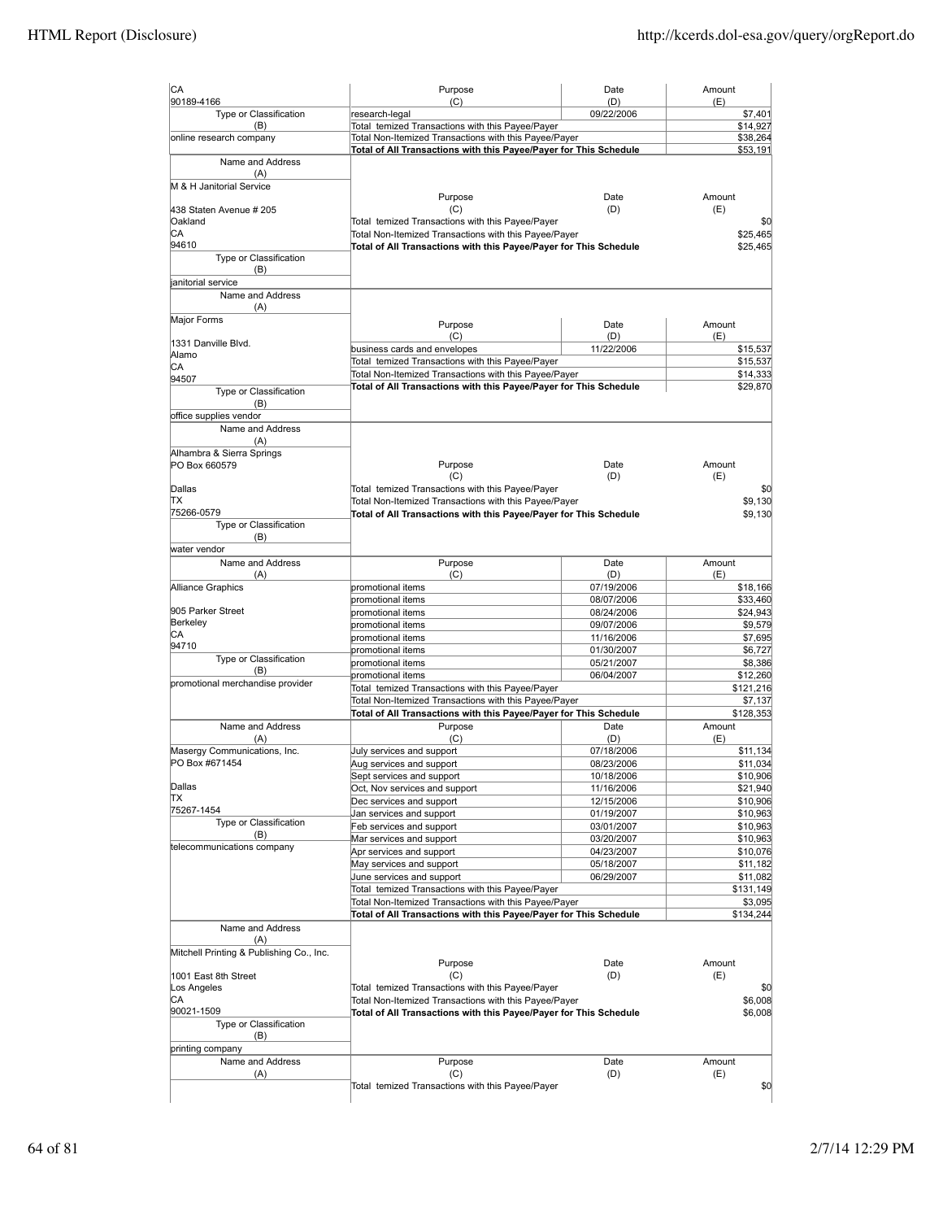| Name and Address (A) | Purpose (C) | Date (D) | Amount (E) |
|---|---|---|---|
| CA 90189-4166 | research-legal | 09/22/2006 | $7,401 |
| Type or Classification (B) | Total temized Transactions with this Payee/Payer | | $14,927 |
| online research company | Total Non-Itemized Transactions with this Payee/Payer | | $38,264 |
| | **Total of All Transactions with this Payee/Payer for This Schedule** | | **$53,191** |

| Name and Address (A) | Purpose (C) | Date (D) | Amount (E) |
|---|---|---|---|
| M & H Janitorial Service<br>438 Staten Avenue # 205<br>Oakland<br>CA<br>94610 | Total temized Transactions with this Payee/Payer | | $0 |
| | Total Non-Itemized Transactions with this Payee/Payer | | $25,465 |
| | **Total of All Transactions with this Payee/Payer for This Schedule** | | **$25,465** |
| Type or Classification (B) | | | |
| janitorial service | | | |

| Name and Address (A) | Purpose (C) | Date (D) | Amount (E) |
|---|---|---|---|
| Major Forms<br>1331 Danville Blvd.<br>Alamo<br>CA<br>94507 | business cards and envelopes | 11/22/2006 | $15,537 |
| | Total temized Transactions with this Payee/Payer | | $15,537 |
| | Total Non-Itemized Transactions with this Payee/Payer | | $14,333 |
| | **Total of All Transactions with this Payee/Payer for This Schedule** | | **$29,870** |
| Type or Classification (B) | | | |
| office supplies vendor | | | |

| Name and Address (A) | Purpose (C) | Date (D) | Amount (E) |
|---|---|---|---|
| Alhambra & Sierra Springs<br>PO Box 660579<br>Dallas<br>TX<br>75266-0579 | Total temized Transactions with this Payee/Payer | | $0 |
| | Total Non-Itemized Transactions with this Payee/Payer | | $9,130 |
| | **Total of All Transactions with this Payee/Payer for This Schedule** | | **$9,130** |
| Type or Classification (B) | | | |
| water vendor | | | |

| Name and Address (A) | Purpose (C) | Date (D) | Amount (E) |
|---|---|---|---|
| Alliance Graphics | promotional items | 07/19/2006 | $18,166 |
| | promotional items | 08/07/2006 | $33,460 |
| 905 Parker Street | promotional items | 08/24/2006 | $24,943 |
| Berkeley | promotional items | 09/07/2006 | $9,579 |
| CA | promotional items | 11/16/2006 | $7,695 |
| 94710 | promotional items | 01/30/2007 | $6,727 |
| Type or Classification (B) | promotional items | 05/21/2007 | $8,386 |
| | promotional items | 06/04/2007 | $12,260 |
| promotional merchandise provider | Total temized Transactions with this Payee/Payer | | $121,216 |
| | Total Non-Itemized Transactions with this Payee/Payer | | $7,137 |
| | **Total of All Transactions with this Payee/Payer for This Schedule** | | **$128,353** |

| Name and Address (A) | Purpose (C) | Date (D) | Amount (E) |
|---|---|---|---|
| Masergy Communications, Inc. | July services and support | 07/18/2006 | $11,134 |
| PO Box #671454 | Aug services and support | 08/23/2006 | $11,034 |
| | Sept services and support | 10/18/2006 | $10,906 |
| Dallas | Oct, Nov services and support | 11/16/2006 | $21,940 |
| TX | Dec services and support | 12/15/2006 | $10,906 |
| 75267-1454 | Jan services and support | 01/19/2007 | $10,963 |
| Type or Classification (B) | Feb services and support | 03/01/2007 | $10,963 |
| | Mar services and support | 03/20/2007 | $10,963 |
| telecommunications company | Apr services and support | 04/23/2007 | $10,076 |
| | May services and support | 05/18/2007 | $11,182 |
| | June services and support | 06/29/2007 | $11,082 |
| | Total temized Transactions with this Payee/Payer | | $131,149 |
| | Total Non-Itemized Transactions with this Payee/Payer | | $3,095 |
| | **Total of All Transactions with this Payee/Payer for This Schedule** | | **$134,244** |

| Name and Address (A) | Purpose (C) | Date (D) | Amount (E) |
|---|---|---|---|
| Mitchell Printing & Publishing Co., Inc.<br>1001 East 8th Street<br>Los Angeles<br>CA<br>90021-1509 | Total temized Transactions with this Payee/Payer | | $0 |
| | Total Non-Itemized Transactions with this Payee/Payer | | $6,008 |
| | **Total of All Transactions with this Payee/Payer for This Schedule** | | **$6,008** |
| Type or Classification (B) | | | |
| printing company | | | |

| Name and Address (A) | Purpose (C) | Date (D) | Amount (E) |
|---|---|---|---|
| | Total temized Transactions with this Payee/Payer | | $0 |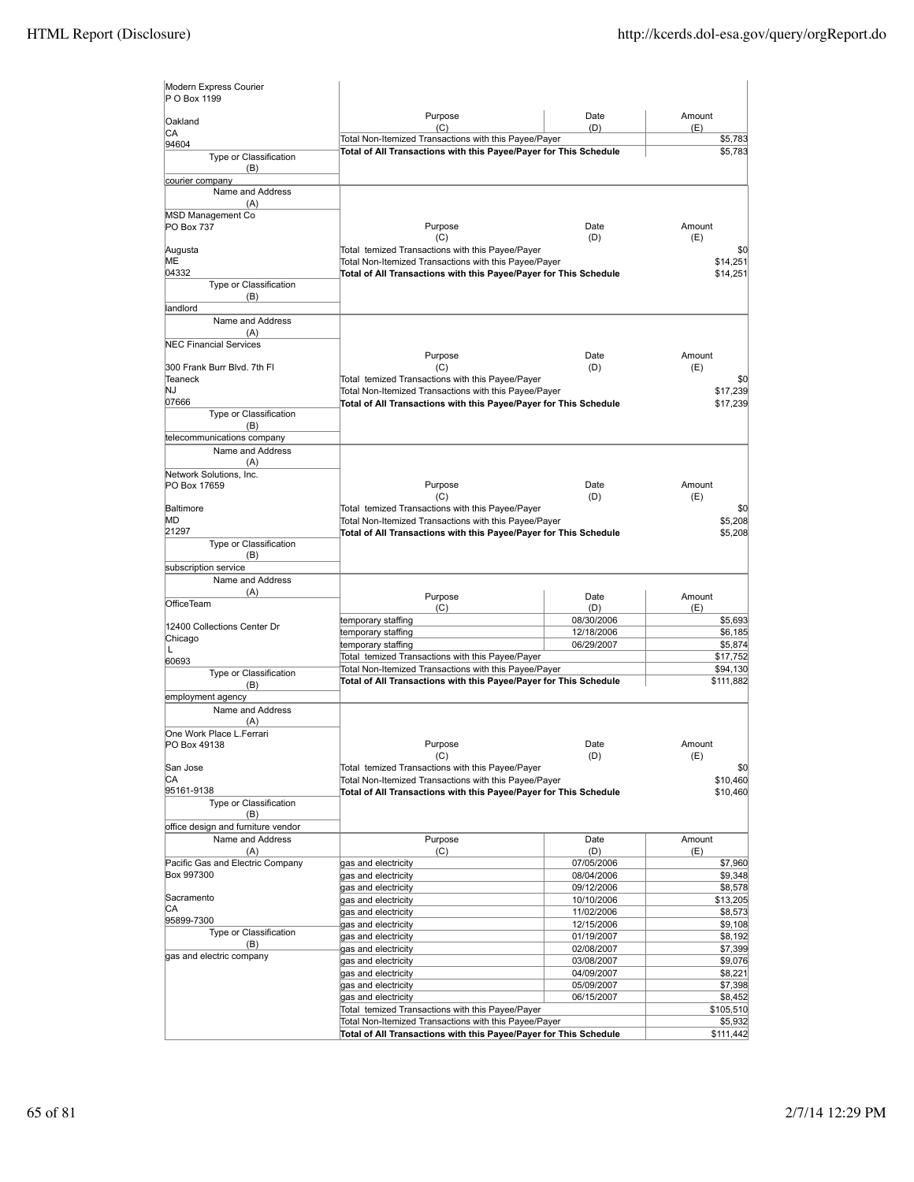| Name and Address (A) | Purpose (C) | Date (D) | Amount (E) |
|---|---|---|---|
| Modern Express Courier<br>P O Box 1199<br><br>Oakland<br>CA<br>94604 | Total Non-Itemized Transactions with this Payee/Payer | | $5,783 |
| | **Total of All Transactions with this Payee/Payer for This Schedule** | | $5,783 |
| Type or Classification (B): courier company | | | |

| Name and Address (A) | Purpose (C) | Date (D) | Amount (E) |
|---|---|---|---|
| MSD Management Co<br>PO Box 737<br><br>Augusta<br>ME<br>04332 | Total temized Transactions with this Payee/Payer | | $0 |
| | Total Non-Itemized Transactions with this Payee/Payer | | $14,251 |
| | **Total of All Transactions with this Payee/Payer for This Schedule** | | $14,251 |
| Type or Classification (B): landlord | | | |

| Name and Address (A) | Purpose (C) | Date (D) | Amount (E) |
|---|---|---|---|
| NEC Financial Services<br><br>300 Frank Burr Blvd. 7th Fl<br>Teaneck<br>NJ<br>07666 | Total temized Transactions with this Payee/Payer | | $0 |
| | Total Non-Itemized Transactions with this Payee/Payer | | $17,239 |
| | **Total of All Transactions with this Payee/Payer for This Schedule** | | $17,239 |
| Type or Classification (B): telecommunications company | | | |

| Name and Address (A) | Purpose (C) | Date (D) | Amount (E) |
|---|---|---|---|
| Network Solutions, Inc.<br>PO Box 17659<br><br>Baltimore<br>MD<br>21297 | Total temized Transactions with this Payee/Payer | | $0 |
| | Total Non-Itemized Transactions with this Payee/Payer | | $5,208 |
| | **Total of All Transactions with this Payee/Payer for This Schedule** | | $5,208 |
| Type or Classification (B): subscription service | | | |

| Name and Address (A) | Purpose (C) | Date (D) | Amount (E) |
|---|---|---|---|
| OfficeTeam<br><br>12400 Collections Center Dr<br>Chicago<br>L<br>60693 | temporary staffing | 08/30/2006 | $5,693 |
| | temporary staffing | 12/18/2006 | $6,185 |
| | temporary staffing | 06/29/2007 | $5,874 |
| | Total temized Transactions with this Payee/Payer | | $17,752 |
| | Total Non-Itemized Transactions with this Payee/Payer | | $94,130 |
| | **Total of All Transactions with this Payee/Payer for This Schedule** | | $111,882 |
| Type or Classification (B): employment agency | | | |

| Name and Address (A) | Purpose (C) | Date (D) | Amount (E) |
|---|---|---|---|
| One Work Place L.Ferrari<br>PO Box 49138<br><br>San Jose<br>CA<br>95161-9138 | Total temized Transactions with this Payee/Payer | | $0 |
| | Total Non-Itemized Transactions with this Payee/Payer | | $10,460 |
| | **Total of All Transactions with this Payee/Payer for This Schedule** | | $10,460 |
| Type or Classification (B): office design and furniture vendor | | | |

| Name and Address (A) | Purpose (C) | Date (D) | Amount (E) |
|---|---|---|---|
| Pacific Gas and Electric Company<br>Box 997300<br><br>Sacramento<br>CA<br>95899-7300 | gas and electricity | 07/05/2006 | $7,960 |
| | gas and electricity | 08/04/2006 | $9,348 |
| | gas and electricity | 09/12/2006 | $8,578 |
| | gas and electricity | 10/10/2006 | $13,205 |
| | gas and electricity | 11/02/2006 | $8,573 |
| | gas and electricity | 12/15/2006 | $9,108 |
| Type or Classification (B): gas and electric company | gas and electricity | 01/19/2007 | $8,192 |
| | gas and electricity | 02/08/2007 | $7,399 |
| | gas and electricity | 03/08/2007 | $9,076 |
| | gas and electricity | 04/09/2007 | $8,221 |
| | gas and electricity | 05/09/2007 | $7,398 |
| | gas and electricity | 06/15/2007 | $8,452 |
| | Total temized Transactions with this Payee/Payer | | $105,510 |
| | Total Non-Itemized Transactions with this Payee/Payer | | $5,932 |
| | **Total of All Transactions with this Payee/Payer for This Schedule** | | $111,442 |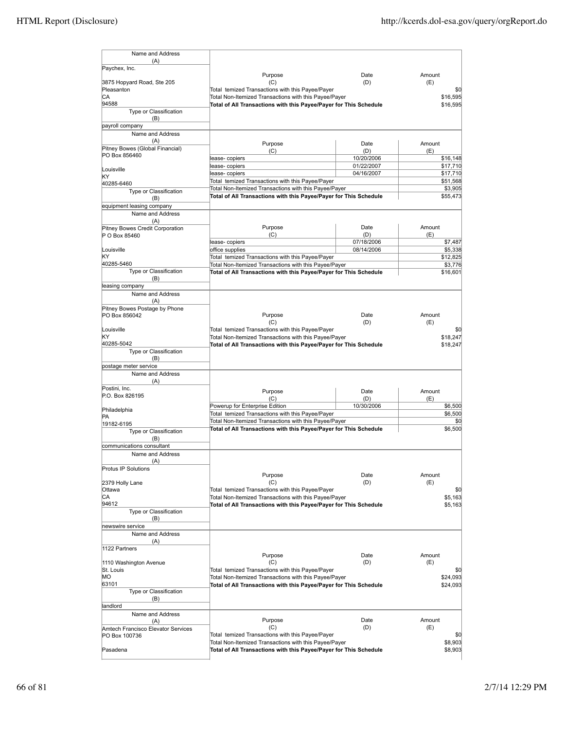| Name and Address (A) | Purpose (C) | Date (D) | Amount (E) |
|---|---|---|---|
| Paychex, Inc.<br><br>3875 Hopyard Road, Ste 205<br>Pleasanton<br>CA<br>94588 | Total temized Transactions with this Payee/Payer | | $0 |
| | Total Non-Itemized Transactions with this Payee/Payer | | $16,595 |
| | **Total of All Transactions with this Payee/Payer for This Schedule** | | $16,595 |
| Type or Classification (B) | | | |
| payroll company | | | |

| Name and Address (A) | Purpose (C) | Date (D) | Amount (E) |
|---|---|---|---|
| Pitney Bowes (Global Financial)<br>PO Box 856460<br><br>Louisville<br>KY<br>40285-6460 | lease- copiers | 10/20/2006 | $16,148 |
| | lease- copiers | 01/22/2007 | $17,710 |
| | lease- copiers | 04/16/2007 | $17,710 |
| | Total temized Transactions with this Payee/Payer | | $51,568 |
| | Total Non-Itemized Transactions with this Payee/Payer | | $3,905 |
| | **Total of All Transactions with this Payee/Payer for This Schedule** | | $55,473 |
| Type or Classification (B) | | | |
| equipment leasing company | | | |

| Name and Address (A) | Purpose (C) | Date (D) | Amount (E) |
|---|---|---|---|
| Pitney Bowes Credit Corporation<br>P O Box 85460<br><br>Louisville<br>KY<br>40285-5460 | lease- copiers | 07/18/2006 | $7,487 |
| | office supplies | 08/14/2006 | $5,338 |
| | Total temized Transactions with this Payee/Payer | | $12,825 |
| | Total Non-Itemized Transactions with this Payee/Payer | | $3,776 |
| | **Total of All Transactions with this Payee/Payer for This Schedule** | | $16,601 |
| Type or Classification (B) | | | |
| leasing company | | | |

| Name and Address (A) | Purpose (C) | Date (D) | Amount (E) |
|---|---|---|---|
| Pitney Bowes Postage by Phone<br>PO Box 856042<br><br>Louisville<br>KY<br>40285-5042 | Total temized Transactions with this Payee/Payer | | $0 |
| | Total Non-Itemized Transactions with this Payee/Payer | | $18,247 |
| | **Total of All Transactions with this Payee/Payer for This Schedule** | | $18,247 |
| Type or Classification (B) | | | |
| postage meter service | | | |

| Name and Address (A) | Purpose (C) | Date (D) | Amount (E) |
|---|---|---|---|
| Postini, Inc.<br>P.O. Box 826195<br><br>Philadelphia<br>PA<br>19182-6195 | Powerup for Enterprise Edition | 10/30/2006 | $6,500 |
| | Total temized Transactions with this Payee/Payer | | $6,500 |
| | Total Non-Itemized Transactions with this Payee/Payer | | $0 |
| | **Total of All Transactions with this Payee/Payer for This Schedule** | | $6,500 |
| Type or Classification (B) | | | |
| communications consultant | | | |

| Name and Address (A) | Purpose (C) | Date (D) | Amount (E) |
|---|---|---|---|
| Protus IP Solutions<br><br>2379 Holly Lane<br>Ottawa<br>CA<br>94612 | Total temized Transactions with this Payee/Payer | | $0 |
| | Total Non-Itemized Transactions with this Payee/Payer | | $5,163 |
| | **Total of All Transactions with this Payee/Payer for This Schedule** | | $5,163 |
| Type or Classification (B) | | | |
| newswire service | | | |

| Name and Address (A) | Purpose (C) | Date (D) | Amount (E) |
|---|---|---|---|
| 1122 Partners<br><br>1110 Washington Avenue<br>St. Louis<br>MO<br>63101 | Total temized Transactions with this Payee/Payer | | $0 |
| | Total Non-Itemized Transactions with this Payee/Payer | | $24,093 |
| | **Total of All Transactions with this Payee/Payer for This Schedule** | | $24,093 |
| Type or Classification (B) | | | |
| landlord | | | |

| Name and Address (A) | Purpose (C) | Date (D) | Amount (E) |
|---|---|---|---|
| Amtech Francisco Elevator Services<br>PO Box 100736<br><br>Pasadena | Total temized Transactions with this Payee/Payer | | $0 |
| | Total Non-Itemized Transactions with this Payee/Payer | | $8,903 |
| | **Total of All Transactions with this Payee/Payer for This Schedule** | | $8,903 |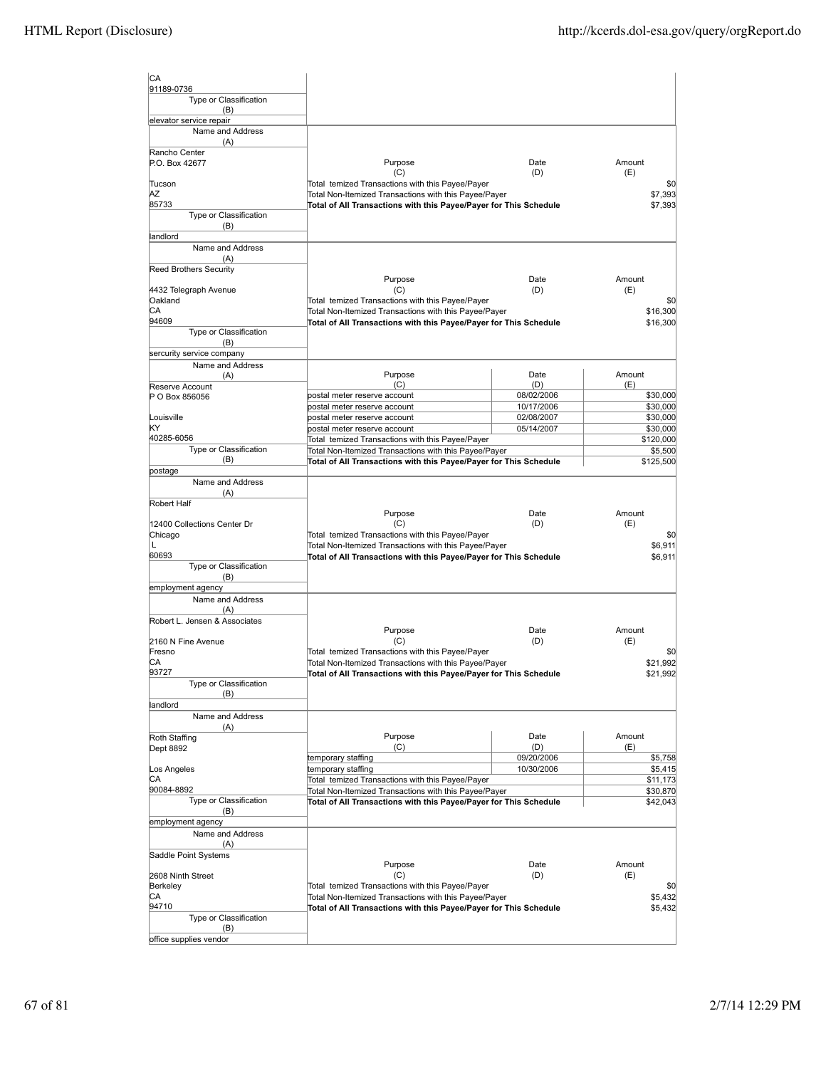| Name and Address (A) | Purpose (C) | Date (D) | Amount (E) |
|---|---|---|---|
| CA<br>91189-0736 | | | |
| Type or Classification (B): elevator service repair | | | |

| Name and Address (A) | Purpose (C) | Date (D) | Amount (E) |
|---|---|---|---|
| Rancho Center<br>P.O. Box 42677<br>Tucson<br>AZ<br>85733 | Total temized Transactions with this Payee/Payer | | $0 |
| | Total Non-Itemized Transactions with this Payee/Payer | | $7,393 |
| | **Total of All Transactions with this Payee/Payer for This Schedule** | | $7,393 |
| Type or Classification (B): landlord | | | |

| Name and Address (A) | Purpose (C) | Date (D) | Amount (E) |
|---|---|---|---|
| Reed Brothers Security<br>4432 Telegraph Avenue<br>Oakland<br>CA<br>94609 | Total temized Transactions with this Payee/Payer | | $0 |
| | Total Non-Itemized Transactions with this Payee/Payer | | $16,300 |
| | **Total of All Transactions with this Payee/Payer for This Schedule** | | $16,300 |
| Type or Classification (B): sercurity service company | | | |

| Name and Address (A) | Purpose (C) | Date (D) | Amount (E) |
|---|---|---|---|
| Reserve Account<br>P O Box 856056<br>Louisville<br>KY<br>40285-6056 | postal meter reserve account | 08/02/2006 | $30,000 |
| | postal meter reserve account | 10/17/2006 | $30,000 |
| | postal meter reserve account | 02/08/2007 | $30,000 |
| | postal meter reserve account | 05/14/2007 | $30,000 |
| | Total temized Transactions with this Payee/Payer | | $120,000 |
| | Total Non-Itemized Transactions with this Payee/Payer | | $5,500 |
| | **Total of All Transactions with this Payee/Payer for This Schedule** | | $125,500 |
| Type or Classification (B): postage | | | |

| Name and Address (A) | Purpose (C) | Date (D) | Amount (E) |
|---|---|---|---|
| Robert Half<br>12400 Collections Center Dr<br>Chicago<br>L<br>60693 | Total temized Transactions with this Payee/Payer | | $0 |
| | Total Non-Itemized Transactions with this Payee/Payer | | $6,911 |
| | **Total of All Transactions with this Payee/Payer for This Schedule** | | $6,911 |
| Type or Classification (B): employment agency | | | |

| Name and Address (A) | Purpose (C) | Date (D) | Amount (E) |
|---|---|---|---|
| Robert L. Jensen & Associates<br>2160 N Fine Avenue<br>Fresno<br>CA<br>93727 | Total temized Transactions with this Payee/Payer | | $0 |
| | Total Non-Itemized Transactions with this Payee/Payer | | $21,992 |
| | **Total of All Transactions with this Payee/Payer for This Schedule** | | $21,992 |
| Type or Classification (B): landlord | | | |

| Name and Address (A) | Purpose (C) | Date (D) | Amount (E) |
|---|---|---|---|
| Roth Staffing<br>Dept 8892<br>Los Angeles<br>CA<br>90084-8892 | temporary staffing | 09/20/2006 | $5,758 |
| | temporary staffing | 10/30/2006 | $5,415 |
| | Total temized Transactions with this Payee/Payer | | $11,173 |
| | Total Non-Itemized Transactions with this Payee/Payer | | $30,870 |
| | **Total of All Transactions with this Payee/Payer for This Schedule** | | $42,043 |
| Type or Classification (B): employment agency | | | |

| Name and Address (A) | Purpose (C) | Date (D) | Amount (E) |
|---|---|---|---|
| Saddle Point Systems<br>2608 Ninth Street<br>Berkeley<br>CA<br>94710 | Total temized Transactions with this Payee/Payer | | $0 |
| | Total Non-Itemized Transactions with this Payee/Payer | | $5,432 |
| | **Total of All Transactions with this Payee/Payer for This Schedule** | | $5,432 |
| Type or Classification (B): office supplies vendor | | | |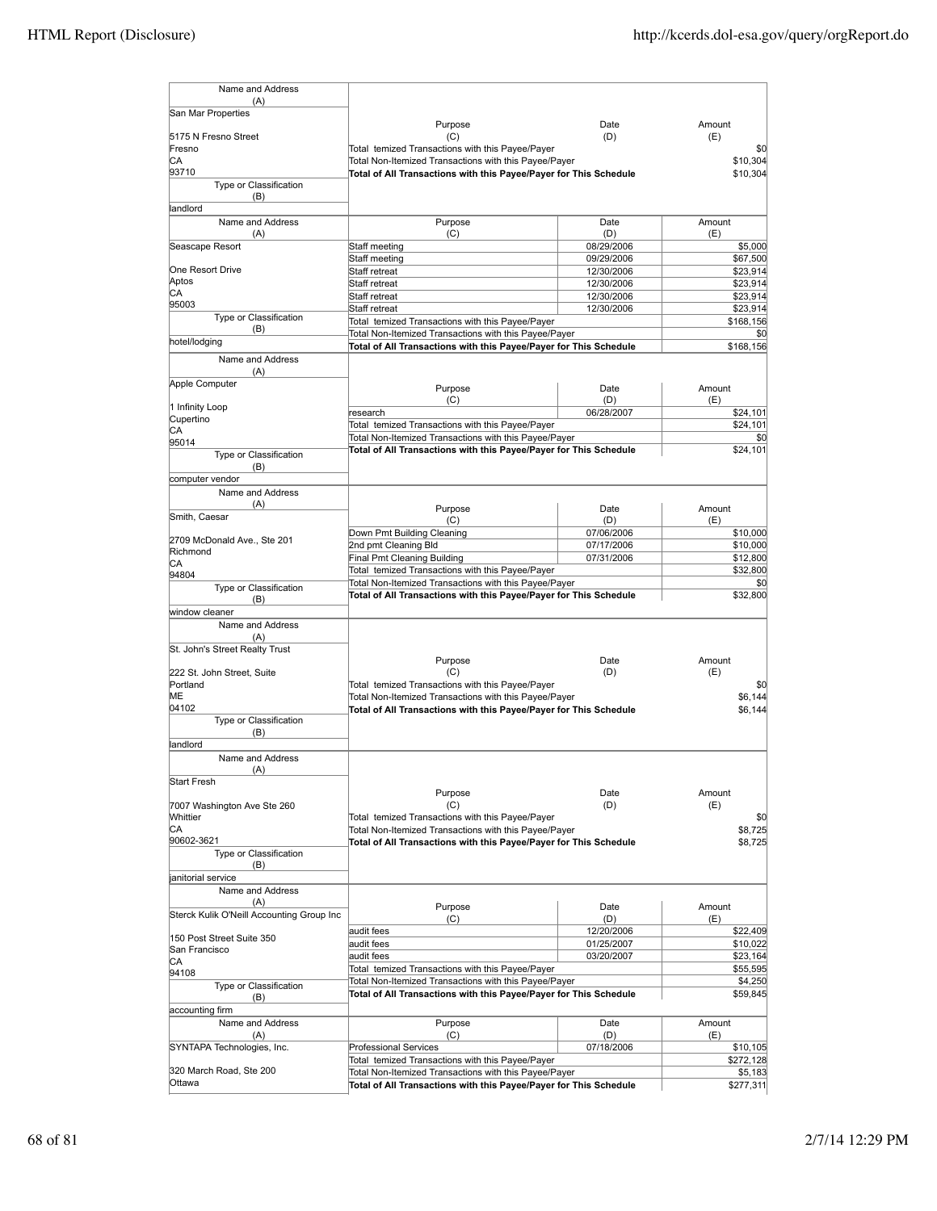| Name and Address (A) | Purpose (C) | Date (D) | Amount (E) |
|---|---|---|---|
| San Mar Properties<br><br>5175 N Fresno Street<br>Fresno<br>CA<br>93710 | Total temized Transactions with this Payee/Payer | | $0 |
| | Total Non-Itemized Transactions with this Payee/Payer | | $10,304 |
| | **Total of All Transactions with this Payee/Payer for This Schedule** | | $10,304 |
| Type or Classification (B): landlord | | | |

| Name and Address (A) | Purpose (C) | Date (D) | Amount (E) |
|---|---|---|---|
| Seascape Resort<br><br>One Resort Drive<br>Aptos<br>CA<br>95003 | Staff meeting | 08/29/2006 | $5,000 |
| | Staff meeting | 09/29/2006 | $67,500 |
| | Staff retreat | 12/30/2006 | $23,914 |
| | Staff retreat | 12/30/2006 | $23,914 |
| | Staff retreat | 12/30/2006 | $23,914 |
| | Staff retreat | 12/30/2006 | $23,914 |
| | Total temized Transactions with this Payee/Payer | | $168,156 |
| | Total Non-Itemized Transactions with this Payee/Payer | | $0 |
| | **Total of All Transactions with this Payee/Payer for This Schedule** | | $168,156 |
| Type or Classification (B): hotel/lodging | | | |

| Name and Address (A) | Purpose (C) | Date (D) | Amount (E) |
|---|---|---|---|
| Apple Computer<br><br>1 Infinity Loop<br>Cupertino<br>CA<br>95014 | research | 06/28/2007 | $24,101 |
| | Total temized Transactions with this Payee/Payer | | $24,101 |
| | Total Non-Itemized Transactions with this Payee/Payer | | $0 |
| | **Total of All Transactions with this Payee/Payer for This Schedule** | | $24,101 |
| Type or Classification (B): computer vendor | | | |

| Name and Address (A) | Purpose (C) | Date (D) | Amount (E) |
|---|---|---|---|
| Smith, Caesar<br><br>2709 McDonald Ave., Ste 201<br>Richmond<br>CA<br>94804 | Down Pmt Building Cleaning | 07/06/2006 | $10,000 |
| | 2nd pmt Cleaning Bld | 07/17/2006 | $10,000 |
| | Final Pmt Cleaning Building | 07/31/2006 | $12,800 |
| | Total temized Transactions with this Payee/Payer | | $32,800 |
| | Total Non-Itemized Transactions with this Payee/Payer | | $0 |
| | **Total of All Transactions with this Payee/Payer for This Schedule** | | $32,800 |
| Type or Classification (B): window cleaner | | | |

| Name and Address (A) | Purpose (C) | Date (D) | Amount (E) |
|---|---|---|---|
| St. John's Street Realty Trust<br><br>222 St. John Street, Suite<br>Portland<br>ME<br>04102 | Total temized Transactions with this Payee/Payer | | $0 |
| | Total Non-Itemized Transactions with this Payee/Payer | | $6,144 |
| | **Total of All Transactions with this Payee/Payer for This Schedule** | | $6,144 |
| Type or Classification (B): landlord | | | |

| Name and Address (A) | Purpose (C) | Date (D) | Amount (E) |
|---|---|---|---|
| Start Fresh<br><br>7007 Washington Ave Ste 260<br>Whittier<br>CA<br>90602-3621 | Total temized Transactions with this Payee/Payer | | $0 |
| | Total Non-Itemized Transactions with this Payee/Payer | | $8,725 |
| | **Total of All Transactions with this Payee/Payer for This Schedule** | | $8,725 |
| Type or Classification (B): janitorial service | | | |

| Name and Address (A) | Purpose (C) | Date (D) | Amount (E) |
|---|---|---|---|
| Sterck Kulik O'Neill Accounting Group Inc<br><br>150 Post Street Suite 350<br>San Francisco<br>CA<br>94108 | audit fees | 12/20/2006 | $22,409 |
| | audit fees | 01/25/2007 | $10,022 |
| | audit fees | 03/20/2007 | $23,164 |
| | Total temized Transactions with this Payee/Payer | | $55,595 |
| | Total Non-Itemized Transactions with this Payee/Payer | | $4,250 |
| | **Total of All Transactions with this Payee/Payer for This Schedule** | | $59,845 |
| Type or Classification (B): accounting firm | | | |

| Name and Address (A) | Purpose (C) | Date (D) | Amount (E) |
|---|---|---|---|
| SYNTAPA Technologies, Inc.<br><br>320 March Road, Ste 200<br>Ottawa | Professional Services | 07/18/2006 | $10,105 |
| | Total temized Transactions with this Payee/Payer | | $272,128 |
| | Total Non-Itemized Transactions with this Payee/Payer | | $5,183 |
| | **Total of All Transactions with this Payee/Payer for This Schedule** | | $277,311 |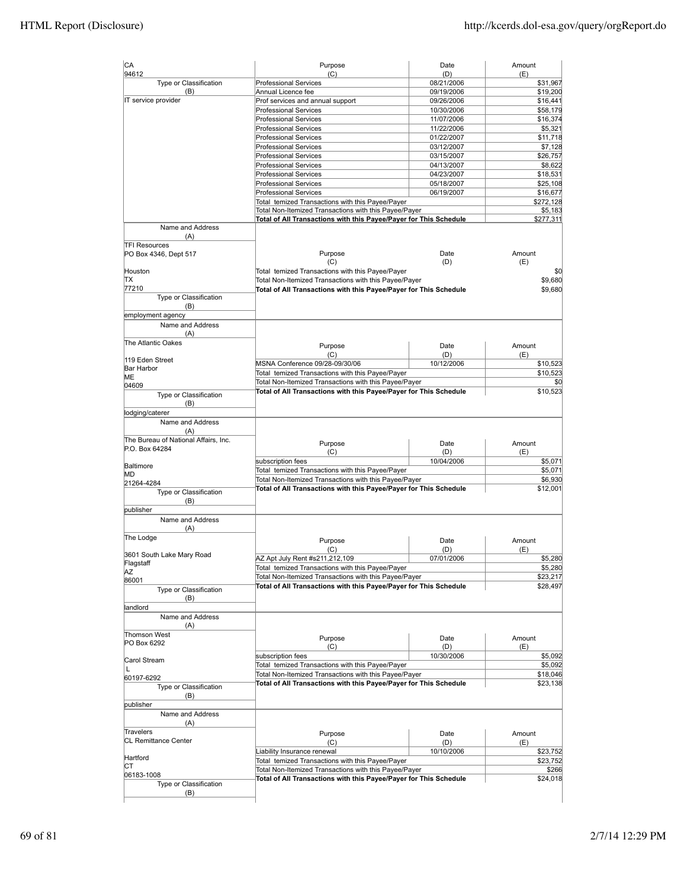| Name and Address (A) | Purpose (C) | Date (D) | Amount (E) |
|---|---|---|---|
| CA | | | |
| 94612 | | | |
| Type or Classification (B) | Professional Services | 08/21/2006 | $31,967 |
| IT service provider | Annual Licence fee | 09/19/2006 | $19,200 |
| | Prof services and annual support | 09/26/2006 | $16,441 |
| | Professional Services | 10/30/2006 | $58,179 |
| | Professional Services | 11/07/2006 | $16,374 |
| | Professional Services | 11/22/2006 | $5,321 |
| | Professional Services | 01/22/2007 | $11,718 |
| | Professional Services | 03/12/2007 | $7,128 |
| | Professional Services | 03/15/2007 | $26,757 |
| | Professional Services | 04/13/2007 | $8,622 |
| | Professional Services | 04/23/2007 | $18,531 |
| | Professional Services | 05/18/2007 | $25,108 |
| | Professional Services | 06/19/2007 | $16,677 |
| | Total temized Transactions with this Payee/Payer | | $272,128 |
| | Total Non-Itemized Transactions with this Payee/Payer | | $5,183 |
| | **Total of All Transactions with this Payee/Payer for This Schedule** | | **$277,311** |

| Name and Address (A) | Purpose (C) | Date (D) | Amount (E) |
|---|---|---|---|
| TFI Resources<br>PO Box 4346, Dept 517<br>Houston<br>TX<br>77210 | Total temized Transactions with this Payee/Payer | | $0 |
| | Total Non-Itemized Transactions with this Payee/Payer | | $9,680 |
| | **Total of All Transactions with this Payee/Payer for This Schedule** | | **$9,680** |
| Type or Classification (B): employment agency | | | |

| Name and Address (A) | Purpose (C) | Date (D) | Amount (E) |
|---|---|---|---|
| The Atlantic Oakes<br>119 Eden Street<br>Bar Harbor<br>ME<br>04609 | MSNA Conference 09/28-09/30/06 | 10/12/2006 | $10,523 |
| | Total temized Transactions with this Payee/Payer | | $10,523 |
| | Total Non-Itemized Transactions with this Payee/Payer | | $0 |
| | **Total of All Transactions with this Payee/Payer for This Schedule** | | **$10,523** |
| Type or Classification (B): lodging/caterer | | | |

| Name and Address (A) | Purpose (C) | Date (D) | Amount (E) |
|---|---|---|---|
| The Bureau of National Affairs, Inc.<br>P.O. Box 64284<br>Baltimore<br>MD<br>21264-4284 | subscription fees | 10/04/2006 | $5,071 |
| | Total temized Transactions with this Payee/Payer | | $5,071 |
| | Total Non-Itemized Transactions with this Payee/Payer | | $6,930 |
| | **Total of All Transactions with this Payee/Payer for This Schedule** | | **$12,001** |
| Type or Classification (B): publisher | | | |

| Name and Address (A) | Purpose (C) | Date (D) | Amount (E) |
|---|---|---|---|
| The Lodge<br>3601 South Lake Mary Road<br>Flagstaff<br>AZ<br>86001 | AZ Apt July Rent #s211,212,109 | 07/01/2006 | $5,280 |
| | Total temized Transactions with this Payee/Payer | | $5,280 |
| | Total Non-Itemized Transactions with this Payee/Payer | | $23,217 |
| | **Total of All Transactions with this Payee/Payer for This Schedule** | | **$28,497** |
| Type or Classification (B): landlord | | | |

| Name and Address (A) | Purpose (C) | Date (D) | Amount (E) |
|---|---|---|---|
| Thomson West<br>PO Box 6292<br>Carol Stream<br>L<br>60197-6292 | subscription fees | 10/30/2006 | $5,092 |
| | Total temized Transactions with this Payee/Payer | | $5,092 |
| | Total Non-Itemized Transactions with this Payee/Payer | | $18,046 |
| | **Total of All Transactions with this Payee/Payer for This Schedule** | | **$23,138** |
| Type or Classification (B): publisher | | | |

| Name and Address (A) | Purpose (C) | Date (D) | Amount (E) |
|---|---|---|---|
| Travelers<br>CL Remittance Center<br>Hartford<br>CT<br>06183-1008 | Liability Insurance renewal | 10/10/2006 | $23,752 |
| | Total temized Transactions with this Payee/Payer | | $23,752 |
| | Total Non-Itemized Transactions with this Payee/Payer | | $266 |
| | **Total of All Transactions with this Payee/Payer for This Schedule** | | **$24,018** |
| Type or Classification (B) | | | |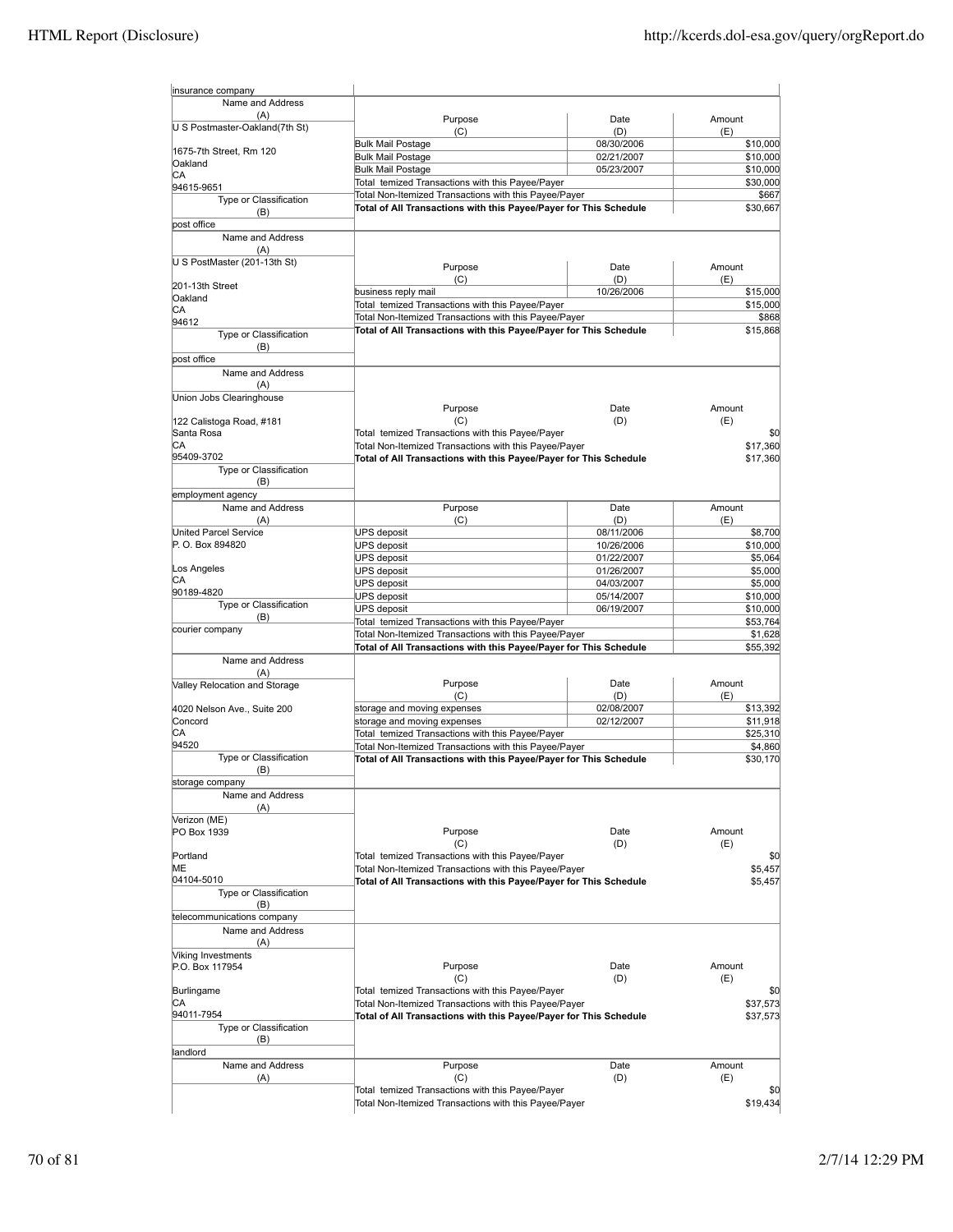insurance company

| Name and Address (A) | Purpose (C) | Date (D) | Amount (E) |
|---|---|---|---|
| U S Postmaster-Oakland(7th St)<br>1675-7th Street, Rm 120<br>Oakland<br>CA<br>94615-9651 | Bulk Mail Postage | 08/30/2006 | $10,000 |
| | Bulk Mail Postage | 02/21/2007 | $10,000 |
| | Bulk Mail Postage | 05/23/2007 | $10,000 |
| | Total temized Transactions with this Payee/Payer | | $30,000 |
| Type or Classification (B) | Total Non-Itemized Transactions with this Payee/Payer | | $667 |
| post office | **Total of All Transactions with this Payee/Payer for This Schedule** | | $30,667 |

| Name and Address (A) | Purpose (C) | Date (D) | Amount (E) |
|---|---|---|---|
| U S PostMaster (201-13th St)<br>201-13th Street<br>Oakland<br>CA<br>94612 | business reply mail | 10/26/2006 | $15,000 |
| | Total temized Transactions with this Payee/Payer | | $15,000 |
| | Total Non-Itemized Transactions with this Payee/Payer | | $868 |
| Type or Classification (B) | **Total of All Transactions with this Payee/Payer for This Schedule** | | $15,868 |
| post office | | | |

| Name and Address (A) | Purpose (C) | Date (D) | Amount (E) |
|---|---|---|---|
| Union Jobs Clearinghouse<br>122 Calistoga Road, #181<br>Santa Rosa<br>CA<br>95409-3702 | Total temized Transactions with this Payee/Payer | | $0 |
| | Total Non-Itemized Transactions with this Payee/Payer | | $17,360 |
| | **Total of All Transactions with this Payee/Payer for This Schedule** | | $17,360 |
| Type or Classification (B) | | | |
| employment agency | | | |

| Name and Address (A) | Purpose (C) | Date (D) | Amount (E) |
|---|---|---|---|
| United Parcel Service<br>P. O. Box 894820<br>Los Angeles<br>CA<br>90189-4820 | UPS deposit | 08/11/2006 | $8,700 |
| | UPS deposit | 10/26/2006 | $10,000 |
| | UPS deposit | 01/22/2007 | $5,064 |
| | UPS deposit | 01/26/2007 | $5,000 |
| | UPS deposit | 04/03/2007 | $5,000 |
| | UPS deposit | 05/14/2007 | $10,000 |
| Type or Classification (B) | UPS deposit | 06/19/2007 | $10,000 |
| courier company | Total temized Transactions with this Payee/Payer | | $53,764 |
| | Total Non-Itemized Transactions with this Payee/Payer | | $1,628 |
| | **Total of All Transactions with this Payee/Payer for This Schedule** | | $55,392 |

| Name and Address (A) | Purpose (C) | Date (D) | Amount (E) |
|---|---|---|---|
| Valley Relocation and Storage<br>4020 Nelson Ave., Suite 200<br>Concord<br>CA<br>94520 | storage and moving expenses | 02/08/2007 | $13,392 |
| | storage and moving expenses | 02/12/2007 | $11,918 |
| | Total temized Transactions with this Payee/Payer | | $25,310 |
| | Total Non-Itemized Transactions with this Payee/Payer | | $4,860 |
| Type or Classification (B) | **Total of All Transactions with this Payee/Payer for This Schedule** | | $30,170 |
| storage company | | | |

| Name and Address (A) | Purpose (C) | Date (D) | Amount (E) |
|---|---|---|---|
| Verizon (ME)<br>PO Box 1939<br>Portland<br>ME<br>04104-5010 | Total temized Transactions with this Payee/Payer | | $0 |
| | Total Non-Itemized Transactions with this Payee/Payer | | $5,457 |
| | **Total of All Transactions with this Payee/Payer for This Schedule** | | $5,457 |
| Type or Classification (B) | | | |
| telecommunications company | | | |

| Name and Address (A) | Purpose (C) | Date (D) | Amount (E) |
|---|---|---|---|
| Viking Investments<br>P.O. Box 117954<br>Burlingame<br>CA<br>94011-7954 | Total temized Transactions with this Payee/Payer | | $0 |
| | Total Non-Itemized Transactions with this Payee/Payer | | $37,573 |
| | **Total of All Transactions with this Payee/Payer for This Schedule** | | $37,573 |
| Type or Classification (B) | | | |
| landlord | | | |

| Name and Address (A) | Purpose (C) | Date (D) | Amount (E) |
|---|---|---|---|
| | Total temized Transactions with this Payee/Payer | | $0 |
| | Total Non-Itemized Transactions with this Payee/Payer | | $19,434 |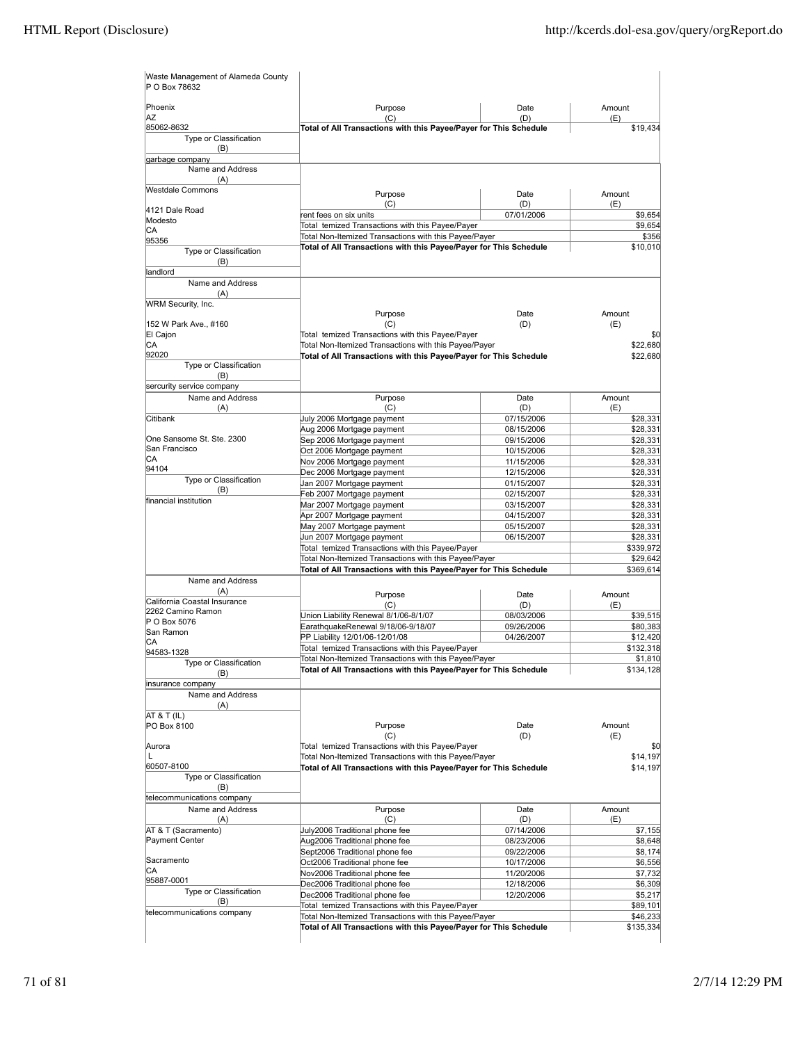| Name and Address (A) | Purpose (C) | Date (D) | Amount (E) |
|---|---|---|---|
| Waste Management of Alameda County<br>P O Box 78632<br>Phoenix<br>AZ<br>85062-8632 | Total of All Transactions with this Payee/Payer for This Schedule | | $19,434 |
| Type or Classification (B): garbage company | | | |

| Name and Address (A) | Purpose (C) | Date (D) | Amount (E) |
|---|---|---|---|
| Westdale Commons<br>4121 Dale Road<br>Modesto<br>CA<br>95356 | rent fees on six units | 07/01/2006 | $9,654 |
| | Total temized Transactions with this Payee/Payer | | $9,654 |
| | Total Non-Itemized Transactions with this Payee/Payer | | $356 |
| | Total of All Transactions with this Payee/Payer for This Schedule | | $10,010 |
| Type or Classification (B): landlord | | | |

| Name and Address (A) | Purpose (C) | Date (D) | Amount (E) |
|---|---|---|---|
| WRM Security, Inc.<br>152 W Park Ave., #160<br>El Cajon<br>CA<br>92020 | Total temized Transactions with this Payee/Payer | | $0 |
| | Total Non-Itemized Transactions with this Payee/Payer | | $22,680 |
| | Total of All Transactions with this Payee/Payer for This Schedule | | $22,680 |
| Type or Classification (B): sercurity service company | | | |

| Name and Address (A) | Purpose (C) | Date (D) | Amount (E) |
|---|---|---|---|
| Citibank<br>One Sansome St. Ste. 2300<br>San Francisco<br>CA<br>94104 | July 2006 Mortgage payment | 07/15/2006 | $28,331 |
| | Aug 2006 Mortgage payment | 08/15/2006 | $28,331 |
| | Sep 2006 Mortgage payment | 09/15/2006 | $28,331 |
| | Oct 2006 Mortgage payment | 10/15/2006 | $28,331 |
| | Nov 2006 Mortgage payment | 11/15/2006 | $28,331 |
| | Dec 2006 Mortgage payment | 12/15/2006 | $28,331 |
| Type or Classification (B): financial institution | Jan 2007 Mortgage payment | 01/15/2007 | $28,331 |
| | Feb 2007 Mortgage payment | 02/15/2007 | $28,331 |
| | Mar 2007 Mortgage payment | 03/15/2007 | $28,331 |
| | Apr 2007 Mortgage payment | 04/15/2007 | $28,331 |
| | May 2007 Mortgage payment | 05/15/2007 | $28,331 |
| | Jun 2007 Mortgage payment | 06/15/2007 | $28,331 |
| | Total temized Transactions with this Payee/Payer | | $339,972 |
| | Total Non-Itemized Transactions with this Payee/Payer | | $29,642 |
| | Total of All Transactions with this Payee/Payer for This Schedule | | $369,614 |

| Name and Address (A) | Purpose (C) | Date (D) | Amount (E) |
|---|---|---|---|
| California Coastal Insurance<br>2262 Camino Ramon<br>P O Box 5076<br>San Ramon<br>CA<br>94583-1328 | Union Liability Renewal 8/1/06-8/1/07 | 08/03/2006 | $39,515 |
| | EarathquakeRenewal 9/18/06-9/18/07 | 09/26/2006 | $80,383 |
| | PP Liability 12/01/06-12/01/08 | 04/26/2007 | $12,420 |
| | Total temized Transactions with this Payee/Payer | | $132,318 |
| | Total Non-Itemized Transactions with this Payee/Payer | | $1,810 |
| | Total of All Transactions with this Payee/Payer for This Schedule | | $134,128 |
| Type or Classification (B): insurance company | | | |

| Name and Address (A) | Purpose (C) | Date (D) | Amount (E) |
|---|---|---|---|
| AT & T (IL)<br>PO Box 8100<br>Aurora<br>L<br>60507-8100 | Total temized Transactions with this Payee/Payer | | $0 |
| | Total Non-Itemized Transactions with this Payee/Payer | | $14,197 |
| | Total of All Transactions with this Payee/Payer for This Schedule | | $14,197 |
| Type or Classification (B): telecommunications company | | | |

| Name and Address (A) | Purpose (C) | Date (D) | Amount (E) |
|---|---|---|---|
| AT & T (Sacramento)<br>Payment Center<br>Sacramento<br>CA<br>95887-0001 | July2006 Traditional phone fee | 07/14/2006 | $7,155 |
| | Aug2006 Traditional phone fee | 08/23/2006 | $8,648 |
| | Sept2006 Traditional phone fee | 09/22/2006 | $8,174 |
| | Oct2006 Traditional phone fee | 10/17/2006 | $6,556 |
| | Nov2006 Traditional phone fee | 11/20/2006 | $7,732 |
| | Dec2006 Traditional phone fee | 12/18/2006 | $6,309 |
| Type or Classification (B): telecommunications company | Dec2006 Traditional phone fee | 12/20/2006 | $5,217 |
| | Total temized Transactions with this Payee/Payer | | $89,101 |
| | Total Non-Itemized Transactions with this Payee/Payer | | $46,233 |
| | Total of All Transactions with this Payee/Payer for This Schedule | | $135,334 |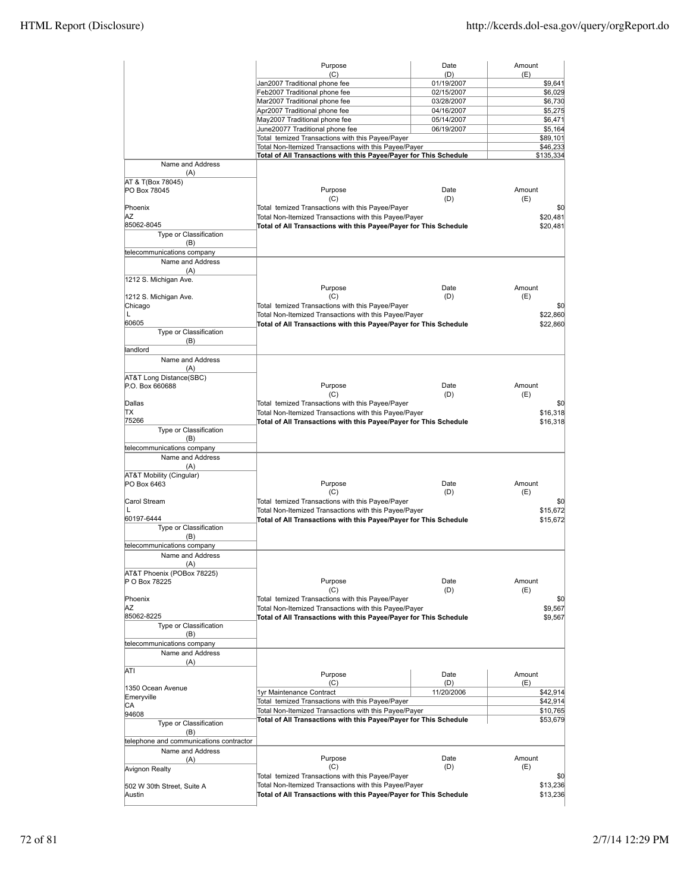| Purpose (C) | Date (D) | Amount (E) |
|---|---|---|
| Jan2007 Traditional phone fee | 01/19/2007 | $9,641 |
| Feb2007 Traditional phone fee | 02/15/2007 | $6,029 |
| Mar2007 Traditional phone fee | 03/28/2007 | $6,730 |
| Apr2007 Traditional phone fee | 04/16/2007 | $5,275 |
| May2007 Traditional phone fee | 05/14/2007 | $6,471 |
| June20077 Traditional phone fee | 06/19/2007 | $5,164 |
| Total temized Transactions with this Payee/Payer | | $89,101 |
| Total Non-Itemized Transactions with this Payee/Payer | | $46,233 |
| **Total of All Transactions with this Payee/Payer for This Schedule** | | **$135,334** |

| Name and Address (A) | Purpose (C) | Date (D) | Amount (E) |
|---|---|---|---|
| AT & T(Box 78045)<br>PO Box 78045<br><br>Phoenix<br>AZ<br>85062-8045 | Total temized Transactions with this Payee/Payer | | $0 |
| | Total Non-Itemized Transactions with this Payee/Payer | | $20,481 |
| | **Total of All Transactions with this Payee/Payer for This Schedule** | | **$20,481** |
| **Type or Classification (B)** | | | |
| telecommunications company | | | |

| Name and Address (A) | Purpose (C) | Date (D) | Amount (E) |
|---|---|---|---|
| 1212 S. Michigan Ave.<br><br>1212 S. Michigan Ave.<br>Chicago<br>L<br>60605 | Total temized Transactions with this Payee/Payer | | $0 |
| | Total Non-Itemized Transactions with this Payee/Payer | | $22,860 |
| | **Total of All Transactions with this Payee/Payer for This Schedule** | | **$22,860** |
| **Type or Classification (B)** | | | |
| landlord | | | |

| Name and Address (A) | Purpose (C) | Date (D) | Amount (E) |
|---|---|---|---|
| AT&T Long Distance(SBC)<br>P.O. Box 660688<br><br>Dallas<br>TX<br>75266 | Total temized Transactions with this Payee/Payer | | $0 |
| | Total Non-Itemized Transactions with this Payee/Payer | | $16,318 |
| | **Total of All Transactions with this Payee/Payer for This Schedule** | | **$16,318** |
| **Type or Classification (B)** | | | |
| telecommunications company | | | |

| Name and Address (A) | Purpose (C) | Date (D) | Amount (E) |
|---|---|---|---|
| AT&T Mobility (Cingular)<br>PO Box 6463<br><br>Carol Stream<br>L<br>60197-6444 | Total temized Transactions with this Payee/Payer | | $0 |
| | Total Non-Itemized Transactions with this Payee/Payer | | $15,672 |
| | **Total of All Transactions with this Payee/Payer for This Schedule** | | **$15,672** |
| **Type or Classification (B)** | | | |
| telecommunications company | | | |

| Name and Address (A) | Purpose (C) | Date (D) | Amount (E) |
|---|---|---|---|
| AT&T Phoenix (POBox 78225)<br>P O Box 78225<br><br>Phoenix<br>AZ<br>85062-8225 | Total temized Transactions with this Payee/Payer | | $0 |
| | Total Non-Itemized Transactions with this Payee/Payer | | $9,567 |
| | **Total of All Transactions with this Payee/Payer for This Schedule** | | **$9,567** |
| **Type or Classification (B)** | | | |
| telecommunications company | | | |

| Name and Address (A) | Purpose (C) | Date (D) | Amount (E) |
|---|---|---|---|
| ATI<br><br>1350 Ocean Avenue<br>Emeryville<br>CA<br>94608 | 1yr Maintenance Contract | 11/20/2006 | $42,914 |
| | Total temized Transactions with this Payee/Payer | | $42,914 |
| | Total Non-Itemized Transactions with this Payee/Payer | | $10,765 |
| | **Total of All Transactions with this Payee/Payer for This Schedule** | | **$53,679** |
| **Type or Classification (B)** | | | |
| telephone and communications contractor | | | |

| Name and Address (A) | Purpose (C) | Date (D) | Amount (E) |
|---|---|---|---|
| Avignon Realty<br><br>502 W 30th Street, Suite A<br>Austin | Total temized Transactions with this Payee/Payer | | $0 |
| | Total Non-Itemized Transactions with this Payee/Payer | | $13,236 |
| | **Total of All Transactions with this Payee/Payer for This Schedule** | | **$13,236** |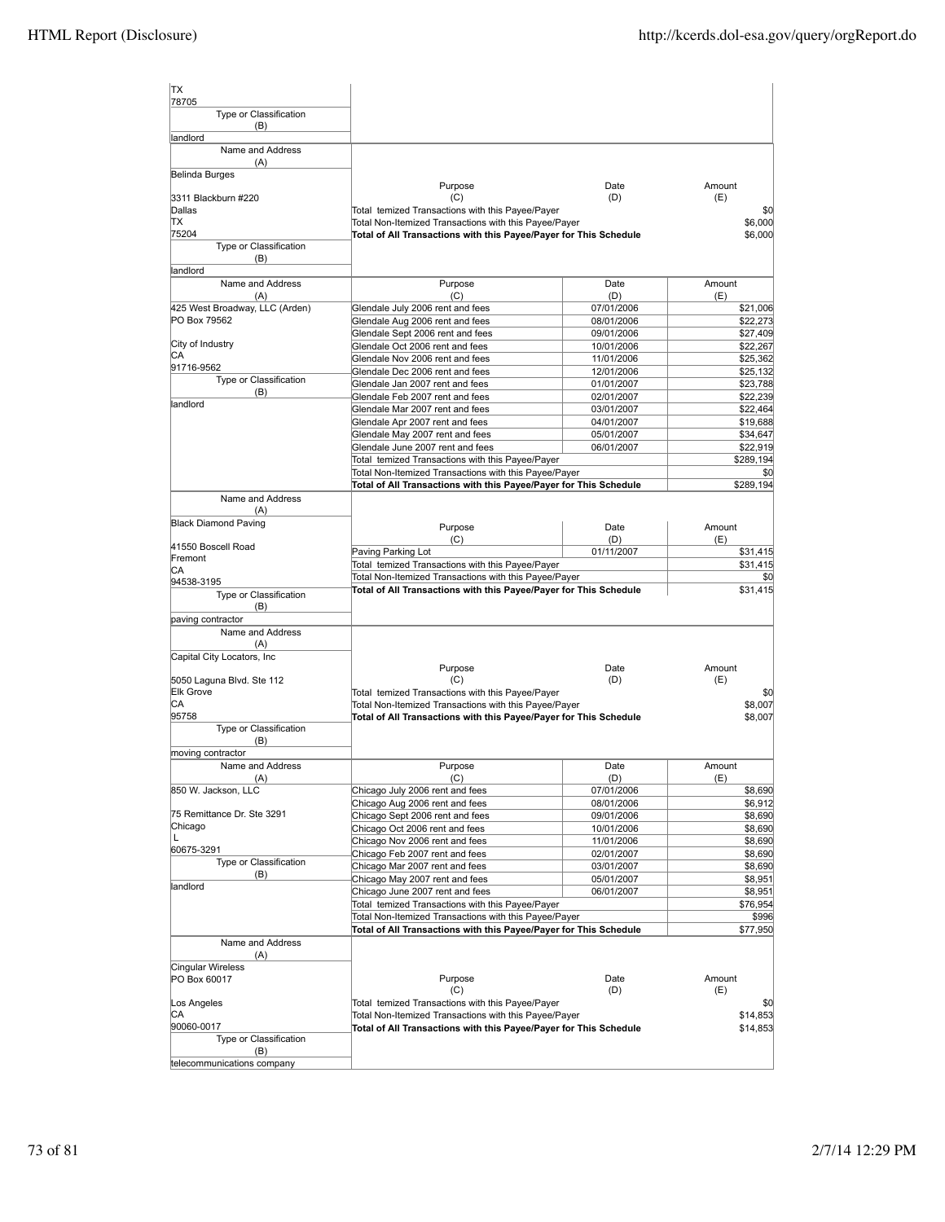| Name and Address (A) | Purpose (C) | Date (D) | Amount (E) |
|---|---|---|---|
| TX<br>78705 | | | |
| Type or Classification (B)<br>landlord | | | |

| Name and Address (A) | Purpose (C) | Date (D) | Amount (E) |
|---|---|---|---|
| Belinda Burges<br>3311 Blackburn #220<br>Dallas<br>TX<br>75204 | Total temized Transactions with this Payee/Payer | | $0 |
| | Total Non-Itemized Transactions with this Payee/Payer | | $6,000 |
| | **Total of All Transactions with this Payee/Payer for This Schedule** | | $6,000 |
| Type or Classification (B)<br>landlord | | | |

| Name and Address (A) | Purpose (C) | Date (D) | Amount (E) |
|---|---|---|---|
| 425 West Broadway, LLC (Arden)<br>PO Box 79562<br>City of Industry<br>CA<br>91716-9562 | Glendale July 2006 rent and fees | 07/01/2006 | $21,006 |
| | Glendale Aug 2006 rent and fees | 08/01/2006 | $22,273 |
| | Glendale Sept 2006 rent and fees | 09/01/2006 | $27,409 |
| | Glendale Oct 2006 rent and fees | 10/01/2006 | $22,267 |
| | Glendale Nov 2006 rent and fees | 11/01/2006 | $25,362 |
| | Glendale Dec 2006 rent and fees | 12/01/2006 | $25,132 |
| Type or Classification (B)<br>landlord | Glendale Jan 2007 rent and fees | 01/01/2007 | $23,788 |
| | Glendale Feb 2007 rent and fees | 02/01/2007 | $22,239 |
| | Glendale Mar 2007 rent and fees | 03/01/2007 | $22,464 |
| | Glendale Apr 2007 rent and fees | 04/01/2007 | $19,688 |
| | Glendale May 2007 rent and fees | 05/01/2007 | $34,647 |
| | Glendale June 2007 rent and fees | 06/01/2007 | $22,919 |
| | Total temized Transactions with this Payee/Payer | | $289,194 |
| | Total Non-Itemized Transactions with this Payee/Payer | | $0 |
| | **Total of All Transactions with this Payee/Payer for This Schedule** | | $289,194 |

| Name and Address (A) | Purpose (C) | Date (D) | Amount (E) |
|---|---|---|---|
| Black Diamond Paving<br>41550 Boscell Road<br>Fremont<br>CA<br>94538-3195 | Paving Parking Lot | 01/11/2007 | $31,415 |
| | Total temized Transactions with this Payee/Payer | | $31,415 |
| | Total Non-Itemized Transactions with this Payee/Payer | | $0 |
| | **Total of All Transactions with this Payee/Payer for This Schedule** | | $31,415 |
| Type or Classification (B)<br>paving contractor | | | |

| Name and Address (A) | Purpose (C) | Date (D) | Amount (E) |
|---|---|---|---|
| Capital City Locators, Inc<br>5050 Laguna Blvd. Ste 112<br>Elk Grove<br>CA<br>95758 | Total temized Transactions with this Payee/Payer | | $0 |
| | Total Non-Itemized Transactions with this Payee/Payer | | $8,007 |
| | **Total of All Transactions with this Payee/Payer for This Schedule** | | $8,007 |
| Type or Classification (B)<br>moving contractor | | | |

| Name and Address (A) | Purpose (C) | Date (D) | Amount (E) |
|---|---|---|---|
| 850 W. Jackson, LLC<br>75 Remittance Dr. Ste 3291<br>Chicago<br>L<br>60675-3291 | Chicago July 2006 rent and fees | 07/01/2006 | $8,690 |
| | Chicago Aug 2006 rent and fees | 08/01/2006 | $6,912 |
| | Chicago Sept 2006 rent and fees | 09/01/2006 | $8,690 |
| | Chicago Oct 2006 rent and fees | 10/01/2006 | $8,690 |
| | Chicago Nov 2006 rent and fees | 11/01/2006 | $8,690 |
| | Chicago Feb 2007 rent and fees | 02/01/2007 | $8,690 |
| Type or Classification (B)<br>landlord | Chicago Mar 2007 rent and fees | 03/01/2007 | $8,690 |
| | Chicago May 2007 rent and fees | 05/01/2007 | $8,951 |
| | Chicago June 2007 rent and fees | 06/01/2007 | $8,951 |
| | Total temized Transactions with this Payee/Payer | | $76,954 |
| | Total Non-Itemized Transactions with this Payee/Payer | | $996 |
| | **Total of All Transactions with this Payee/Payer for This Schedule** | | $77,950 |

| Name and Address (A) | Purpose (C) | Date (D) | Amount (E) |
|---|---|---|---|
| Cingular Wireless<br>PO Box 60017<br>Los Angeles<br>CA<br>90060-0017 | Total temized Transactions with this Payee/Payer | | $0 |
| | Total Non-Itemized Transactions with this Payee/Payer | | $14,853 |
| | **Total of All Transactions with this Payee/Payer for This Schedule** | | $14,853 |
| Type or Classification (B)<br>telecommunications company | | | |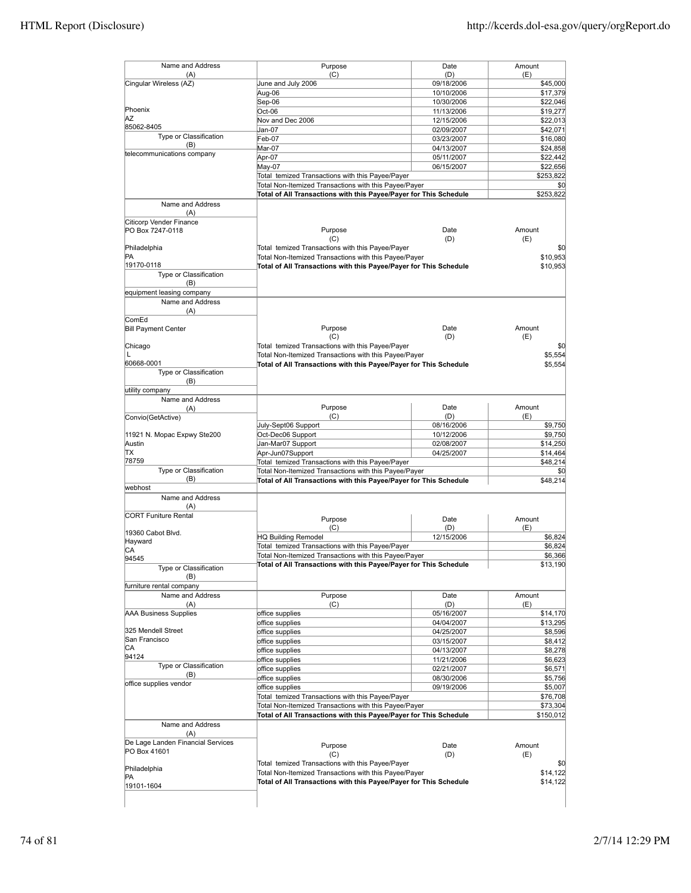| Name and Address (A) | Purpose (C) | Date (D) | Amount (E) |
|---|---|---|---|
| Cingular Wireless (AZ) | June and July 2006 | 09/18/2006 | $45,000 |
| | Aug-06 | 10/10/2006 | $17,379 |
| | Sep-06 | 10/30/2006 | $22,046 |
| Phoenix | Oct-06 | 11/13/2006 | $19,277 |
| AZ | Nov and Dec 2006 | 12/15/2006 | $22,013 |
| 85062-8405 | Jan-07 | 02/09/2007 | $42,071 |
| **Type or Classification (B)** | Feb-07 | 03/23/2007 | $16,080 |
| telecommunications company | Mar-07 | 04/13/2007 | $24,858 |
| | Apr-07 | 05/11/2007 | $22,442 |
| | May-07 | 06/15/2007 | $22,656 |
| | Total temized Transactions with this Payee/Payer | | $253,822 |
| | Total Non-Itemized Transactions with this Payee/Payer | | $0 |
| | **Total of All Transactions with this Payee/Payer for This Schedule** | | $253,822 |

| Name and Address (A) | Purpose (C) | Date (D) | Amount (E) |
|---|---|---|---|
| Citicorp Vender Finance<br>PO Box 7247-0118<br>Philadelphia<br>PA<br>19170-0118 | Total temized Transactions with this Payee/Payer | | $0 |
| | Total Non-Itemized Transactions with this Payee/Payer | | $10,953 |
| | **Total of All Transactions with this Payee/Payer for This Schedule** | | $10,953 |
| **Type or Classification (B)** | | | |
| equipment leasing company | | | |

| Name and Address (A) | Purpose (C) | Date (D) | Amount (E) |
|---|---|---|---|
| ComEd<br>Bill Payment Center<br>Chicago<br>L<br>60668-0001 | Total temized Transactions with this Payee/Payer | | $0 |
| | Total Non-Itemized Transactions with this Payee/Payer | | $5,554 |
| | **Total of All Transactions with this Payee/Payer for This Schedule** | | $5,554 |
| **Type or Classification (B)** | | | |
| utility company | | | |

| Name and Address (A) | Purpose (C) | Date (D) | Amount (E) |
|---|---|---|---|
| Convio(GetActive) | July-Sept06 Support | 08/16/2006 | $9,750 |
| 11921 N. Mopac Expwy Ste200 | Oct-Dec06 Support | 10/12/2006 | $9,750 |
| Austin | Jan-Mar07 Support | 02/08/2007 | $14,250 |
| TX | Apr-Jun07Support | 04/25/2007 | $14,464 |
| 78759 | Total temized Transactions with this Payee/Payer | | $48,214 |
| **Type or Classification (B)** | Total Non-Itemized Transactions with this Payee/Payer | | $0 |
| webhost | **Total of All Transactions with this Payee/Payer for This Schedule** | | $48,214 |

| Name and Address (A) | Purpose (C) | Date (D) | Amount (E) |
|---|---|---|---|
| CORT Funiture Rental<br>19360 Cabot Blvd.<br>Hayward<br>CA<br>94545 | HQ Building Remodel | 12/15/2006 | $6,824 |
| | Total temized Transactions with this Payee/Payer | | $6,824 |
| | Total Non-Itemized Transactions with this Payee/Payer | | $6,366 |
| | **Total of All Transactions with this Payee/Payer for This Schedule** | | $13,190 |
| **Type or Classification (B)** | | | |
| furniture rental company | | | |

| Name and Address (A) | Purpose (C) | Date (D) | Amount (E) |
|---|---|---|---|
| AAA Business Supplies | office supplies | 05/16/2007 | $14,170 |
| | office supplies | 04/04/2007 | $13,295 |
| 325 Mendell Street | office supplies | 04/25/2007 | $8,596 |
| San Francisco | office supplies | 03/15/2007 | $8,412 |
| CA | office supplies | 04/13/2007 | $8,278 |
| 94124 | office supplies | 11/21/2006 | $6,623 |
| **Type or Classification (B)** | office supplies | 02/21/2007 | $6,571 |
| office supplies vendor | office supplies | 08/30/2006 | $5,756 |
| | office supplies | 09/19/2006 | $5,007 |
| | Total temized Transactions with this Payee/Payer | | $76,708 |
| | Total Non-Itemized Transactions with this Payee/Payer | | $73,304 |
| | **Total of All Transactions with this Payee/Payer for This Schedule** | | $150,012 |

| Name and Address (A) | Purpose (C) | Date (D) | Amount (E) |
|---|---|---|---|
| De Lage Landen Financial Services<br>PO Box 41601<br>Philadelphia<br>PA<br>19101-1604 | Total temized Transactions with this Payee/Payer | | $0 |
| | Total Non-Itemized Transactions with this Payee/Payer | | $14,122 |
| | **Total of All Transactions with this Payee/Payer for This Schedule** | | $14,122 |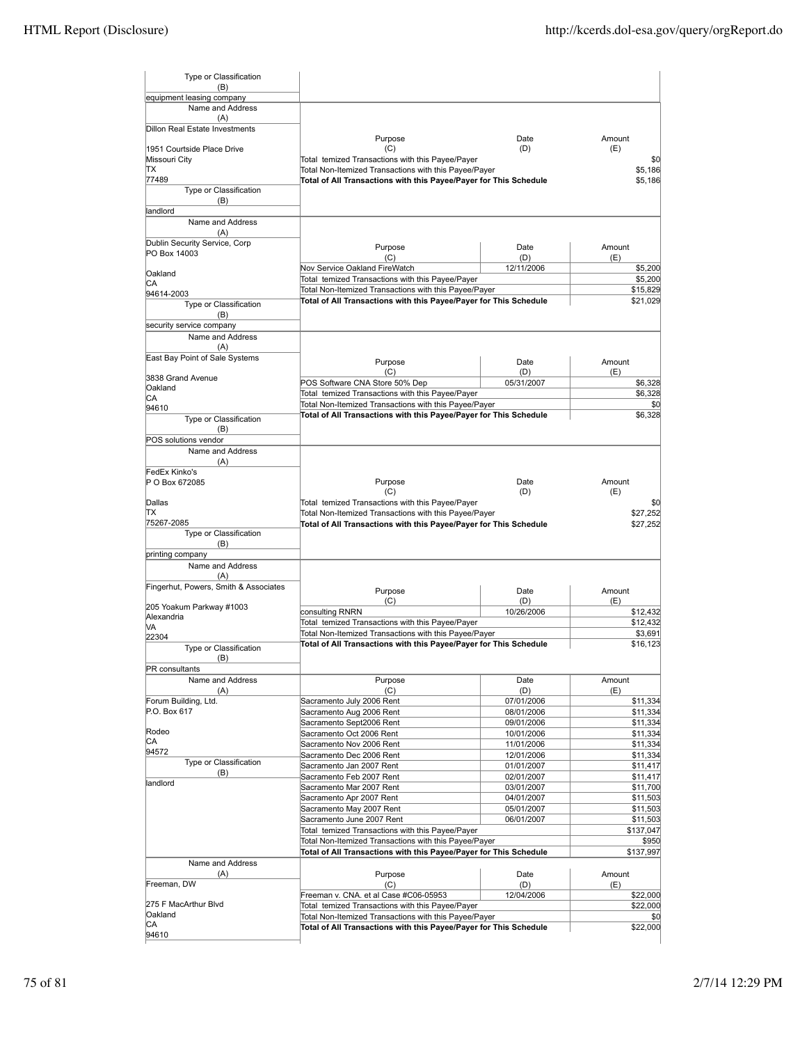| Type or Classification (B) | | | |
|---|---|---|---|
| equipment leasing company | | | |

| Name and Address (A) | Purpose (C) | Date (D) | Amount (E) |
|---|---|---|---|
| Dillon Real Estate Investments<br><br>1951 Courtside Place Drive<br>Missouri City<br>TX<br>77489 | Total temized Transactions with this Payee/Payer | | $0 |
| | Total Non-Itemized Transactions with this Payee/Payer | | $5,186 |
| | **Total of All Transactions with this Payee/Payer for This Schedule** | | $5,186 |
| **Type or Classification (B)**<br>landlord | | | |

| Name and Address (A) | Purpose (C) | Date (D) | Amount (E) |
|---|---|---|---|
| Dublin Security Service, Corp<br>PO Box 14003<br><br>Oakland<br>CA<br>94614-2003 | Nov Service Oakland FireWatch | 12/11/2006 | $5,200 |
| | Total temized Transactions with this Payee/Payer | | $5,200 |
| | Total Non-Itemized Transactions with this Payee/Payer | | $15,829 |
| | **Total of All Transactions with this Payee/Payer for This Schedule** | | $21,029 |
| **Type or Classification (B)**<br>security service company | | | |

| Name and Address (A) | Purpose (C) | Date (D) | Amount (E) |
|---|---|---|---|
| East Bay Point of Sale Systems<br><br>3838 Grand Avenue<br>Oakland<br>CA<br>94610 | POS Software CNA Store 50% Dep | 05/31/2007 | $6,328 |
| | Total temized Transactions with this Payee/Payer | | $6,328 |
| | Total Non-Itemized Transactions with this Payee/Payer | | $0 |
| | **Total of All Transactions with this Payee/Payer for This Schedule** | | $6,328 |
| **Type or Classification (B)**<br>POS solutions vendor | | | |

| Name and Address (A) | Purpose (C) | Date (D) | Amount (E) |
|---|---|---|---|
| FedEx Kinko's<br>P O Box 672085<br><br>Dallas<br>TX<br>75267-2085 | Total temized Transactions with this Payee/Payer | | $0 |
| | Total Non-Itemized Transactions with this Payee/Payer | | $27,252 |
| | **Total of All Transactions with this Payee/Payer for This Schedule** | | $27,252 |
| **Type or Classification (B)**<br>printing company | | | |

| Name and Address (A) | Purpose (C) | Date (D) | Amount (E) |
|---|---|---|---|
| Fingerhut, Powers, Smith & Associates<br><br>205 Yoakum Parkway #1003<br>Alexandria<br>VA<br>22304 | consulting RNRN | 10/26/2006 | $12,432 |
| | Total temized Transactions with this Payee/Payer | | $12,432 |
| | Total Non-Itemized Transactions with this Payee/Payer | | $3,691 |
| | **Total of All Transactions with this Payee/Payer for This Schedule** | | $16,123 |
| **Type or Classification (B)**<br>PR consultants | | | |

| Name and Address (A) | Purpose (C) | Date (D) | Amount (E) |
|---|---|---|---|
| Forum Building, Ltd.<br>P.O. Box 617<br><br>Rodeo<br>CA<br>94572 | Sacramento July 2006 Rent | 07/01/2006 | $11,334 |
| | Sacramento Aug 2006 Rent | 08/01/2006 | $11,334 |
| | Sacramento Sept2006 Rent | 09/01/2006 | $11,334 |
| | Sacramento Oct 2006 Rent | 10/01/2006 | $11,334 |
| | Sacramento Nov 2006 Rent | 11/01/2006 | $11,334 |
| | Sacramento Dec 2006 Rent | 12/01/2006 | $11,334 |
| **Type or Classification (B)**<br>landlord | Sacramento Jan 2007 Rent | 01/01/2007 | $11,417 |
| | Sacramento Feb 2007 Rent | 02/01/2007 | $11,417 |
| | Sacramento Mar 2007 Rent | 03/01/2007 | $11,700 |
| | Sacramento Apr 2007 Rent | 04/01/2007 | $11,503 |
| | Sacramento May 2007 Rent | 05/01/2007 | $11,503 |
| | Sacramento June 2007 Rent | 06/01/2007 | $11,503 |
| | Total temized Transactions with this Payee/Payer | | $137,047 |
| | Total Non-Itemized Transactions with this Payee/Payer | | $950 |
| | **Total of All Transactions with this Payee/Payer for This Schedule** | | $137,997 |

| Name and Address (A) | Purpose (C) | Date (D) | Amount (E) |
|---|---|---|---|
| Freeman, DW<br><br>275 F MacArthur Blvd<br>Oakland<br>CA<br>94610 | Freeman v. CNA. et al Case #C06-05953 | 12/04/2006 | $22,000 |
| | Total temized Transactions with this Payee/Payer | | $22,000 |
| | Total Non-Itemized Transactions with this Payee/Payer | | $0 |
| | **Total of All Transactions with this Payee/Payer for This Schedule** | | $22,000 |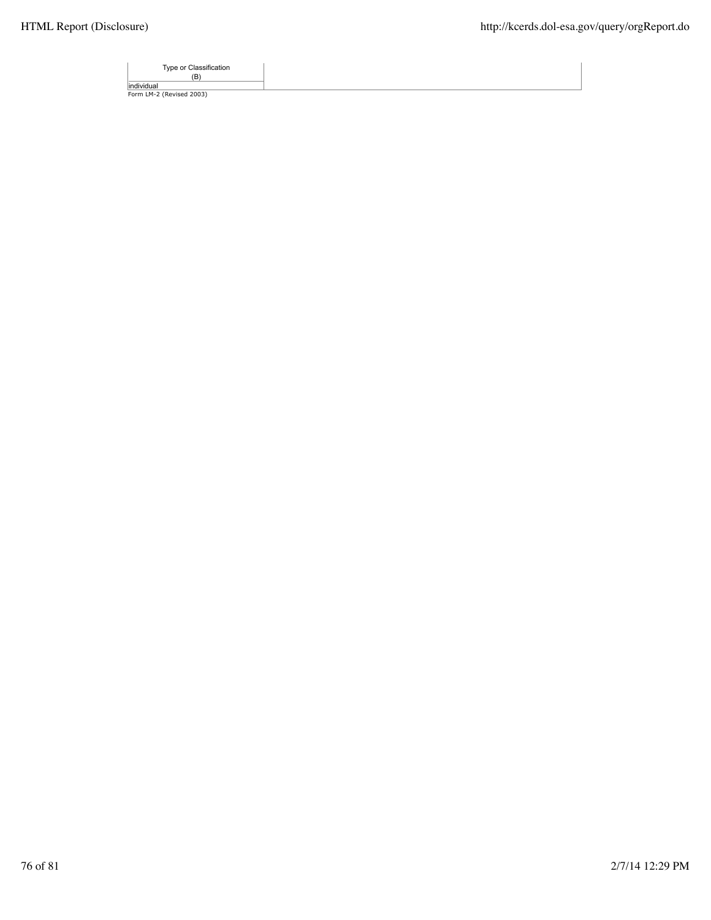| Type or Classification (B) | |
|---|---|
| individual | |

Form LM-2 (Revised 2003)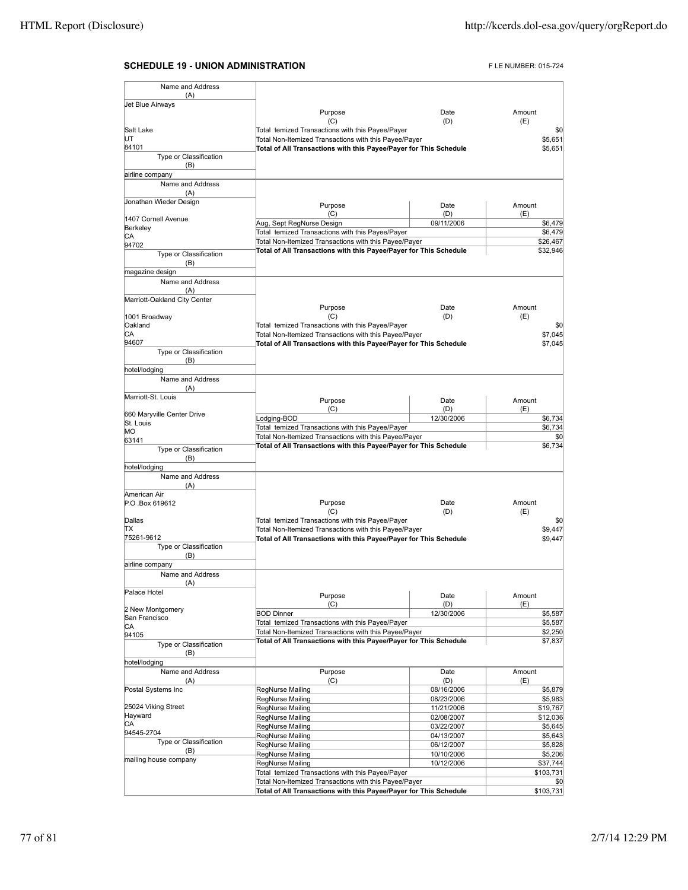## SCHEDULE 19 - UNION ADMINISTRATION

F LE NUMBER: 015-724

| Name and Address (A) | Purpose (C) | Date (D) | Amount (E) |
|---|---|---|---|
| Jet Blue Airways<br>Salt Lake<br>UT<br>84101 | Total temized Transactions with this Payee/Payer | | $0 |
| | Total Non-Itemized Transactions with this Payee/Payer | | $5,651 |
| | **Total of All Transactions with this Payee/Payer for This Schedule** | | $5,651 |
| Type or Classification (B): airline company | | | |

| Name and Address (A) | Purpose (C) | Date (D) | Amount (E) |
|---|---|---|---|
| Jonathan Wieder Design<br>1407 Cornell Avenue<br>Berkeley<br>CA<br>94702 | Aug, Sept RegNurse Design | 09/11/2006 | $6,479 |
| | Total temized Transactions with this Payee/Payer | | $6,479 |
| | Total Non-Itemized Transactions with this Payee/Payer | | $26,467 |
| | **Total of All Transactions with this Payee/Payer for This Schedule** | | $32,946 |
| Type or Classification (B): magazine design | | | |

| Name and Address (A) | Purpose (C) | Date (D) | Amount (E) |
|---|---|---|---|
| Marriott-Oakland City Center<br>1001 Broadway<br>Oakland<br>CA<br>94607 | Total temized Transactions with this Payee/Payer | | $0 |
| | Total Non-Itemized Transactions with this Payee/Payer | | $7,045 |
| | **Total of All Transactions with this Payee/Payer for This Schedule** | | $7,045 |
| Type or Classification (B): hotel/lodging | | | |

| Name and Address (A) | Purpose (C) | Date (D) | Amount (E) |
|---|---|---|---|
| Marriott-St. Louis<br>660 Maryville Center Drive<br>St. Louis<br>MO<br>63141 | Lodging-BOD | 12/30/2006 | $6,734 |
| | Total temized Transactions with this Payee/Payer | | $6,734 |
| | Total Non-Itemized Transactions with this Payee/Payer | | $0 |
| | **Total of All Transactions with this Payee/Payer for This Schedule** | | $6,734 |
| Type or Classification (B): hotel/lodging | | | |

| Name and Address (A) | Purpose (C) | Date (D) | Amount (E) |
|---|---|---|---|
| American Air<br>P.O .Box 619612<br>Dallas<br>TX<br>75261-9612 | Total temized Transactions with this Payee/Payer | | $0 |
| | Total Non-Itemized Transactions with this Payee/Payer | | $9,447 |
| | **Total of All Transactions with this Payee/Payer for This Schedule** | | $9,447 |
| Type or Classification (B): airline company | | | |

| Name and Address (A) | Purpose (C) | Date (D) | Amount (E) |
|---|---|---|---|
| Palace Hotel<br>2 New Montgomery<br>San Francisco<br>CA<br>94105 | BOD Dinner | 12/30/2006 | $5,587 |
| | Total temized Transactions with this Payee/Payer | | $5,587 |
| | Total Non-Itemized Transactions with this Payee/Payer | | $2,250 |
| | **Total of All Transactions with this Payee/Payer for This Schedule** | | $7,837 |
| Type or Classification (B): hotel/lodging | | | |

| Name and Address (A) | Purpose (C) | Date (D) | Amount (E) |
|---|---|---|---|
| Postal Systems Inc<br>25024 Viking Street<br>Hayward<br>CA<br>94545-2704 | RegNurse Mailing | 08/16/2006 | $5,879 |
| | RegNurse Mailing | 08/23/2006 | $5,983 |
| | RegNurse Mailing | 11/21/2006 | $19,767 |
| | RegNurse Mailing | 02/08/2007 | $12,036 |
| | RegNurse Mailing | 03/22/2007 | $5,645 |
| | RegNurse Mailing | 04/13/2007 | $5,643 |
| | RegNurse Mailing | 06/12/2007 | $5,828 |
| | RegNurse Mailing | 10/10/2006 | $5,206 |
| | RegNurse Mailing | 10/12/2006 | $37,744 |
| | Total temized Transactions with this Payee/Payer | | $103,731 |
| | Total Non-Itemized Transactions with this Payee/Payer | | $0 |
| | **Total of All Transactions with this Payee/Payer for This Schedule** | | $103,731 |
| Type or Classification (B): mailing house company | | | |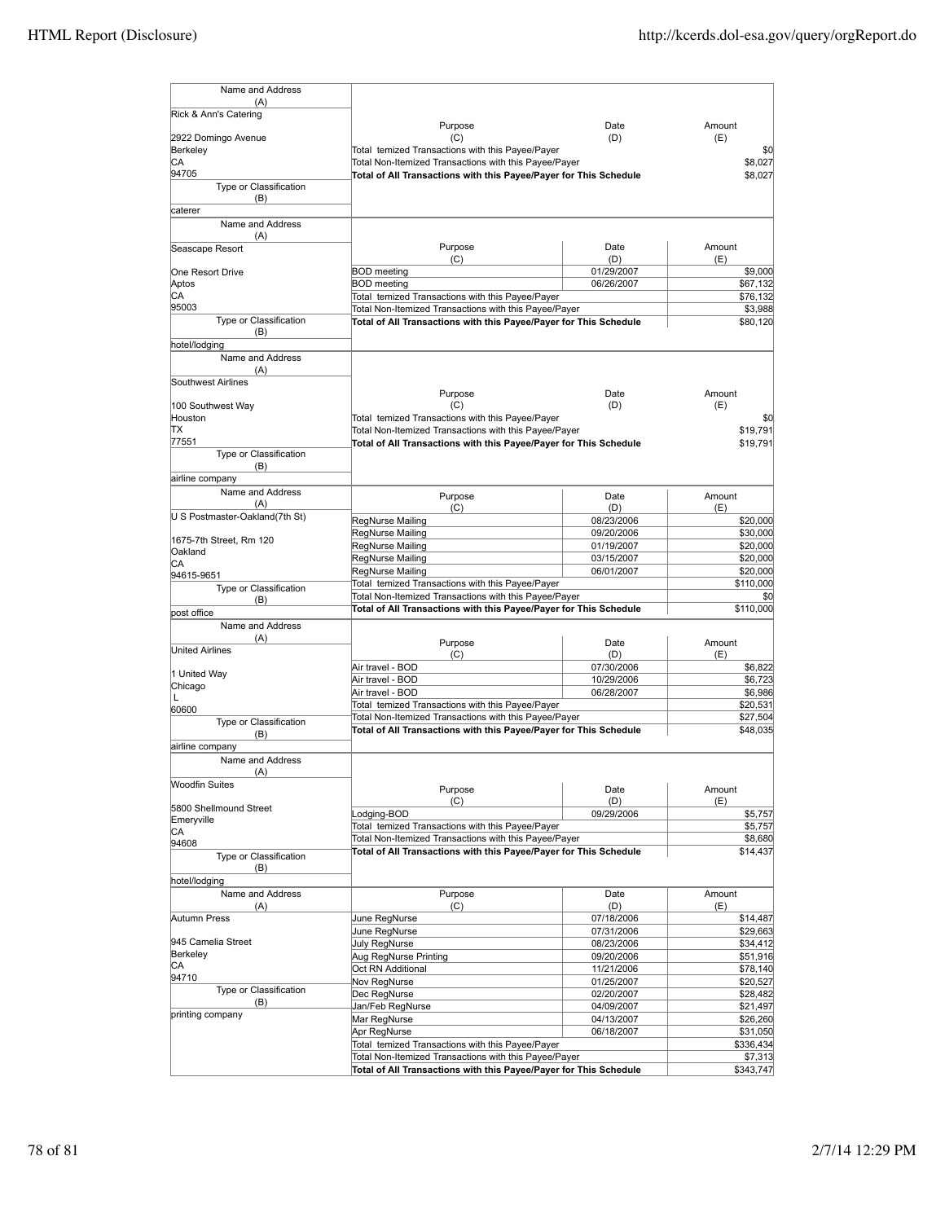| Name and Address (A) | Purpose (C) | Date (D) | Amount (E) |
|---|---|---|---|
| Rick & Ann's Catering<br>2922 Domingo Avenue<br>Berkeley<br>CA<br>94705 | Total temized Transactions with this Payee/Payer | | $0 |
| | Total Non-Itemized Transactions with this Payee/Payer | | $8,027 |
| | **Total of All Transactions with this Payee/Payer for This Schedule** | | $8,027 |
| Type or Classification (B): caterer | | | |

| Name and Address (A) | Purpose (C) | Date (D) | Amount (E) |
|---|---|---|---|
| Seascape Resort<br>One Resort Drive<br>Aptos<br>CA<br>95003 | BOD meeting | 01/29/2007 | $9,000 |
| | BOD meeting | 06/26/2007 | $67,132 |
| | Total temized Transactions with this Payee/Payer | | $76,132 |
| | Total Non-Itemized Transactions with this Payee/Payer | | $3,988 |
| | **Total of All Transactions with this Payee/Payer for This Schedule** | | $80,120 |
| Type or Classification (B): hotel/lodging | | | |

| Name and Address (A) | Purpose (C) | Date (D) | Amount (E) |
|---|---|---|---|
| Southwest Airlines<br>100 Southwest Way<br>Houston<br>TX<br>77551 | Total temized Transactions with this Payee/Payer | | $0 |
| | Total Non-Itemized Transactions with this Payee/Payer | | $19,791 |
| | **Total of All Transactions with this Payee/Payer for This Schedule** | | $19,791 |
| Type or Classification (B): airline company | | | |

| Name and Address (A) | Purpose (C) | Date (D) | Amount (E) |
|---|---|---|---|
| U S Postmaster-Oakland(7th St)<br>1675-7th Street, Rm 120<br>Oakland<br>CA<br>94615-9651 | RegNurse Mailing | 08/23/2006 | $20,000 |
| | RegNurse Mailing | 09/20/2006 | $30,000 |
| | RegNurse Mailing | 01/19/2007 | $20,000 |
| | RegNurse Mailing | 03/15/2007 | $20,000 |
| | RegNurse Mailing | 06/01/2007 | $20,000 |
| | Total temized Transactions with this Payee/Payer | | $110,000 |
| | Total Non-Itemized Transactions with this Payee/Payer | | $0 |
| | **Total of All Transactions with this Payee/Payer for This Schedule** | | $110,000 |
| Type or Classification (B): post office | | | |

| Name and Address (A) | Purpose (C) | Date (D) | Amount (E) |
|---|---|---|---|
| United Airlines<br>1 United Way<br>Chicago<br>L<br>60600 | Air travel - BOD | 07/30/2006 | $6,822 |
| | Air travel - BOD | 10/29/2006 | $6,723 |
| | Air travel - BOD | 06/28/2007 | $6,986 |
| | Total temized Transactions with this Payee/Payer | | $20,531 |
| | Total Non-Itemized Transactions with this Payee/Payer | | $27,504 |
| | **Total of All Transactions with this Payee/Payer for This Schedule** | | $48,035 |
| Type or Classification (B): airline company | | | |

| Name and Address (A) | Purpose (C) | Date (D) | Amount (E) |
|---|---|---|---|
| Woodfin Suites<br>5800 Shellmound Street<br>Emeryville<br>CA<br>94608 | Lodging-BOD | 09/29/2006 | $5,757 |
| | Total temized Transactions with this Payee/Payer | | $5,757 |
| | Total Non-Itemized Transactions with this Payee/Payer | | $8,680 |
| | **Total of All Transactions with this Payee/Payer for This Schedule** | | $14,437 |
| Type or Classification (B): hotel/lodging | | | |

| Name and Address (A) | Purpose (C) | Date (D) | Amount (E) |
|---|---|---|---|
| Autumn Press<br>945 Camelia Street<br>Berkeley<br>CA<br>94710 | June RegNurse | 07/18/2006 | $14,487 |
| | June RegNurse | 07/31/2006 | $29,663 |
| | July RegNurse | 08/23/2006 | $34,412 |
| | Aug RegNurse Printing | 09/20/2006 | $51,916 |
| | Oct RN Additional | 11/21/2006 | $78,140 |
| | Nov RegNurse | 01/25/2007 | $20,527 |
| | Dec RegNurse | 02/20/2007 | $28,482 |
| | Jan/Feb RegNurse | 04/09/2007 | $21,497 |
| | Mar RegNurse | 04/13/2007 | $26,260 |
| | Apr RegNurse | 06/18/2007 | $31,050 |
| | Total temized Transactions with this Payee/Payer | | $336,434 |
| | Total Non-Itemized Transactions with this Payee/Payer | | $7,313 |
| | **Total of All Transactions with this Payee/Payer for This Schedule** | | $343,747 |
| Type or Classification (B): printing company | | | |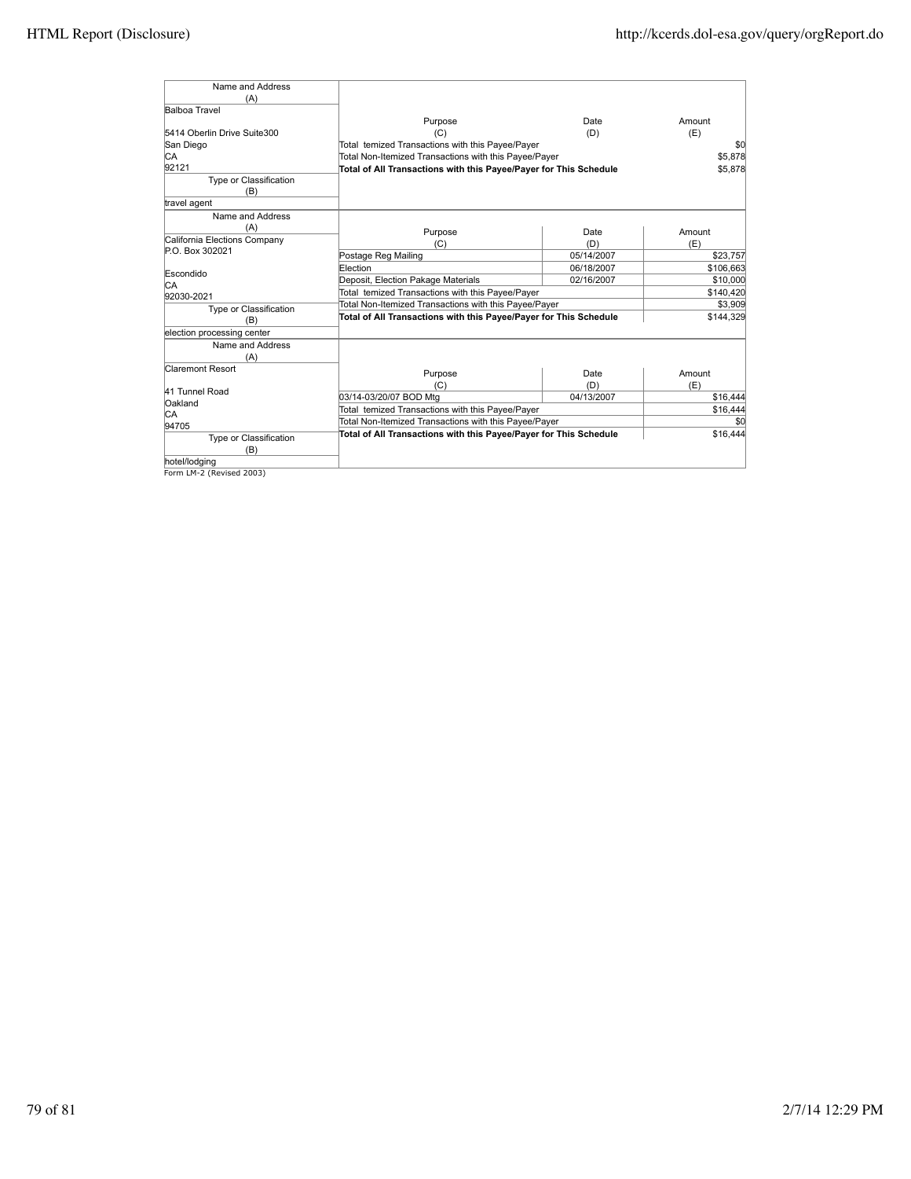| Name and Address (A) | Purpose (C) | Date (D) | Amount (E) |
|---|---|---|---|
| Balboa Travel | | | |
| 5414 Oberlin Drive Suite300 | | | |
| San Diego | Total temized Transactions with this Payee/Payer | | $0 |
| CA | Total Non-Itemized Transactions with this Payee/Payer | | $5,878 |
| 92121 | **Total of All Transactions with this Payee/Payer for This Schedule** | | $5,878 |
| Type or Classification (B) | | | |
| travel agent | | | |

| Name and Address (A) | Purpose (C) | Date (D) | Amount (E) |
|---|---|---|---|
| California Elections Company | | | |
| P.O. Box 302021 | Postage Reg Mailing | 05/14/2007 | $23,757 |
| Escondido | Election | 06/18/2007 | $106,663 |
| CA | Deposit, Election Pakage Materials | 02/16/2007 | $10,000 |
| 92030-2021 | Total temized Transactions with this Payee/Payer | | $140,420 |
| Type or Classification (B) | Total Non-Itemized Transactions with this Payee/Payer | | $3,909 |
| election processing center | **Total of All Transactions with this Payee/Payer for This Schedule** | | $144,329 |

| Name and Address (A) | Purpose (C) | Date (D) | Amount (E) |
|---|---|---|---|
| Claremont Resort | | | |
| 41 Tunnel Road | 03/14-03/20/07 BOD Mtg | 04/13/2007 | $16,444 |
| Oakland | Total temized Transactions with this Payee/Payer | | $16,444 |
| CA | Total Non-Itemized Transactions with this Payee/Payer | | $0 |
| 94705 | **Total of All Transactions with this Payee/Payer for This Schedule** | | $16,444 |
| Type or Classification (B) | | | |
| hotel/lodging | | | |

Form LM-2 (Revised 2003)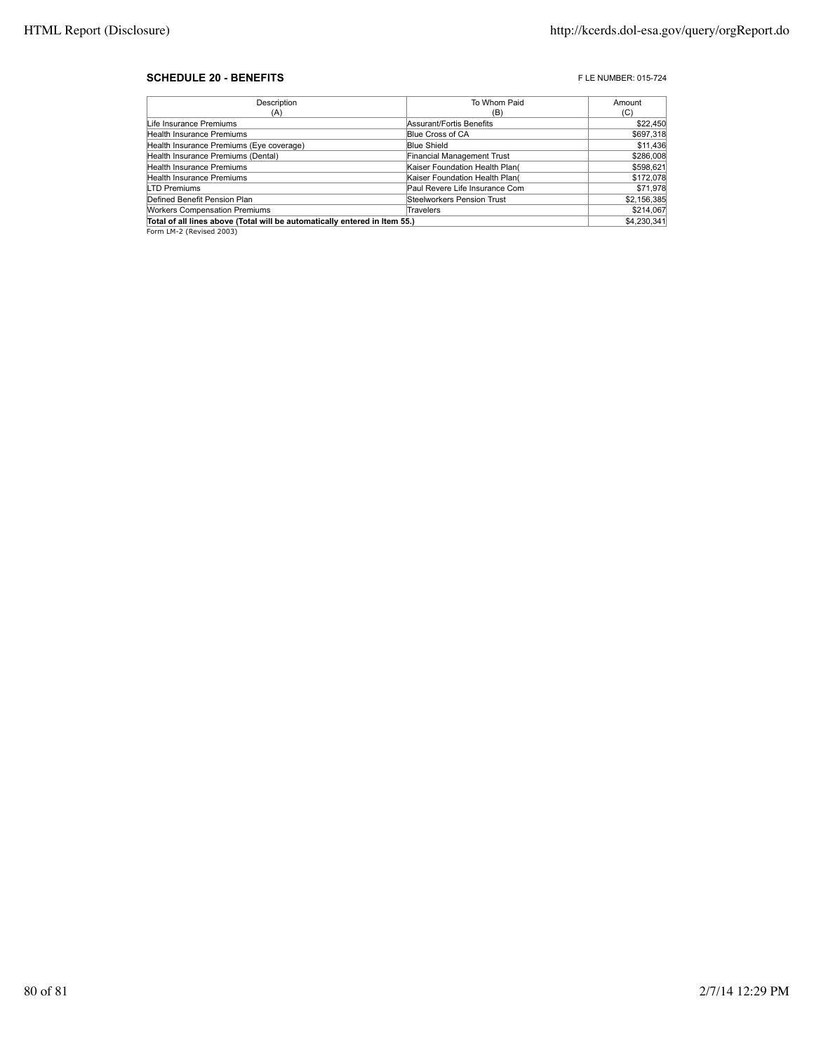## SCHEDULE 20 - BENEFITS

F LE NUMBER: 015-724

| Description (A) | To Whom Paid (B) | Amount (C) |
|---|---|---|
| Life Insurance Premiums | Assurant/Fortis Benefits | $22,450 |
| Health Insurance Premiums | Blue Cross of CA | $697,318 |
| Health Insurance Premiums (Eye coverage) | Blue Shield | $11,436 |
| Health Insurance Premiums (Dental) | Financial Management Trust | $286,008 |
| Health Insurance Premiums | Kaiser Foundation Health Plan( | $598,621 |
| Health Insurance Premiums | Kaiser Foundation Health Plan( | $172,078 |
| LTD Premiums | Paul Revere Life Insurance Com | $71,978 |
| Defined Benefit Pension Plan | Steelworkers Pension Trust | $2,156,385 |
| Workers Compensation Premiums | Travelers | $214,067 |
| **Total of all lines above (Total will be automatically entered in Item 55.)** | | $4,230,341 |

Form LM-2 (Revised 2003)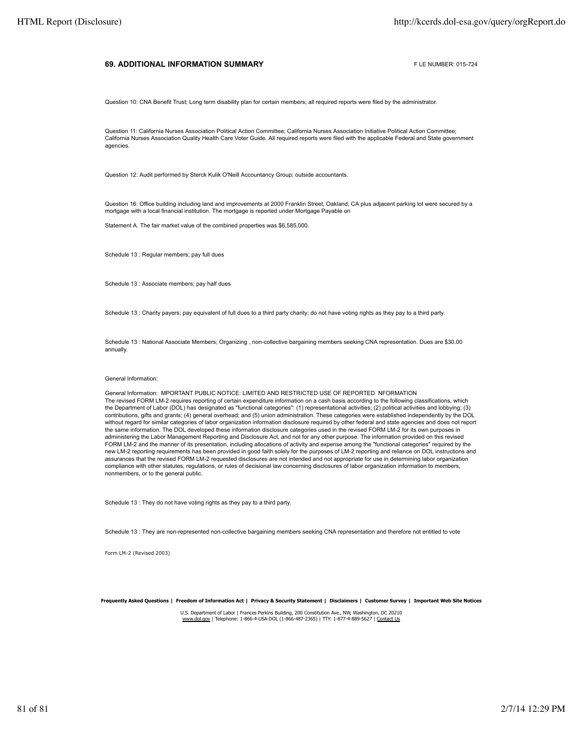**69. ADDITIONAL INFORMATION SUMMARY**

F LE NUMBER: 015-724

Question 10: CNA Benefit Trust; Long term disability plan for certain members; all required reports were filed by the administrator.

Question 11: California Nurses Association Political Action Committee; California Nurses Association Initiative Political Action Committee; California Nurses Association Quality Health Care Voter Guide. All required reports were filed with the applicable Federal and State government agencies.

Question 12: Audit performed by Sterck Kulik O'Neill Accountancy Group; outside accountants.

Question 16: Office building including land and improvements at 2000 Franklin Street, Oakland, CA plus adjacent parking lot were secured by a mortgage with a local financial institution. The mortgage is reported under Mortgage Payable on

Statement A. The fair market value of the combined properties was $6,585,000.

Schedule 13 : Regular members; pay full dues

Schedule 13 : Associate members; pay half dues

Schedule 13 : Charity payers; pay equivalent of full dues to a third party charity; do not have voting rights as they pay to a third party.

Schedule 13 : National Associate Members; Organizing , non-collective bargaining members seeking CNA representation. Dues are $30.00 annually.

General Information:

General Information: MPORTANT PUBLIC NOTICE: LIMITED AND RESTRICTED USE OF REPORTED NFORMATION
The revised FORM LM-2 requires reporting of certain expenditure information on a cash basis according to the following classifications, which the Department of Labor (DOL) has designated as "functional categories": (1) representational activities; (2) political activities and lobbying; (3) contributions, gifts and grants; (4) general overhead; and (5) union administration. These categories were established independently by the DOL without regard for similar categories of labor organization information disclosure required by other federal and state agencies and does not report the same information. The DOL developed these information disclosure categories used in the revised FORM LM-2 for its own purposes in administering the Labor Management Reporting and Disclosure Act, and not for any other purpose. The information provided on this revised FORM LM-2 and the manner of its presentation, including allocations of activity and expense among the "functional categories" required by the new LM-2 reporting requirements has been provided in good faith solely for the purposes of LM-2 reporting and reliance on DOL instructions and assurances that the revised FORM LM-2 requested disclosures are not intended and not appropriate for use in determining labor organization compliance with other statutes, regulations, or rules of decisional law concerning disclosures of labor organization information to members, nonmembers, or to the general public.

Schedule 13 : They do not have voting rights as they pay to a third party.

Schedule 13 : They are non-represented non-collective bargaining members seeking CNA representation and therefore not entitled to vote

Form LM-2 (Revised 2003)